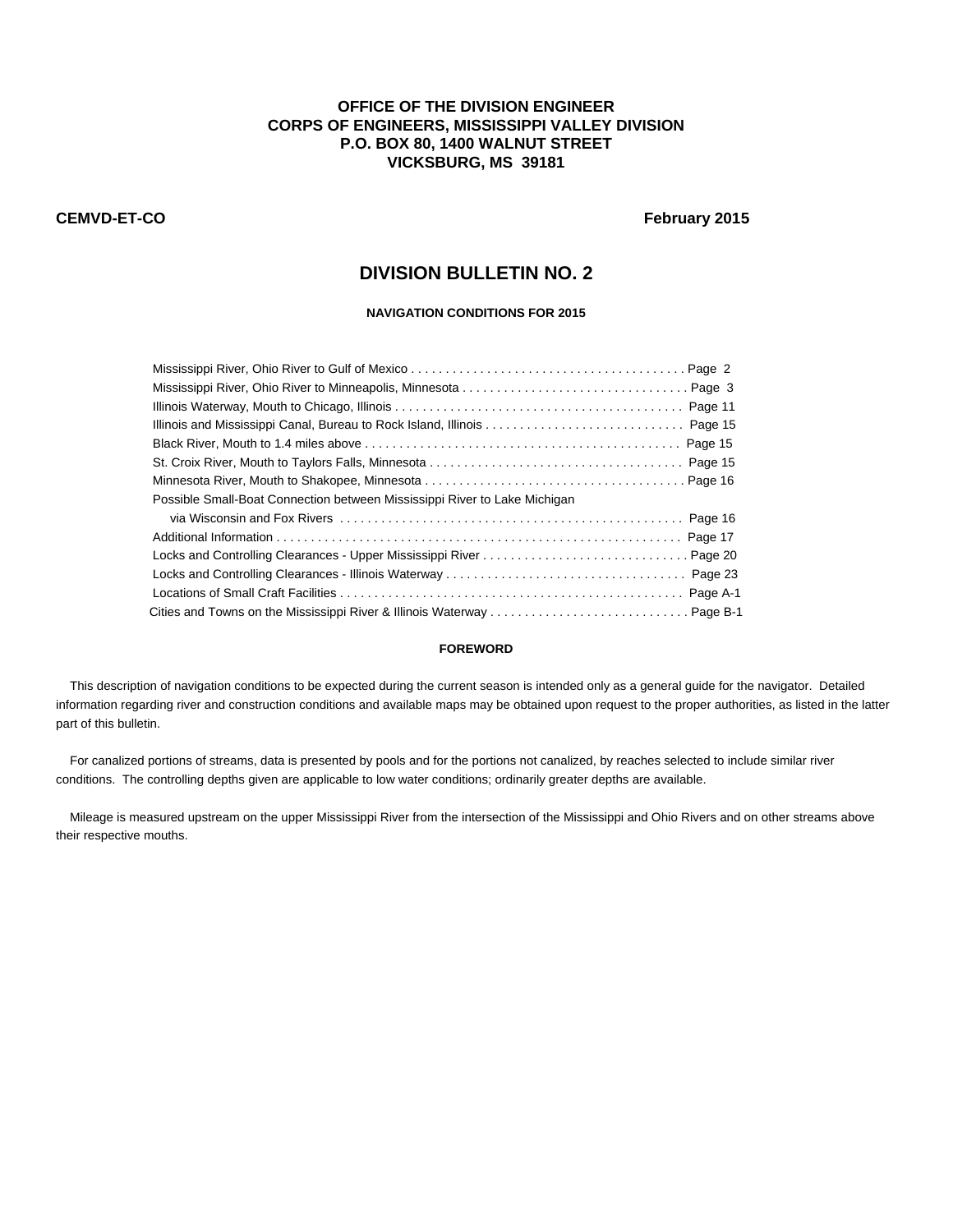**OFFICE OF THE DIVISION ENGINEER**
**CORPS OF ENGINEERS, MISSISSIPPI VALLEY DIVISION**
**P.O. BOX 80, 1400 WALNUT STREET**
**VICKSBURG, MS 39181**

**CEMVD-ET-CO** **February 2015**

# DIVISION BULLETIN NO. 2

## NAVIGATION CONDITIONS FOR 2015

| Section | Page |
| --- | --- |
| Mississippi River, Ohio River to Gulf of Mexico | Page 2 |
| Mississippi River, Ohio River to Minneapolis, Minnesota | Page 3 |
| Illinois Waterway, Mouth to Chicago, Illinois | Page 11 |
| Illinois and Mississippi Canal, Bureau to Rock Island, Illinois | Page 15 |
| Black River, Mouth to 1.4 miles above | Page 15 |
| St. Croix River, Mouth to Taylors Falls, Minnesota | Page 15 |
| Minnesota River, Mouth to Shakopee, Minnesota | Page 16 |
| Possible Small-Boat Connection between Mississippi River to Lake Michigan via Wisconsin and Fox Rivers | Page 16 |
| Additional Information | Page 17 |
| Locks and Controlling Clearances - Upper Mississippi River | Page 20 |
| Locks and Controlling Clearances - Illinois Waterway | Page 23 |
| Locations of Small Craft Facilities | Page A-1 |
| Cities and Towns on the Mississippi River & Illinois Waterway | Page B-1 |

### FOREWORD

This description of navigation conditions to be expected during the current season is intended only as a general guide for the navigator. Detailed information regarding river and construction conditions and available maps may be obtained upon request to the proper authorities, as listed in the latter part of this bulletin.

For canalized portions of streams, data is presented by pools and for the portions not canalized, by reaches selected to include similar river conditions. The controlling depths given are applicable to low water conditions; ordinarily greater depths are available.

Mileage is measured upstream on the upper Mississippi River from the intersection of the Mississippi and Ohio Rivers and on other streams above their respective mouths.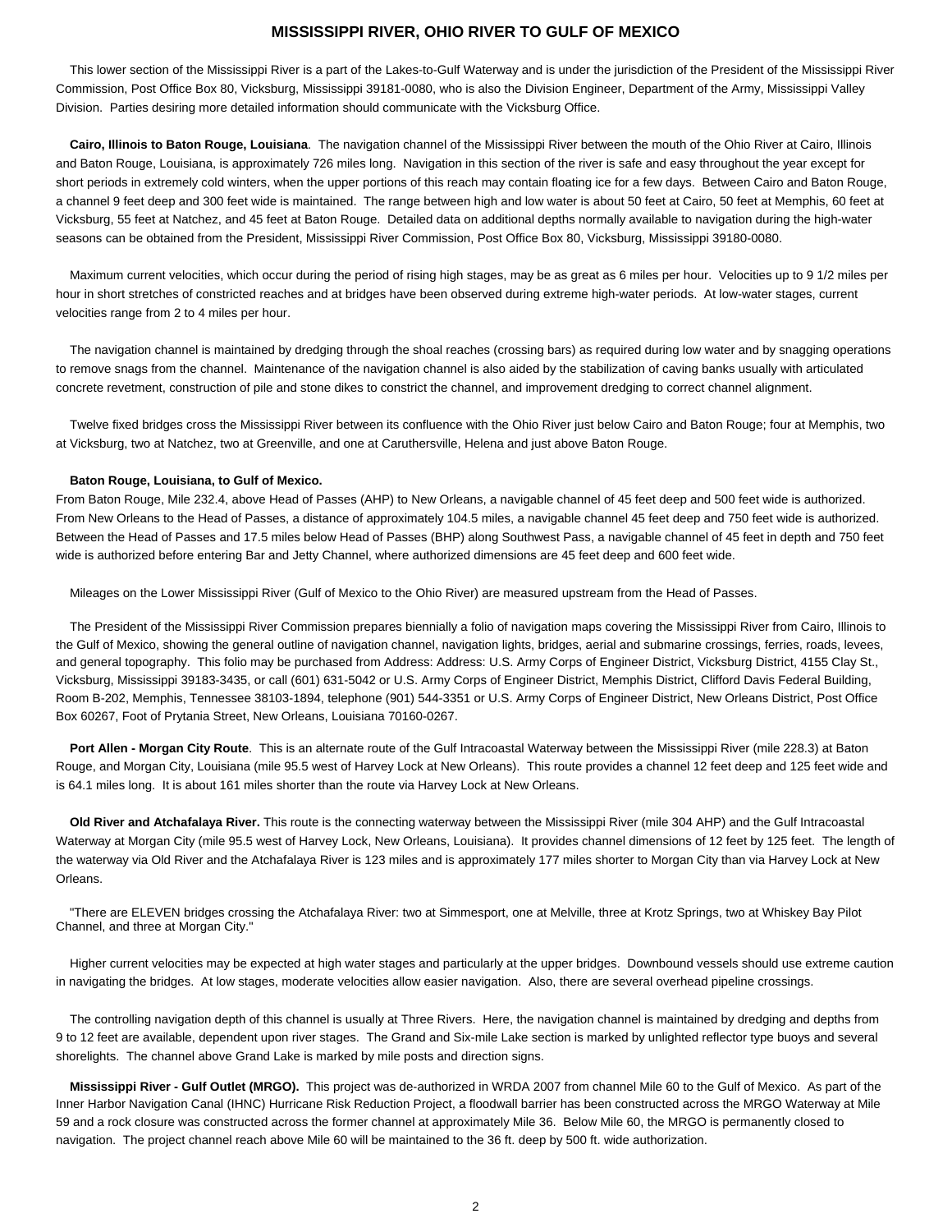# MISSISSIPPI RIVER, OHIO RIVER TO GULF OF MEXICO

This lower section of the Mississippi River is a part of the Lakes-to-Gulf Waterway and is under the jurisdiction of the President of the Mississippi River Commission, Post Office Box 80, Vicksburg, Mississippi 39181-0080, who is also the Division Engineer, Department of the Army, Mississippi Valley Division. Parties desiring more detailed information should communicate with the Vicksburg Office.

**Cairo, Illinois to Baton Rouge, Louisiana**. The navigation channel of the Mississippi River between the mouth of the Ohio River at Cairo, Illinois and Baton Rouge, Louisiana, is approximately 726 miles long. Navigation in this section of the river is safe and easy throughout the year except for short periods in extremely cold winters, when the upper portions of this reach may contain floating ice for a few days. Between Cairo and Baton Rouge, a channel 9 feet deep and 300 feet wide is maintained. The range between high and low water is about 50 feet at Cairo, 50 feet at Memphis, 60 feet at Vicksburg, 55 feet at Natchez, and 45 feet at Baton Rouge. Detailed data on additional depths normally available to navigation during the high-water seasons can be obtained from the President, Mississippi River Commission, Post Office Box 80, Vicksburg, Mississippi 39180-0080.

Maximum current velocities, which occur during the period of rising high stages, may be as great as 6 miles per hour. Velocities up to 9 1/2 miles per hour in short stretches of constricted reaches and at bridges have been observed during extreme high-water periods. At low-water stages, current velocities range from 2 to 4 miles per hour.

The navigation channel is maintained by dredging through the shoal reaches (crossing bars) as required during low water and by snagging operations to remove snags from the channel. Maintenance of the navigation channel is also aided by the stabilization of caving banks usually with articulated concrete revetment, construction of pile and stone dikes to constrict the channel, and improvement dredging to correct channel alignment.

Twelve fixed bridges cross the Mississippi River between its confluence with the Ohio River just below Cairo and Baton Rouge; four at Memphis, two at Vicksburg, two at Natchez, two at Greenville, and one at Caruthersville, Helena and just above Baton Rouge.

**Baton Rouge, Louisiana, to Gulf of Mexico.**

From Baton Rouge, Mile 232.4, above Head of Passes (AHP) to New Orleans, a navigable channel of 45 feet deep and 500 feet wide is authorized. From New Orleans to the Head of Passes, a distance of approximately 104.5 miles, a navigable channel 45 feet deep and 750 feet wide is authorized. Between the Head of Passes and 17.5 miles below Head of Passes (BHP) along Southwest Pass, a navigable channel of 45 feet in depth and 750 feet wide is authorized before entering Bar and Jetty Channel, where authorized dimensions are 45 feet deep and 600 feet wide.

Mileages on the Lower Mississippi River (Gulf of Mexico to the Ohio River) are measured upstream from the Head of Passes.

The President of the Mississippi River Commission prepares biennially a folio of navigation maps covering the Mississippi River from Cairo, Illinois to the Gulf of Mexico, showing the general outline of navigation channel, navigation lights, bridges, aerial and submarine crossings, ferries, roads, levees, and general topography. This folio may be purchased from Address: Address: U.S. Army Corps of Engineer District, Vicksburg District, 4155 Clay St., Vicksburg, Mississippi 39183-3435, or call (601) 631-5042 or U.S. Army Corps of Engineer District, Memphis District, Clifford Davis Federal Building, Room B-202, Memphis, Tennessee 38103-1894, telephone (901) 544-3351 or U.S. Army Corps of Engineer District, New Orleans District, Post Office Box 60267, Foot of Prytania Street, New Orleans, Louisiana 70160-0267.

**Port Allen - Morgan City Route**. This is an alternate route of the Gulf Intracoastal Waterway between the Mississippi River (mile 228.3) at Baton Rouge, and Morgan City, Louisiana (mile 95.5 west of Harvey Lock at New Orleans). This route provides a channel 12 feet deep and 125 feet wide and is 64.1 miles long. It is about 161 miles shorter than the route via Harvey Lock at New Orleans.

**Old River and Atchafalaya River.** This route is the connecting waterway between the Mississippi River (mile 304 AHP) and the Gulf Intracoastal Waterway at Morgan City (mile 95.5 west of Harvey Lock, New Orleans, Louisiana). It provides channel dimensions of 12 feet by 125 feet. The length of the waterway via Old River and the Atchafalaya River is 123 miles and is approximately 177 miles shorter to Morgan City than via Harvey Lock at New Orleans.

"There are ELEVEN bridges crossing the Atchafalaya River: two at Simmesport, one at Melville, three at Krotz Springs, two at Whiskey Bay Pilot Channel, and three at Morgan City."

Higher current velocities may be expected at high water stages and particularly at the upper bridges. Downbound vessels should use extreme caution in navigating the bridges. At low stages, moderate velocities allow easier navigation. Also, there are several overhead pipeline crossings.

The controlling navigation depth of this channel is usually at Three Rivers. Here, the navigation channel is maintained by dredging and depths from 9 to 12 feet are available, dependent upon river stages. The Grand and Six-mile Lake section is marked by unlighted reflector type buoys and several shorelights. The channel above Grand Lake is marked by mile posts and direction signs.

**Mississippi River - Gulf Outlet (MRGO).** This project was de-authorized in WRDA 2007 from channel Mile 60 to the Gulf of Mexico. As part of the Inner Harbor Navigation Canal (IHNC) Hurricane Risk Reduction Project, a floodwall barrier has been constructed across the MRGO Waterway at Mile 59 and a rock closure was constructed across the former channel at approximately Mile 36. Below Mile 60, the MRGO is permanently closed to navigation. The project channel reach above Mile 60 will be maintained to the 36 ft. deep by 500 ft. wide authorization.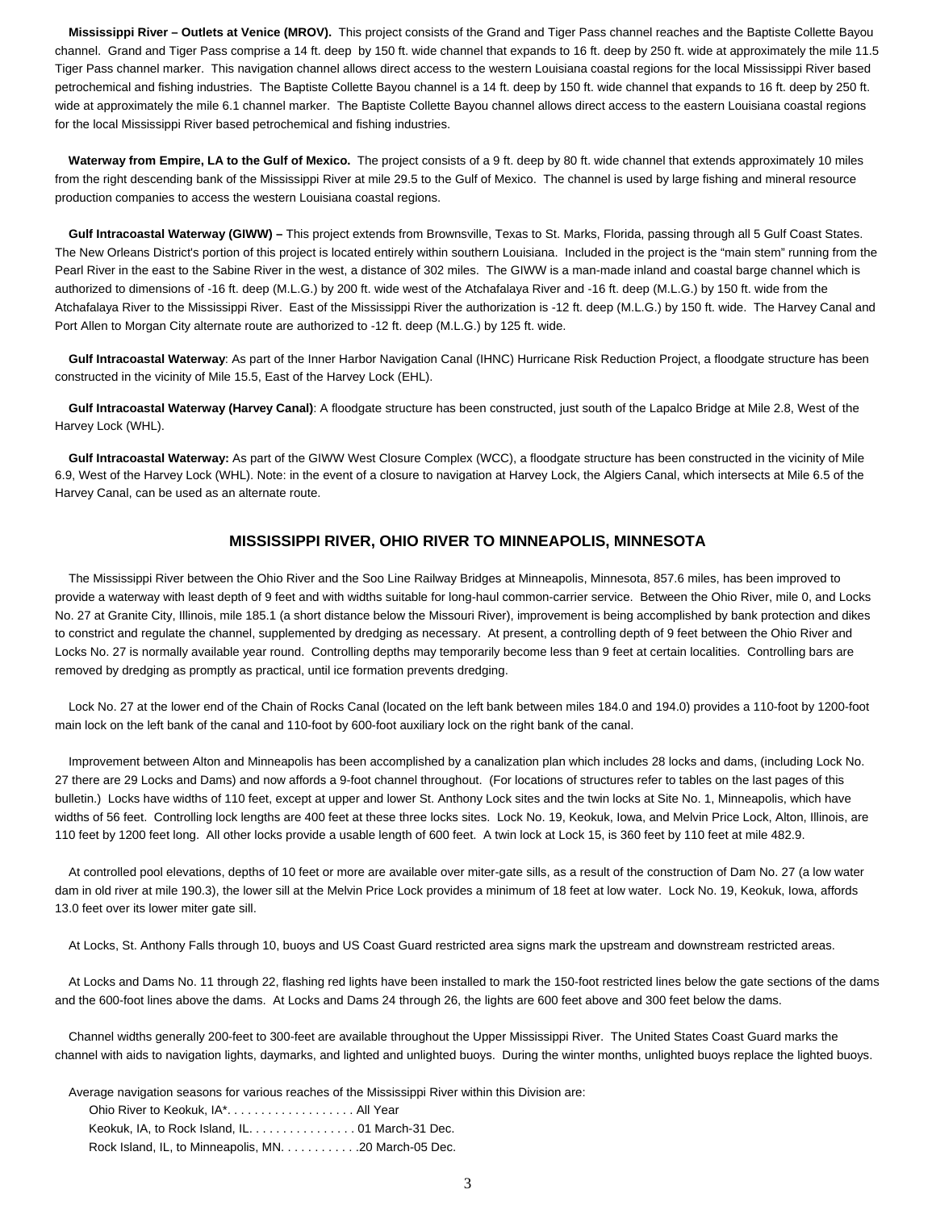**Mississippi River – Outlets at Venice (MROV).** This project consists of the Grand and Tiger Pass channel reaches and the Baptiste Collette Bayou channel. Grand and Tiger Pass comprise a 14 ft. deep by 150 ft. wide channel that expands to 16 ft. deep by 250 ft. wide at approximately the mile 11.5 Tiger Pass channel marker. This navigation channel allows direct access to the western Louisiana coastal regions for the local Mississippi River based petrochemical and fishing industries. The Baptiste Collette Bayou channel is a 14 ft. deep by 150 ft. wide channel that expands to 16 ft. deep by 250 ft. wide at approximately the mile 6.1 channel marker. The Baptiste Collette Bayou channel allows direct access to the eastern Louisiana coastal regions for the local Mississippi River based petrochemical and fishing industries.

**Waterway from Empire, LA to the Gulf of Mexico.** The project consists of a 9 ft. deep by 80 ft. wide channel that extends approximately 10 miles from the right descending bank of the Mississippi River at mile 29.5 to the Gulf of Mexico. The channel is used by large fishing and mineral resource production companies to access the western Louisiana coastal regions.

**Gulf Intracoastal Waterway (GIWW) –** This project extends from Brownsville, Texas to St. Marks, Florida, passing through all 5 Gulf Coast States. The New Orleans District's portion of this project is located entirely within southern Louisiana. Included in the project is the "main stem" running from the Pearl River in the east to the Sabine River in the west, a distance of 302 miles. The GIWW is a man-made inland and coastal barge channel which is authorized to dimensions of -16 ft. deep (M.L.G.) by 200 ft. wide west of the Atchafalaya River and -16 ft. deep (M.L.G.) by 150 ft. wide from the Atchafalaya River to the Mississippi River. East of the Mississippi River the authorization is -12 ft. deep (M.L.G.) by 150 ft. wide. The Harvey Canal and Port Allen to Morgan City alternate route are authorized to -12 ft. deep (M.L.G.) by 125 ft. wide.

**Gulf Intracoastal Waterway**: As part of the Inner Harbor Navigation Canal (IHNC) Hurricane Risk Reduction Project, a floodgate structure has been constructed in the vicinity of Mile 15.5, East of the Harvey Lock (EHL).

**Gulf Intracoastal Waterway (Harvey Canal)**: A floodgate structure has been constructed, just south of the Lapalco Bridge at Mile 2.8, West of the Harvey Lock (WHL).

**Gulf Intracoastal Waterway:** As part of the GIWW West Closure Complex (WCC), a floodgate structure has been constructed in the vicinity of Mile 6.9, West of the Harvey Lock (WHL). Note: in the event of a closure to navigation at Harvey Lock, the Algiers Canal, which intersects at Mile 6.5 of the Harvey Canal, can be used as an alternate route.

## MISSISSIPPI RIVER, OHIO RIVER TO MINNEAPOLIS, MINNESOTA

The Mississippi River between the Ohio River and the Soo Line Railway Bridges at Minneapolis, Minnesota, 857.6 miles, has been improved to provide a waterway with least depth of 9 feet and with widths suitable for long-haul common-carrier service. Between the Ohio River, mile 0, and Locks No. 27 at Granite City, Illinois, mile 185.1 (a short distance below the Missouri River), improvement is being accomplished by bank protection and dikes to constrict and regulate the channel, supplemented by dredging as necessary. At present, a controlling depth of 9 feet between the Ohio River and Locks No. 27 is normally available year round. Controlling depths may temporarily become less than 9 feet at certain localities. Controlling bars are removed by dredging as promptly as practical, until ice formation prevents dredging.

Lock No. 27 at the lower end of the Chain of Rocks Canal (located on the left bank between miles 184.0 and 194.0) provides a 110-foot by 1200-foot main lock on the left bank of the canal and 110-foot by 600-foot auxiliary lock on the right bank of the canal.

Improvement between Alton and Minneapolis has been accomplished by a canalization plan which includes 28 locks and dams, (including Lock No. 27 there are 29 Locks and Dams) and now affords a 9-foot channel throughout. (For locations of structures refer to tables on the last pages of this bulletin.) Locks have widths of 110 feet, except at upper and lower St. Anthony Lock sites and the twin locks at Site No. 1, Minneapolis, which have widths of 56 feet. Controlling lock lengths are 400 feet at these three locks sites. Lock No. 19, Keokuk, Iowa, and Melvin Price Lock, Alton, Illinois, are 110 feet by 1200 feet long. All other locks provide a usable length of 600 feet. A twin lock at Lock 15, is 360 feet by 110 feet at mile 482.9.

At controlled pool elevations, depths of 10 feet or more are available over miter-gate sills, as a result of the construction of Dam No. 27 (a low water dam in old river at mile 190.3), the lower sill at the Melvin Price Lock provides a minimum of 18 feet at low water. Lock No. 19, Keokuk, Iowa, affords 13.0 feet over its lower miter gate sill.

At Locks, St. Anthony Falls through 10, buoys and US Coast Guard restricted area signs mark the upstream and downstream restricted areas.

At Locks and Dams No. 11 through 22, flashing red lights have been installed to mark the 150-foot restricted lines below the gate sections of the dams and the 600-foot lines above the dams. At Locks and Dams 24 through 26, the lights are 600 feet above and 300 feet below the dams.

Channel widths generally 200-feet to 300-feet are available throughout the Upper Mississippi River. The United States Coast Guard marks the channel with aids to navigation lights, daymarks, and lighted and unlighted buoys. During the winter months, unlighted buoys replace the lighted buoys.

Average navigation seasons for various reaches of the Mississippi River within this Division are:

Ohio River to Keokuk, IA*. . . . . . . . . . . . . . . . . . . All Year
Keokuk, IA, to Rock Island, IL. . . . . . . . . . . . . . . . 01 March-31 Dec.
Rock Island, IL, to Minneapolis, MN. . . . . . . . . . . .20 March-05 Dec.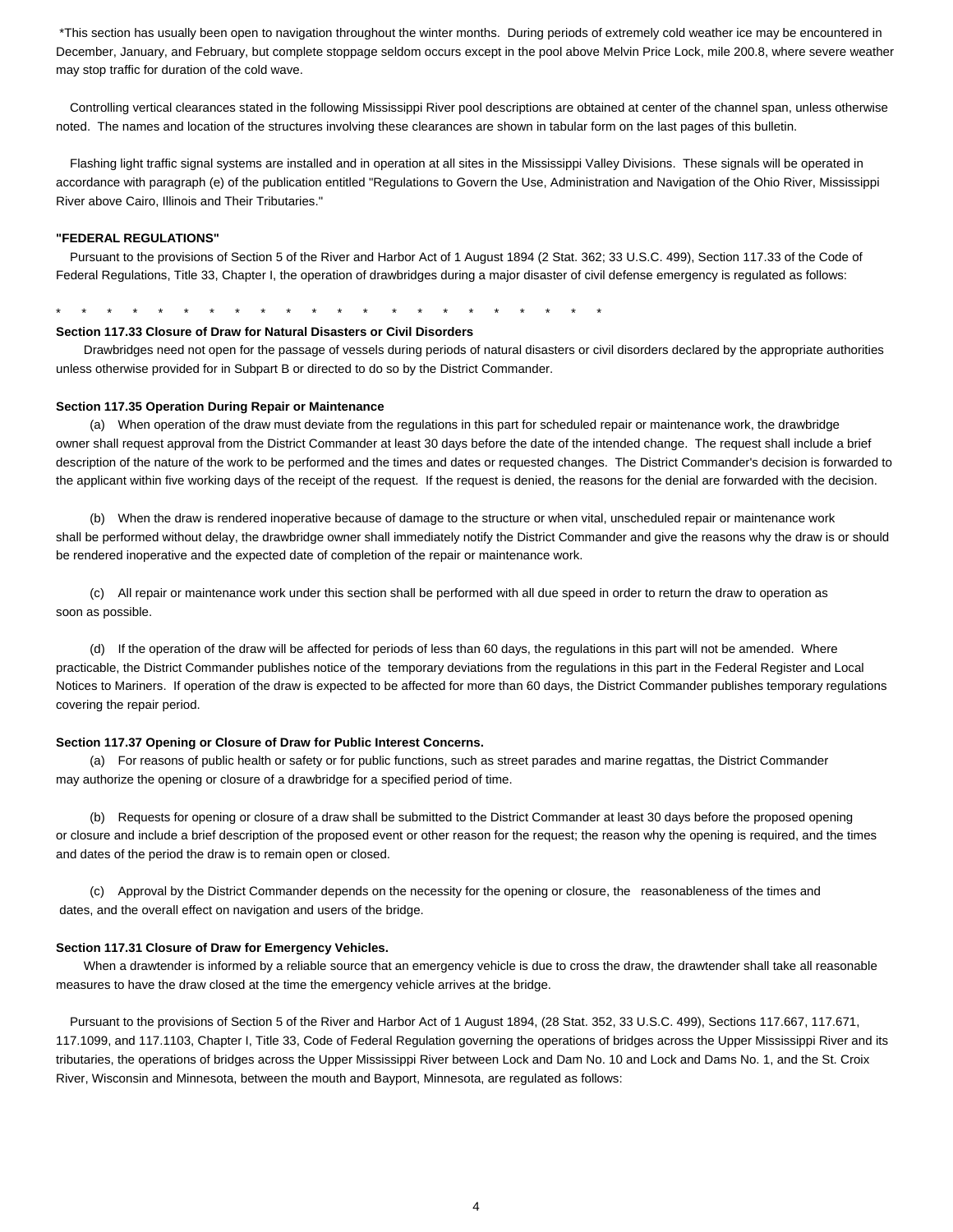*This section has usually been open to navigation throughout the winter months. During periods of extremely cold weather ice may be encountered in December, January, and February, but complete stoppage seldom occurs except in the pool above Melvin Price Lock, mile 200.8, where severe weather may stop traffic for duration of the cold wave.

Controlling vertical clearances stated in the following Mississippi River pool descriptions are obtained at center of the channel span, unless otherwise noted. The names and location of the structures involving these clearances are shown in tabular form on the last pages of this bulletin.

Flashing light traffic signal systems are installed and in operation at all sites in the Mississippi Valley Divisions. These signals will be operated in accordance with paragraph (e) of the publication entitled "Regulations to Govern the Use, Administration and Navigation of the Ohio River, Mississippi River above Cairo, Illinois and Their Tributaries."

**"FEDERAL REGULATIONS"**

Pursuant to the provisions of Section 5 of the River and Harbor Act of 1 August 1894 (2 Stat. 362; 33 U.S.C. 499), Section 117.33 of the Code of Federal Regulations, Title 33, Chapter I, the operation of drawbridges during a major disaster of civil defense emergency is regulated as follows:

\* \* \* \* \* \* \* \* \* \* \* \* \* \* \* \* \* \* \* \* \* \* \*

**Section 117.33 Closure of Draw for Natural Disasters or Civil Disorders**

Drawbridges need not open for the passage of vessels during periods of natural disasters or civil disorders declared by the appropriate authorities unless otherwise provided for in Subpart B or directed to do so by the District Commander.

**Section 117.35 Operation During Repair or Maintenance**

(a) When operation of the draw must deviate from the regulations in this part for scheduled repair or maintenance work, the drawbridge owner shall request approval from the District Commander at least 30 days before the date of the intended change. The request shall include a brief description of the nature of the work to be performed and the times and dates or requested changes. The District Commander's decision is forwarded to the applicant within five working days of the receipt of the request. If the request is denied, the reasons for the denial are forwarded with the decision.

(b) When the draw is rendered inoperative because of damage to the structure or when vital, unscheduled repair or maintenance work shall be performed without delay, the drawbridge owner shall immediately notify the District Commander and give the reasons why the draw is or should be rendered inoperative and the expected date of completion of the repair or maintenance work.

(c) All repair or maintenance work under this section shall be performed with all due speed in order to return the draw to operation as soon as possible.

(d) If the operation of the draw will be affected for periods of less than 60 days, the regulations in this part will not be amended. Where practicable, the District Commander publishes notice of the temporary deviations from the regulations in this part in the Federal Register and Local Notices to Mariners. If operation of the draw is expected to be affected for more than 60 days, the District Commander publishes temporary regulations covering the repair period.

**Section 117.37 Opening or Closure of Draw for Public Interest Concerns.**

(a) For reasons of public health or safety or for public functions, such as street parades and marine regattas, the District Commander may authorize the opening or closure of a drawbridge for a specified period of time.

(b) Requests for opening or closure of a draw shall be submitted to the District Commander at least 30 days before the proposed opening or closure and include a brief description of the proposed event or other reason for the request; the reason why the opening is required, and the times and dates of the period the draw is to remain open or closed.

(c) Approval by the District Commander depends on the necessity for the opening or closure, the reasonableness of the times and dates, and the overall effect on navigation and users of the bridge.

**Section 117.31 Closure of Draw for Emergency Vehicles.**

When a drawtender is informed by a reliable source that an emergency vehicle is due to cross the draw, the drawtender shall take all reasonable measures to have the draw closed at the time the emergency vehicle arrives at the bridge.

Pursuant to the provisions of Section 5 of the River and Harbor Act of 1 August 1894, (28 Stat. 352, 33 U.S.C. 499), Sections 117.667, 117.671, 117.1099, and 117.1103, Chapter I, Title 33, Code of Federal Regulation governing the operations of bridges across the Upper Mississippi River and its tributaries, the operations of bridges across the Upper Mississippi River between Lock and Dam No. 10 and Lock and Dams No. 1, and the St. Croix River, Wisconsin and Minnesota, between the mouth and Bayport, Minnesota, are regulated as follows: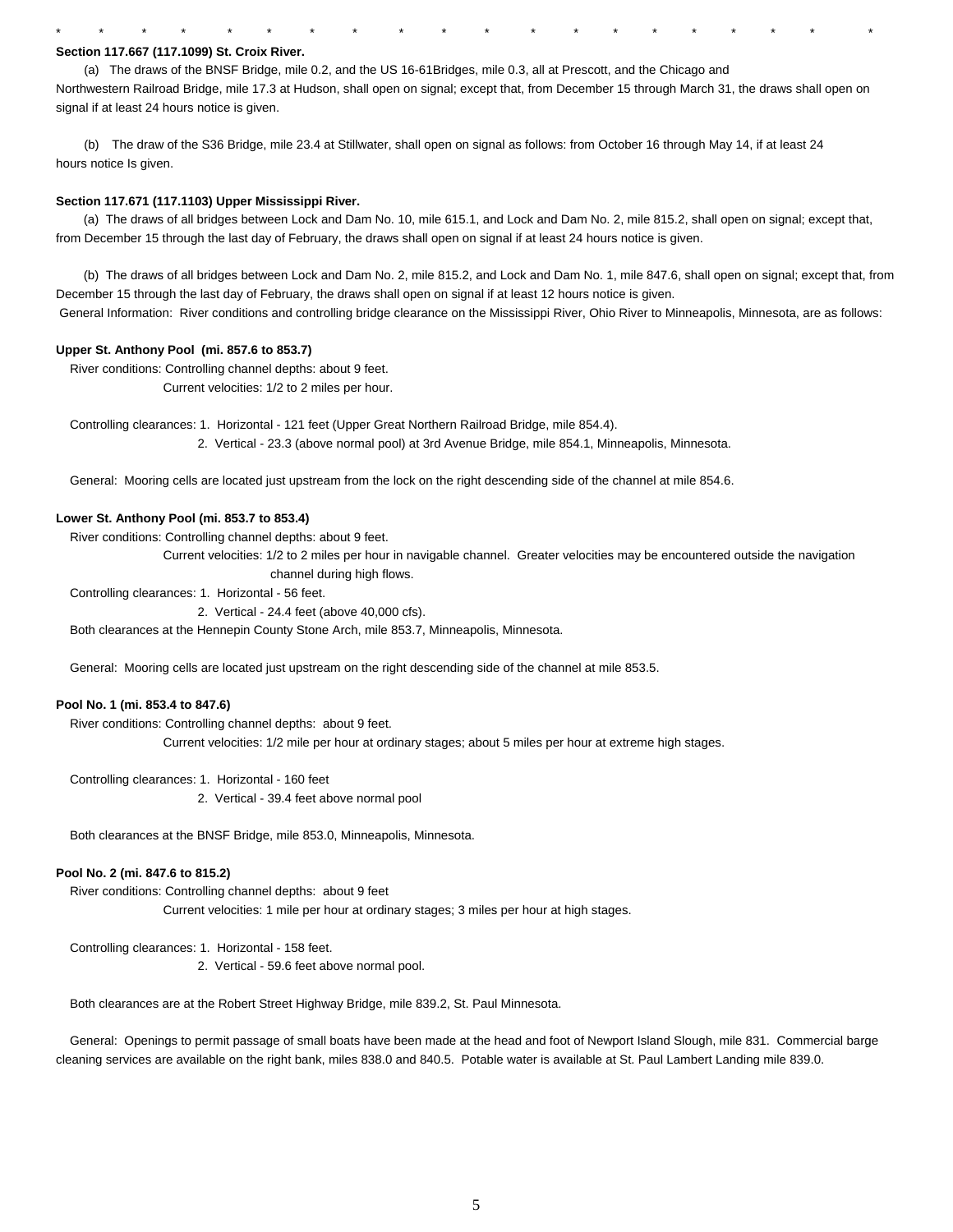\*        \*        \*        \*        \*        \*        \*        \*        \*        \*        \*        \*        \*        \*        \*        \*        \*        \*        \*        \*

**Section 117.667 (117.1099) St. Croix River.**

(a) The draws of the BNSF Bridge, mile 0.2, and the US 16-61Bridges, mile 0.3, all at Prescott, and the Chicago and Northwestern Railroad Bridge, mile 17.3 at Hudson, shall open on signal; except that, from December 15 through March 31, the draws shall open on signal if at least 24 hours notice is given.

(b) The draw of the S36 Bridge, mile 23.4 at Stillwater, shall open on signal as follows: from October 16 through May 14, if at least 24 hours notice Is given.

**Section 117.671 (117.1103) Upper Mississippi River.**

(a) The draws of all bridges between Lock and Dam No. 10, mile 615.1, and Lock and Dam No. 2, mile 815.2, shall open on signal; except that, from December 15 through the last day of February, the draws shall open on signal if at least 24 hours notice is given.

(b) The draws of all bridges between Lock and Dam No. 2, mile 815.2, and Lock and Dam No. 1, mile 847.6, shall open on signal; except that, from December 15 through the last day of February, the draws shall open on signal if at least 12 hours notice is given.

General Information: River conditions and controlling bridge clearance on the Mississippi River, Ohio River to Minneapolis, Minnesota, are as follows:

**Upper St. Anthony Pool (mi. 857.6 to 853.7)**

River conditions: Controlling channel depths: about 9 feet.
Current velocities: 1/2 to 2 miles per hour.

Controlling clearances: 1. Horizontal - 121 feet (Upper Great Northern Railroad Bridge, mile 854.4).
2. Vertical - 23.3 (above normal pool) at 3rd Avenue Bridge, mile 854.1, Minneapolis, Minnesota.

General: Mooring cells are located just upstream from the lock on the right descending side of the channel at mile 854.6.

**Lower St. Anthony Pool (mi. 853.7 to 853.4)**

River conditions: Controlling channel depths: about 9 feet.
Current velocities: 1/2 to 2 miles per hour in navigable channel. Greater velocities may be encountered outside the navigation channel during high flows.

Controlling clearances: 1. Horizontal - 56 feet.
2. Vertical - 24.4 feet (above 40,000 cfs).

Both clearances at the Hennepin County Stone Arch, mile 853.7, Minneapolis, Minnesota.

General: Mooring cells are located just upstream on the right descending side of the channel at mile 853.5.

**Pool No. 1 (mi. 853.4 to 847.6)**

River conditions: Controlling channel depths: about 9 feet.
Current velocities: 1/2 mile per hour at ordinary stages; about 5 miles per hour at extreme high stages.

Controlling clearances: 1. Horizontal - 160 feet
2. Vertical - 39.4 feet above normal pool

Both clearances at the BNSF Bridge, mile 853.0, Minneapolis, Minnesota.

**Pool No. 2 (mi. 847.6 to 815.2)**

River conditions: Controlling channel depths: about 9 feet
Current velocities: 1 mile per hour at ordinary stages; 3 miles per hour at high stages.

Controlling clearances: 1. Horizontal - 158 feet.
2. Vertical - 59.6 feet above normal pool.

Both clearances are at the Robert Street Highway Bridge, mile 839.2, St. Paul Minnesota.

General: Openings to permit passage of small boats have been made at the head and foot of Newport Island Slough, mile 831. Commercial barge cleaning services are available on the right bank, miles 838.0 and 840.5. Potable water is available at St. Paul Lambert Landing mile 839.0.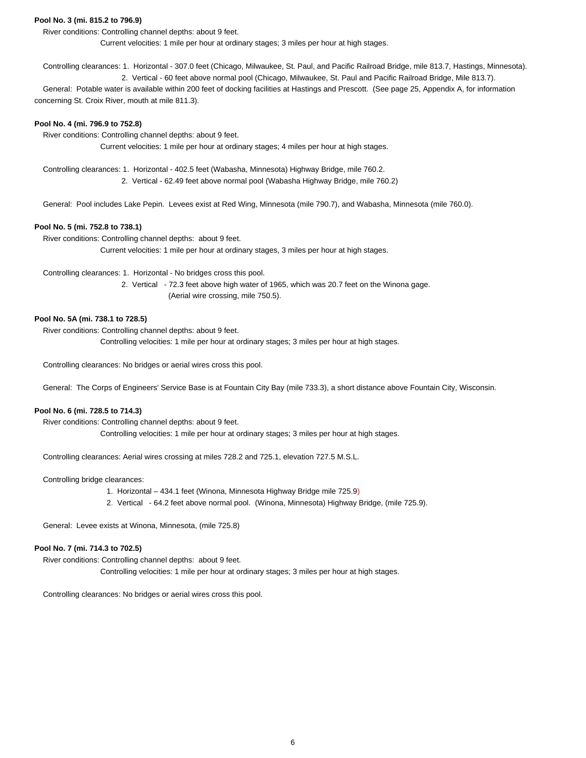**Pool No. 3 (mi. 815.2 to 796.9)**

River conditions: Controlling channel depths: about 9 feet.

Current velocities: 1 mile per hour at ordinary stages; 3 miles per hour at high stages.

Controlling clearances: 1. Horizontal - 307.0 feet (Chicago, Milwaukee, St. Paul, and Pacific Railroad Bridge, mile 813.7, Hastings, Minnesota).

2. Vertical - 60 feet above normal pool (Chicago, Milwaukee, St. Paul and Pacific Railroad Bridge, Mile 813.7).

General: Potable water is available within 200 feet of docking facilities at Hastings and Prescott. (See page 25, Appendix A, for information concerning St. Croix River, mouth at mile 811.3).

**Pool No. 4 (mi. 796.9 to 752.8)**

River conditions: Controlling channel depths: about 9 feet.

Current velocities: 1 mile per hour at ordinary stages; 4 miles per hour at high stages.

Controlling clearances: 1. Horizontal - 402.5 feet (Wabasha, Minnesota) Highway Bridge, mile 760.2.

2. Vertical - 62.49 feet above normal pool (Wabasha Highway Bridge, mile 760.2)

General: Pool includes Lake Pepin. Levees exist at Red Wing, Minnesota (mile 790.7), and Wabasha, Minnesota (mile 760.0).

**Pool No. 5 (mi. 752.8 to 738.1)**

River conditions: Controlling channel depths: about 9 feet.

Current velocities: 1 mile per hour at ordinary stages, 3 miles per hour at high stages.

Controlling clearances: 1. Horizontal - No bridges cross this pool.

2. Vertical - 72.3 feet above high water of 1965, which was 20.7 feet on the Winona gage. (Aerial wire crossing, mile 750.5).

**Pool No. 5A (mi. 738.1 to 728.5)**

River conditions: Controlling channel depths: about 9 feet.

Controlling velocities: 1 mile per hour at ordinary stages; 3 miles per hour at high stages.

Controlling clearances: No bridges or aerial wires cross this pool.

General: The Corps of Engineers' Service Base is at Fountain City Bay (mile 733.3), a short distance above Fountain City, Wisconsin.

**Pool No. 6 (mi. 728.5 to 714.3)**

River conditions: Controlling channel depths: about 9 feet.

Controlling velocities: 1 mile per hour at ordinary stages; 3 miles per hour at high stages.

Controlling clearances: Aerial wires crossing at miles 728.2 and 725.1, elevation 727.5 M.S.L.

Controlling bridge clearances:

1. Horizontal – 434.1 feet (Winona, Minnesota Highway Bridge mile 725.9)
2. Vertical - 64.2 feet above normal pool. (Winona, Minnesota) Highway Bridge, (mile 725.9).

General: Levee exists at Winona, Minnesota, (mile 725.8)

**Pool No. 7 (mi. 714.3 to 702.5)**

River conditions: Controlling channel depths: about 9 feet.

Controlling velocities: 1 mile per hour at ordinary stages; 3 miles per hour at high stages.

Controlling clearances: No bridges or aerial wires cross this pool.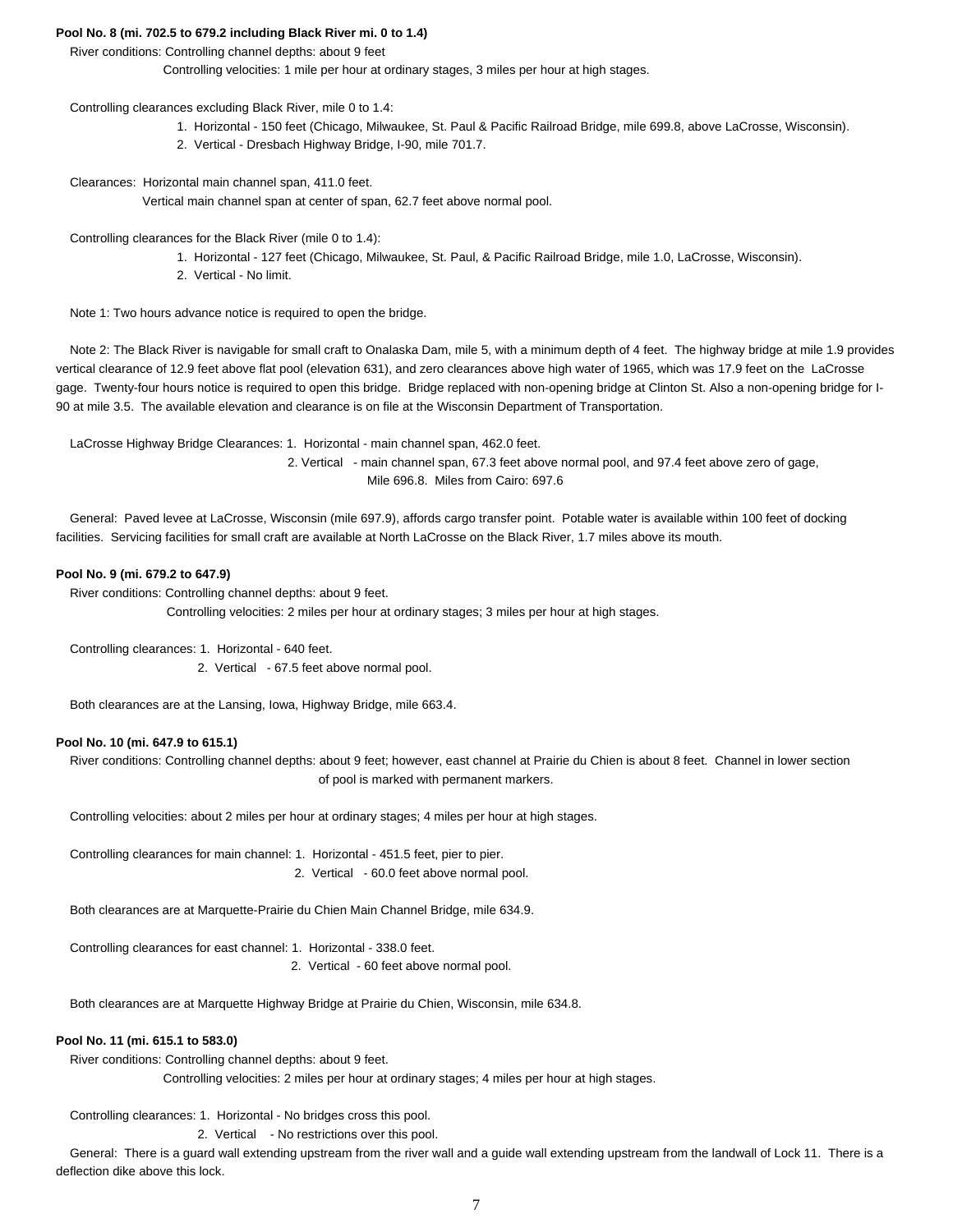**Pool No. 8 (mi. 702.5 to 679.2 including Black River mi. 0 to 1.4)**

River conditions: Controlling channel depths: about 9 feet

Controlling velocities: 1 mile per hour at ordinary stages, 3 miles per hour at high stages.

Controlling clearances excluding Black River, mile 0 to 1.4:

1. Horizontal - 150 feet (Chicago, Milwaukee, St. Paul & Pacific Railroad Bridge, mile 699.8, above LaCrosse, Wisconsin).
2. Vertical - Dresbach Highway Bridge, I-90, mile 701.7.

Clearances: Horizontal main channel span, 411.0 feet.

Vertical main channel span at center of span, 62.7 feet above normal pool.

Controlling clearances for the Black River (mile 0 to 1.4):

1. Horizontal - 127 feet (Chicago, Milwaukee, St. Paul, & Pacific Railroad Bridge, mile 1.0, LaCrosse, Wisconsin).
2. Vertical - No limit.

Note 1: Two hours advance notice is required to open the bridge.

Note 2: The Black River is navigable for small craft to Onalaska Dam, mile 5, with a minimum depth of 4 feet. The highway bridge at mile 1.9 provides vertical clearance of 12.9 feet above flat pool (elevation 631), and zero clearances above high water of 1965, which was 17.9 feet on the LaCrosse gage. Twenty-four hours notice is required to open this bridge. Bridge replaced with non-opening bridge at Clinton St. Also a non-opening bridge for I-90 at mile 3.5. The available elevation and clearance is on file at the Wisconsin Department of Transportation.

LaCrosse Highway Bridge Clearances: 1. Horizontal - main channel span, 462.0 feet.

2. Vertical - main channel span, 67.3 feet above normal pool, and 97.4 feet above zero of gage, Mile 696.8. Miles from Cairo: 697.6

General: Paved levee at LaCrosse, Wisconsin (mile 697.9), affords cargo transfer point. Potable water is available within 100 feet of docking facilities. Servicing facilities for small craft are available at North LaCrosse on the Black River, 1.7 miles above its mouth.

**Pool No. 9 (mi. 679.2 to 647.9)**

River conditions: Controlling channel depths: about 9 feet.

Controlling velocities: 2 miles per hour at ordinary stages; 3 miles per hour at high stages.

Controlling clearances: 1. Horizontal - 640 feet.

2. Vertical - 67.5 feet above normal pool.

Both clearances are at the Lansing, Iowa, Highway Bridge, mile 663.4.

**Pool No. 10 (mi. 647.9 to 615.1)**

River conditions: Controlling channel depths: about 9 feet; however, east channel at Prairie du Chien is about 8 feet. Channel in lower section of pool is marked with permanent markers.

Controlling velocities: about 2 miles per hour at ordinary stages; 4 miles per hour at high stages.

Controlling clearances for main channel: 1. Horizontal - 451.5 feet, pier to pier.

2. Vertical - 60.0 feet above normal pool.

Both clearances are at Marquette-Prairie du Chien Main Channel Bridge, mile 634.9.

Controlling clearances for east channel: 1. Horizontal - 338.0 feet.

2. Vertical - 60 feet above normal pool.

Both clearances are at Marquette Highway Bridge at Prairie du Chien, Wisconsin, mile 634.8.

**Pool No. 11 (mi. 615.1 to 583.0)**

River conditions: Controlling channel depths: about 9 feet.

Controlling velocities: 2 miles per hour at ordinary stages; 4 miles per hour at high stages.

Controlling clearances: 1. Horizontal - No bridges cross this pool.

2. Vertical - No restrictions over this pool.

General: There is a guard wall extending upstream from the river wall and a guide wall extending upstream from the landwall of Lock 11. There is a deflection dike above this lock.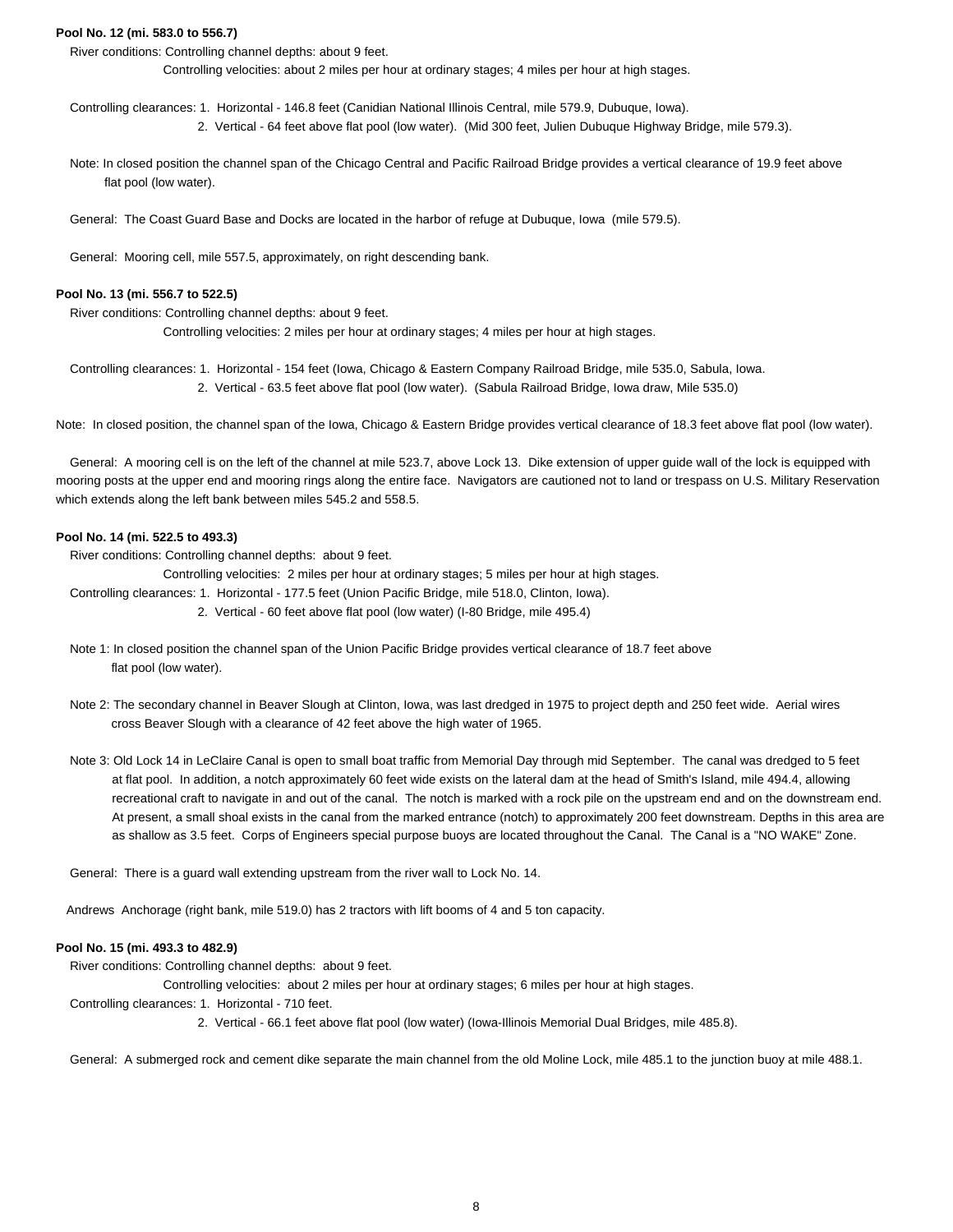**Pool No. 12 (mi. 583.0 to 556.7)**

River conditions: Controlling channel depths: about 9 feet.

Controlling velocities: about 2 miles per hour at ordinary stages; 4 miles per hour at high stages.

Controlling clearances: 1. Horizontal - 146.8 feet (Canidian National Illinois Central, mile 579.9, Dubuque, Iowa).

2. Vertical - 64 feet above flat pool (low water). (Mid 300 feet, Julien Dubuque Highway Bridge, mile 579.3).

Note: In closed position the channel span of the Chicago Central and Pacific Railroad Bridge provides a vertical clearance of 19.9 feet above flat pool (low water).

General: The Coast Guard Base and Docks are located in the harbor of refuge at Dubuque, Iowa (mile 579.5).

General: Mooring cell, mile 557.5, approximately, on right descending bank.

**Pool No. 13 (mi. 556.7 to 522.5)**

River conditions: Controlling channel depths: about 9 feet.

Controlling velocities: 2 miles per hour at ordinary stages; 4 miles per hour at high stages.

Controlling clearances: 1. Horizontal - 154 feet (Iowa, Chicago & Eastern Company Railroad Bridge, mile 535.0, Sabula, Iowa.

2. Vertical - 63.5 feet above flat pool (low water). (Sabula Railroad Bridge, Iowa draw, Mile 535.0)

Note: In closed position, the channel span of the Iowa, Chicago & Eastern Bridge provides vertical clearance of 18.3 feet above flat pool (low water).

General: A mooring cell is on the left of the channel at mile 523.7, above Lock 13. Dike extension of upper guide wall of the lock is equipped with mooring posts at the upper end and mooring rings along the entire face. Navigators are cautioned not to land or trespass on U.S. Military Reservation which extends along the left bank between miles 545.2 and 558.5.

**Pool No. 14 (mi. 522.5 to 493.3)**

River conditions: Controlling channel depths: about 9 feet.

Controlling velocities: 2 miles per hour at ordinary stages; 5 miles per hour at high stages.

Controlling clearances: 1. Horizontal - 177.5 feet (Union Pacific Bridge, mile 518.0, Clinton, Iowa).

2. Vertical - 60 feet above flat pool (low water) (I-80 Bridge, mile 495.4)

Note 1: In closed position the channel span of the Union Pacific Bridge provides vertical clearance of 18.7 feet above flat pool (low water).

Note 2: The secondary channel in Beaver Slough at Clinton, Iowa, was last dredged in 1975 to project depth and 250 feet wide. Aerial wires cross Beaver Slough with a clearance of 42 feet above the high water of 1965.

Note 3: Old Lock 14 in LeClaire Canal is open to small boat traffic from Memorial Day through mid September. The canal was dredged to 5 feet at flat pool. In addition, a notch approximately 60 feet wide exists on the lateral dam at the head of Smith's Island, mile 494.4, allowing recreational craft to navigate in and out of the canal. The notch is marked with a rock pile on the upstream end and on the downstream end. At present, a small shoal exists in the canal from the marked entrance (notch) to approximately 200 feet downstream. Depths in this area are as shallow as 3.5 feet. Corps of Engineers special purpose buoys are located throughout the Canal. The Canal is a "NO WAKE" Zone.

General: There is a guard wall extending upstream from the river wall to Lock No. 14.

Andrews Anchorage (right bank, mile 519.0) has 2 tractors with lift booms of 4 and 5 ton capacity.

**Pool No. 15 (mi. 493.3 to 482.9)**

River conditions: Controlling channel depths: about 9 feet.

Controlling velocities: about 2 miles per hour at ordinary stages; 6 miles per hour at high stages.

Controlling clearances: 1. Horizontal - 710 feet.

2. Vertical - 66.1 feet above flat pool (low water) (Iowa-Illinois Memorial Dual Bridges, mile 485.8).

General: A submerged rock and cement dike separate the main channel from the old Moline Lock, mile 485.1 to the junction buoy at mile 488.1.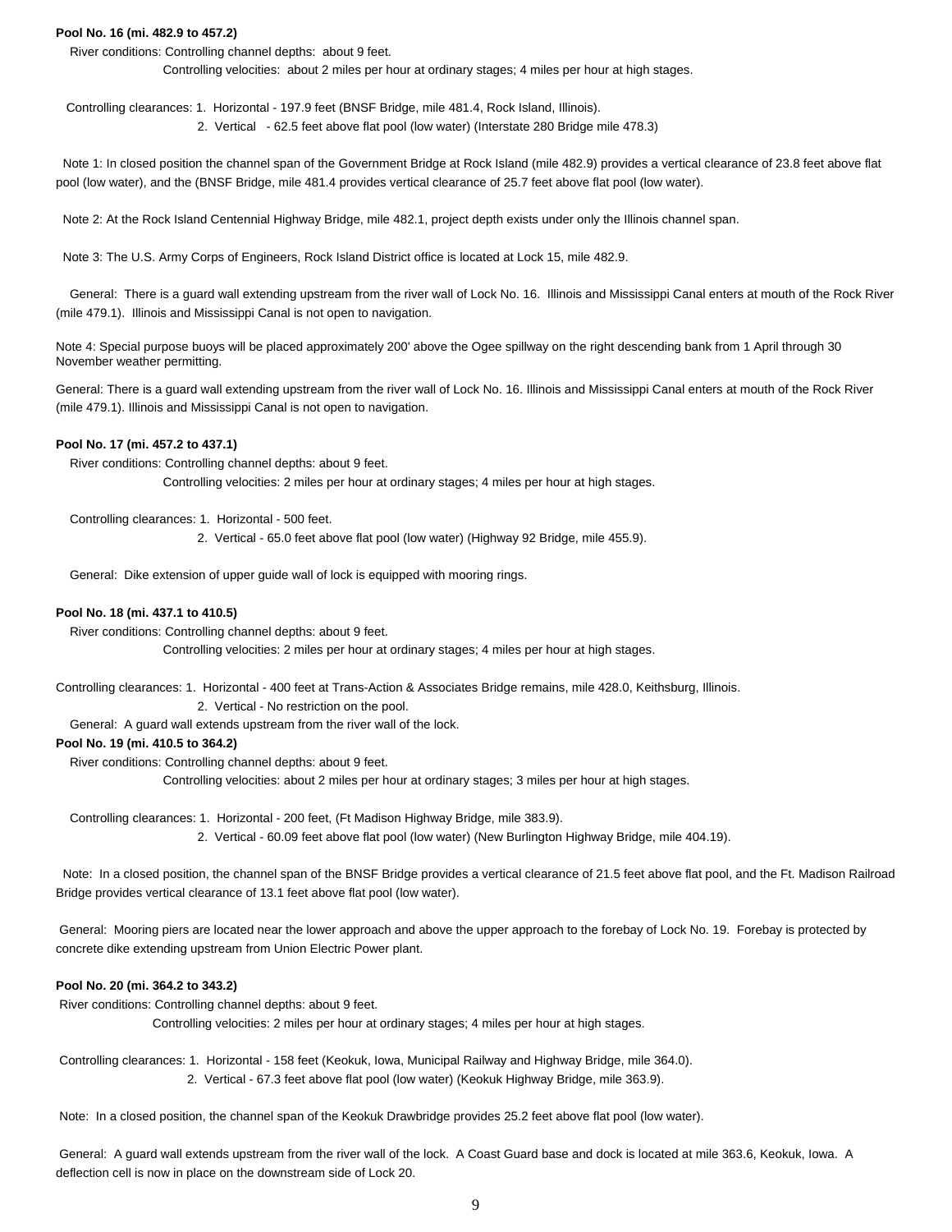**Pool No. 16 (mi. 482.9 to 457.2)**

River conditions: Controlling channel depths: about 9 feet.

Controlling velocities: about 2 miles per hour at ordinary stages; 4 miles per hour at high stages.

Controlling clearances: 1. Horizontal - 197.9 feet (BNSF Bridge, mile 481.4, Rock Island, Illinois).

2. Vertical - 62.5 feet above flat pool (low water) (Interstate 280 Bridge mile 478.3)

Note 1: In closed position the channel span of the Government Bridge at Rock Island (mile 482.9) provides a vertical clearance of 23.8 feet above flat pool (low water), and the (BNSF Bridge, mile 481.4 provides vertical clearance of 25.7 feet above flat pool (low water).

Note 2: At the Rock Island Centennial Highway Bridge, mile 482.1, project depth exists under only the Illinois channel span.

Note 3: The U.S. Army Corps of Engineers, Rock Island District office is located at Lock 15, mile 482.9.

General: There is a guard wall extending upstream from the river wall of Lock No. 16. Illinois and Mississippi Canal enters at mouth of the Rock River (mile 479.1). Illinois and Mississippi Canal is not open to navigation.

Note 4: Special purpose buoys will be placed approximately 200' above the Ogee spillway on the right descending bank from 1 April through 30 November weather permitting.

General: There is a guard wall extending upstream from the river wall of Lock No. 16. Illinois and Mississippi Canal enters at mouth of the Rock River (mile 479.1). Illinois and Mississippi Canal is not open to navigation.

**Pool No. 17 (mi. 457.2 to 437.1)**

River conditions: Controlling channel depths: about 9 feet.

Controlling velocities: 2 miles per hour at ordinary stages; 4 miles per hour at high stages.

Controlling clearances: 1. Horizontal - 500 feet.

2. Vertical - 65.0 feet above flat pool (low water) (Highway 92 Bridge, mile 455.9).

General: Dike extension of upper guide wall of lock is equipped with mooring rings.

**Pool No. 18 (mi. 437.1 to 410.5)**

River conditions: Controlling channel depths: about 9 feet.

Controlling velocities: 2 miles per hour at ordinary stages; 4 miles per hour at high stages.

Controlling clearances: 1. Horizontal - 400 feet at Trans-Action & Associates Bridge remains, mile 428.0, Keithsburg, Illinois.

2. Vertical - No restriction on the pool.

General: A guard wall extends upstream from the river wall of the lock.

**Pool No. 19 (mi. 410.5 to 364.2)**

River conditions: Controlling channel depths: about 9 feet.

Controlling velocities: about 2 miles per hour at ordinary stages; 3 miles per hour at high stages.

Controlling clearances: 1. Horizontal - 200 feet, (Ft Madison Highway Bridge, mile 383.9).

2. Vertical - 60.09 feet above flat pool (low water) (New Burlington Highway Bridge, mile 404.19).

Note: In a closed position, the channel span of the BNSF Bridge provides a vertical clearance of 21.5 feet above flat pool, and the Ft. Madison Railroad Bridge provides vertical clearance of 13.1 feet above flat pool (low water).

General: Mooring piers are located near the lower approach and above the upper approach to the forebay of Lock No. 19. Forebay is protected by concrete dike extending upstream from Union Electric Power plant.

**Pool No. 20 (mi. 364.2 to 343.2)**

River conditions: Controlling channel depths: about 9 feet.

Controlling velocities: 2 miles per hour at ordinary stages; 4 miles per hour at high stages.

Controlling clearances: 1. Horizontal - 158 feet (Keokuk, Iowa, Municipal Railway and Highway Bridge, mile 364.0).

2. Vertical - 67.3 feet above flat pool (low water) (Keokuk Highway Bridge, mile 363.9).

Note: In a closed position, the channel span of the Keokuk Drawbridge provides 25.2 feet above flat pool (low water).

General: A guard wall extends upstream from the river wall of the lock. A Coast Guard base and dock is located at mile 363.6, Keokuk, Iowa. A deflection cell is now in place on the downstream side of Lock 20.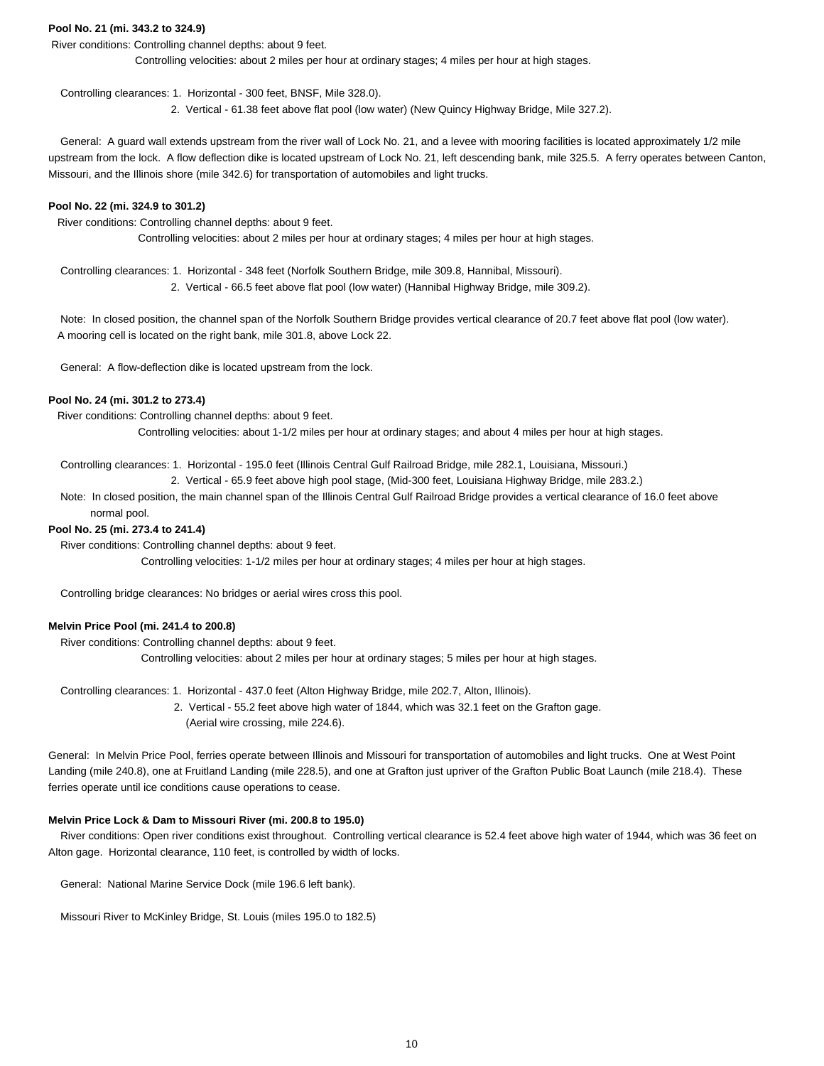**Pool No. 21 (mi. 343.2 to 324.9)**

River conditions: Controlling channel depths: about 9 feet.

Controlling velocities: about 2 miles per hour at ordinary stages; 4 miles per hour at high stages.

Controlling clearances: 1. Horizontal - 300 feet, BNSF, Mile 328.0).

2. Vertical - 61.38 feet above flat pool (low water) (New Quincy Highway Bridge, Mile 327.2).

General: A guard wall extends upstream from the river wall of Lock No. 21, and a levee with mooring facilities is located approximately 1/2 mile upstream from the lock. A flow deflection dike is located upstream of Lock No. 21, left descending bank, mile 325.5. A ferry operates between Canton, Missouri, and the Illinois shore (mile 342.6) for transportation of automobiles and light trucks.

**Pool No. 22 (mi. 324.9 to 301.2)**

River conditions: Controlling channel depths: about 9 feet.

Controlling velocities: about 2 miles per hour at ordinary stages; 4 miles per hour at high stages.

Controlling clearances: 1. Horizontal - 348 feet (Norfolk Southern Bridge, mile 309.8, Hannibal, Missouri).

2. Vertical - 66.5 feet above flat pool (low water) (Hannibal Highway Bridge, mile 309.2).

Note: In closed position, the channel span of the Norfolk Southern Bridge provides vertical clearance of 20.7 feet above flat pool (low water).
A mooring cell is located on the right bank, mile 301.8, above Lock 22.

General: A flow-deflection dike is located upstream from the lock.

**Pool No. 24 (mi. 301.2 to 273.4)**

River conditions: Controlling channel depths: about 9 feet.

Controlling velocities: about 1-1/2 miles per hour at ordinary stages; and about 4 miles per hour at high stages.

Controlling clearances: 1. Horizontal - 195.0 feet (Illinois Central Gulf Railroad Bridge, mile 282.1, Louisiana, Missouri.)

2. Vertical - 65.9 feet above high pool stage, (Mid-300 feet, Louisiana Highway Bridge, mile 283.2.)

Note: In closed position, the main channel span of the Illinois Central Gulf Railroad Bridge provides a vertical clearance of 16.0 feet above normal pool.

**Pool No. 25 (mi. 273.4 to 241.4)**

River conditions: Controlling channel depths: about 9 feet.

Controlling velocities: 1-1/2 miles per hour at ordinary stages; 4 miles per hour at high stages.

Controlling bridge clearances: No bridges or aerial wires cross this pool.

**Melvin Price Pool (mi. 241.4 to 200.8)**

River conditions: Controlling channel depths: about 9 feet.

Controlling velocities: about 2 miles per hour at ordinary stages; 5 miles per hour at high stages.

Controlling clearances: 1. Horizontal - 437.0 feet (Alton Highway Bridge, mile 202.7, Alton, Illinois).

2. Vertical - 55.2 feet above high water of 1844, which was 32.1 feet on the Grafton gage. (Aerial wire crossing, mile 224.6).

General: In Melvin Price Pool, ferries operate between Illinois and Missouri for transportation of automobiles and light trucks. One at West Point Landing (mile 240.8), one at Fruitland Landing (mile 228.5), and one at Grafton just upriver of the Grafton Public Boat Launch (mile 218.4). These ferries operate until ice conditions cause operations to cease.

**Melvin Price Lock & Dam to Missouri River (mi. 200.8 to 195.0)**

River conditions: Open river conditions exist throughout. Controlling vertical clearance is 52.4 feet above high water of 1944, which was 36 feet on Alton gage. Horizontal clearance, 110 feet, is controlled by width of locks.

General: National Marine Service Dock (mile 196.6 left bank).

Missouri River to McKinley Bridge, St. Louis (miles 195.0 to 182.5)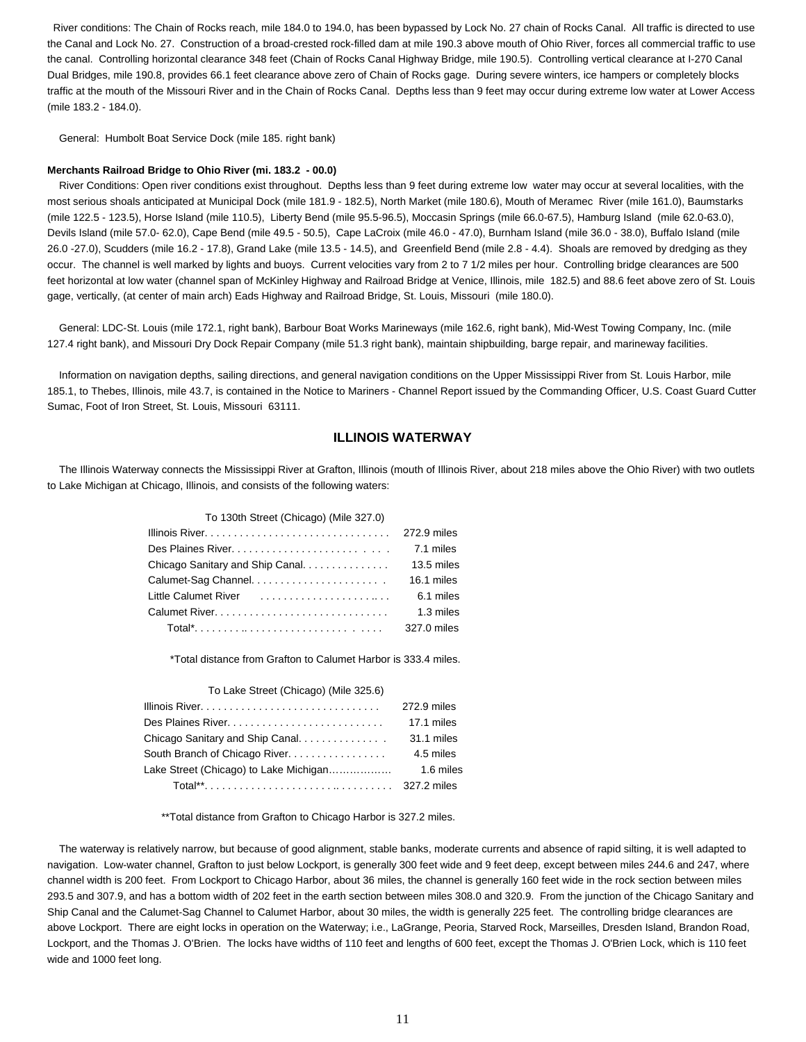River conditions: The Chain of Rocks reach, mile 184.0 to 194.0, has been bypassed by Lock No. 27 chain of Rocks Canal. All traffic is directed to use the Canal and Lock No. 27. Construction of a broad-crested rock-filled dam at mile 190.3 above mouth of Ohio River, forces all commercial traffic to use the canal. Controlling horizontal clearance 348 feet (Chain of Rocks Canal Highway Bridge, mile 190.5). Controlling vertical clearance at I-270 Canal Dual Bridges, mile 190.8, provides 66.1 feet clearance above zero of Chain of Rocks gage. During severe winters, ice hampers or completely blocks traffic at the mouth of the Missouri River and in the Chain of Rocks Canal. Depths less than 9 feet may occur during extreme low water at Lower Access (mile 183.2 - 184.0).

General: Humbolt Boat Service Dock (mile 185. right bank)

**Merchants Railroad Bridge to Ohio River (mi. 183.2 - 00.0)**

River Conditions: Open river conditions exist throughout. Depths less than 9 feet during extreme low water may occur at several localities, with the most serious shoals anticipated at Municipal Dock (mile 181.9 - 182.5), North Market (mile 180.6), Mouth of Meramec River (mile 161.0), Baumstarks (mile 122.5 - 123.5), Horse Island (mile 110.5), Liberty Bend (mile 95.5-96.5), Moccasin Springs (mile 66.0-67.5), Hamburg Island (mile 62.0-63.0), Devils Island (mile 57.0- 62.0), Cape Bend (mile 49.5 - 50.5), Cape LaCroix (mile 46.0 - 47.0), Burnham Island (mile 36.0 - 38.0), Buffalo Island (mile 26.0 -27.0), Scudders (mile 16.2 - 17.8), Grand Lake (mile 13.5 - 14.5), and Greenfield Bend (mile 2.8 - 4.4). Shoals are removed by dredging as they occur. The channel is well marked by lights and buoys. Current velocities vary from 2 to 7 1/2 miles per hour. Controlling bridge clearances are 500 feet horizontal at low water (channel span of McKinley Highway and Railroad Bridge at Venice, Illinois, mile 182.5) and 88.6 feet above zero of St. Louis gage, vertically, (at center of main arch) Eads Highway and Railroad Bridge, St. Louis, Missouri (mile 180.0).

General: LDC-St. Louis (mile 172.1, right bank), Barbour Boat Works Marineways (mile 162.6, right bank), Mid-West Towing Company, Inc. (mile 127.4 right bank), and Missouri Dry Dock Repair Company (mile 51.3 right bank), maintain shipbuilding, barge repair, and marineway facilities.

Information on navigation depths, sailing directions, and general navigation conditions on the Upper Mississippi River from St. Louis Harbor, mile 185.1, to Thebes, Illinois, mile 43.7, is contained in the Notice to Mariners - Channel Report issued by the Commanding Officer, U.S. Coast Guard Cutter Sumac, Foot of Iron Street, St. Louis, Missouri 63111.

## ILLINOIS WATERWAY

The Illinois Waterway connects the Mississippi River at Grafton, Illinois (mouth of Illinois River, about 218 miles above the Ohio River) with two outlets to Lake Michigan at Chicago, Illinois, and consists of the following waters:

| To 130th Street (Chicago) (Mile 327.0) | |
|---|---|
| Illinois River | 272.9 miles |
| Des Plaines River | 7.1 miles |
| Chicago Sanitary and Ship Canal | 13.5 miles |
| Calumet-Sag Channel | 16.1 miles |
| Little Calumet River | 6.1 miles |
| Calumet River | 1.3 miles |
| Total* | 327.0 miles |

*Total distance from Grafton to Calumet Harbor is 333.4 miles.

| To Lake Street (Chicago) (Mile 325.6) | |
|---|---|
| Illinois River | 272.9 miles |
| Des Plaines River | 17.1 miles |
| Chicago Sanitary and Ship Canal | 31.1 miles |
| South Branch of Chicago River | 4.5 miles |
| Lake Street (Chicago) to Lake Michigan | 1.6 miles |
| Total** | 327.2 miles |

**Total distance from Grafton to Chicago Harbor is 327.2 miles.

The waterway is relatively narrow, but because of good alignment, stable banks, moderate currents and absence of rapid silting, it is well adapted to navigation. Low-water channel, Grafton to just below Lockport, is generally 300 feet wide and 9 feet deep, except between miles 244.6 and 247, where channel width is 200 feet. From Lockport to Chicago Harbor, about 36 miles, the channel is generally 160 feet wide in the rock section between miles 293.5 and 307.9, and has a bottom width of 202 feet in the earth section between miles 308.0 and 320.9. From the junction of the Chicago Sanitary and Ship Canal and the Calumet-Sag Channel to Calumet Harbor, about 30 miles, the width is generally 225 feet. The controlling bridge clearances are above Lockport. There are eight locks in operation on the Waterway; i.e., LaGrange, Peoria, Starved Rock, Marseilles, Dresden Island, Brandon Road, Lockport, and the Thomas J. O'Brien. The locks have widths of 110 feet and lengths of 600 feet, except the Thomas J. O'Brien Lock, which is 110 feet wide and 1000 feet long.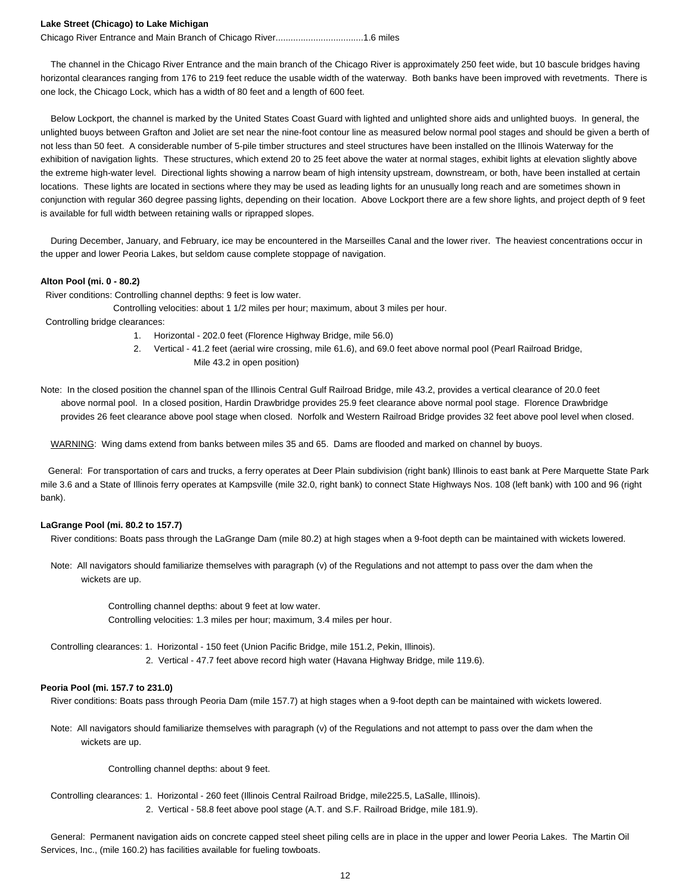**Lake Street (Chicago) to Lake Michigan**

Chicago River Entrance and Main Branch of Chicago River...................................1.6 miles

The channel in the Chicago River Entrance and the main branch of the Chicago River is approximately 250 feet wide, but 10 bascule bridges having horizontal clearances ranging from 176 to 219 feet reduce the usable width of the waterway. Both banks have been improved with revetments. There is one lock, the Chicago Lock, which has a width of 80 feet and a length of 600 feet.

Below Lockport, the channel is marked by the United States Coast Guard with lighted and unlighted shore aids and unlighted buoys. In general, the unlighted buoys between Grafton and Joliet are set near the nine-foot contour line as measured below normal pool stages and should be given a berth of not less than 50 feet. A considerable number of 5-pile timber structures and steel structures have been installed on the Illinois Waterway for the exhibition of navigation lights. These structures, which extend 20 to 25 feet above the water at normal stages, exhibit lights at elevation slightly above the extreme high-water level. Directional lights showing a narrow beam of high intensity upstream, downstream, or both, have been installed at certain locations. These lights are located in sections where they may be used as leading lights for an unusually long reach and are sometimes shown in conjunction with regular 360 degree passing lights, depending on their location. Above Lockport there are a few shore lights, and project depth of 9 feet is available for full width between retaining walls or riprapped slopes.

During December, January, and February, ice may be encountered in the Marseilles Canal and the lower river. The heaviest concentrations occur in the upper and lower Peoria Lakes, but seldom cause complete stoppage of navigation.

**Alton Pool (mi. 0 - 80.2)**

River conditions: Controlling channel depths: 9 feet is low water.

Controlling velocities: about 1 1/2 miles per hour; maximum, about 3 miles per hour.

Controlling bridge clearances:

1. Horizontal - 202.0 feet (Florence Highway Bridge, mile 56.0)
2. Vertical - 41.2 feet (aerial wire crossing, mile 61.6), and 69.0 feet above normal pool (Pearl Railroad Bridge, Mile 43.2 in open position)

Note: In the closed position the channel span of the Illinois Central Gulf Railroad Bridge, mile 43.2, provides a vertical clearance of 20.0 feet above normal pool. In a closed position, Hardin Drawbridge provides 25.9 feet clearance above normal pool stage. Florence Drawbridge provides 26 feet clearance above pool stage when closed. Norfolk and Western Railroad Bridge provides 32 feet above pool level when closed.

WARNING: Wing dams extend from banks between miles 35 and 65. Dams are flooded and marked on channel by buoys.

General: For transportation of cars and trucks, a ferry operates at Deer Plain subdivision (right bank) Illinois to east bank at Pere Marquette State Park mile 3.6 and a State of Illinois ferry operates at Kampsville (mile 32.0, right bank) to connect State Highways Nos. 108 (left bank) with 100 and 96 (right bank).

**LaGrange Pool (mi. 80.2 to 157.7)**

River conditions: Boats pass through the LaGrange Dam (mile 80.2) at high stages when a 9-foot depth can be maintained with wickets lowered.

Note: All navigators should familiarize themselves with paragraph (v) of the Regulations and not attempt to pass over the dam when the wickets are up.

Controlling channel depths: about 9 feet at low water.

Controlling velocities: 1.3 miles per hour; maximum, 3.4 miles per hour.

Controlling clearances: 1. Horizontal - 150 feet (Union Pacific Bridge, mile 151.2, Pekin, Illinois).

2. Vertical - 47.7 feet above record high water (Havana Highway Bridge, mile 119.6).

**Peoria Pool (mi. 157.7 to 231.0)**

River conditions: Boats pass through Peoria Dam (mile 157.7) at high stages when a 9-foot depth can be maintained with wickets lowered.

Note: All navigators should familiarize themselves with paragraph (v) of the Regulations and not attempt to pass over the dam when the wickets are up.

Controlling channel depths: about 9 feet.

Controlling clearances: 1. Horizontal - 260 feet (Illinois Central Railroad Bridge, mile225.5, LaSalle, Illinois).

2. Vertical - 58.8 feet above pool stage (A.T. and S.F. Railroad Bridge, mile 181.9).

General: Permanent navigation aids on concrete capped steel sheet piling cells are in place in the upper and lower Peoria Lakes. The Martin Oil Services, Inc., (mile 160.2) has facilities available for fueling towboats.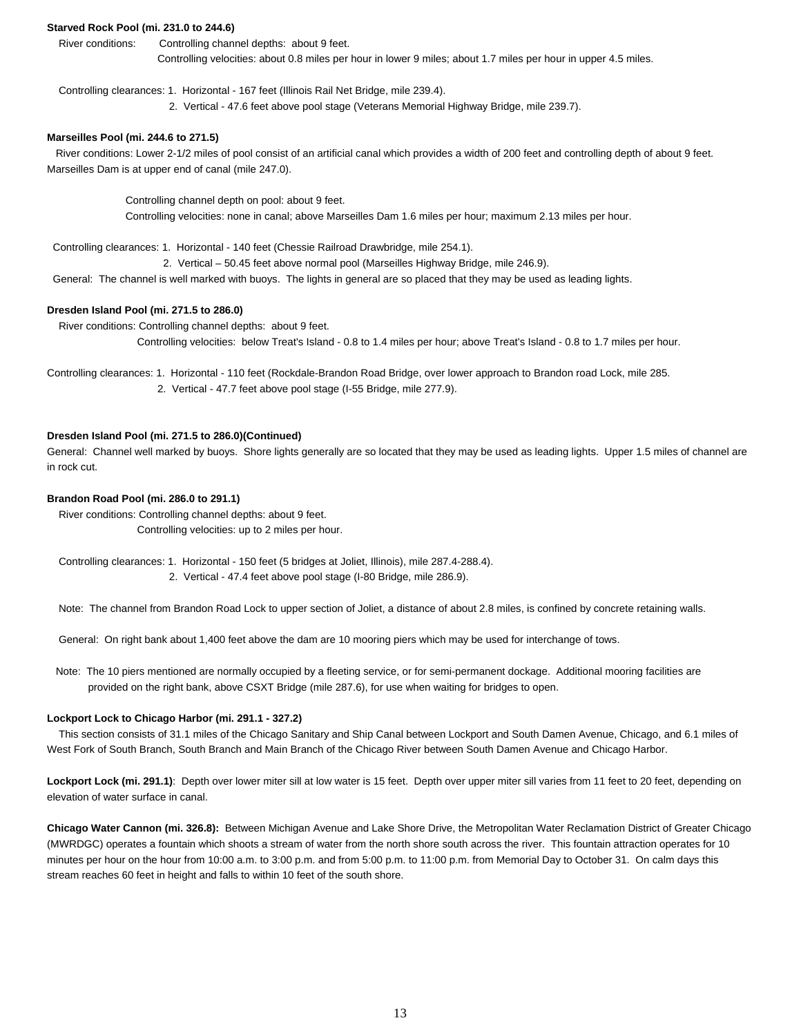**Starved Rock Pool (mi. 231.0 to 244.6)**

River conditions: Controlling channel depths: about 9 feet.
Controlling velocities: about 0.8 miles per hour in lower 9 miles; about 1.7 miles per hour in upper 4.5 miles.

Controlling clearances: 1. Horizontal - 167 feet (Illinois Rail Net Bridge, mile 239.4).
2. Vertical - 47.6 feet above pool stage (Veterans Memorial Highway Bridge, mile 239.7).

**Marseilles Pool (mi. 244.6 to 271.5)**

River conditions: Lower 2-1/2 miles of pool consist of an artificial canal which provides a width of 200 feet and controlling depth of about 9 feet. Marseilles Dam is at upper end of canal (mile 247.0).

Controlling channel depth on pool: about 9 feet.
Controlling velocities: none in canal; above Marseilles Dam 1.6 miles per hour; maximum 2.13 miles per hour.

Controlling clearances: 1. Horizontal - 140 feet (Chessie Railroad Drawbridge, mile 254.1).
2. Vertical – 50.45 feet above normal pool (Marseilles Highway Bridge, mile 246.9).

General: The channel is well marked with buoys. The lights in general are so placed that they may be used as leading lights.

**Dresden Island Pool (mi. 271.5 to 286.0)**

River conditions: Controlling channel depths: about 9 feet.
Controlling velocities: below Treat's Island - 0.8 to 1.4 miles per hour; above Treat's Island - 0.8 to 1.7 miles per hour.

Controlling clearances: 1. Horizontal - 110 feet (Rockdale-Brandon Road Bridge, over lower approach to Brandon road Lock, mile 285.
2. Vertical - 47.7 feet above pool stage (I-55 Bridge, mile 277.9).

**Dresden Island Pool (mi. 271.5 to 286.0)(Continued)**

General: Channel well marked by buoys. Shore lights generally are so located that they may be used as leading lights. Upper 1.5 miles of channel are in rock cut.

**Brandon Road Pool (mi. 286.0 to 291.1)**

River conditions: Controlling channel depths: about 9 feet.
Controlling velocities: up to 2 miles per hour.

Controlling clearances: 1. Horizontal - 150 feet (5 bridges at Joliet, Illinois), mile 287.4-288.4).
2. Vertical - 47.4 feet above pool stage (I-80 Bridge, mile 286.9).

Note: The channel from Brandon Road Lock to upper section of Joliet, a distance of about 2.8 miles, is confined by concrete retaining walls.

General: On right bank about 1,400 feet above the dam are 10 mooring piers which may be used for interchange of tows.

Note: The 10 piers mentioned are normally occupied by a fleeting service, or for semi-permanent dockage. Additional mooring facilities are provided on the right bank, above CSXT Bridge (mile 287.6), for use when waiting for bridges to open.

**Lockport Lock to Chicago Harbor (mi. 291.1 - 327.2)**

This section consists of 31.1 miles of the Chicago Sanitary and Ship Canal between Lockport and South Damen Avenue, Chicago, and 6.1 miles of West Fork of South Branch, South Branch and Main Branch of the Chicago River between South Damen Avenue and Chicago Harbor.

**Lockport Lock (mi. 291.1)**: Depth over lower miter sill at low water is 15 feet. Depth over upper miter sill varies from 11 feet to 20 feet, depending on elevation of water surface in canal.

**Chicago Water Cannon (mi. 326.8):** Between Michigan Avenue and Lake Shore Drive, the Metropolitan Water Reclamation District of Greater Chicago (MWRDGC) operates a fountain which shoots a stream of water from the north shore south across the river. This fountain attraction operates for 10 minutes per hour on the hour from 10:00 a.m. to 3:00 p.m. and from 5:00 p.m. to 11:00 p.m. from Memorial Day to October 31. On calm days this stream reaches 60 feet in height and falls to within 10 feet of the south shore.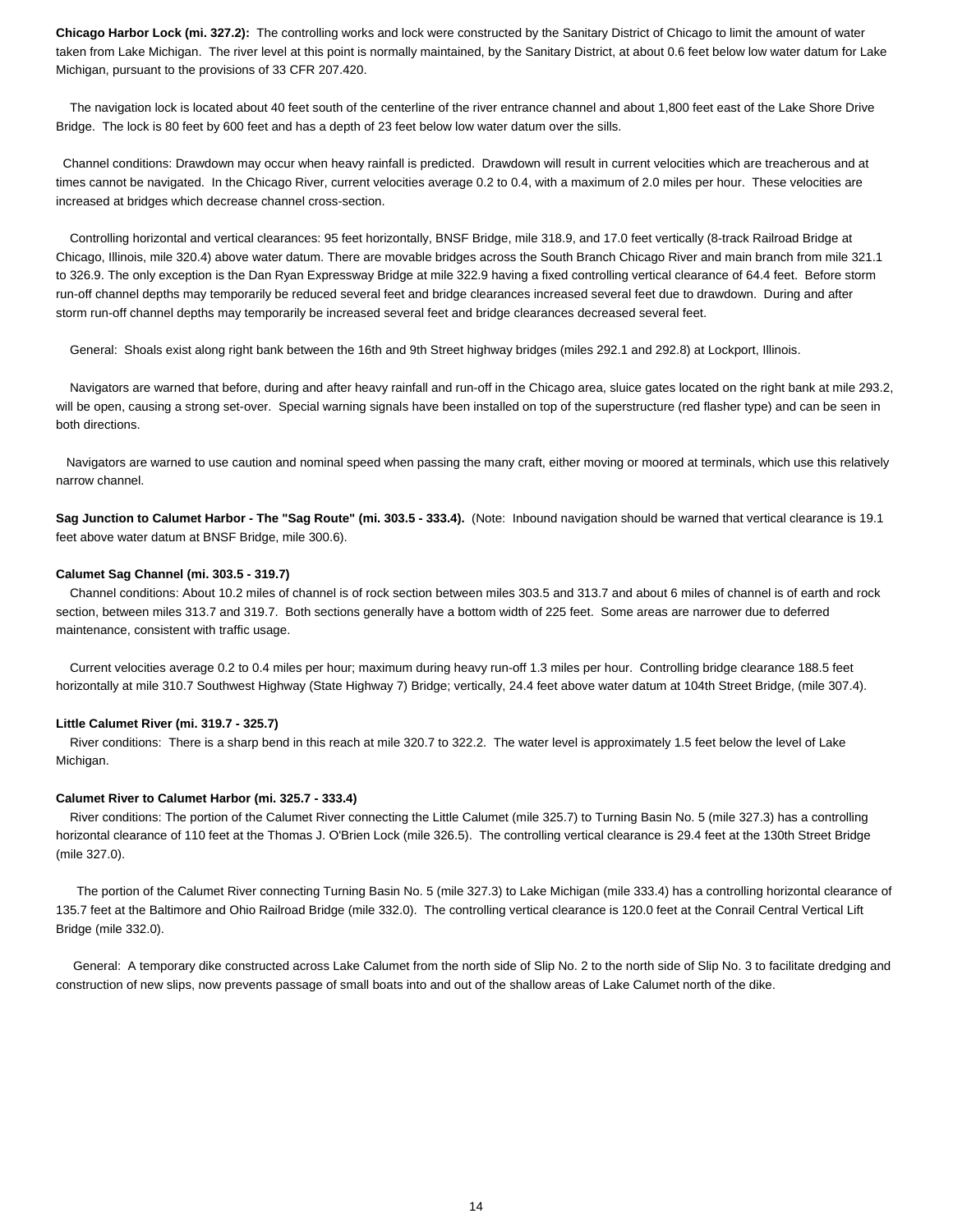**Chicago Harbor Lock (mi. 327.2):** The controlling works and lock were constructed by the Sanitary District of Chicago to limit the amount of water taken from Lake Michigan. The river level at this point is normally maintained, by the Sanitary District, at about 0.6 feet below low water datum for Lake Michigan, pursuant to the provisions of 33 CFR 207.420.

The navigation lock is located about 40 feet south of the centerline of the river entrance channel and about 1,800 feet east of the Lake Shore Drive Bridge. The lock is 80 feet by 600 feet and has a depth of 23 feet below low water datum over the sills.

Channel conditions: Drawdown may occur when heavy rainfall is predicted. Drawdown will result in current velocities which are treacherous and at times cannot be navigated. In the Chicago River, current velocities average 0.2 to 0.4, with a maximum of 2.0 miles per hour. These velocities are increased at bridges which decrease channel cross-section.

Controlling horizontal and vertical clearances: 95 feet horizontally, BNSF Bridge, mile 318.9, and 17.0 feet vertically (8-track Railroad Bridge at Chicago, Illinois, mile 320.4) above water datum. There are movable bridges across the South Branch Chicago River and main branch from mile 321.1 to 326.9. The only exception is the Dan Ryan Expressway Bridge at mile 322.9 having a fixed controlling vertical clearance of 64.4 feet. Before storm run-off channel depths may temporarily be reduced several feet and bridge clearances increased several feet due to drawdown. During and after storm run-off channel depths may temporarily be increased several feet and bridge clearances decreased several feet.

General: Shoals exist along right bank between the 16th and 9th Street highway bridges (miles 292.1 and 292.8) at Lockport, Illinois.

Navigators are warned that before, during and after heavy rainfall and run-off in the Chicago area, sluice gates located on the right bank at mile 293.2, will be open, causing a strong set-over. Special warning signals have been installed on top of the superstructure (red flasher type) and can be seen in both directions.

Navigators are warned to use caution and nominal speed when passing the many craft, either moving or moored at terminals, which use this relatively narrow channel.

**Sag Junction to Calumet Harbor - The "Sag Route" (mi. 303.5 - 333.4).** (Note: Inbound navigation should be warned that vertical clearance is 19.1 feet above water datum at BNSF Bridge, mile 300.6).

#### Calumet Sag Channel (mi. 303.5 - 319.7)

Channel conditions: About 10.2 miles of channel is of rock section between miles 303.5 and 313.7 and about 6 miles of channel is of earth and rock section, between miles 313.7 and 319.7. Both sections generally have a bottom width of 225 feet. Some areas are narrower due to deferred maintenance, consistent with traffic usage.

Current velocities average 0.2 to 0.4 miles per hour; maximum during heavy run-off 1.3 miles per hour. Controlling bridge clearance 188.5 feet horizontally at mile 310.7 Southwest Highway (State Highway 7) Bridge; vertically, 24.4 feet above water datum at 104th Street Bridge, (mile 307.4).

#### Little Calumet River (mi. 319.7 - 325.7)

River conditions: There is a sharp bend in this reach at mile 320.7 to 322.2. The water level is approximately 1.5 feet below the level of Lake Michigan.

#### Calumet River to Calumet Harbor (mi. 325.7 - 333.4)

River conditions: The portion of the Calumet River connecting the Little Calumet (mile 325.7) to Turning Basin No. 5 (mile 327.3) has a controlling horizontal clearance of 110 feet at the Thomas J. O'Brien Lock (mile 326.5). The controlling vertical clearance is 29.4 feet at the 130th Street Bridge (mile 327.0).

The portion of the Calumet River connecting Turning Basin No. 5 (mile 327.3) to Lake Michigan (mile 333.4) has a controlling horizontal clearance of 135.7 feet at the Baltimore and Ohio Railroad Bridge (mile 332.0). The controlling vertical clearance is 120.0 feet at the Conrail Central Vertical Lift Bridge (mile 332.0).

General: A temporary dike constructed across Lake Calumet from the north side of Slip No. 2 to the north side of Slip No. 3 to facilitate dredging and construction of new slips, now prevents passage of small boats into and out of the shallow areas of Lake Calumet north of the dike.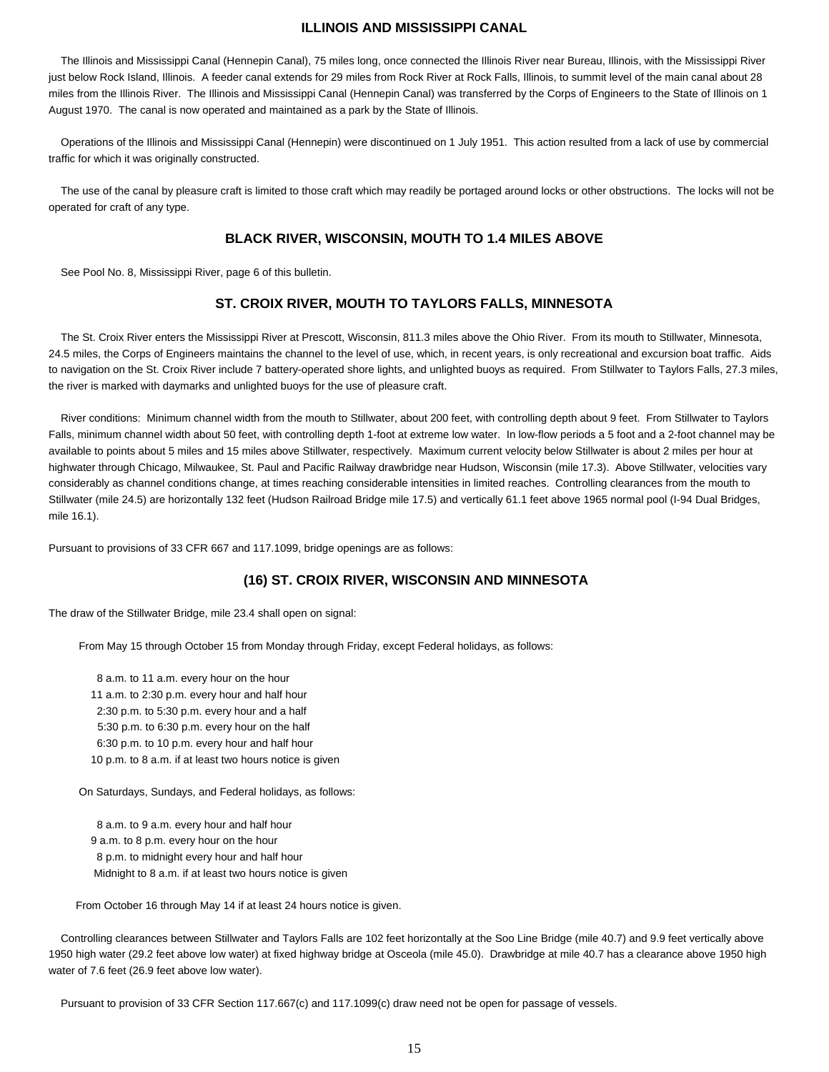## ILLINOIS AND MISSISSIPPI CANAL

The Illinois and Mississippi Canal (Hennepin Canal), 75 miles long, once connected the Illinois River near Bureau, Illinois, with the Mississippi River just below Rock Island, Illinois. A feeder canal extends for 29 miles from Rock River at Rock Falls, Illinois, to summit level of the main canal about 28 miles from the Illinois River. The Illinois and Mississippi Canal (Hennepin Canal) was transferred by the Corps of Engineers to the State of Illinois on 1 August 1970. The canal is now operated and maintained as a park by the State of Illinois.

Operations of the Illinois and Mississippi Canal (Hennepin) were discontinued on 1 July 1951. This action resulted from a lack of use by commercial traffic for which it was originally constructed.

The use of the canal by pleasure craft is limited to those craft which may readily be portaged around locks or other obstructions. The locks will not be operated for craft of any type.

## BLACK RIVER, WISCONSIN, MOUTH TO 1.4 MILES ABOVE

See Pool No. 8, Mississippi River, page 6 of this bulletin.

## ST. CROIX RIVER, MOUTH TO TAYLORS FALLS, MINNESOTA

The St. Croix River enters the Mississippi River at Prescott, Wisconsin, 811.3 miles above the Ohio River. From its mouth to Stillwater, Minnesota, 24.5 miles, the Corps of Engineers maintains the channel to the level of use, which, in recent years, is only recreational and excursion boat traffic. Aids to navigation on the St. Croix River include 7 battery-operated shore lights, and unlighted buoys as required. From Stillwater to Taylors Falls, 27.3 miles, the river is marked with daymarks and unlighted buoys for the use of pleasure craft.

River conditions: Minimum channel width from the mouth to Stillwater, about 200 feet, with controlling depth about 9 feet. From Stillwater to Taylors Falls, minimum channel width about 50 feet, with controlling depth 1-foot at extreme low water. In low-flow periods a 5 foot and a 2-foot channel may be available to points about 5 miles and 15 miles above Stillwater, respectively. Maximum current velocity below Stillwater is about 2 miles per hour at highwater through Chicago, Milwaukee, St. Paul and Pacific Railway drawbridge near Hudson, Wisconsin (mile 17.3). Above Stillwater, velocities vary considerably as channel conditions change, at times reaching considerable intensities in limited reaches. Controlling clearances from the mouth to Stillwater (mile 24.5) are horizontally 132 feet (Hudson Railroad Bridge mile 17.5) and vertically 61.1 feet above 1965 normal pool (I-94 Dual Bridges, mile 16.1).

Pursuant to provisions of 33 CFR 667 and 117.1099, bridge openings are as follows:

### (16) ST. CROIX RIVER, WISCONSIN AND MINNESOTA

The draw of the Stillwater Bridge, mile 23.4 shall open on signal:

From May 15 through October 15 from Monday through Friday, except Federal holidays, as follows:

8 a.m. to 11 a.m. every hour on the hour
11 a.m. to 2:30 p.m. every hour and half hour
2:30 p.m. to 5:30 p.m. every hour and a half
5:30 p.m. to 6:30 p.m. every hour on the half
6:30 p.m. to 10 p.m. every hour and half hour
10 p.m. to 8 a.m. if at least two hours notice is given

On Saturdays, Sundays, and Federal holidays, as follows:

8 a.m. to 9 a.m. every hour and half hour
9 a.m. to 8 p.m. every hour on the hour
8 p.m. to midnight every hour and half hour
Midnight to 8 a.m. if at least two hours notice is given

From October 16 through May 14 if at least 24 hours notice is given.

Controlling clearances between Stillwater and Taylors Falls are 102 feet horizontally at the Soo Line Bridge (mile 40.7) and 9.9 feet vertically above 1950 high water (29.2 feet above low water) at fixed highway bridge at Osceola (mile 45.0). Drawbridge at mile 40.7 has a clearance above 1950 high water of 7.6 feet (26.9 feet above low water).

Pursuant to provision of 33 CFR Section 117.667(c) and 117.1099(c) draw need not be open for passage of vessels.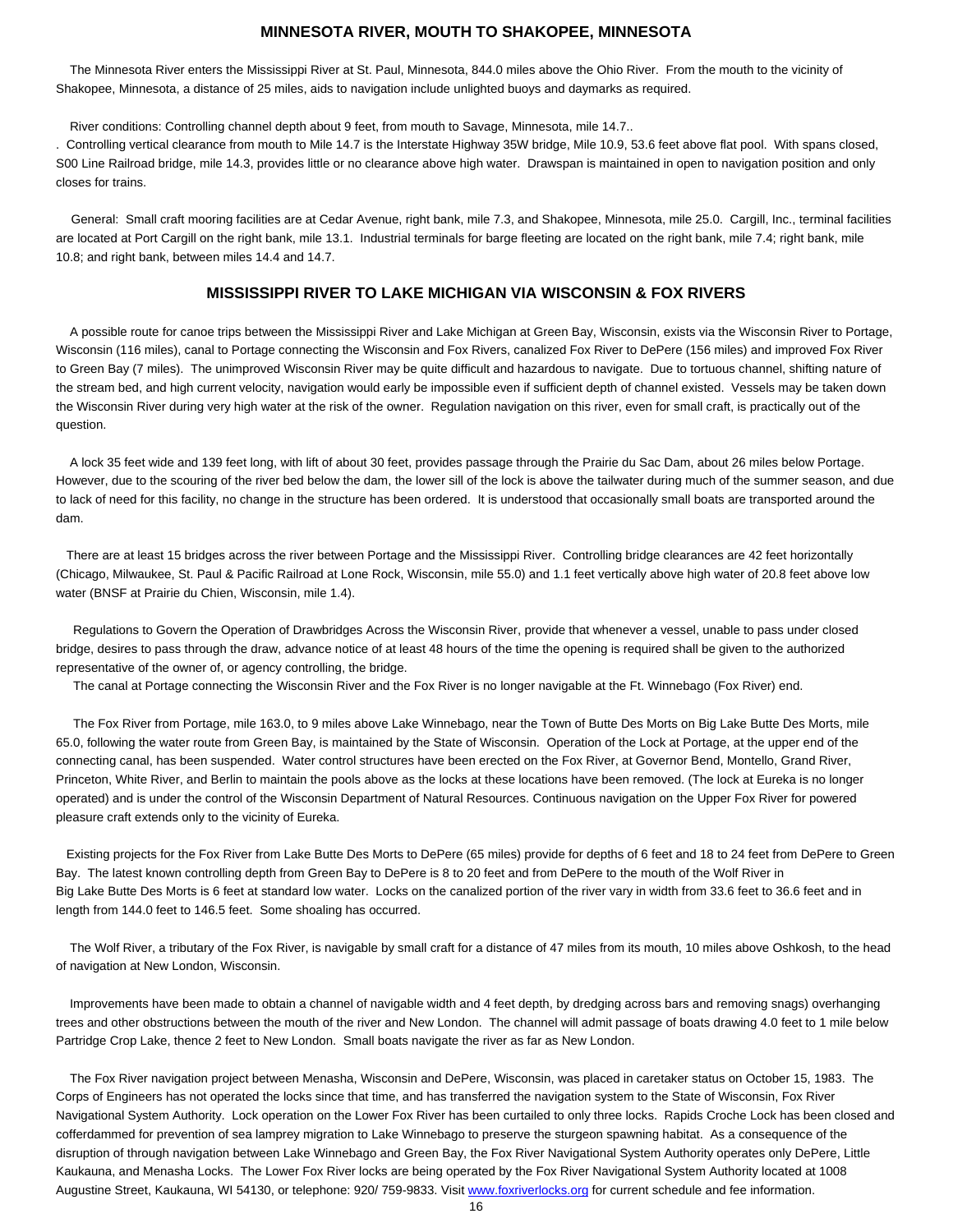## MINNESOTA RIVER, MOUTH TO SHAKOPEE, MINNESOTA

The Minnesota River enters the Mississippi River at St. Paul, Minnesota, 844.0 miles above the Ohio River. From the mouth to the vicinity of Shakopee, Minnesota, a distance of 25 miles, aids to navigation include unlighted buoys and daymarks as required.

River conditions: Controlling channel depth about 9 feet, from mouth to Savage, Minnesota, mile 14.7..

. Controlling vertical clearance from mouth to Mile 14.7 is the Interstate Highway 35W bridge, Mile 10.9, 53.6 feet above flat pool. With spans closed, S00 Line Railroad bridge, mile 14.3, provides little or no clearance above high water. Drawspan is maintained in open to navigation position and only closes for trains.

General: Small craft mooring facilities are at Cedar Avenue, right bank, mile 7.3, and Shakopee, Minnesota, mile 25.0. Cargill, Inc., terminal facilities are located at Port Cargill on the right bank, mile 13.1. Industrial terminals for barge fleeting are located on the right bank, mile 7.4; right bank, mile 10.8; and right bank, between miles 14.4 and 14.7.

## MISSISSIPPI RIVER TO LAKE MICHIGAN VIA WISCONSIN & FOX RIVERS

A possible route for canoe trips between the Mississippi River and Lake Michigan at Green Bay, Wisconsin, exists via the Wisconsin River to Portage, Wisconsin (116 miles), canal to Portage connecting the Wisconsin and Fox Rivers, canalized Fox River to DePere (156 miles) and improved Fox River to Green Bay (7 miles). The unimproved Wisconsin River may be quite difficult and hazardous to navigate. Due to tortuous channel, shifting nature of the stream bed, and high current velocity, navigation would early be impossible even if sufficient depth of channel existed. Vessels may be taken down the Wisconsin River during very high water at the risk of the owner. Regulation navigation on this river, even for small craft, is practically out of the question.

A lock 35 feet wide and 139 feet long, with lift of about 30 feet, provides passage through the Prairie du Sac Dam, about 26 miles below Portage. However, due to the scouring of the river bed below the dam, the lower sill of the lock is above the tailwater during much of the summer season, and due to lack of need for this facility, no change in the structure has been ordered. It is understood that occasionally small boats are transported around the dam.

There are at least 15 bridges across the river between Portage and the Mississippi River. Controlling bridge clearances are 42 feet horizontally (Chicago, Milwaukee, St. Paul & Pacific Railroad at Lone Rock, Wisconsin, mile 55.0) and 1.1 feet vertically above high water of 20.8 feet above low water (BNSF at Prairie du Chien, Wisconsin, mile 1.4).

Regulations to Govern the Operation of Drawbridges Across the Wisconsin River, provide that whenever a vessel, unable to pass under closed bridge, desires to pass through the draw, advance notice of at least 48 hours of the time the opening is required shall be given to the authorized representative of the owner of, or agency controlling, the bridge.

The canal at Portage connecting the Wisconsin River and the Fox River is no longer navigable at the Ft. Winnebago (Fox River) end.

The Fox River from Portage, mile 163.0, to 9 miles above Lake Winnebago, near the Town of Butte Des Morts on Big Lake Butte Des Morts, mile 65.0, following the water route from Green Bay, is maintained by the State of Wisconsin. Operation of the Lock at Portage, at the upper end of the connecting canal, has been suspended. Water control structures have been erected on the Fox River, at Governor Bend, Montello, Grand River, Princeton, White River, and Berlin to maintain the pools above as the locks at these locations have been removed. (The lock at Eureka is no longer operated) and is under the control of the Wisconsin Department of Natural Resources. Continuous navigation on the Upper Fox River for powered pleasure craft extends only to the vicinity of Eureka.

Existing projects for the Fox River from Lake Butte Des Morts to DePere (65 miles) provide for depths of 6 feet and 18 to 24 feet from DePere to Green Bay. The latest known controlling depth from Green Bay to DePere is 8 to 20 feet and from DePere to the mouth of the Wolf River in Big Lake Butte Des Morts is 6 feet at standard low water. Locks on the canalized portion of the river vary in width from 33.6 feet to 36.6 feet and in length from 144.0 feet to 146.5 feet. Some shoaling has occurred.

The Wolf River, a tributary of the Fox River, is navigable by small craft for a distance of 47 miles from its mouth, 10 miles above Oshkosh, to the head of navigation at New London, Wisconsin.

Improvements have been made to obtain a channel of navigable width and 4 feet depth, by dredging across bars and removing snags) overhanging trees and other obstructions between the mouth of the river and New London. The channel will admit passage of boats drawing 4.0 feet to 1 mile below Partridge Crop Lake, thence 2 feet to New London. Small boats navigate the river as far as New London.

The Fox River navigation project between Menasha, Wisconsin and DePere, Wisconsin, was placed in caretaker status on October 15, 1983. The Corps of Engineers has not operated the locks since that time, and has transferred the navigation system to the State of Wisconsin, Fox River Navigational System Authority. Lock operation on the Lower Fox River has been curtailed to only three locks. Rapids Croche Lock has been closed and cofferdammed for prevention of sea lamprey migration to Lake Winnebago to preserve the sturgeon spawning habitat. As a consequence of the disruption of through navigation between Lake Winnebago and Green Bay, the Fox River Navigational System Authority operates only DePere, Little Kaukauna, and Menasha Locks. The Lower Fox River locks are being operated by the Fox River Navigational System Authority located at 1008 Augustine Street, Kaukauna, WI 54130, or telephone: 920/ 759-9833. Visit www.foxriverlocks.org for current schedule and fee information.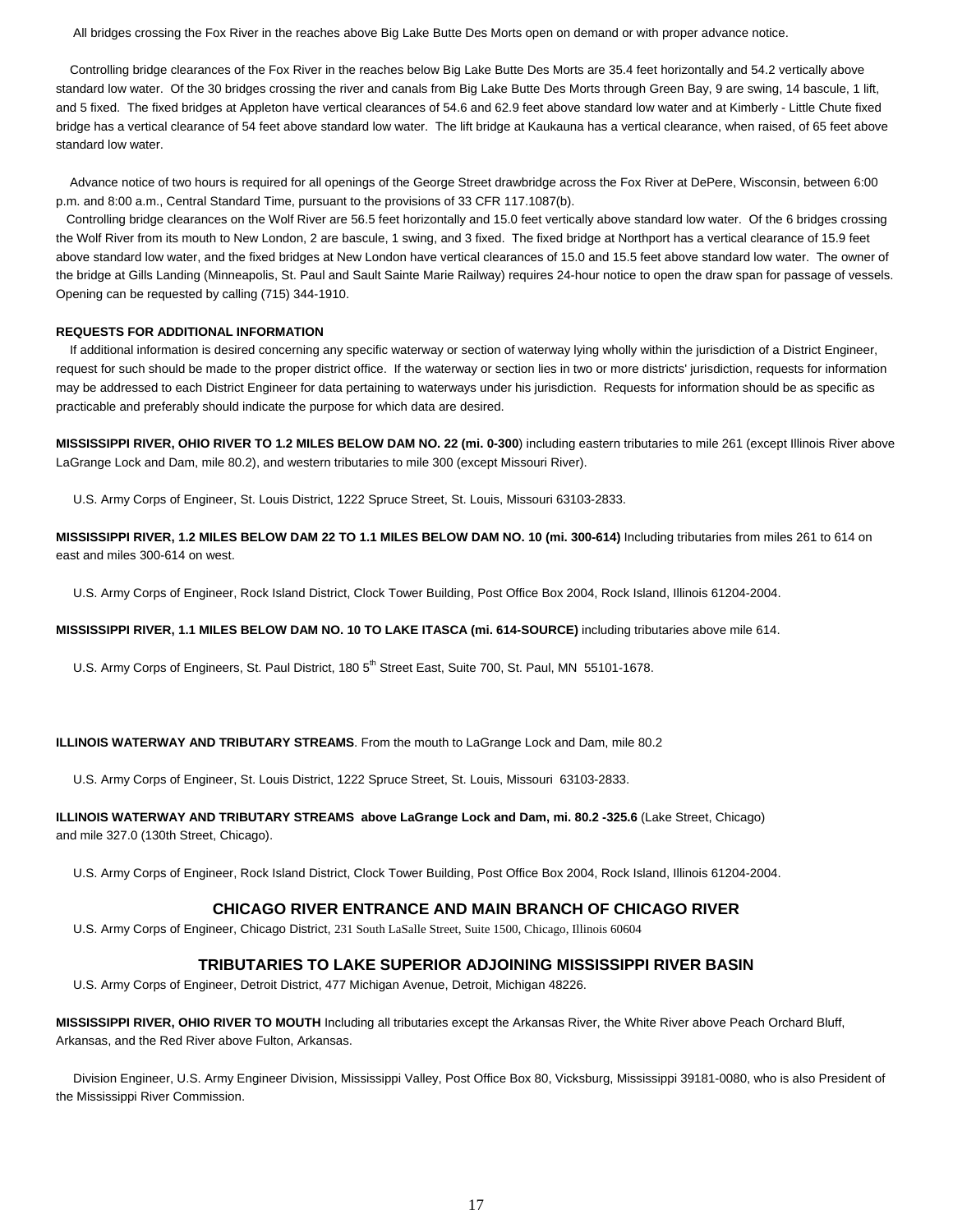All bridges crossing the Fox River in the reaches above Big Lake Butte Des Morts open on demand or with proper advance notice.

Controlling bridge clearances of the Fox River in the reaches below Big Lake Butte Des Morts are 35.4 feet horizontally and 54.2 vertically above standard low water. Of the 30 bridges crossing the river and canals from Big Lake Butte Des Morts through Green Bay, 9 are swing, 14 bascule, 1 lift, and 5 fixed. The fixed bridges at Appleton have vertical clearances of 54.6 and 62.9 feet above standard low water and at Kimberly - Little Chute fixed bridge has a vertical clearance of 54 feet above standard low water. The lift bridge at Kaukauna has a vertical clearance, when raised, of 65 feet above standard low water.

Advance notice of two hours is required for all openings of the George Street drawbridge across the Fox River at DePere, Wisconsin, between 6:00 p.m. and 8:00 a.m., Central Standard Time, pursuant to the provisions of 33 CFR 117.1087(b).

Controlling bridge clearances on the Wolf River are 56.5 feet horizontally and 15.0 feet vertically above standard low water. Of the 6 bridges crossing the Wolf River from its mouth to New London, 2 are bascule, 1 swing, and 3 fixed. The fixed bridge at Northport has a vertical clearance of 15.9 feet above standard low water, and the fixed bridges at New London have vertical clearances of 15.0 and 15.5 feet above standard low water. The owner of the bridge at Gills Landing (Minneapolis, St. Paul and Sault Sainte Marie Railway) requires 24-hour notice to open the draw span for passage of vessels. Opening can be requested by calling (715) 344-1910.

**REQUESTS FOR ADDITIONAL INFORMATION**

If additional information is desired concerning any specific waterway or section of waterway lying wholly within the jurisdiction of a District Engineer, request for such should be made to the proper district office. If the waterway or section lies in two or more districts' jurisdiction, requests for information may be addressed to each District Engineer for data pertaining to waterways under his jurisdiction. Requests for information should be as specific as practicable and preferably should indicate the purpose for which data are desired.

**MISSISSIPPI RIVER, OHIO RIVER TO 1.2 MILES BELOW DAM NO. 22 (mi. 0-300**) including eastern tributaries to mile 261 (except Illinois River above LaGrange Lock and Dam, mile 80.2), and western tributaries to mile 300 (except Missouri River).

U.S. Army Corps of Engineer, St. Louis District, 1222 Spruce Street, St. Louis, Missouri 63103-2833.

**MISSISSIPPI RIVER, 1.2 MILES BELOW DAM 22 TO 1.1 MILES BELOW DAM NO. 10 (mi. 300-614)** Including tributaries from miles 261 to 614 on east and miles 300-614 on west.

U.S. Army Corps of Engineer, Rock Island District, Clock Tower Building, Post Office Box 2004, Rock Island, Illinois 61204-2004.

**MISSISSIPPI RIVER, 1.1 MILES BELOW DAM NO. 10 TO LAKE ITASCA (mi. 614-SOURCE)** including tributaries above mile 614.

U.S. Army Corps of Engineers, St. Paul District, 180 5th Street East, Suite 700, St. Paul, MN 55101-1678.

**ILLINOIS WATERWAY AND TRIBUTARY STREAMS**. From the mouth to LaGrange Lock and Dam, mile 80.2

U.S. Army Corps of Engineer, St. Louis District, 1222 Spruce Street, St. Louis, Missouri 63103-2833.

**ILLINOIS WATERWAY AND TRIBUTARY STREAMS above LaGrange Lock and Dam, mi. 80.2 -325.6** (Lake Street, Chicago) and mile 327.0 (130th Street, Chicago).

U.S. Army Corps of Engineer, Rock Island District, Clock Tower Building, Post Office Box 2004, Rock Island, Illinois 61204-2004.

## CHICAGO RIVER ENTRANCE AND MAIN BRANCH OF CHICAGO RIVER

U.S. Army Corps of Engineer, Chicago District, 231 South LaSalle Street, Suite 1500, Chicago, Illinois 60604

## TRIBUTARIES TO LAKE SUPERIOR ADJOINING MISSISSIPPI RIVER BASIN

U.S. Army Corps of Engineer, Detroit District, 477 Michigan Avenue, Detroit, Michigan 48226.

**MISSISSIPPI RIVER, OHIO RIVER TO MOUTH** Including all tributaries except the Arkansas River, the White River above Peach Orchard Bluff, Arkansas, and the Red River above Fulton, Arkansas.

Division Engineer, U.S. Army Engineer Division, Mississippi Valley, Post Office Box 80, Vicksburg, Mississippi 39181-0080, who is also President of the Mississippi River Commission.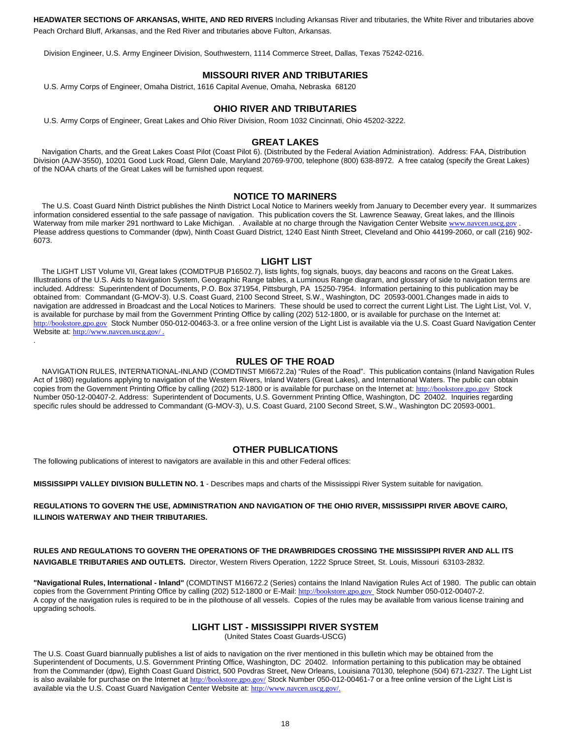**HEADWATER SECTIONS OF ARKANSAS, WHITE, AND RED RIVERS** Including Arkansas River and tributaries, the White River and tributaries above Peach Orchard Bluff, Arkansas, and the Red River and tributaries above Fulton, Arkansas.

Division Engineer, U.S. Army Engineer Division, Southwestern, 1114 Commerce Street, Dallas, Texas 75242-0216.

## MISSOURI RIVER AND TRIBUTARIES

U.S. Army Corps of Engineer, Omaha District, 1616 Capital Avenue, Omaha, Nebraska 68120

## OHIO RIVER AND TRIBUTARIES

U.S. Army Corps of Engineer, Great Lakes and Ohio River Division, Room 1032 Cincinnati, Ohio 45202-3222.

## GREAT LAKES

Navigation Charts, and the Great Lakes Coast Pilot (Coast Pilot 6). (Distributed by the Federal Aviation Administration). Address: FAA, Distribution Division (AJW-3550), 10201 Good Luck Road, Glenn Dale, Maryland 20769-9700, telephone (800) 638-8972. A free catalog (specify the Great Lakes) of the NOAA charts of the Great Lakes will be furnished upon request.

## NOTICE TO MARINERS

The U.S. Coast Guard Ninth District publishes the Ninth District Local Notice to Mariners weekly from January to December every year. It summarizes information considered essential to the safe passage of navigation. This publication covers the St. Lawrence Seaway, Great lakes, and the Illinois Waterway from mile marker 291 northward to Lake Michigan. . Available at no charge through the Navigation Center Website www.navcen.uscg.gov . Please address questions to Commander (dpw), Ninth Coast Guard District, 1240 East Ninth Street, Cleveland and Ohio 44199-2060, or call (216) 902-6073.

## LIGHT LIST

The LIGHT LIST Volume VII, Great lakes (COMDTPUB P16502.7), lists lights, fog signals, buoys, day beacons and racons on the Great Lakes. Illustrations of the U.S. Aids to Navigation System, Geographic Range tables, a Luminous Range diagram, and glossary of side to navigation terms are included. Address: Superintendent of Documents, P.O. Box 371954, Pittsburgh, PA 15250-7954. Information pertaining to this publication may be obtained from: Commandant (G-MOV-3). U.S. Coast Guard, 2100 Second Street, S.W., Washington, DC 20593-0001.Changes made in aids to navigation are addressed in Broadcast and the Local Notices to Mariners. These should be used to correct the current Light List. The Light List, Vol. V, is available for purchase by mail from the Government Printing Office by calling (202) 512-1800, or is available for purchase on the Internet at: http://bookstore.gpo.gov Stock Number 050-012-00463-3. or a free online version of the Light List is available via the U.S. Coast Guard Navigation Center Website at: http://www.navcen.uscg.gov/ .

## RULES OF THE ROAD

NAVIGATION RULES, INTERNATIONAL-INLAND (COMDTINST MI6672.2a) "Rules of the Road". This publication contains (Inland Navigation Rules Act of 1980) regulations applying to navigation of the Western Rivers, Inland Waters (Great Lakes), and International Waters. The public can obtain copies from the Government Printing Office by calling (202) 512-1800 or is available for purchase on the Internet at: http://bookstore.gpo.gov Stock Number 050-12-00407-2. Address: Superintendent of Documents, U.S. Government Printing Office, Washington, DC 20402. Inquiries regarding specific rules should be addressed to Commandant (G-MOV-3), U.S. Coast Guard, 2100 Second Street, S.W., Washington DC 20593-0001.

## OTHER PUBLICATIONS

The following publications of interest to navigators are available in this and other Federal offices:

**MISSISSIPPI VALLEY DIVISION BULLETIN NO. 1** - Describes maps and charts of the Mississippi River System suitable for navigation.

**REGULATIONS TO GOVERN THE USE, ADMINISTRATION AND NAVIGATION OF THE OHIO RIVER, MISSISSIPPI RIVER ABOVE CAIRO, ILLINOIS WATERWAY AND THEIR TRIBUTARIES.**

**RULES AND REGULATIONS TO GOVERN THE OPERATIONS OF THE DRAWBRIDGES CROSSING THE MISSISSIPPI RIVER AND ALL ITS NAVIGABLE TRIBUTARIES AND OUTLETS.** Director, Western Rivers Operation, 1222 Spruce Street, St. Louis, Missouri 63103-2832.

**"Navigational Rules, International - Inland"** (COMDTINST M16672.2 (Series) contains the Inland Navigation Rules Act of 1980. The public can obtain copies from the Government Printing Office by calling (202) 512-1800 or E-Mail: http://bookstore.gpo.gov Stock Number 050-012-00407-2. A copy of the navigation rules is required to be in the pilothouse of all vessels. Copies of the rules may be available from various license training and upgrading schools.

## LIGHT LIST - MISSISSIPPI RIVER SYSTEM

(United States Coast Guards-USCG)

The U.S. Coast Guard biannually publishes a list of aids to navigation on the river mentioned in this bulletin which may be obtained from the Superintendent of Documents, U.S. Government Printing Office, Washington, DC 20402. Information pertaining to this publication may be obtained from the Commander (dpw), Eighth Coast Guard District, 500 Povdras Street, New Orleans, Louisiana 70130, telephone (504) 671-2327. The Light List is also available for purchase on the Internet at http://bookstore.gpo.gov/ Stock Number 050-012-00461-7 or a free online version of the Light List is available via the U.S. Coast Guard Navigation Center Website at: http://www.navcen.uscg.gov/.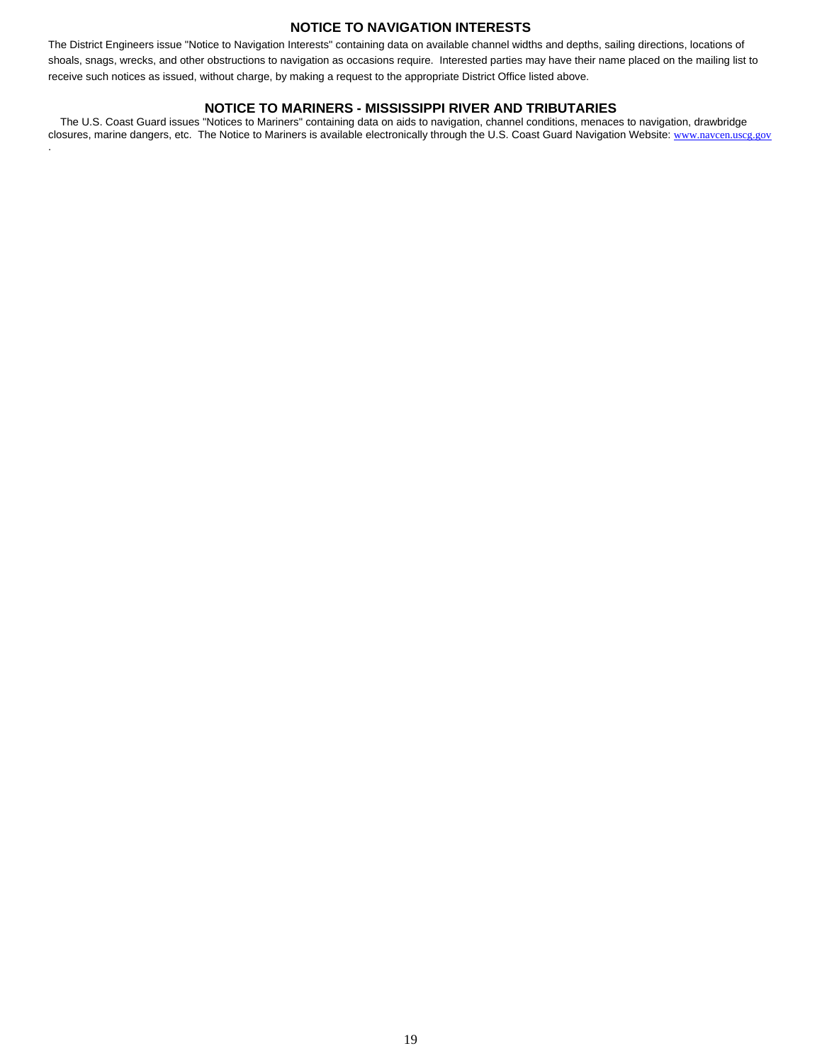## NOTICE TO NAVIGATION INTERESTS

The District Engineers issue "Notice to Navigation Interests" containing data on available channel widths and depths, sailing directions, locations of shoals, snags, wrecks, and other obstructions to navigation as occasions require. Interested parties may have their name placed on the mailing list to receive such notices as issued, without charge, by making a request to the appropriate District Office listed above.

## NOTICE TO MARINERS - MISSISSIPPI RIVER AND TRIBUTARIES

The U.S. Coast Guard issues "Notices to Mariners" containing data on aids to navigation, channel conditions, menaces to navigation, drawbridge closures, marine dangers, etc. The Notice to Mariners is available electronically through the U.S. Coast Guard Navigation Website: www.navcen.uscg.gov.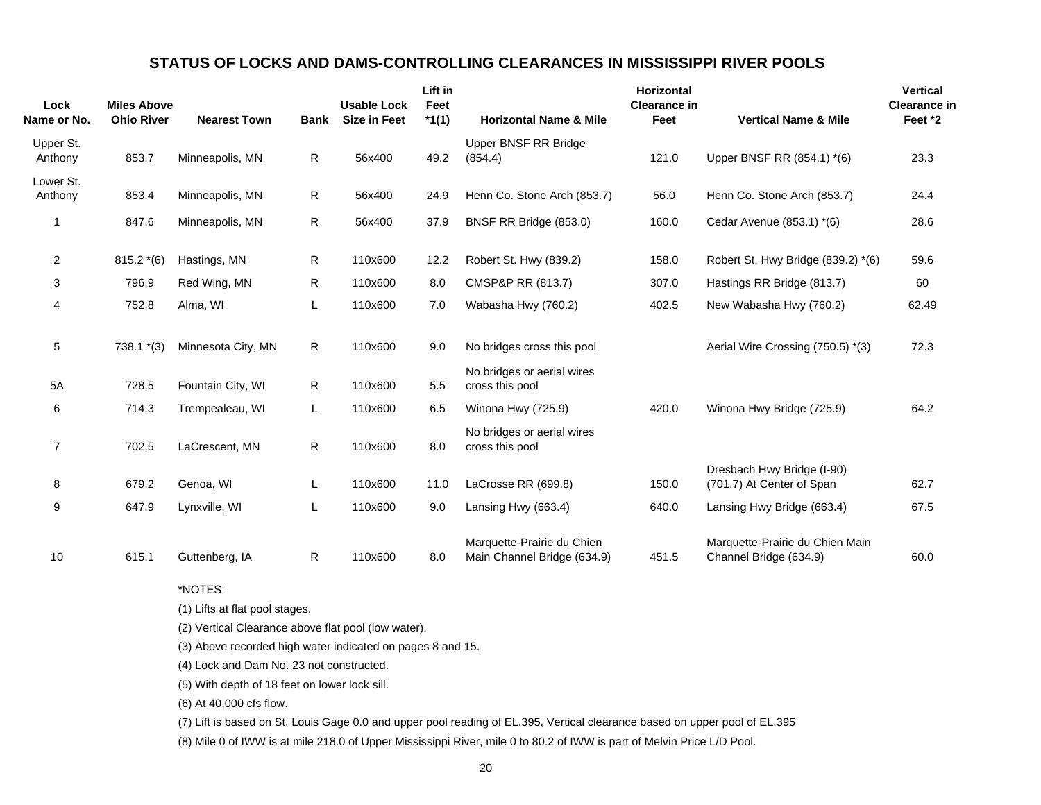# STATUS OF LOCKS AND DAMS-CONTROLLING CLEARANCES IN MISSISSIPPI RIVER POOLS

| Lock Name or No. | Miles Above Ohio River | Nearest Town | Bank | Usable Lock Size in Feet | Lift in Feet *1(1) | Horizontal Name & Mile | Horizontal Clearance in Feet | Vertical Name & Mile | Vertical Clearance in Feet *2 |
|---|---|---|---|---|---|---|---|---|---|
| Upper St. Anthony | 853.7 | Minneapolis, MN | R | 56x400 | 49.2 | Upper BNSF RR Bridge (854.4) | 121.0 | Upper BNSF RR (854.1) *(6) | 23.3 |
| Lower St. Anthony | 853.4 | Minneapolis, MN | R | 56x400 | 24.9 | Henn Co. Stone Arch (853.7) | 56.0 | Henn Co. Stone Arch (853.7) | 24.4 |
| 1 | 847.6 | Minneapolis, MN | R | 56x400 | 37.9 | BNSF RR Bridge (853.0) | 160.0 | Cedar Avenue (853.1) *(6) | 28.6 |
| 2 | 815.2 *(6) | Hastings, MN | R | 110x600 | 12.2 | Robert St. Hwy (839.2) | 158.0 | Robert St. Hwy Bridge (839.2) *(6) | 59.6 |
| 3 | 796.9 | Red Wing, MN | R | 110x600 | 8.0 | CMSP&P RR (813.7) | 307.0 | Hastings RR Bridge (813.7) | 60 |
| 4 | 752.8 | Alma, WI | L | 110x600 | 7.0 | Wabasha Hwy (760.2) | 402.5 | New Wabasha Hwy (760.2) | 62.49 |
| 5 | 738.1 *(3) | Minnesota City, MN | R | 110x600 | 9.0 | No bridges cross this pool | | Aerial Wire Crossing (750.5) *(3) | 72.3 |
| 5A | 728.5 | Fountain City, WI | R | 110x600 | 5.5 | No bridges or aerial wires cross this pool | | | |
| 6 | 714.3 | Trempealeau, WI | L | 110x600 | 6.5 | Winona Hwy (725.9) | 420.0 | Winona Hwy Bridge (725.9) | 64.2 |
| 7 | 702.5 | LaCrescent, MN | R | 110x600 | 8.0 | No bridges or aerial wires cross this pool | | | |
| 8 | 679.2 | Genoa, WI | L | 110x600 | 11.0 | LaCrosse RR (699.8) | 150.0 | Dresbach Hwy Bridge (I-90) (701.7) At Center of Span | 62.7 |
| 9 | 647.9 | Lynxville, WI | L | 110x600 | 9.0 | Lansing Hwy (663.4) | 640.0 | Lansing Hwy Bridge (663.4) | 67.5 |
| 10 | 615.1 | Guttenberg, IA | R | 110x600 | 8.0 | Marquette-Prairie du Chien Main Channel Bridge (634.9) | 451.5 | Marquette-Prairie du Chien Main Channel Bridge (634.9) | 60.0 |

*NOTES:

(1) Lifts at flat pool stages.

(2) Vertical Clearance above flat pool (low water).

(3) Above recorded high water indicated on pages 8 and 15.

(4) Lock and Dam No. 23 not constructed.

(5) With depth of 18 feet on lower lock sill.

(6) At 40,000 cfs flow.

(7) Lift is based on St. Louis Gage 0.0 and upper pool reading of EL.395, Vertical clearance based on upper pool of EL.395

(8) Mile 0 of IWW is at mile 218.0 of Upper Mississippi River, mile 0 to 80.2 of IWW is part of Melvin Price L/D Pool.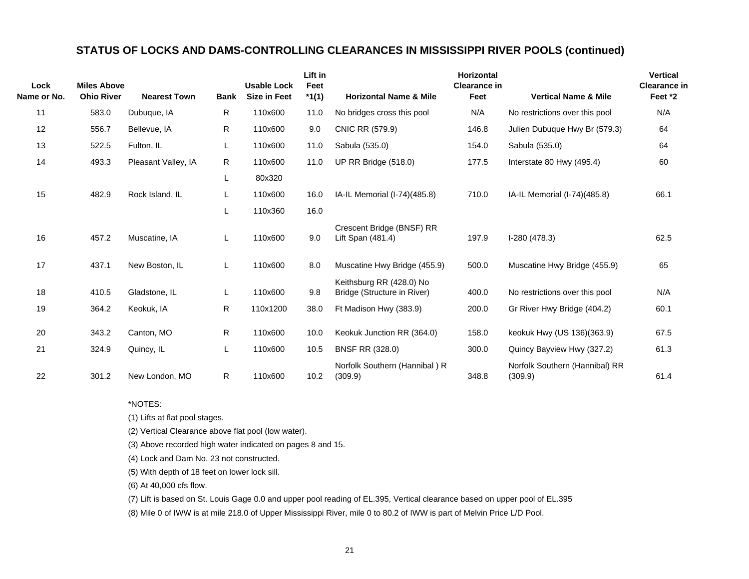# STATUS OF LOCKS AND DAMS-CONTROLLING CLEARANCES IN MISSISSIPPI RIVER POOLS (continued)

| Lock Name or No. | Miles Above Ohio River | Nearest Town | Bank | Usable Lock Size in Feet | Lift in Feet *1(1) | Horizontal Name & Mile | Horizontal Clearance in Feet | Vertical Name & Mile | Vertical Clearance in Feet *2 |
|---|---|---|---|---|---|---|---|---|---|
| 11 | 583.0 | Dubuque, IA | R | 110x600 | 11.0 | No bridges cross this pool | N/A | No restrictions over this pool | N/A |
| 12 | 556.7 | Bellevue, IA | R | 110x600 | 9.0 | CNIC RR (579.9) | 146.8 | Julien Dubuque Hwy Br (579.3) | 64 |
| 13 | 522.5 | Fulton, IL | L | 110x600 | 11.0 | Sabula (535.0) | 154.0 | Sabula (535.0) | 64 |
| 14 | 493.3 | Pleasant Valley, IA | R | 110x600 | 11.0 | UP RR Bridge (518.0) | 177.5 | Interstate 80 Hwy (495.4) | 60 |
| | | | L | 80x320 | | | | | |
| 15 | 482.9 | Rock Island, IL | L | 110x600 | 16.0 | IA-IL Memorial (I-74)(485.8) | 710.0 | IA-IL Memorial (I-74)(485.8) | 66.1 |
| | | | L | 110x360 | 16.0 | | | | |
| 16 | 457.2 | Muscatine, IA | L | 110x600 | 9.0 | Crescent Bridge (BNSF) RR Lift Span (481.4) | 197.9 | I-280 (478.3) | 62.5 |
| 17 | 437.1 | New Boston, IL | L | 110x600 | 8.0 | Muscatine Hwy Bridge (455.9) | 500.0 | Muscatine Hwy Bridge (455.9) | 65 |
| 18 | 410.5 | Gladstone, IL | L | 110x600 | 9.8 | Keithsburg RR (428.0) No Bridge (Structure in River) | 400.0 | No restrictions over this pool | N/A |
| 19 | 364.2 | Keokuk, IA | R | 110x1200 | 38.0 | Ft Madison Hwy (383.9) | 200.0 | Gr River Hwy Bridge (404.2) | 60.1 |
| 20 | 343.2 | Canton, MO | R | 110x600 | 10.0 | Keokuk Junction RR (364.0) | 158.0 | keokuk Hwy (US 136)(363.9) | 67.5 |
| 21 | 324.9 | Quincy, IL | L | 110x600 | 10.5 | BNSF RR (328.0) | 300.0 | Quincy Bayview Hwy (327.2) | 61.3 |
| 22 | 301.2 | New London, MO | R | 110x600 | 10.2 | Norfolk Southern (Hannibal ) R (309.9) | 348.8 | Norfolk Southern (Hannibal) RR (309.9) | 61.4 |

*NOTES:

(1) Lifts at flat pool stages.

(2) Vertical Clearance above flat pool (low water).

(3) Above recorded high water indicated on pages 8 and 15.

(4) Lock and Dam No. 23 not constructed.

(5) With depth of 18 feet on lower lock sill.

(6) At 40,000 cfs flow.

(7) Lift is based on St. Louis Gage 0.0 and upper pool reading of EL.395, Vertical clearance based on upper pool of EL.395

(8) Mile 0 of IWW is at mile 218.0 of Upper Mississippi River, mile 0 to 80.2 of IWW is part of Melvin Price L/D Pool.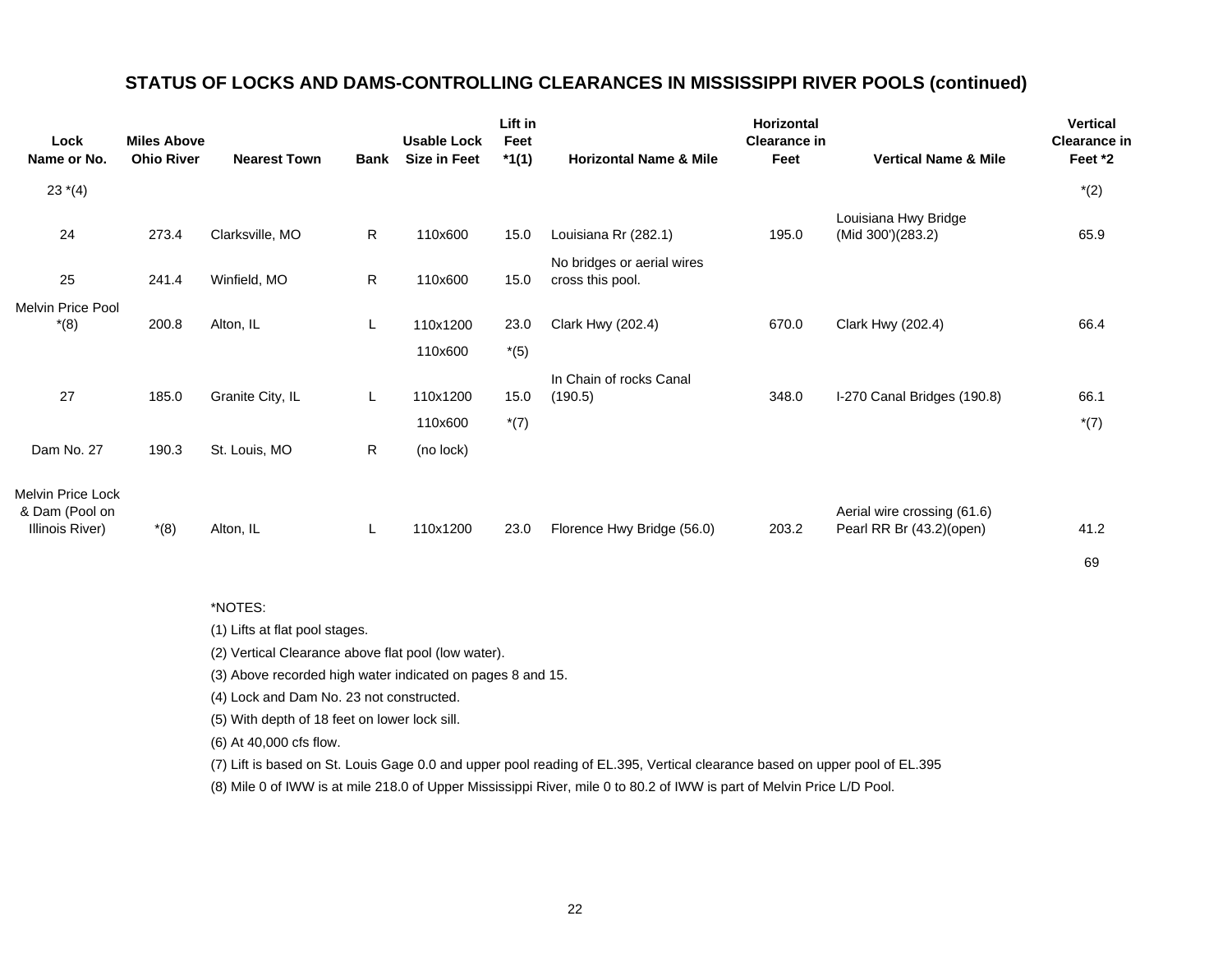## STATUS OF LOCKS AND DAMS-CONTROLLING CLEARANCES IN MISSISSIPPI RIVER POOLS (continued)

| Lock Name or No. | Miles Above Ohio River | Nearest Town | Bank | Usable Lock Size in Feet | Lift in Feet *1(1) | Horizontal Name & Mile | Horizontal Clearance in Feet | Vertical Name & Mile | Vertical Clearance in Feet *2 |
|---|---|---|---|---|---|---|---|---|---|
| 23 *(4) | | | | | | | | | *(2) |
| 24 | 273.4 | Clarksville, MO | R | 110x600 | 15.0 | Louisiana Rr (282.1) | 195.0 | Louisiana Hwy Bridge (Mid 300')(283.2) | 65.9 |
| 25 | 241.4 | Winfield, MO | R | 110x600 | 15.0 | No bridges or aerial wires cross this pool. | | | |
| Melvin Price Pool *(8) | 200.8 | Alton, IL | L | 110x1200 | 23.0 | Clark Hwy (202.4) | 670.0 | Clark Hwy (202.4) | 66.4 |
| | | | | 110x600 | *(5) | | | | |
| 27 | 185.0 | Granite City, IL | L | 110x1200 | 15.0 | In Chain of rocks Canal (190.5) | 348.0 | I-270 Canal Bridges (190.8) | 66.1 |
| | | | | 110x600 | *(7) | | | | *(7) |
| Dam No. 27 | 190.3 | St. Louis, MO | R | (no lock) | | | | | |
| Melvin Price Lock & Dam (Pool on Illinois River) | *(8) | Alton, IL | L | 110x1200 | 23.0 | Florence Hwy Bridge (56.0) | 203.2 | Aerial wire crossing (61.6) Pearl RR Br (43.2)(open) | 41.2 |
| | | | | | | | | | 69 |

*NOTES:

(1) Lifts at flat pool stages.

(2) Vertical Clearance above flat pool (low water).

(3) Above recorded high water indicated on pages 8 and 15.

(4) Lock and Dam No. 23 not constructed.

(5) With depth of 18 feet on lower lock sill.

(6) At 40,000 cfs flow.

(7) Lift is based on St. Louis Gage 0.0 and upper pool reading of EL.395, Vertical clearance based on upper pool of EL.395

(8) Mile 0 of IWW is at mile 218.0 of Upper Mississippi River, mile 0 to 80.2 of IWW is part of Melvin Price L/D Pool.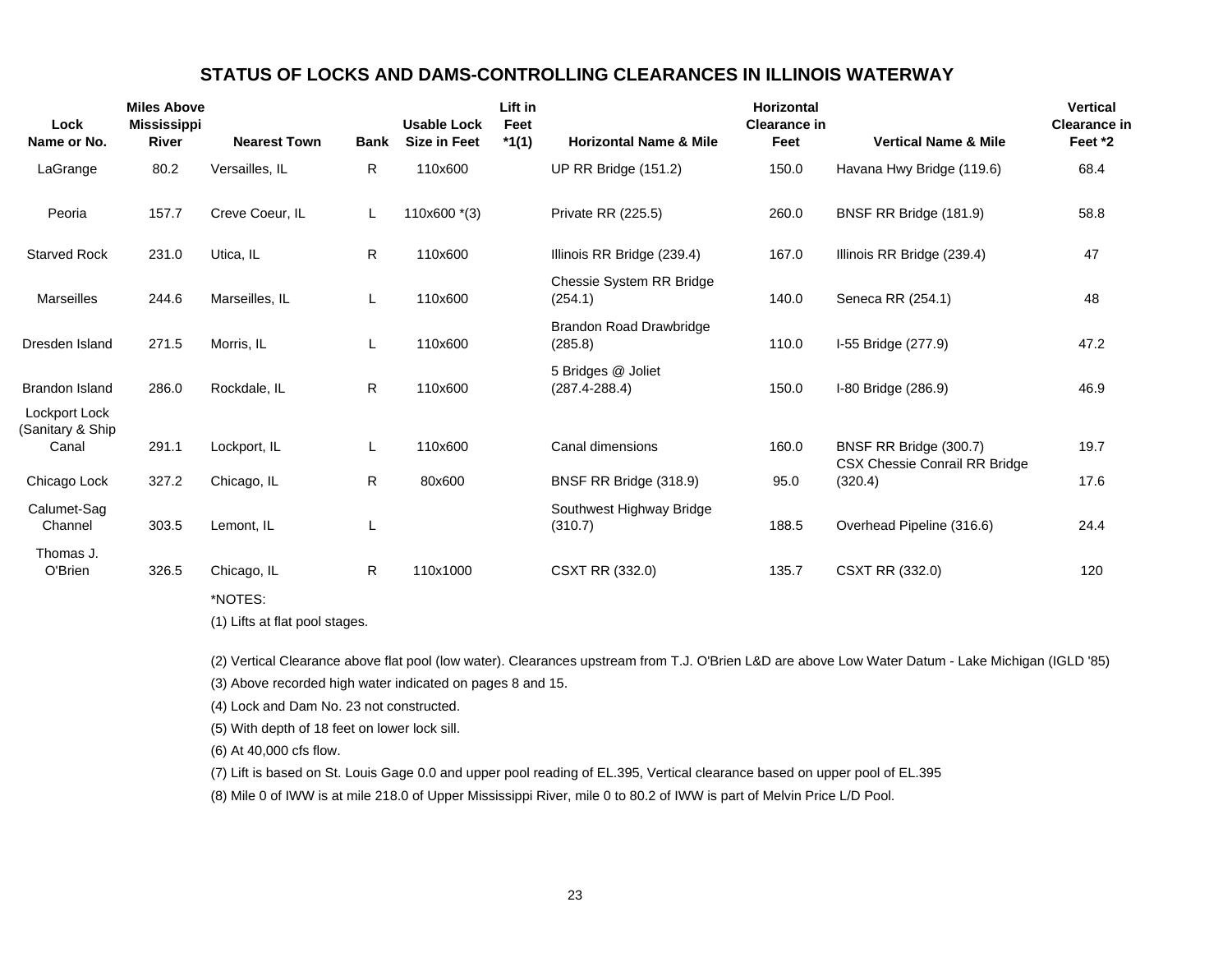## STATUS OF LOCKS AND DAMS-CONTROLLING CLEARANCES IN ILLINOIS WATERWAY

| Lock Name or No. | Miles Above Mississippi River | Nearest Town | Bank | Usable Lock Size in Feet | Lift in Feet *1(1) | Horizontal Name & Mile | Horizontal Clearance in Feet | Vertical Name & Mile | Vertical Clearance in Feet *2 |
|---|---|---|---|---|---|---|---|---|---|
| LaGrange | 80.2 | Versailles, IL | R | 110x600 | | UP RR Bridge (151.2) | 150.0 | Havana Hwy Bridge (119.6) | 68.4 |
| Peoria | 157.7 | Creve Coeur, IL | L | 110x600 *(3) | | Private RR (225.5) | 260.0 | BNSF RR Bridge (181.9) | 58.8 |
| Starved Rock | 231.0 | Utica, IL | R | 110x600 | | Illinois RR Bridge (239.4) | 167.0 | Illinois RR Bridge (239.4) | 47 |
| Marseilles | 244.6 | Marseilles, IL | L | 110x600 | | Chessie System RR Bridge (254.1) | 140.0 | Seneca RR (254.1) | 48 |
| Dresden Island | 271.5 | Morris, IL | L | 110x600 | | Brandon Road Drawbridge (285.8) | 110.0 | I-55 Bridge (277.9) | 47.2 |
| Brandon Island | 286.0 | Rockdale, IL | R | 110x600 | | 5 Bridges @ Joliet (287.4-288.4) | 150.0 | I-80 Bridge (286.9) | 46.9 |
| Lockport Lock (Sanitary & Ship Canal | 291.1 | Lockport, IL | L | 110x600 | | Canal dimensions | 160.0 | BNSF RR Bridge (300.7) | 19.7 |
| Chicago Lock | 327.2 | Chicago, IL | R | 80x600 | | BNSF RR Bridge (318.9) | 95.0 | CSX Chessie Conrail RR Bridge (320.4) | 17.6 |
| Calumet-Sag Channel | 303.5 | Lemont, IL | L | | | Southwest Highway Bridge (310.7) | 188.5 | Overhead Pipeline (316.6) | 24.4 |
| Thomas J. O'Brien | 326.5 | Chicago, IL | R | 110x1000 | | CSXT RR (332.0) | 135.7 | CSXT RR (332.0) | 120 |

*NOTES:

(1) Lifts at flat pool stages.

(2) Vertical Clearance above flat pool (low water). Clearances upstream from T.J. O'Brien L&D are above Low Water Datum - Lake Michigan (IGLD '85)

(3) Above recorded high water indicated on pages 8 and 15.

(4) Lock and Dam No. 23 not constructed.

(5) With depth of 18 feet on lower lock sill.

(6) At 40,000 cfs flow.

(7) Lift is based on St. Louis Gage 0.0 and upper pool reading of EL.395, Vertical clearance based on upper pool of EL.395

(8) Mile 0 of IWW is at mile 218.0 of Upper Mississippi River, mile 0 to 80.2 of IWW is part of Melvin Price L/D Pool.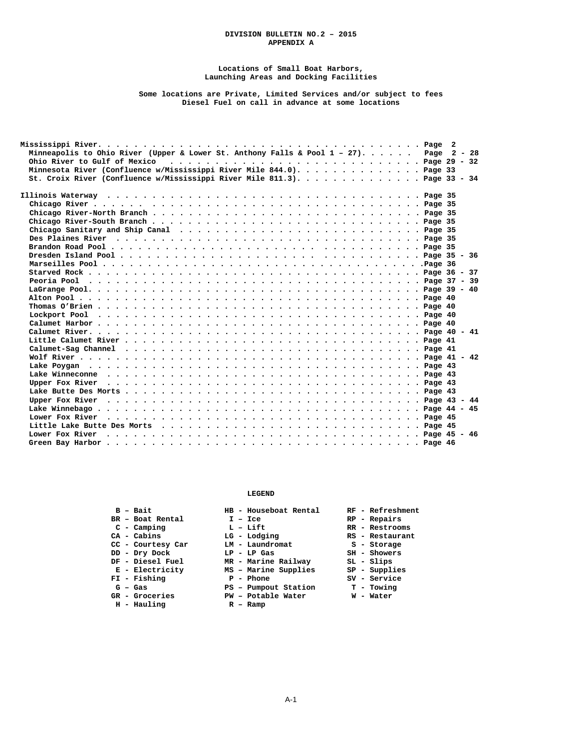**DIVISION BULLETIN NO.2 – 2015**
**APPENDIX A**

**Locations of Small Boat Harbors,**
**Launching Areas and Docking Facilities**

**Some locations are Private, Limited Services and/or subject to fees**
**Diesel Fuel on call in advance at some locations**

| | |
|---|---|
| **Mississippi River** | **Page 2** |
| **Minneapolis to Ohio River (Upper & Lower St. Anthony Falls & Pool 1 – 27)** | **Page 2 - 28** |
| **Ohio River to Gulf of Mexico** | **Page 29 - 32** |
| **Minnesota River (Confluence w/Mississippi River Mile 844.0)** | **Page 33** |
| **St. Croix River (Confluence w/Mississippi River Mile 811.3)** | **Page 33 - 34** |
| | |
| **Illinois Waterway** | **Page 35** |
| **Chicago River** | **Page 35** |
| **Chicago River-North Branch** | **Page 35** |
| **Chicago River-South Branch** | **Page 35** |
| **Chicago Sanitary and Ship Canal** | **Page 35** |
| **Des Plaines River** | **Page 35** |
| **Brandon Road Pool** | **Page 35** |
| **Dresden Island Pool** | **Page 35 - 36** |
| **Marseilles Pool** | **Page 36** |
| **Starved Rock** | **Page 36 - 37** |
| **Peoria Pool** | **Page 37 - 39** |
| **LaGrange Pool** | **Page 39 - 40** |
| **Alton Pool** | **Page 40** |
| **Thomas O'Brien** | **Page 40** |
| **Lockport Pool** | **Page 40** |
| **Calumet Harbor** | **Page 40** |
| **Calumet River** | **Page 40 - 41** |
| **Little Calumet River** | **Page 41** |
| **Calumet-Sag Channel** | **Page 41** |
| **Wolf River** | **Page 41 - 42** |
| **Lake Poygan** | **Page 43** |
| **Lake Winneconne** | **Page 43** |
| **Upper Fox River** | **Page 43** |
| **Lake Butte Des Morts** | **Page 43** |
| **Upper Fox River** | **Page 43 - 44** |
| **Lake Winnebago** | **Page 44 - 45** |
| **Lower Fox River** | **Page 45** |
| **Little Lake Butte Des Morts** | **Page 45** |
| **Lower Fox River** | **Page 45 - 46** |
| **Green Bay Harbor** | **Page 46** |

**LEGEND**

| | | |
|---|---|---|
| B – Bait | HB - Houseboat Rental | RF - Refreshment |
| BR – Boat Rental | I – Ice | RP - Repairs |
| C - Camping | L – Lift | RR - Restrooms |
| CA - Cabins | LG - Lodging | RS - Restaurant |
| CC - Courtesy Car | LM - Laundromat | S - Storage |
| DD - Dry Dock | LP - LP Gas | SH - Showers |
| DF - Diesel Fuel | MR - Marine Railway | SL - Slips |
| E - Electricity | MS – Marine Supplies | SP - Supplies |
| FI - Fishing | P - Phone | SV - Service |
| G – Gas | PS – Pumpout Station | T - Towing |
| GR - Groceries | PW – Potable Water | W - Water |
| H - Hauling | R – Ramp | |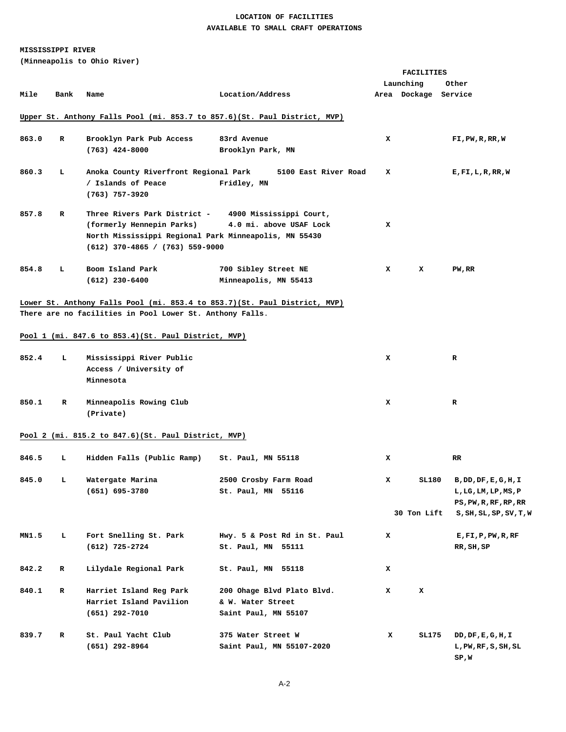**LOCATION OF FACILITIES**
**AVAILABLE TO SMALL CRAFT OPERATIONS**

**MISSISSIPPI RIVER**
**(Minneapolis to Ohio River)**

| Mile | Bank | Name | Location/Address | FACILITIES Launching Area | Dockage | Other Service |
|---|---|---|---|---|---|---|
| **Upper St. Anthony Falls Pool (mi. 853.7 to 857.6)(St. Paul District, MVP)** | | | | | | |
| 863.0 | R | Brooklyn Park Pub Access (763) 424-8000 | 83rd Avenue Brooklyn Park, MN | X | | FI,PW,R,RR,W |
| 860.3 | L | Anoka County Riverfront Regional Park / Islands of Peace (763) 757-3920 | 5100 East River Road Fridley, MN | X | | E,FI,L,R,RR,W |
| 857.8 | R | Three Rivers Park District - (formerly Hennepin Parks) North Mississippi Regional Park (612) 370-4865 / (763) 559-9000 | 4900 Mississippi Court, 4.0 mi. above USAF Lock Minneapolis, MN 55430 | X | | |
| 854.8 | L | Boom Island Park (612) 230-6400 | 700 Sibley Street NE Minneapolis, MN 55413 | X | X | PW,RR |
| **Lower St. Anthony Falls Pool (mi. 853.4 to 853.7)(St. Paul District, MVP)** | | | | | | |
| There are no facilities in Pool Lower St. Anthony Falls. | | | | | | |
| **Pool 1 (mi. 847.6 to 853.4)(St. Paul District, MVP)** | | | | | | |
| 852.4 | L | Mississippi River Public Access / University of Minnesota | | X | | R |
| 850.1 | R | Minneapolis Rowing Club (Private) | | X | | R |
| **Pool 2 (mi. 815.2 to 847.6)(St. Paul District, MVP)** | | | | | | |
| 846.5 | L | Hidden Falls (Public Ramp) | St. Paul, MN 55118 | X | | RR |
| 845.0 | L | Watergate Marina (651) 695-3780 | 2500 Crosby Farm Road St. Paul, MN 55116 | X | SL180 30 Ton Lift | B,DD,DF,E,G,H,I L,LG,LM,LP,MS,P PS,PW,R,RF,RP,RR S,SH,SL,SP,SV,T,W |
| MN1.5 | L | Fort Snelling St. Park (612) 725-2724 | Hwy. 5 & Post Rd in St. Paul St. Paul, MN 55111 | X | | E,FI,P,PW,R,RF RR,SH,SP |
| 842.2 | R | Lilydale Regional Park | St. Paul, MN 55118 | X | | |
| 840.1 | R | Harriet Island Reg Park Harriet Island Pavilion (651) 292-7010 | 200 Ohage Blvd Plato Blvd. & W. Water Street Saint Paul, MN 55107 | X | X | |
| 839.7 | R | St. Paul Yacht Club (651) 292-8964 | 375 Water Street W Saint Paul, MN 55107-2020 | X | SL175 | DD,DF,E,G,H,I L,PW,RF,S,SH,SL SP,W |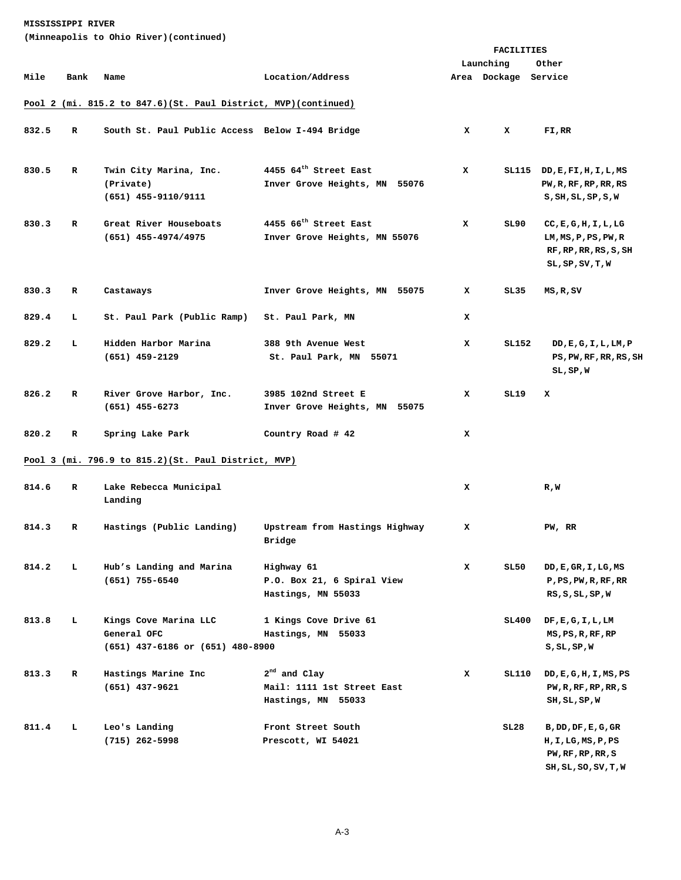**MISSISSIPPI RIVER**
**(Minneapolis to Ohio River)(continued)**

| Mile | Bank | Name | Location/Address | FACILITIES Launching Area | Dockage | Other Service |
|---|---|---|---|---|---|---|
| **Pool 2 (mi. 815.2 to 847.6)(St. Paul District, MVP)(continued)** | | | | | | |
| 832.5 | R | South St. Paul Public Access | Below I-494 Bridge | X | X | FI,RR |
| 830.5 | R | Twin City Marina, Inc. (Private) (651) 455-9110/9111 | 4455 64th Street East Inver Grove Heights, MN 55076 | X | SL115 | DD,E,FI,H,I,L,MS PW,R,RF,RP,RR,RS S,SH,SL,SP,S,W |
| 830.3 | R | Great River Houseboats (651) 455-4974/4975 | 4455 66th Street East Inver Grove Heights, MN 55076 | X | SL90 | CC,E,G,H,I,L,LG LM,MS,P,PS,PW,R RF,RP,RR,RS,S,SH SL,SP,SV,T,W |
| 830.3 | R | Castaways | Inver Grove Heights, MN 55075 | X | SL35 | MS,R,SV |
| 829.4 | L | St. Paul Park (Public Ramp) | St. Paul Park, MN | X | | |
| 829.2 | L | Hidden Harbor Marina (651) 459-2129 | 388 9th Avenue West St. Paul Park, MN 55071 | X | SL152 | DD,E,G,I,L,LM,P PS,PW,RF,RR,RS,SH SL,SP,W |
| 826.2 | R | River Grove Harbor, Inc. (651) 455-6273 | 3985 102nd Street E Inver Grove Heights, MN 55075 | X | SL19 | X |
| 820.2 | R | Spring Lake Park | Country Road # 42 | X | | |
| **Pool 3 (mi. 796.9 to 815.2)(St. Paul District, MVP)** | | | | | | |
| 814.6 | R | Lake Rebecca Municipal Landing | | X | | R,W |
| 814.3 | R | Hastings (Public Landing) | Upstream from Hastings Highway Bridge | X | | PW, RR |
| 814.2 | L | Hub's Landing and Marina (651) 755-6540 | Highway 61 P.O. Box 21, 6 Spiral View Hastings, MN 55033 | X | SL50 | DD,E,GR,I,LG,MS P,PS,PW,R,RF,RR RS,S,SL,SP,W |
| 813.8 | L | Kings Cove Marina LLC General OFC (651) 437-6186 or (651) 480-8900 | 1 Kings Cove Drive 61 Hastings, MN 55033 | | SL400 | DF,E,G,I,L,LM MS,PS,R,RF,RP S,SL,SP,W |
| 813.3 | R | Hastings Marine Inc (651) 437-9621 | 2nd and Clay Mail: 1111 1st Street East Hastings, MN 55033 | X | SL110 | DD,E,G,H,I,MS,PS PW,R,RF,RP,RR,S SH,SL,SP,W |
| 811.4 | L | Leo's Landing (715) 262-5998 | Front Street South Prescott, WI 54021 | | SL28 | B,DD,DF,E,G,GR H,I,LG,MS,P,PS PW,RF,RP,RR,S SH,SL,SO,SV,T,W |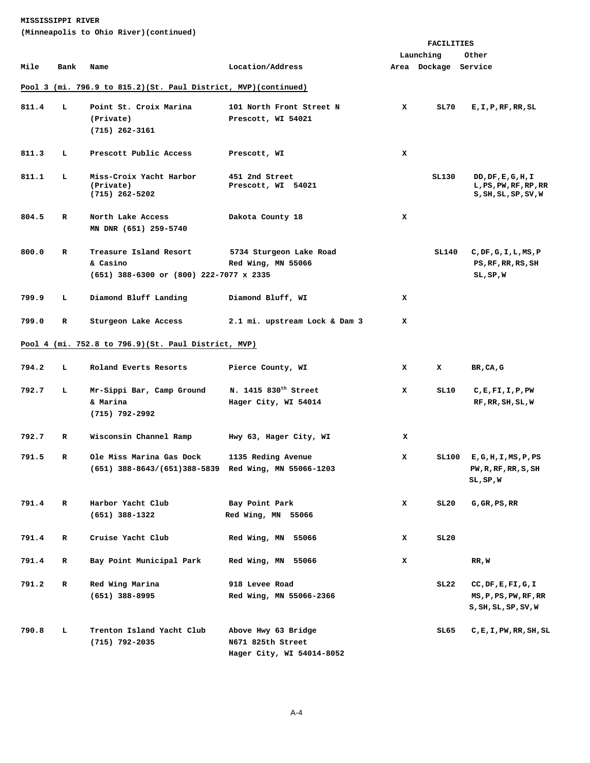**MISSISSIPPI RIVER**
**(Minneapolis to Ohio River)(continued)**

| Mile | Bank | Name | Location/Address | FACILITIES Launching Area | Dockage | Other Service |
|---|---|---|---|---|---|---|
| **Pool 3 (mi. 796.9 to 815.2)(St. Paul District, MVP)(continued)** | | | | | | |
| 811.4 | L | Point St. Croix Marina (Private) (715) 262-3161 | 101 North Front Street N Prescott, WI 54021 | X | SL70 | E,I,P,RF,RR,SL |
| 811.3 | L | Prescott Public Access | Prescott, WI | X | | |
| 811.1 | L | Miss-Croix Yacht Harbor (Private) (715) 262-5202 | 451 2nd Street Prescott, WI 54021 | | SL130 | DD,DF,E,G,H,I L,PS,PW,RF,RP,RR S,SH,SL,SP,SV,W |
| 804.5 | R | North Lake Access MN DNR (651) 259-5740 | Dakota County 18 | X | | |
| 800.0 | R | Treasure Island Resort & Casino (651) 388-6300 or (800) 222-7077 x 2335 | 5734 Sturgeon Lake Road Red Wing, MN 55066 | | SL140 | C,DF,G,I,L,MS,P PS,RF,RR,RS,SH SL,SP,W |
| 799.9 | L | Diamond Bluff Landing | Diamond Bluff, WI | X | | |
| 799.0 | R | Sturgeon Lake Access | 2.1 mi. upstream Lock & Dam 3 | X | | |
| **Pool 4 (mi. 752.8 to 796.9)(St. Paul District, MVP)** | | | | | | |
| 794.2 | L | Roland Everts Resorts | Pierce County, WI | X | X | BR,CA,G |
| 792.7 | L | Mr-Sippi Bar, Camp Ground & Marina (715) 792-2992 | N. 1415 830th Street Hager City, WI 54014 | X | SL10 | C,E,FI,I,P,PW RF,RR,SH,SL,W |
| 792.7 | R | Wisconsin Channel Ramp | Hwy 63, Hager City, WI | X | | |
| 791.5 | R | Ole Miss Marina Gas Dock (651) 388-8643/(651)388-5839 | 1135 Reding Avenue Red Wing, MN 55066-1203 | X | SL100 | E,G,H,I,MS,P,PS PW,R,RF,RR,S,SH SL,SP,W |
| 791.4 | R | Harbor Yacht Club (651) 388-1322 | Bay Point Park Red Wing, MN 55066 | X | SL20 | G,GR,PS,RR |
| 791.4 | R | Cruise Yacht Club | Red Wing, MN 55066 | X | SL20 | |
| 791.4 | R | Bay Point Municipal Park | Red Wing, MN 55066 | X | | RR,W |
| 791.2 | R | Red Wing Marina (651) 388-8995 | 918 Levee Road Red Wing, MN 55066-2366 | | SL22 | CC,DF,E,FI,G,I MS,P,PS,PW,RF,RR S,SH,SL,SP,SV,W |
| 790.8 | L | Trenton Island Yacht Club (715) 792-2035 | Above Hwy 63 Bridge N671 825th Street Hager City, WI 54014-8052 | | SL65 | C,E,I,PW,RR,SH,SL |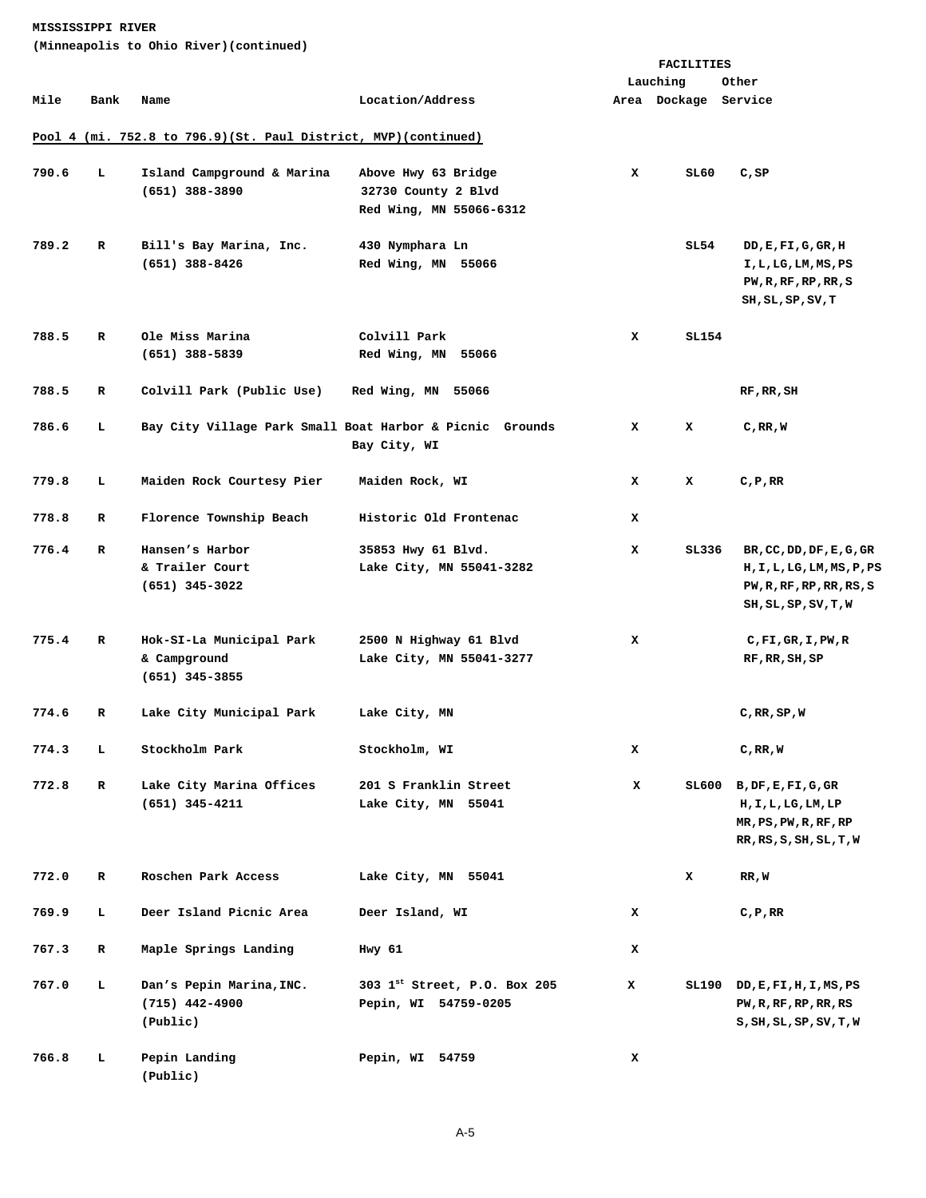**MISSISSIPPI RIVER**
**(Minneapolis to Ohio River)(continued)**

| Mile | Bank | Name | Location/Address | FACILITIES Lauching Area | Dockage | Other Service |
|---|---|---|---|---|---|---|
| **Pool 4 (mi. 752.8 to 796.9)(St. Paul District, MVP)(continued)** | | | | | | |
| 790.6 | L | Island Campground & Marina (651) 388-3890 | Above Hwy 63 Bridge 32730 County 2 Blvd Red Wing, MN 55066-6312 | X | SL60 | C,SP |
| 789.2 | R | Bill's Bay Marina, Inc. (651) 388-8426 | 430 Nymphara Ln Red Wing, MN 55066 | | SL54 | DD,E,FI,G,GR,H I,L,LG,LM,MS,PS PW,R,RF,RP,RR,S SH,SL,SP,SV,T |
| 788.5 | R | Ole Miss Marina (651) 388-5839 | Colvill Park Red Wing, MN 55066 | X | SL154 | |
| 788.5 | R | Colvill Park (Public Use) | Red Wing, MN 55066 | | | RF,RR,SH |
| 786.6 | L | Bay City Village Park Small Boat Harbor & Picnic Grounds | Bay City, WI | X | X | C,RR,W |
| 779.8 | L | Maiden Rock Courtesy Pier | Maiden Rock, WI | X | X | C,P,RR |
| 778.8 | R | Florence Township Beach | Historic Old Frontenac | X | | |
| 776.4 | R | Hansen's Harbor & Trailer Court (651) 345-3022 | 35853 Hwy 61 Blvd. Lake City, MN 55041-3282 | X | SL336 | BR,CC,DD,DF,E,G,GR H,I,L,LG,LM,MS,P,PS PW,R,RF,RP,RR,RS,S SH,SL,SP,SV,T,W |
| 775.4 | R | Hok-SI-La Municipal Park & Campground (651) 345-3855 | 2500 N Highway 61 Blvd Lake City, MN 55041-3277 | X | | C,FI,GR,I,PW,R RF,RR,SH,SP |
| 774.6 | R | Lake City Municipal Park | Lake City, MN | | | C,RR,SP,W |
| 774.3 | L | Stockholm Park | Stockholm, WI | X | | C,RR,W |
| 772.8 | R | Lake City Marina Offices (651) 345-4211 | 201 S Franklin Street Lake City, MN 55041 | X | SL600 | B,DF,E,FI,G,GR H,I,L,LG,LM,LP MR,PS,PW,R,RF,RP RR,RS,S,SH,SL,T,W |
| 772.0 | R | Roschen Park Access | Lake City, MN 55041 | | X | RR,W |
| 769.9 | L | Deer Island Picnic Area | Deer Island, WI | X | | C,P,RR |
| 767.3 | R | Maple Springs Landing | Hwy 61 | X | | |
| 767.0 | L | Dan's Pepin Marina,INC. (715) 442-4900 (Public) | 303 1st Street, P.O. Box 205 Pepin, WI 54759-0205 | X | SL190 | DD,E,FI,H,I,MS,PS PW,R,RF,RP,RR,RS S,SH,SL,SP,SV,T,W |
| 766.8 | L | Pepin Landing (Public) | Pepin, WI 54759 | X | | |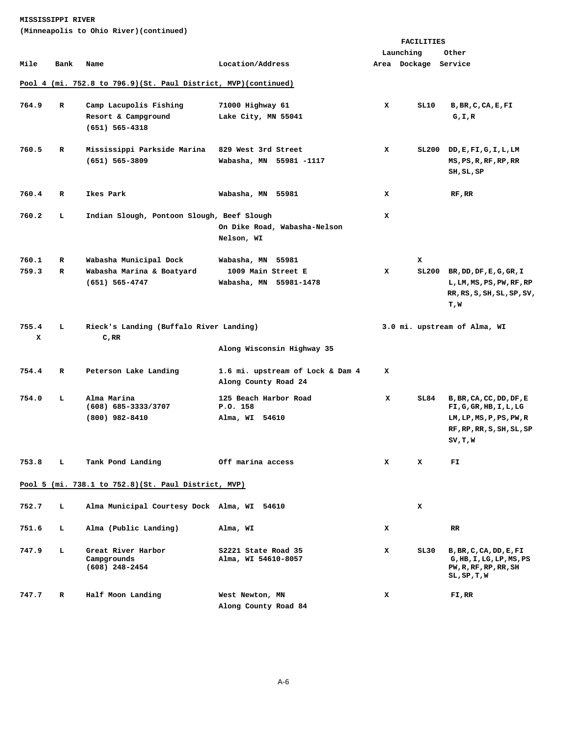**MISSISSIPPI RIVER**
**(Minneapolis to Ohio River)(continued)**

| Mile | Bank | Name | Location/Address | FACILITIES Launching Area | Dockage | Other Service |
|---|---|---|---|---|---|---|
| **Pool 4 (mi. 752.8 to 796.9)(St. Paul District, MVP)(continued)** | | | | | | |
| 764.9 | R | Camp Lacupolis Fishing Resort & Campground (651) 565-4318 | 71000 Highway 61 Lake City, MN 55041 | X | SL10 | B,BR,C,CA,E,FI G,I,R |
| 760.5 | R | Mississippi Parkside Marina (651) 565-3809 | 829 West 3rd Street Wabasha, MN 55981 -1117 | X | SL200 | DD,E,FI,G,I,L,LM MS,PS,R,RF,RP,RR SH,SL,SP |
| 760.4 | R | Ikes Park | Wabasha, MN 55981 | X | | RF,RR |
| 760.2 | L | Indian Slough, Pontoon Slough, Beef Slough | On Dike Road, Wabasha-Nelson Nelson, WI | X | | |
| 760.1 | R | Wabasha Municipal Dock | Wabasha, MN 55981 | | X | |
| 759.3 | R | Wabasha Marina & Boatyard (651) 565-4747 | 1009 Main Street E Wabasha, MN 55981-1478 | X | SL200 | BR,DD,DF,E,G,GR,I L,LM,MS,PS,PW,RF,RP RR,RS,S,SH,SL,SP,SV, T,W |
| 755.4 | L | Rieck's Landing (Buffalo River Landing) | 3.0 mi. upstream of Alma, WI Along Wisconsin Highway 35 | X | | C,RR |
| 754.4 | R | Peterson Lake Landing | 1.6 mi. upstream of Lock & Dam 4 Along County Road 24 | X | | |
| 754.0 | L | Alma Marina (608) 685-3333/3707 (800) 982-8410 | 125 Beach Harbor Road P.O. 158 Alma, WI 54610 | X | SL84 | B,BR,CA,CC,DD,DF,E FI,G,GR,HB,I,L,LG LM,LP,MS,P,PS,PW,R RF,RP,RR,S,SH,SL,SP SV,T,W |
| 753.8 | L | Tank Pond Landing | Off marina access | X | X | FI |
| **Pool 5 (mi. 738.1 to 752.8)(St. Paul District, MVP)** | | | | | | |
| 752.7 | L | Alma Municipal Courtesy Dock | Alma, WI 54610 | | X | |
| 751.6 | L | Alma (Public Landing) | Alma, WI | X | | RR |
| 747.9 | L | Great River Harbor Campgrounds (608) 248-2454 | S2221 State Road 35 Alma, WI 54610-8057 | X | SL30 | B,BR,C,CA,DD,E,FI G,HB,I,LG,LP,MS,PS PW,R,RF,RP,RR,SH SL,SP,T,W |
| 747.7 | R | Half Moon Landing | West Newton, MN Along County Road 84 | X | | FI,RR |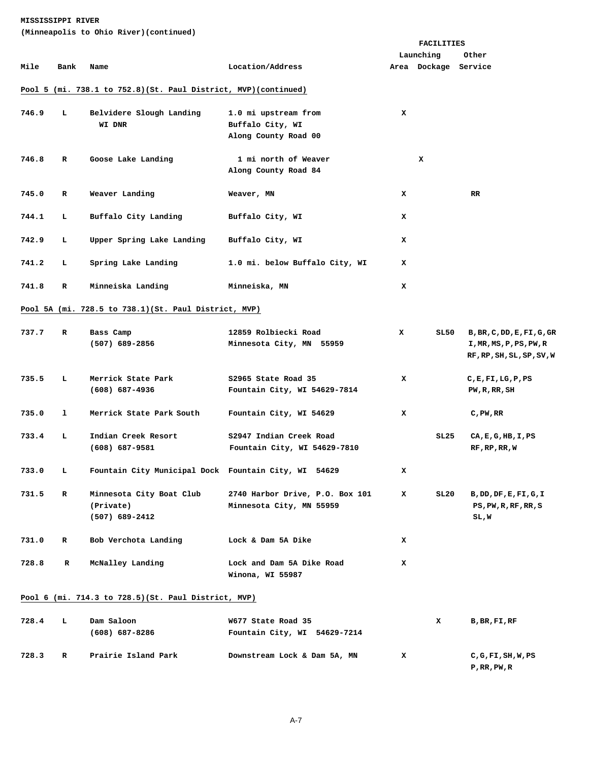**MISSISSIPPI RIVER**
**(Minneapolis to Ohio River)(continued)**

| Mile | Bank | Name | Location/Address | FACILITIES Launching Area | Dockage | Other Service |
|---|---|---|---|---|---|---|
| **Pool 5 (mi. 738.1 to 752.8)(St. Paul District, MVP)(continued)** | | | | | | |
| 746.9 | L | Belvidere Slough Landing WI DNR | 1.0 mi upstream from Buffalo City, WI Along County Road 00 | X | | |
| 746.8 | R | Goose Lake Landing | 1 mi north of Weaver Along County Road 84 | X | | |
| 745.0 | R | Weaver Landing | Weaver, MN | X | | RR |
| 744.1 | L | Buffalo City Landing | Buffalo City, WI | X | | |
| 742.9 | L | Upper Spring Lake Landing | Buffalo City, WI | X | | |
| 741.2 | L | Spring Lake Landing | 1.0 mi. below Buffalo City, WI | X | | |
| 741.8 | R | Minneiska Landing | Minneiska, MN | X | | |
| **Pool 5A (mi. 728.5 to 738.1)(St. Paul District, MVP)** | | | | | | |
| 737.7 | R | Bass Camp (507) 689-2856 | 12859 Rolbiecki Road Minnesota City, MN 55959 | X | SL50 | B,BR,C,DD,E,FI,G,GR I,MR,MS,P,PS,PW,R RF,RP,SH,SL,SP,SV,W |
| 735.5 | L | Merrick State Park (608) 687-4936 | S2965 State Road 35 Fountain City, WI 54629-7814 | X | | C,E,FI,LG,P,PS PW,R,RR,SH |
| 735.0 | l | Merrick State Park South | Fountain City, WI 54629 | X | | C,PW,RR |
| 733.4 | L | Indian Creek Resort (608) 687-9581 | S2947 Indian Creek Road Fountain City, WI 54629-7810 | | SL25 | CA,E,G,HB,I,PS RF,RP,RR,W |
| 733.0 | L | Fountain City Municipal Dock | Fountain City, WI 54629 | X | | |
| 731.5 | R | Minnesota City Boat Club (Private) (507) 689-2412 | 2740 Harbor Drive, P.O. Box 101 Minnesota City, MN 55959 | X | SL20 | B,DD,DF,E,FI,G,I PS,PW,R,RF,RR,S SL,W |
| 731.0 | R | Bob Verchota Landing | Lock & Dam 5A Dike | X | | |
| 728.8 | R | McNalley Landing | Lock and Dam 5A Dike Road Winona, WI 55987 | X | | |
| **Pool 6 (mi. 714.3 to 728.5)(St. Paul District, MVP)** | | | | | | |
| 728.4 | L | Dam Saloon (608) 687-8286 | W677 State Road 35 Fountain City, WI 54629-7214 | | X | B,BR,FI,RF |
| 728.3 | R | Prairie Island Park | Downstream Lock & Dam 5A, MN | X | | C,G,FI,SH,W,PS P,RR,PW,R |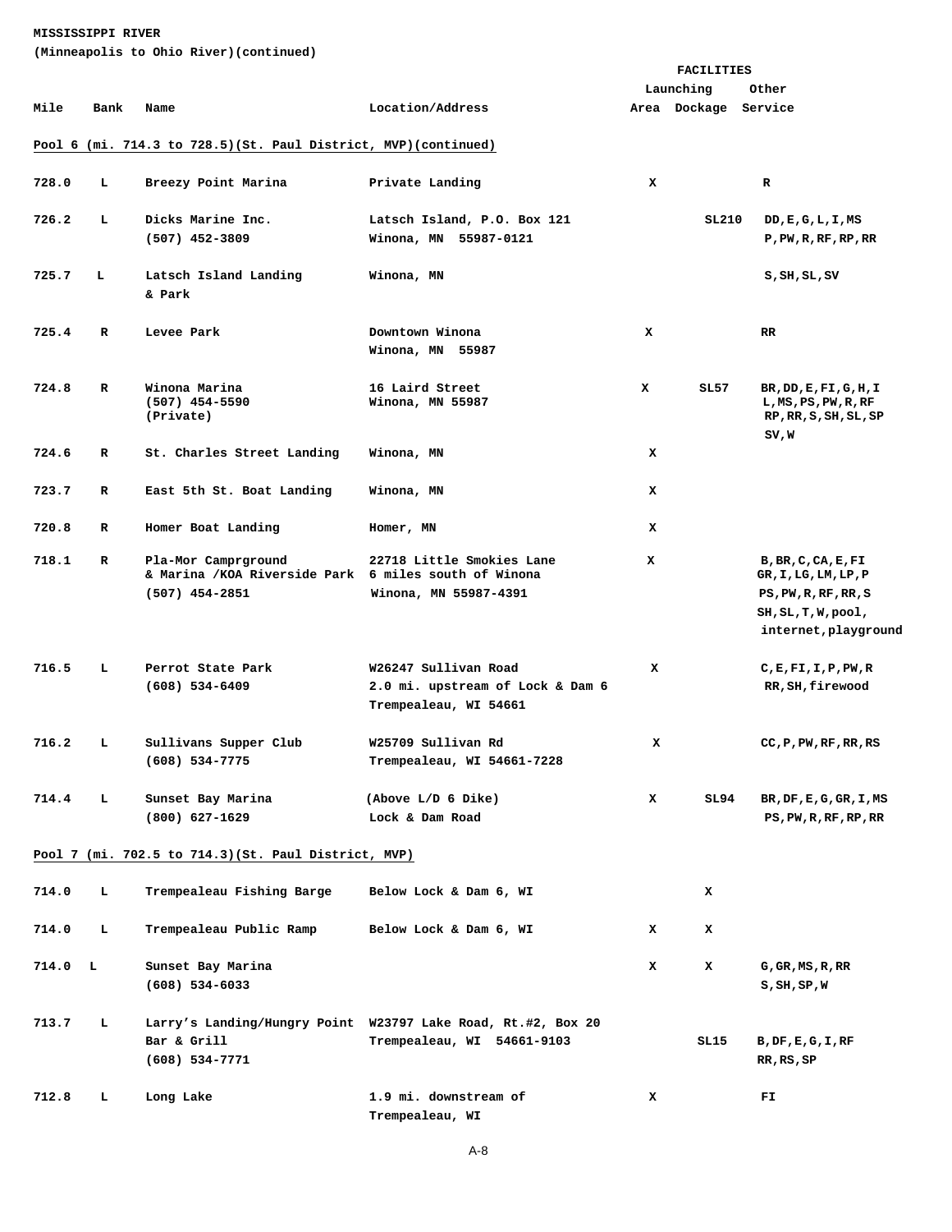**MISSISSIPPI RIVER**
**(Minneapolis to Ohio River)(continued)**

| Mile | Bank | Name | Location/Address | FACILITIES Launching Area | Dockage | Other Service |
|---|---|---|---|---|---|---|
| **Pool 6 (mi. 714.3 to 728.5)(St. Paul District, MVP)(continued)** | | | | | | |
| 728.0 | L | Breezy Point Marina | Private Landing | X | | R |
| 726.2 | L | Dicks Marine Inc. (507) 452-3809 | Latsch Island, P.O. Box 121 Winona, MN 55987-0121 | | SL210 | DD,E,G,L,I,MS P,PW,R,RF,RP,RR |
| 725.7 | L | Latsch Island Landing & Park | Winona, MN | | | S,SH,SL,SV |
| 725.4 | R | Levee Park | Downtown Winona Winona, MN 55987 | X | | RR |
| 724.8 | R | Winona Marina (507) 454-5590 (Private) | 16 Laird Street Winona, MN 55987 | X | SL57 | BR,DD,E,FI,G,H,I L,MS,PS,PW,R,RF RP,RR,S,SH,SL,SP SV,W |
| 724.6 | R | St. Charles Street Landing | Winona, MN | X | | |
| 723.7 | R | East 5th St. Boat Landing | Winona, MN | X | | |
| 720.8 | R | Homer Boat Landing | Homer, MN | X | | |
| 718.1 | R | Pla-Mor Camprground & Marina /KOA Riverside Park (507) 454-2851 | 22718 Little Smokies Lane 6 miles south of Winona Winona, MN 55987-4391 | X | | B,BR,C,CA,E,FI GR,I,LG,LM,LP,P PS,PW,R,RF,RR,S SH,SL,T,W,pool, internet,playground |
| 716.5 | L | Perrot State Park (608) 534-6409 | W26247 Sullivan Road 2.0 mi. upstream of Lock & Dam 6 Trempealeau, WI 54661 | X | | C,E,FI,I,P,PW,R RR,SH,firewood |
| 716.2 | L | Sullivans Supper Club (608) 534-7775 | W25709 Sullivan Rd Trempealeau, WI 54661-7228 | X | | CC,P,PW,RF,RR,RS |
| 714.4 | L | Sunset Bay Marina (800) 627-1629 | (Above L/D 6 Dike) Lock & Dam Road | X | SL94 | BR,DF,E,G,GR,I,MS PS,PW,R,RF,RP,RR |
| **Pool 7 (mi. 702.5 to 714.3)(St. Paul District, MVP)** | | | | | | |
| 714.0 | L | Trempealeau Fishing Barge | Below Lock & Dam 6, WI | | X | |
| 714.0 | L | Trempealeau Public Ramp | Below Lock & Dam 6, WI | X | X | |
| 714.0 | L | Sunset Bay Marina (608) 534-6033 | | X | X | G,GR,MS,R,RR S,SH,SP,W |
| 713.7 | L | Larry's Landing/Hungry Point Bar & Grill (608) 534-7771 | W23797 Lake Road, Rt.#2, Box 20 Trempealeau, WI 54661-9103 | | SL15 | B,DF,E,G,I,RF RR,RS,SP |
| 712.8 | L | Long Lake | 1.9 mi. downstream of Trempealeau, WI | X | | FI |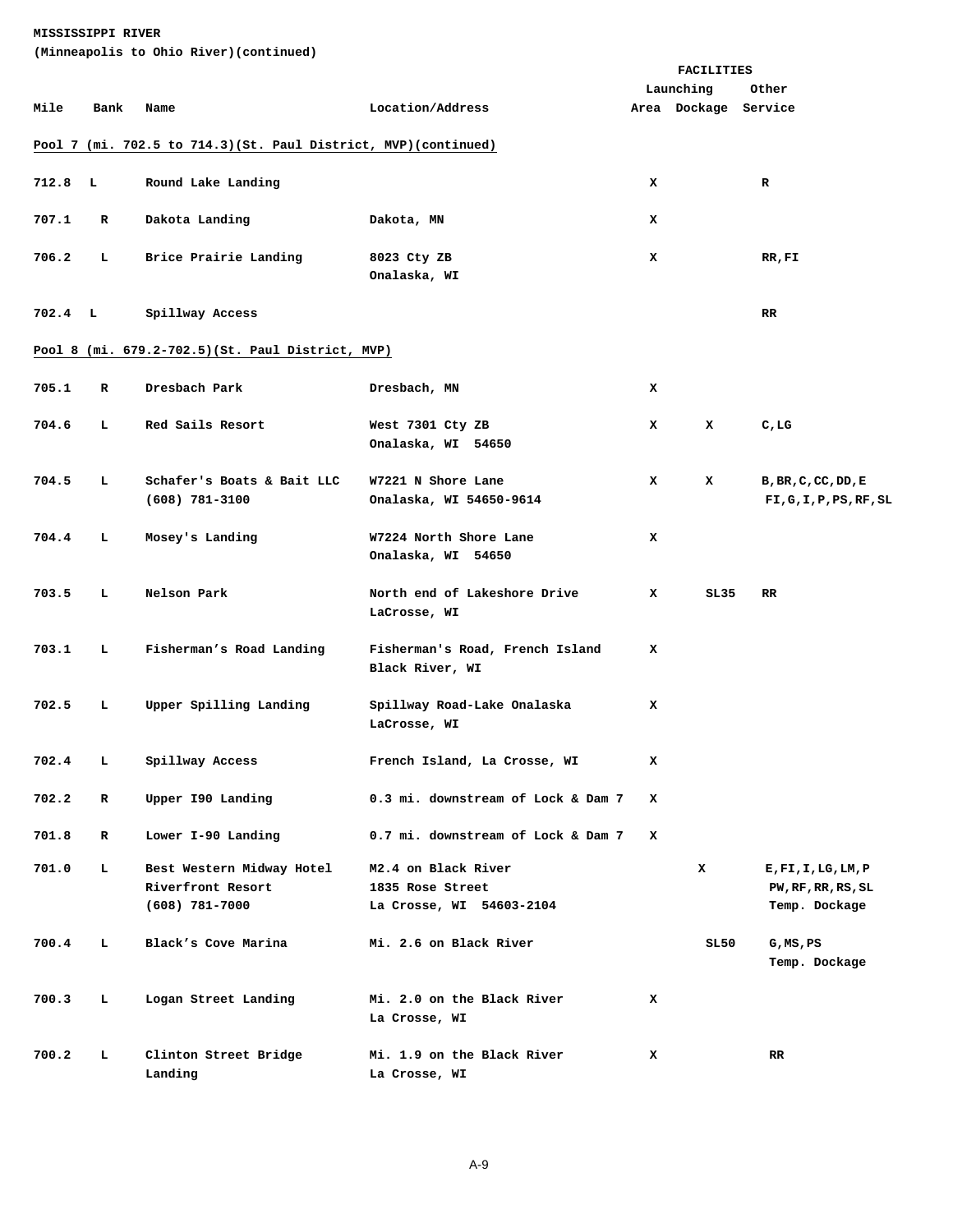**MISSISSIPPI RIVER**
**(Minneapolis to Ohio River)(continued)**

| Mile | Bank | Name | Location/Address | Launching Area | Dockage | Other Service |
|---|---|---|---|---|---|---|
| **Pool 7 (mi. 702.5 to 714.3)(St. Paul District, MVP)(continued)** | | | | | | |
| 712.8 | L | Round Lake Landing | | X | | R |
| 707.1 | R | Dakota Landing | Dakota, MN | X | | |
| 706.2 | L | Brice Prairie Landing | 8023 Cty ZB Onalaska, WI | X | | RR,FI |
| 702.4 | L | Spillway Access | | | | RR |
| **Pool 8 (mi. 679.2-702.5)(St. Paul District, MVP)** | | | | | | |
| 705.1 | R | Dresbach Park | Dresbach, MN | X | | |
| 704.6 | L | Red Sails Resort | West 7301 Cty ZB Onalaska, WI 54650 | X | X | C,LG |
| 704.5 | L | Schafer's Boats & Bait LLC (608) 781-3100 | W7221 N Shore Lane Onalaska, WI 54650-9614 | X | X | B,BR,C,CC,DD,E FI,G,I,P,PS,RF,SL |
| 704.4 | L | Mosey's Landing | W7224 North Shore Lane Onalaska, WI 54650 | X | | |
| 703.5 | L | Nelson Park | North end of Lakeshore Drive LaCrosse, WI | X | SL35 | RR |
| 703.1 | L | Fisherman's Road Landing | Fisherman's Road, French Island Black River, WI | X | | |
| 702.5 | L | Upper Spilling Landing | Spillway Road-Lake Onalaska LaCrosse, WI | X | | |
| 702.4 | L | Spillway Access | French Island, La Crosse, WI | X | | |
| 702.2 | R | Upper I90 Landing | 0.3 mi. downstream of Lock & Dam 7 | X | | |
| 701.8 | R | Lower I-90 Landing | 0.7 mi. downstream of Lock & Dam 7 | X | | |
| 701.0 | L | Best Western Midway Hotel Riverfront Resort (608) 781-7000 | M2.4 on Black River 1835 Rose Street La Crosse, WI 54603-2104 | | X | E,FI,I,LG,LM,P PW,RF,RR,RS,SL Temp. Dockage |
| 700.4 | L | Black's Cove Marina | Mi. 2.6 on Black River | | SL50 | G,MS,PS Temp. Dockage |
| 700.3 | L | Logan Street Landing | Mi. 2.0 on the Black River La Crosse, WI | X | | |
| 700.2 | L | Clinton Street Bridge Landing | Mi. 1.9 on the Black River La Crosse, WI | X | | RR |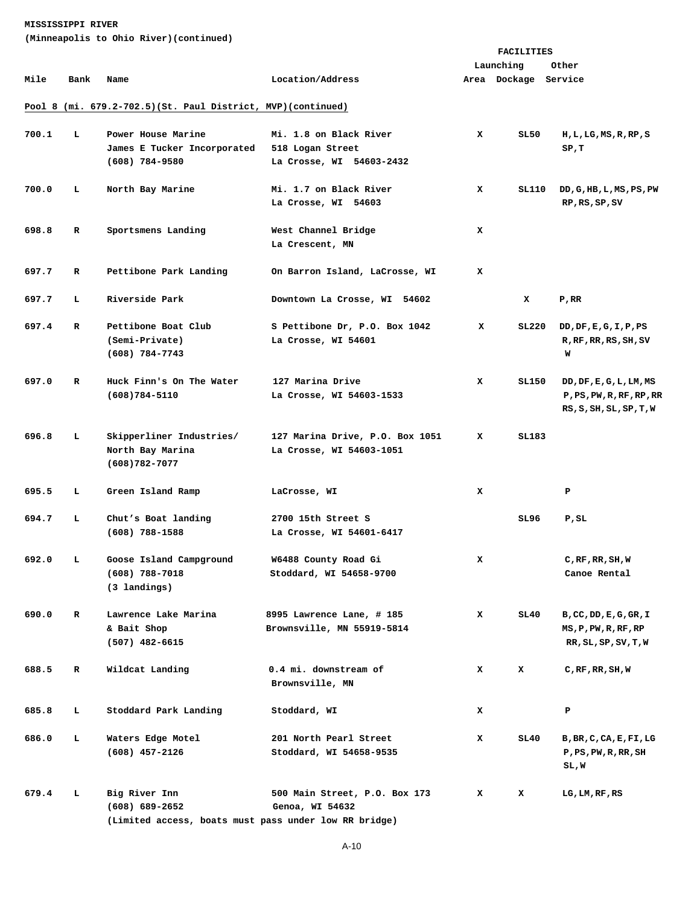**MISSISSIPPI RIVER**
**(Minneapolis to Ohio River)(continued)**

**Pool 8 (mi. 679.2-702.5)(St. Paul District, MVP)(continued)**

| Mile | Bank | Name | Location/Address | Launching Area | Dockage | Other Service |
|---|---|---|---|---|---|---|
| 700.1 | L | Power House Marine<br>James E Tucker Incorporated<br>(608) 784-9580 | Mi. 1.8 on Black River<br>518 Logan Street<br>La Crosse, WI 54603-2432 | X | SL50 | H,L,LG,MS,R,RP,S<br>SP,T |
| 700.0 | L | North Bay Marine | Mi. 1.7 on Black River<br>La Crosse, WI 54603 | X | SL110 | DD,G,HB,L,MS,PS,PW<br>RP,RS,SP,SV |
| 698.8 | R | Sportsmens Landing | West Channel Bridge<br>La Crescent, MN | X | | |
| 697.7 | R | Pettibone Park Landing | On Barron Island, LaCrosse, WI | X | | |
| 697.7 | L | Riverside Park | Downtown La Crosse, WI 54602 | | X | P,RR |
| 697.4 | R | Pettibone Boat Club<br>(Semi-Private)<br>(608) 784-7743 | S Pettibone Dr, P.O. Box 1042<br>La Crosse, WI 54601 | X | SL220 | DD,DF,E,G,I,P,PS<br>R,RF,RR,RS,SH,SV<br>W |
| 697.0 | R | Huck Finn's On The Water<br>(608)784-5110 | 127 Marina Drive<br>La Crosse, WI 54603-1533 | X | SL150 | DD,DF,E,G,L,LM,MS<br>P,PS,PW,R,RF,RP,RR<br>RS,S,SH,SL,SP,T,W |
| 696.8 | L | Skipperliner Industries/<br>North Bay Marina<br>(608)782-7077 | 127 Marina Drive, P.O. Box 1051<br>La Crosse, WI 54603-1051 | X | SL183 | |
| 695.5 | L | Green Island Ramp | LaCrosse, WI | X | | P |
| 694.7 | L | Chut's Boat landing<br>(608) 788-1588 | 2700 15th Street S<br>La Crosse, WI 54601-6417 | | SL96 | P,SL |
| 692.0 | L | Goose Island Campground<br>(608) 788-7018<br>(3 landings) | W6488 County Road Gi<br>Stoddard, WI 54658-9700 | X | | C,RF,RR,SH,W<br>Canoe Rental |
| 690.0 | R | Lawrence Lake Marina<br>& Bait Shop<br>(507) 482-6615 | 8995 Lawrence Lane, # 185<br>Brownsville, MN 55919-5814 | X | SL40 | B,CC,DD,E,G,GR,I<br>MS,P,PW,R,RF,RP<br>RR,SL,SP,SV,T,W |
| 688.5 | R | Wildcat Landing | 0.4 mi. downstream of<br>Brownsville, MN | X | X | C,RF,RR,SH,W |
| 685.8 | L | Stoddard Park Landing | Stoddard, WI | X | | P |
| 686.0 | L | Waters Edge Motel<br>(608) 457-2126 | 201 North Pearl Street<br>Stoddard, WI 54658-9535 | X | SL40 | B,BR,C,CA,E,FI,LG<br>P,PS,PW,R,RR,SH<br>SL,W |
| 679.4 | L | Big River Inn<br>(608) 689-2652<br>(Limited access, boats must pass under low RR bridge) | 500 Main Street, P.O. Box 173<br>Genoa, WI 54632 | X | X | LG,LM,RF,RS |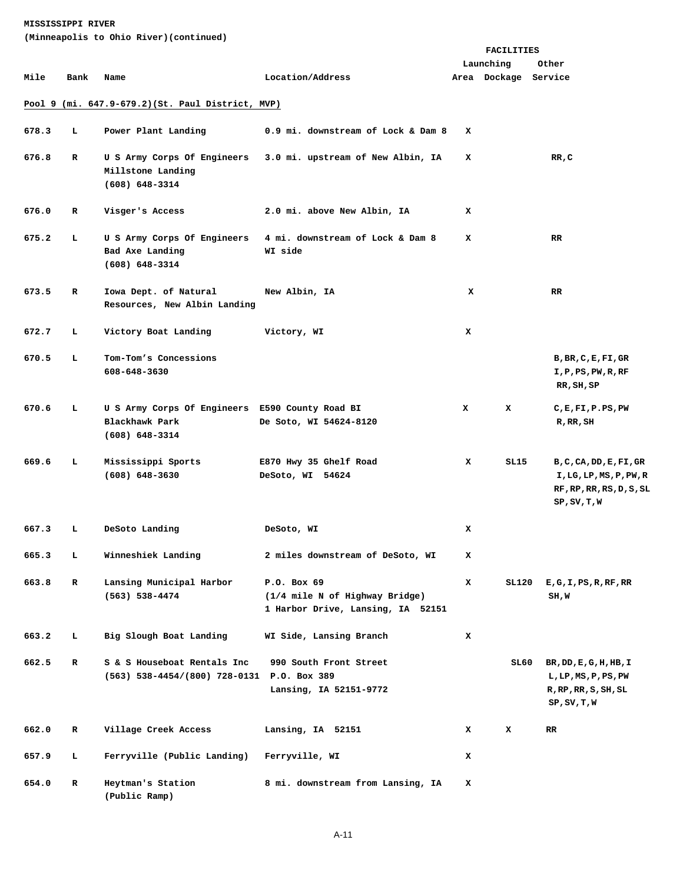**MISSISSIPPI RIVER**
**(Minneapolis to Ohio River)(continued)**

| Mile | Bank | Name | Location/Address | FACILITIES Launching Area | Dockage | Other Service |
|---|---|---|---|---|---|---|
| **Pool 9 (mi. 647.9-679.2)(St. Paul District, MVP)** | | | | | | |
| 678.3 | L | Power Plant Landing | 0.9 mi. downstream of Lock & Dam 8 | X | | |
| 676.8 | R | U S Army Corps Of Engineers Millstone Landing (608) 648-3314 | 3.0 mi. upstream of New Albin, IA | X | | RR,C |
| 676.0 | R | Visger's Access | 2.0 mi. above New Albin, IA | X | | |
| 675.2 | L | U S Army Corps Of Engineers Bad Axe Landing (608) 648-3314 | 4 mi. downstream of Lock & Dam 8 WI side | X | | RR |
| 673.5 | R | Iowa Dept. of Natural Resources, New Albin Landing | New Albin, IA | X | | RR |
| 672.7 | L | Victory Boat Landing | Victory, WI | X | | |
| 670.5 | L | Tom-Tom's Concessions 608-648-3630 | | | | B,BR,C,E,FI,GR I,P,PS,PW,R,RF RR,SH,SP |
| 670.6 | L | U S Army Corps Of Engineers Blackhawk Park (608) 648-3314 | E590 County Road BI De Soto, WI 54624-8120 | X | X | C,E,FI,P.PS,PW R,RR,SH |
| 669.6 | L | Mississippi Sports (608) 648-3630 | E870 Hwy 35 Ghelf Road DeSoto, WI 54624 | X | SL15 | B,C,CA,DD,E,FI,GR I,LG,LP,MS,P,PW,R RF,RP,RR,RS,D,S,SL SP,SV,T,W |
| 667.3 | L | DeSoto Landing | DeSoto, WI | X | | |
| 665.3 | L | Winneshiek Landing | 2 miles downstream of DeSoto, WI | X | | |
| 663.8 | R | Lansing Municipal Harbor (563) 538-4474 | P.O. Box 69 (1/4 mile N of Highway Bridge) 1 Harbor Drive, Lansing, IA 52151 | X | SL120 | E,G,I,PS,R,RF,RR SH,W |
| 663.2 | L | Big Slough Boat Landing | WI Side, Lansing Branch | X | | |
| 662.5 | R | S & S Houseboat Rentals Inc (563) 538-4454/(800) 728-0131 | 990 South Front Street P.O. Box 389 Lansing, IA 52151-9772 | | SL60 | BR,DD,E,G,H,HB,I L,LP,MS,P,PS,PW R,RP,RR,S,SH,SL SP,SV,T,W |
| 662.0 | R | Village Creek Access | Lansing, IA 52151 | X | X | RR |
| 657.9 | L | Ferryville (Public Landing) | Ferryville, WI | X | | |
| 654.0 | R | Heytman's Station (Public Ramp) | 8 mi. downstream from Lansing, IA | X | | |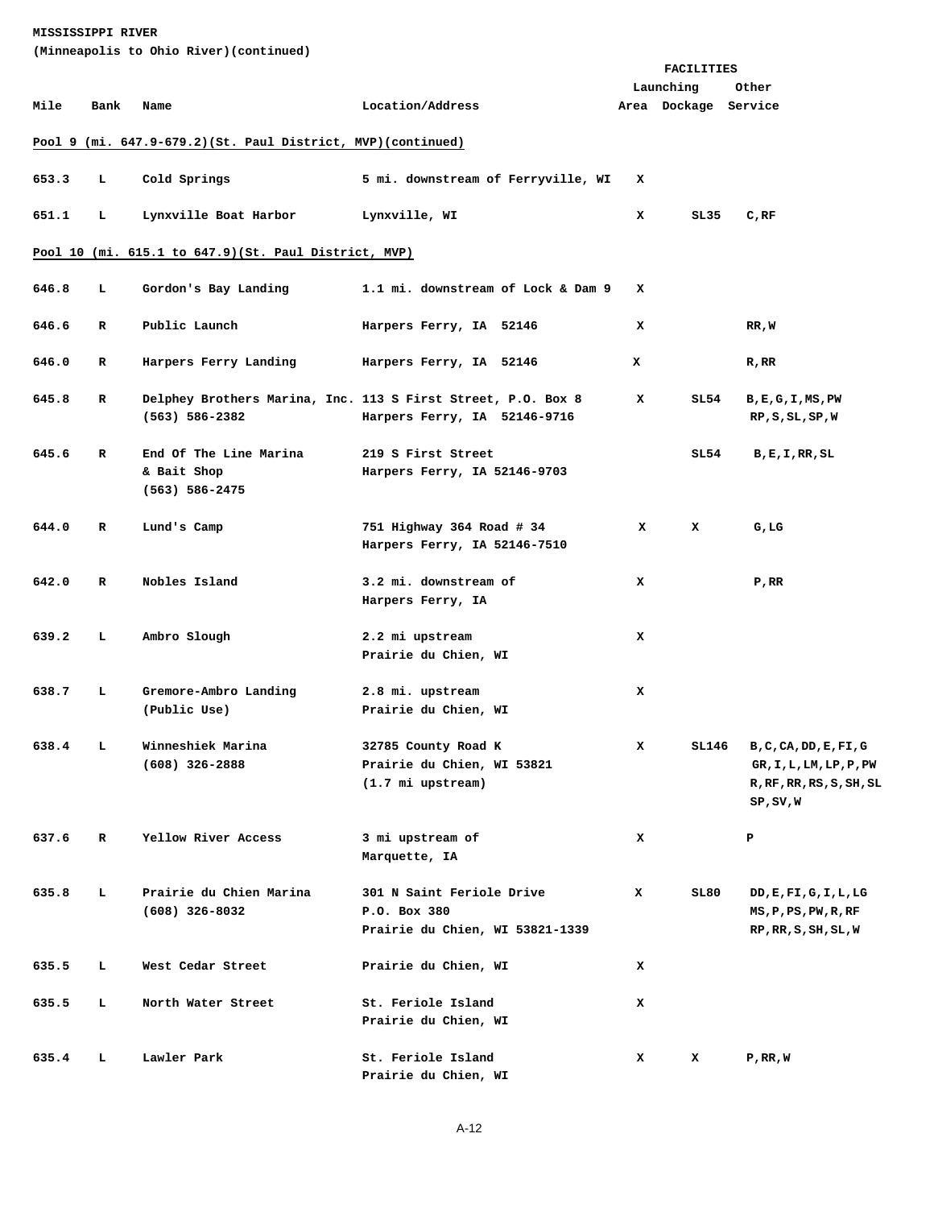**MISSISSIPPI RIVER**
**(Minneapolis to Ohio River)(continued)**

| Mile | Bank | Name | Location/Address | Launching Area | Dockage | Other Service |
|---|---|---|---|---|---|---|
| **Pool 9 (mi. 647.9-679.2)(St. Paul District, MVP)(continued)** | | | | | | |
| 653.3 | L | Cold Springs | 5 mi. downstream of Ferryville, WI | X | | |
| 651.1 | L | Lynxville Boat Harbor | Lynxville, WI | X | SL35 | C,RF |
| **Pool 10 (mi. 615.1 to 647.9)(St. Paul District, MVP)** | | | | | | |
| 646.8 | L | Gordon's Bay Landing | 1.1 mi. downstream of Lock & Dam 9 | X | | |
| 646.6 | R | Public Launch | Harpers Ferry, IA 52146 | X | | RR,W |
| 646.0 | R | Harpers Ferry Landing | Harpers Ferry, IA 52146 | X | | R,RR |
| 645.8 | R | Delphey Brothers Marina, Inc. (563) 586-2382 | 113 S First Street, P.O. Box 8 Harpers Ferry, IA 52146-9716 | X | SL54 | B,E,G,I,MS,PW RP,S,SL,SP,W |
| 645.6 | R | End Of The Line Marina & Bait Shop (563) 586-2475 | 219 S First Street Harpers Ferry, IA 52146-9703 | | SL54 | B,E,I,RR,SL |
| 644.0 | R | Lund's Camp | 751 Highway 364 Road # 34 Harpers Ferry, IA 52146-7510 | X | X | G,LG |
| 642.0 | R | Nobles Island | 3.2 mi. downstream of Harpers Ferry, IA | X | | P,RR |
| 639.2 | L | Ambro Slough | 2.2 mi upstream Prairie du Chien, WI | X | | |
| 638.7 | L | Gremore-Ambro Landing (Public Use) | 2.8 mi. upstream Prairie du Chien, WI | X | | |
| 638.4 | L | Winneshiek Marina (608) 326-2888 | 32785 County Road K Prairie du Chien, WI 53821 (1.7 mi upstream) | X | SL146 | B,C,CA,DD,E,FI,G GR,I,L,LM,LP,P,PW R,RF,RR,RS,S,SH,SL SP,SV,W |
| 637.6 | R | Yellow River Access | 3 mi upstream of Marquette, IA | X | | P |
| 635.8 | L | Prairie du Chien Marina (608) 326-8032 | 301 N Saint Feriole Drive P.O. Box 380 Prairie du Chien, WI 53821-1339 | X | SL80 | DD,E,FI,G,I,L,LG MS,P,PS,PW,R,RF RP,RR,S,SH,SL,W |
| 635.5 | L | West Cedar Street | Prairie du Chien, WI | X | | |
| 635.5 | L | North Water Street | St. Feriole Island Prairie du Chien, WI | X | | |
| 635.4 | L | Lawler Park | St. Feriole Island Prairie du Chien, WI | X | X | P,RR,W |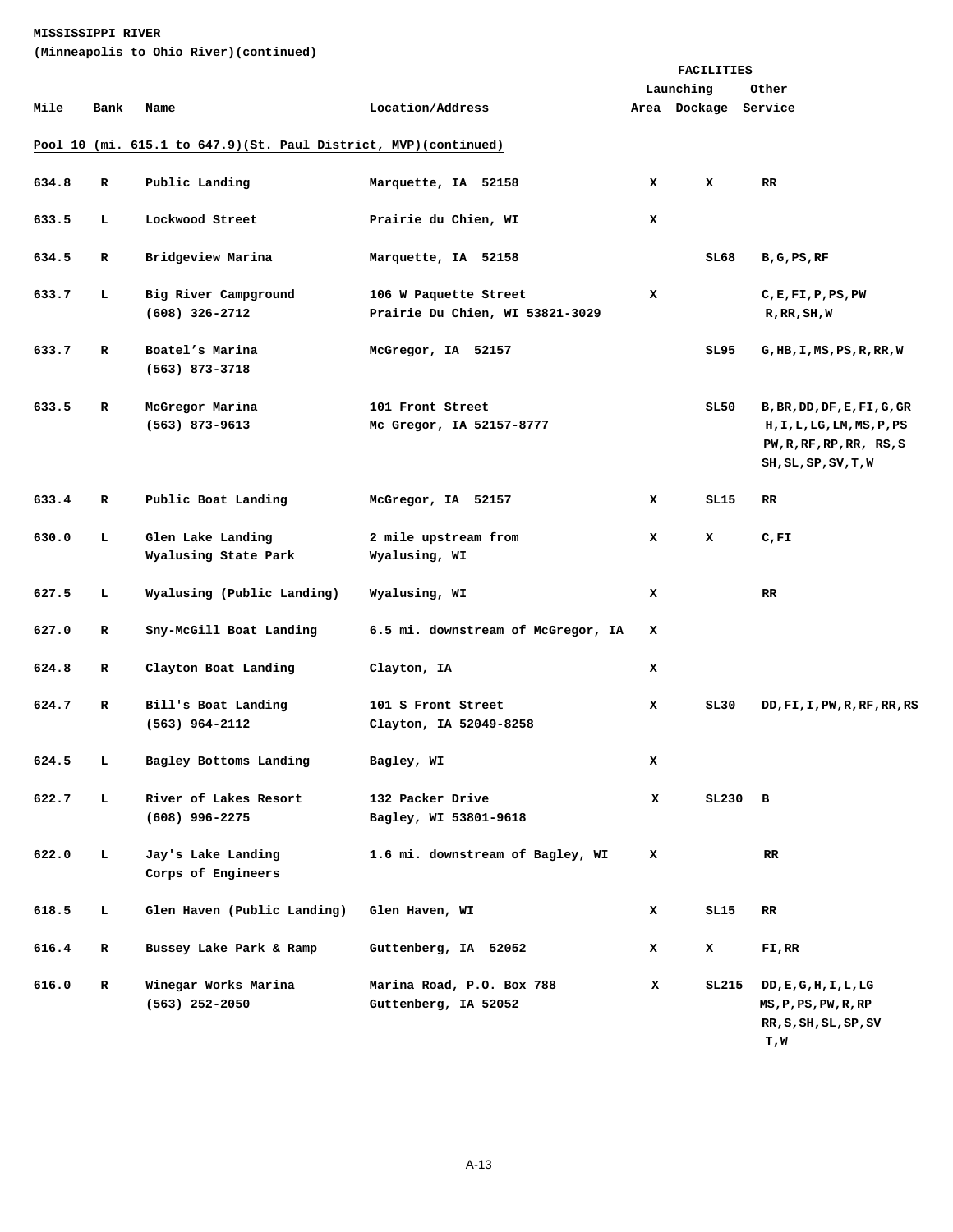**MISSISSIPPI RIVER**
**(Minneapolis to Ohio River)(continued)**

| Mile | Bank | Name | Location/Address | FACILITIES Launching Area | Dockage | Other Service |
|---|---|---|---|---|---|---|
| **Pool 10 (mi. 615.1 to 647.9)(St. Paul District, MVP)(continued)** | | | | | | |
| 634.8 | R | Public Landing | Marquette, IA 52158 | X | X | RR |
| 633.5 | L | Lockwood Street | Prairie du Chien, WI | X | | |
| 634.5 | R | Bridgeview Marina | Marquette, IA 52158 | | SL68 | B,G,PS,RF |
| 633.7 | L | Big River Campground (608) 326-2712 | 106 W Paquette Street Prairie Du Chien, WI 53821-3029 | X | | C,E,FI,P,PS,PW R,RR,SH,W |
| 633.7 | R | Boatel's Marina (563) 873-3718 | McGregor, IA 52157 | | SL95 | G,HB,I,MS,PS,R,RR,W |
| 633.5 | R | McGregor Marina (563) 873-9613 | 101 Front Street Mc Gregor, IA 52157-8777 | | SL50 | B,BR,DD,DF,E,FI,G,GR H,I,L,LG,LM,MS,P,PS PW,R,RF,RP,RR, RS,S SH,SL,SP,SV,T,W |
| 633.4 | R | Public Boat Landing | McGregor, IA 52157 | X | SL15 | RR |
| 630.0 | L | Glen Lake Landing Wyalusing State Park | 2 mile upstream from Wyalusing, WI | X | X | C,FI |
| 627.5 | L | Wyalusing (Public Landing) | Wyalusing, WI | X | | RR |
| 627.0 | R | Sny-McGill Boat Landing | 6.5 mi. downstream of McGregor, IA | X | | |
| 624.8 | R | Clayton Boat Landing | Clayton, IA | X | | |
| 624.7 | R | Bill's Boat Landing (563) 964-2112 | 101 S Front Street Clayton, IA 52049-8258 | X | SL30 | DD,FI,I,PW,R,RF,RR,RS |
| 624.5 | L | Bagley Bottoms Landing | Bagley, WI | X | | |
| 622.7 | L | River of Lakes Resort (608) 996-2275 | 132 Packer Drive Bagley, WI 53801-9618 | X | SL230 | B |
| 622.0 | L | Jay's Lake Landing Corps of Engineers | 1.6 mi. downstream of Bagley, WI | X | | RR |
| 618.5 | L | Glen Haven (Public Landing) | Glen Haven, WI | X | SL15 | RR |
| 616.4 | R | Bussey Lake Park & Ramp | Guttenberg, IA 52052 | X | X | FI,RR |
| 616.0 | R | Winegar Works Marina (563) 252-2050 | Marina Road, P.O. Box 788 Guttenberg, IA 52052 | X | SL215 | DD,E,G,H,I,L,LG MS,P,PS,PW,R,RP RR,S,SH,SL,SP,SV T,W |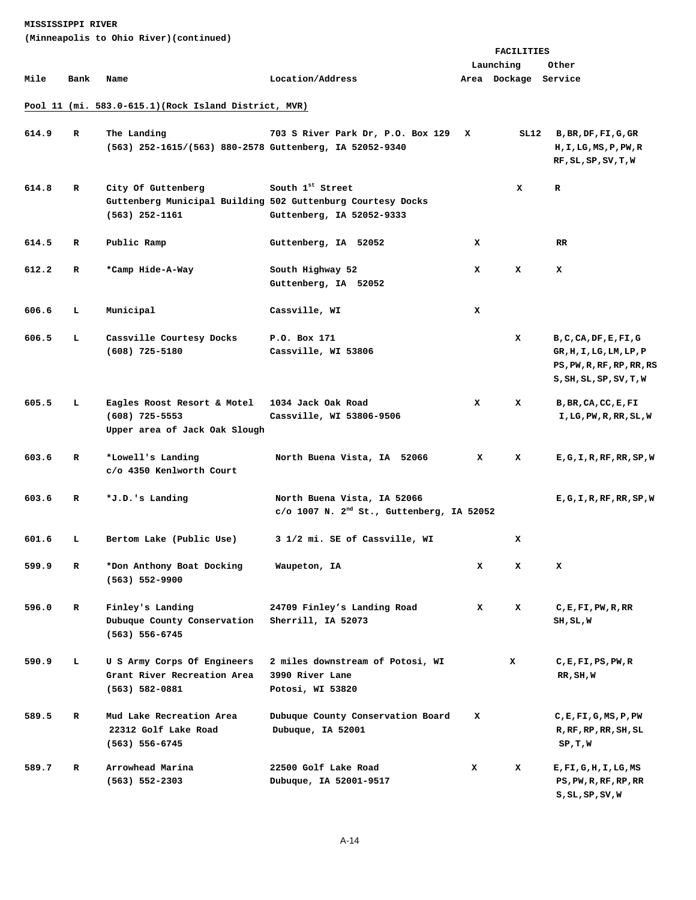**MISSISSIPPI RIVER**
**(Minneapolis to Ohio River)(continued)**

| Mile | Bank | Name | Location/Address | FACILITIES Launching Area | Dockage | Other Service |
|---|---|---|---|---|---|---|
| **Pool 11 (mi. 583.0-615.1)(Rock Island District, MVR)** | | | | | | |
| 614.9 | R | The Landing (563) 252-1615/(563) 880-2578 | 703 S River Park Dr, P.O. Box 129 Guttenberg, IA 52052-9340 | X | SL12 | B,BR,DF,FI,G,GR H,I,LG,MS,P,PW,R RF,SL,SP,SV,T,W |
| 614.8 | R | City Of Guttenberg Guttenberg Municipal Building (563) 252-1161 | South 1st Street 502 Guttenburg Courtesy Docks Guttenberg, IA 52052-9333 | | X | R |
| 614.5 | R | Public Ramp | Guttenberg, IA 52052 | X | | RR |
| 612.2 | R | *Camp Hide-A-Way | South Highway 52 Guttenberg, IA 52052 | X | X | X |
| 606.6 | L | Municipal | Cassville, WI | X | | |
| 606.5 | L | Cassville Courtesy Docks (608) 725-5180 | P.O. Box 171 Cassville, WI 53806 | | X | B,C,CA,DF,E,FI,G GR,H,I,LG,LM,LP,P PS,PW,R,RF,RP,RR,RS S,SH,SL,SP,SV,T,W |
| 605.5 | L | Eagles Roost Resort & Motel (608) 725-5553 Upper area of Jack Oak Slough | 1034 Jack Oak Road Cassville, WI 53806-9506 | X | X | B,BR,CA,CC,E,FI I,LG,PW,R,RR,SL,W |
| 603.6 | R | *Lowell's Landing c/o 4350 Kenlworth Court | North Buena Vista, IA 52066 | X | X | E,G,I,R,RF,RR,SP,W |
| 603.6 | R | *J.D.'s Landing | North Buena Vista, IA 52066 c/o 1007 N. 2nd St., Guttenberg, IA 52052 | | | E,G,I,R,RF,RR,SP,W |
| 601.6 | L | Bertom Lake (Public Use) | 3 1/2 mi. SE of Cassville, WI | | X | |
| 599.9 | R | *Don Anthony Boat Docking (563) 552-9900 | Waupeton, IA | X | X | X |
| 596.0 | R | Finley's Landing Dubuque County Conservation (563) 556-6745 | 24709 Finley's Landing Road Sherrill, IA 52073 | X | X | C,E,FI,PW,R,RR SH,SL,W |
| 590.9 | L | U S Army Corps Of Engineers Grant River Recreation Area (563) 582-0881 | 2 miles downstream of Potosi, WI 3990 River Lane Potosi, WI 53820 | | X | C,E,FI,PS,PW,R RR,SH,W |
| 589.5 | R | Mud Lake Recreation Area 22312 Golf Lake Road (563) 556-6745 | Dubuque County Conservation Board Dubuque, IA 52001 | X | | C,E,FI,G,MS,P,PW R,RF,RP,RR,SH,SL SP,T,W |
| 589.7 | R | Arrowhead Marina (563) 552-2303 | 22500 Golf Lake Road Dubuque, IA 52001-9517 | X | X | E,FI,G,H,I,LG,MS PS,PW,R,RF,RP,RR S,SL,SP,SV,W |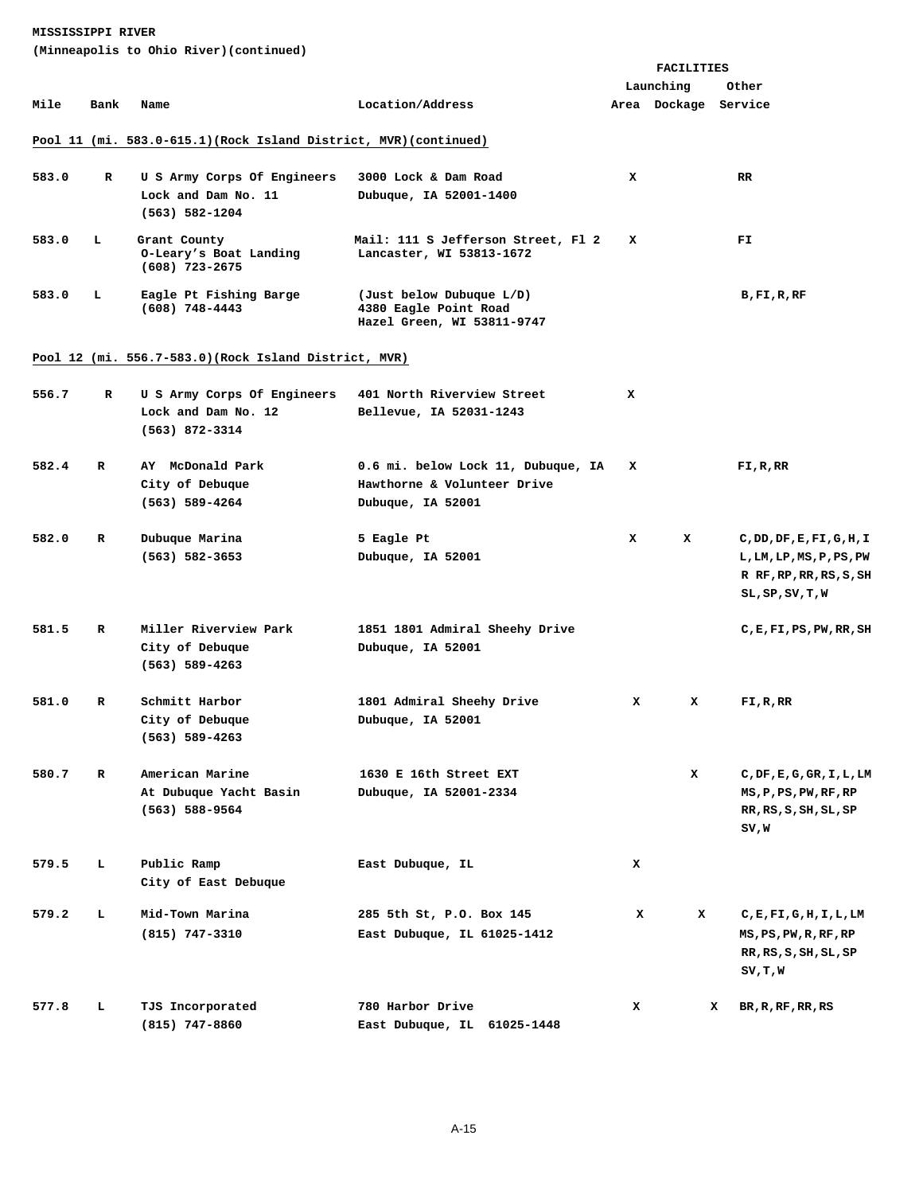**MISSISSIPPI RIVER**
**(Minneapolis to Ohio River)(continued)**

| Mile | Bank | Name | Location/Address | FACILITIES Launching Area | Dockage | Other Service |
|---|---|---|---|---|---|---|
| **Pool 11 (mi. 583.0-615.1)(Rock Island District, MVR)(continued)** | | | | | | |
| 583.0 | R | U S Army Corps Of Engineers Lock and Dam No. 11 (563) 582-1204 | 3000 Lock & Dam Road Dubuque, IA 52001-1400 | X | | RR |
| 583.0 | L | Grant County O-Leary's Boat Landing (608) 723-2675 | Mail: 111 S Jefferson Street, Fl 2 Lancaster, WI 53813-1672 | X | | FI |
| 583.0 | L | Eagle Pt Fishing Barge (608) 748-4443 | (Just below Dubuque L/D) 4380 Eagle Point Road Hazel Green, WI 53811-9747 | | | B,FI,R,RF |
| **Pool 12 (mi. 556.7-583.0)(Rock Island District, MVR)** | | | | | | |
| 556.7 | R | U S Army Corps Of Engineers Lock and Dam No. 12 (563) 872-3314 | 401 North Riverview Street Bellevue, IA 52031-1243 | X | | |
| 582.4 | R | AY McDonald Park City of Debuque (563) 589-4264 | 0.6 mi. below Lock 11, Dubuque, IA Hawthorne & Volunteer Drive Dubuque, IA 52001 | X | | FI,R,RR |
| 582.0 | R | Dubuque Marina (563) 582-3653 | 5 Eagle Pt Dubuque, IA 52001 | X | X | C,DD,DF,E,FI,G,H,I L,LM,LP,MS,P,PS,PW R RF,RP,RR,RS,S,SH SL,SP,SV,T,W |
| 581.5 | R | Miller Riverview Park City of Debuque (563) 589-4263 | 1851 1801 Admiral Sheehy Drive Dubuque, IA 52001 | | | C,E,FI,PS,PW,RR,SH |
| 581.0 | R | Schmitt Harbor City of Debuque (563) 589-4263 | 1801 Admiral Sheehy Drive Dubuque, IA 52001 | X | X | FI,R,RR |
| 580.7 | R | American Marine At Dubuque Yacht Basin (563) 588-9564 | 1630 E 16th Street EXT Dubuque, IA 52001-2334 | | X | C,DF,E,G,GR,I,L,LM MS,P,PS,PW,RF,RP RR,RS,S,SH,SL,SP SV,W |
| 579.5 | L | Public Ramp City of East Debuque | East Dubuque, IL | X | | |
| 579.2 | L | Mid-Town Marina (815) 747-3310 | 285 5th St, P.O. Box 145 East Dubuque, IL 61025-1412 | X | X | C,E,FI,G,H,I,L,LM MS,PS,PW,R,RF,RP RR,RS,S,SH,SL,SP SV,T,W |
| 577.8 | L | TJS Incorporated (815) 747-8860 | 780 Harbor Drive East Dubuque, IL 61025-1448 | X | X | BR,R,RF,RR,RS |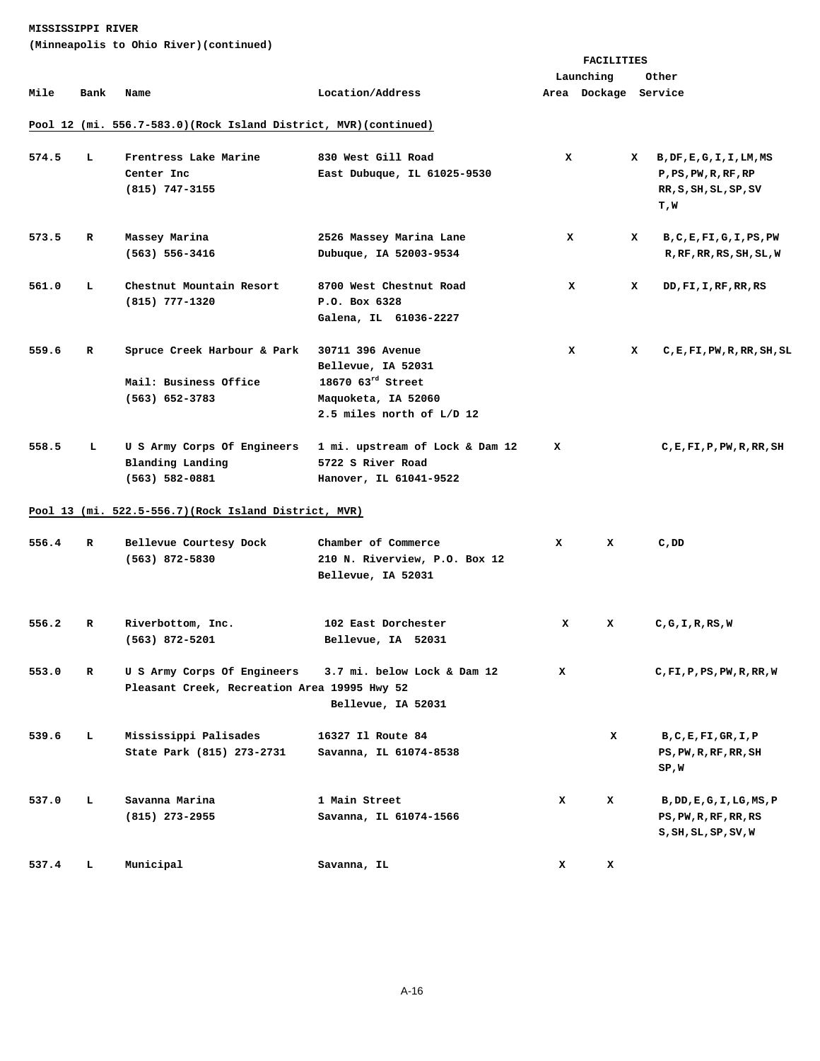**MISSISSIPPI RIVER**
**(Minneapolis to Ohio River)(continued)**

| Mile | Bank | Name | Location/Address | FACILITIES Launching Area | Dockage | Other Service |
|---|---|---|---|---|---|---|
| **Pool 12 (mi. 556.7-583.0)(Rock Island District, MVR)(continued)** | | | | | | |
| 574.5 | L | Frentress Lake Marine Center Inc (815) 747-3155 | 830 West Gill Road East Dubuque, IL 61025-9530 | X | X | B,DF,E,G,I,I,LM,MS P,PS,PW,R,RF,RP RR,S,SH,SL,SP,SV T,W |
| 573.5 | R | Massey Marina (563) 556-3416 | 2526 Massey Marina Lane Dubuque, IA 52003-9534 | X | X | B,C,E,FI,G,I,PS,PW R,RF,RR,RS,SH,SL,W |
| 561.0 | L | Chestnut Mountain Resort (815) 777-1320 | 8700 West Chestnut Road P.O. Box 6328 Galena, IL 61036-2227 | X | X | DD,FI,I,RF,RR,RS |
| 559.6 | R | Spruce Creek Harbour & Park Mail: Business Office (563) 652-3783 | 30711 396 Avenue Bellevue, IA 52031 18670 63rd Street Maquoketa, IA 52060 2.5 miles north of L/D 12 | X | X | C,E,FI,PW,R,RR,SH,SL |
| 558.5 | L | U S Army Corps Of Engineers Blanding Landing (563) 582-0881 | 1 mi. upstream of Lock & Dam 12 5722 S River Road Hanover, IL 61041-9522 | X | | C,E,FI,P,PW,R,RR,SH |
| **Pool 13 (mi. 522.5-556.7)(Rock Island District, MVR)** | | | | | | |
| 556.4 | R | Bellevue Courtesy Dock (563) 872-5830 | Chamber of Commerce 210 N. Riverview, P.O. Box 12 Bellevue, IA 52031 | X | X | C,DD |
| 556.2 | R | Riverbottom, Inc. (563) 872-5201 | 102 East Dorchester Bellevue, IA 52031 | X | X | C,G,I,R,RS,W |
| 553.0 | R | U S Army Corps Of Engineers Pleasant Creek, Recreation Area | 3.7 mi. below Lock & Dam 12 19995 Hwy 52 Bellevue, IA 52031 | X | | C,FI,P,PS,PW,R,RR,W |
| 539.6 | L | Mississippi Palisades State Park (815) 273-2731 | 16327 Il Route 84 Savanna, IL 61074-8538 | | X | B,C,E,FI,GR,I,P PS,PW,R,RF,RR,SH SP,W |
| 537.0 | L | Savanna Marina (815) 273-2955 | 1 Main Street Savanna, IL 61074-1566 | X | X | B,DD,E,G,I,LG,MS,P PS,PW,R,RF,RR,RS S,SH,SL,SP,SV,W |
| 537.4 | L | Municipal | Savanna, IL | X | X | |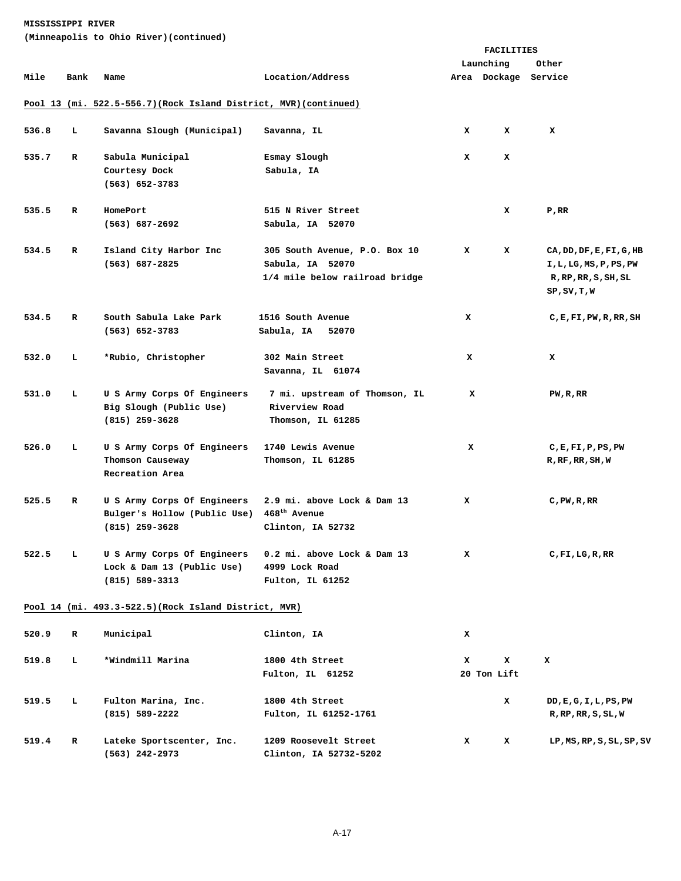**MISSISSIPPI RIVER**
**(Minneapolis to Ohio River)(continued)**

| Mile | Bank | Name | Location/Address | FACILITIES Launching Area | Dockage | Other Service |
|---|---|---|---|---|---|---|
| **Pool 13 (mi. 522.5-556.7)(Rock Island District, MVR)(continued)** | | | | | | |
| 536.8 | L | Savanna Slough (Municipal) | Savanna, IL | X | X | X |
| 535.7 | R | Sabula Municipal Courtesy Dock (563) 652-3783 | Esmay Slough Sabula, IA | X | X | |
| 535.5 | R | HomePort (563) 687-2692 | 515 N River Street Sabula, IA 52070 | | X | P,RR |
| 534.5 | R | Island City Harbor Inc (563) 687-2825 | 305 South Avenue, P.O. Box 10 Sabula, IA 52070 1/4 mile below railroad bridge | X | X | CA,DD,DF,E,FI,G,HB I,L,LG,MS,P,PS,PW R,RP,RR,S,SH,SL SP,SV,T,W |
| 534.5 | R | South Sabula Lake Park (563) 652-3783 | 1516 South Avenue Sabula, IA 52070 | X | | C,E,FI,PW,R,RR,SH |
| 532.0 | L | *Rubio, Christopher | 302 Main Street Savanna, IL 61074 | X | | X |
| 531.0 | L | U S Army Corps Of Engineers Big Slough (Public Use) (815) 259-3628 | 7 mi. upstream of Thomson, IL Riverview Road Thomson, IL 61285 | X | | PW,R,RR |
| 526.0 | L | U S Army Corps Of Engineers Thomson Causeway Recreation Area | 1740 Lewis Avenue Thomson, IL 61285 | X | | C,E,FI,P,PS,PW R,RF,RR,SH,W |
| 525.5 | R | U S Army Corps Of Engineers Bulger's Hollow (Public Use) (815) 259-3628 | 2.9 mi. above Lock & Dam 13 468th Avenue Clinton, IA 52732 | X | | C,PW,R,RR |
| 522.5 | L | U S Army Corps Of Engineers Lock & Dam 13 (Public Use) (815) 589-3313 | 0.2 mi. above Lock & Dam 13 4999 Lock Road Fulton, IL 61252 | X | | C,FI,LG,R,RR |
| **Pool 14 (mi. 493.3-522.5)(Rock Island District, MVR)** | | | | | | |
| 520.9 | R | Municipal | Clinton, IA | X | | |
| 519.8 | L | *Windmill Marina | 1800 4th Street Fulton, IL 61252 | X 20 Ton Lift | X | X |
| 519.5 | L | Fulton Marina, Inc. (815) 589-2222 | 1800 4th Street Fulton, IL 61252-1761 | | X | DD,E,G,I,L,PS,PW R,RP,RR,S,SL,W |
| 519.4 | R | Lateke Sportscenter, Inc. (563) 242-2973 | 1209 Roosevelt Street Clinton, IA 52732-5202 | X | X | LP,MS,RP,S,SL,SP,SV |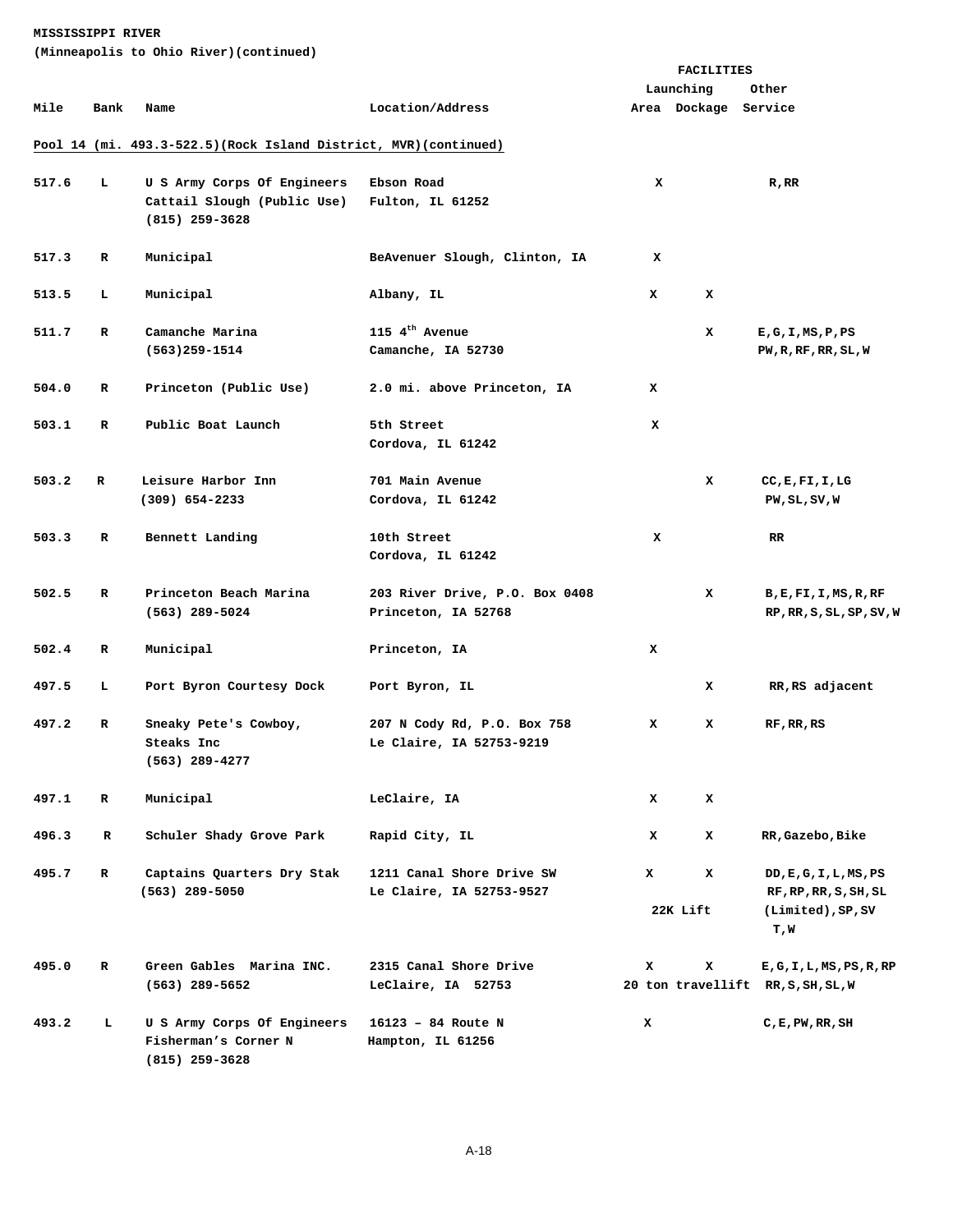**MISSISSIPPI RIVER**
**(Minneapolis to Ohio River)(continued)**

**Pool 14 (mi. 493.3-522.5)(Rock Island District, MVR)(continued)**

| Mile | Bank | Name | Location/Address | FACILITIES Launching Area | Dockage | Other Service |
|---|---|---|---|---|---|---|
| 517.6 | L | U S Army Corps Of Engineers Cattail Slough (Public Use) (815) 259-3628 | Ebson Road Fulton, IL 61252 | X | | R,RR |
| 517.3 | R | Municipal | BeAvenuer Slough, Clinton, IA | X | | |
| 513.5 | L | Municipal | Albany, IL | X | X | |
| 511.7 | R | Camanche Marina (563)259-1514 | 115 4th Avenue Camanche, IA 52730 | | X | E,G,I,MS,P,PS PW,R,RF,RR,SL,W |
| 504.0 | R | Princeton (Public Use) | 2.0 mi. above Princeton, IA | X | | |
| 503.1 | R | Public Boat Launch | 5th Street Cordova, IL 61242 | X | | |
| 503.2 | R | Leisure Harbor Inn (309) 654-2233 | 701 Main Avenue Cordova, IL 61242 | | X | CC,E,FI,I,LG PW,SL,SV,W |
| 503.3 | R | Bennett Landing | 10th Street Cordova, IL 61242 | X | | RR |
| 502.5 | R | Princeton Beach Marina (563) 289-5024 | 203 River Drive, P.O. Box 0408 Princeton, IA 52768 | | X | B,E,FI,I,MS,R,RF RP,RR,S,SL,SP,SV,W |
| 502.4 | R | Municipal | Princeton, IA | X | | |
| 497.5 | L | Port Byron Courtesy Dock | Port Byron, IL | | X | RR,RS adjacent |
| 497.2 | R | Sneaky Pete's Cowboy, Steaks Inc (563) 289-4277 | 207 N Cody Rd, P.O. Box 758 Le Claire, IA 52753-9219 | X | X | RF,RR,RS |
| 497.1 | R | Municipal | LeClaire, IA | X | X | |
| 496.3 | R | Schuler Shady Grove Park | Rapid City, IL | X | X | RR,Gazebo,Bike |
| 495.7 | R | Captains Quarters Dry Stak (563) 289-5050 | 1211 Canal Shore Drive SW Le Claire, IA 52753-9527 | X 22K Lift | X | DD,E,G,I,L,MS,PS RF,RP,RR,S,SH,SL (Limited),SP,SV T,W |
| 495.0 | R | Green Gables Marina INC. (563) 289-5652 | 2315 Canal Shore Drive LeClaire, IA 52753 | X 20 ton travellift | X | E,G,I,L,MS,PS,R,RP RR,S,SH,SL,W |
| 493.2 | L | U S Army Corps Of Engineers Fisherman's Corner N (815) 259-3628 | 16123 – 84 Route N Hampton, IL 61256 | X | | C,E,PW,RR,SH |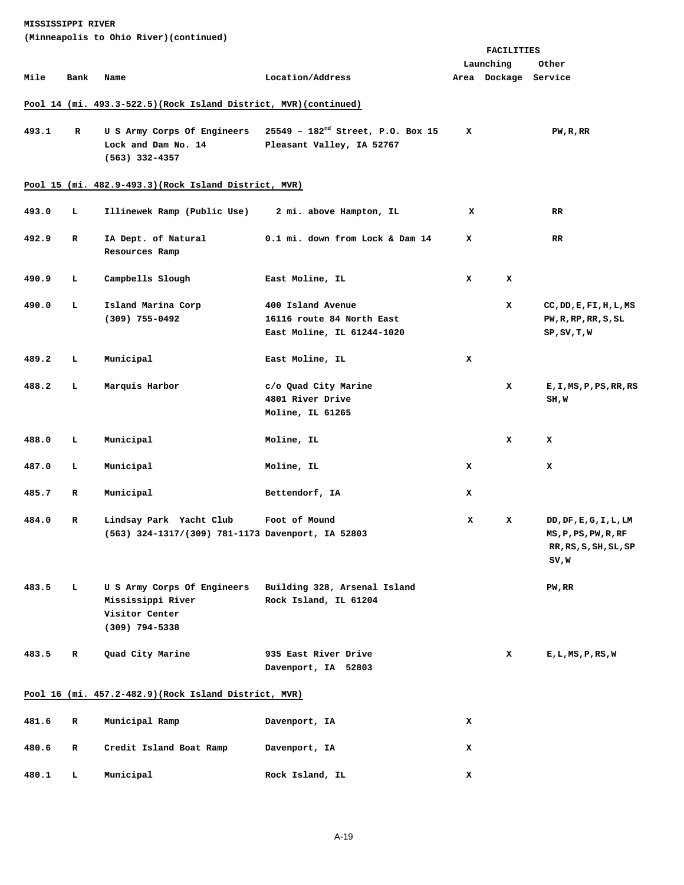**MISSISSIPPI RIVER**
**(Minneapolis to Ohio River)(continued)**

| Mile | Bank | Name | Location/Address | FACILITIES Launching Area | Dockage | Other Service |
|---|---|---|---|---|---|---|
| **Pool 14 (mi. 493.3-522.5)(Rock Island District, MVR)(continued)** | | | | | | |
| 493.1 | R | U S Army Corps Of Engineers Lock and Dam No. 14 (563) 332-4357 | 25549 – 182nd Street, P.O. Box 15 Pleasant Valley, IA 52767 | X | | PW,R,RR |
| **Pool 15 (mi. 482.9-493.3)(Rock Island District, MVR)** | | | | | | |
| 493.0 | L | Illinewek Ramp (Public Use) | 2 mi. above Hampton, IL | X | | RR |
| 492.9 | R | IA Dept. of Natural Resources Ramp | 0.1 mi. down from Lock & Dam 14 | X | | RR |
| 490.9 | L | Campbells Slough | East Moline, IL | X | X | |
| 490.0 | L | Island Marina Corp (309) 755-0492 | 400 Island Avenue 16116 route 84 North East East Moline, IL 61244-1020 | | X | CC,DD,E,FI,H,L,MS PW,R,RP,RR,S,SL SP,SV,T,W |
| 489.2 | L | Municipal | East Moline, IL | X | | |
| 488.2 | L | Marquis Harbor | c/o Quad City Marine 4801 River Drive Moline, IL 61265 | | X | E,I,MS,P,PS,RR,RS SH,W |
| 488.0 | L | Municipal | Moline, IL | | X | X |
| 487.0 | L | Municipal | Moline, IL | X | | X |
| 485.7 | R | Municipal | Bettendorf, IA | X | | |
| 484.0 | R | Lindsay Park Yacht Club (563) 324-1317/(309) 781-1173 | Foot of Mound Davenport, IA 52803 | X | X | DD,DF,E,G,I,L,LM MS,P,PS,PW,R,RF RR,RS,S,SH,SL,SP SV,W |
| 483.5 | L | U S Army Corps Of Engineers Mississippi River Visitor Center (309) 794-5338 | Building 328, Arsenal Island Rock Island, IL 61204 | | | PW,RR |
| 483.5 | R | Quad City Marine | 935 East River Drive Davenport, IA 52803 | | X | E,L,MS,P,RS,W |
| **Pool 16 (mi. 457.2-482.9)(Rock Island District, MVR)** | | | | | | |
| 481.6 | R | Municipal Ramp | Davenport, IA | X | | |
| 480.6 | R | Credit Island Boat Ramp | Davenport, IA | X | | |
| 480.1 | L | Municipal | Rock Island, IL | X | | |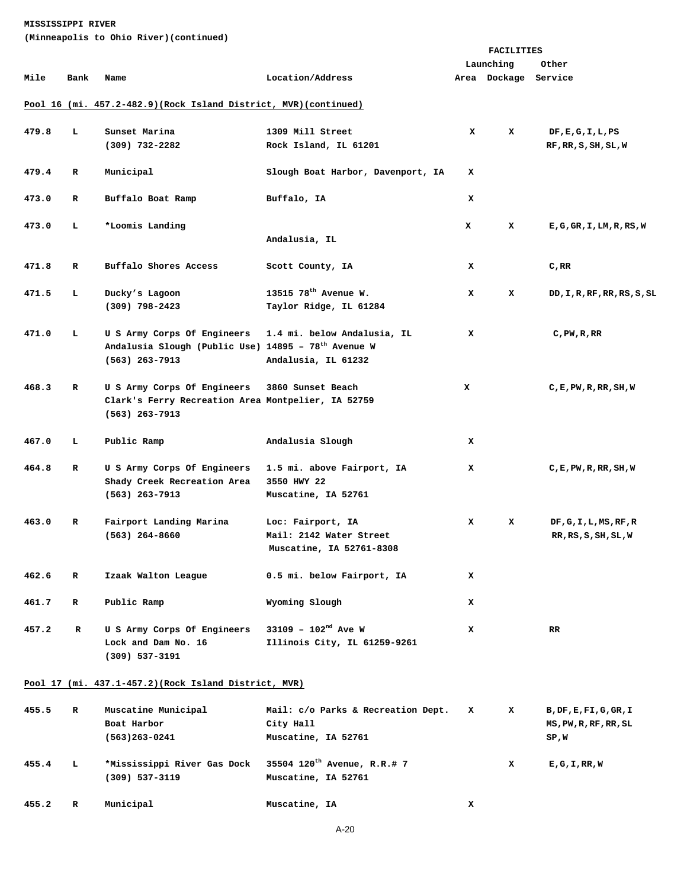**MISSISSIPPI RIVER**
**(Minneapolis to Ohio River)(continued)**

| Mile | Bank | Name | Location/Address | FACILITIES Launching Area | Dockage | Other Service |
|---|---|---|---|---|---|---|
| **Pool 16 (mi. 457.2-482.9)(Rock Island District, MVR)(continued)** | | | | | | |
| 479.8 | L | Sunset Marina (309) 732-2282 | 1309 Mill Street Rock Island, IL 61201 | X | X | DF,E,G,I,L,PS RF,RR,S,SH,SL,W |
| 479.4 | R | Municipal | Slough Boat Harbor, Davenport, IA | X | | |
| 473.0 | R | Buffalo Boat Ramp | Buffalo, IA | X | | |
| 473.0 | L | *Loomis Landing | Andalusia, IL | X | X | E,G,GR,I,LM,R,RS,W |
| 471.8 | R | Buffalo Shores Access | Scott County, IA | X | | C,RR |
| 471.5 | L | Ducky's Lagoon (309) 798-2423 | 13515 78th Avenue W. Taylor Ridge, IL 61284 | X | X | DD,I,R,RF,RR,RS,S,SL |
| 471.0 | L | U S Army Corps Of Engineers Andalusia Slough (Public Use) (563) 263-7913 | 1.4 mi. below Andalusia, IL 14895 – 78th Avenue W Andalusia, IL 61232 | X | | C,PW,R,RR |
| 468.3 | R | U S Army Corps Of Engineers Clark's Ferry Recreation Area (563) 263-7913 | 3860 Sunset Beach Montpelier, IA 52759 | X | | C,E,PW,R,RR,SH,W |
| 467.0 | L | Public Ramp | Andalusia Slough | X | | |
| 464.8 | R | U S Army Corps Of Engineers Shady Creek Recreation Area (563) 263-7913 | 1.5 mi. above Fairport, IA 3550 HWY 22 Muscatine, IA 52761 | X | | C,E,PW,R,RR,SH,W |
| 463.0 | R | Fairport Landing Marina (563) 264-8660 | Loc: Fairport, IA Mail: 2142 Water Street Muscatine, IA 52761-8308 | X | X | DF,G,I,L,MS,RF,R RR,RS,S,SH,SL,W |
| 462.6 | R | Izaak Walton League | 0.5 mi. below Fairport, IA | X | | |
| 461.7 | R | Public Ramp | Wyoming Slough | X | | |
| 457.2 | R | U S Army Corps Of Engineers Lock and Dam No. 16 (309) 537-3191 | 33109 – 102nd Ave W Illinois City, IL 61259-9261 | X | | RR |
| **Pool 17 (mi. 437.1-457.2)(Rock Island District, MVR)** | | | | | | |
| 455.5 | R | Muscatine Municipal Boat Harbor (563)263-0241 | Mail: c/o Parks & Recreation Dept. City Hall Muscatine, IA 52761 | X | X | B,DF,E,FI,G,GR,I MS,PW,R,RF,RR,SL SP,W |
| 455.4 | L | *Mississippi River Gas Dock (309) 537-3119 | 35504 120th Avenue, R.R.# 7 Muscatine, IA 52761 | | X | E,G,I,RR,W |
| 455.2 | R | Municipal | Muscatine, IA | X | | |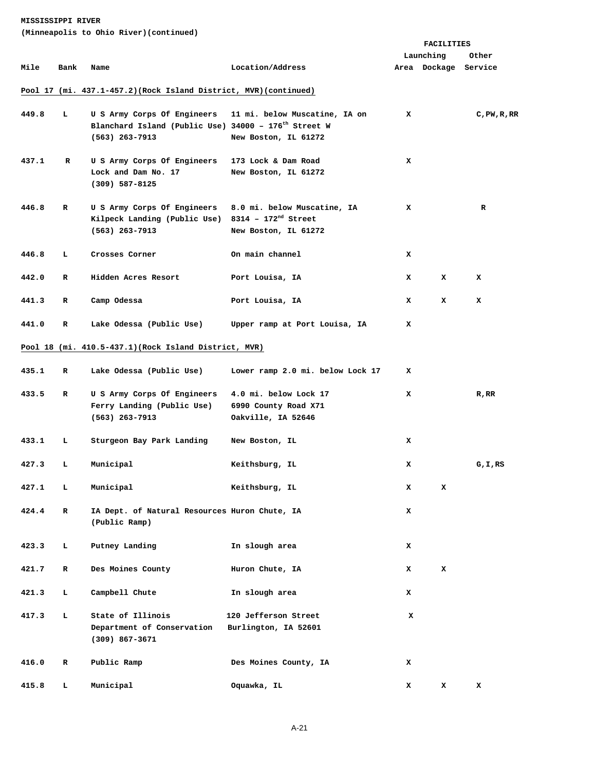**MISSISSIPPI RIVER**
**(Minneapolis to Ohio River)(continued)**

| Mile | Bank | Name | Location/Address | FACILITIES Launching Area | Dockage | Other Service |
|---|---|---|---|---|---|---|
| **Pool 17 (mi. 437.1-457.2)(Rock Island District, MVR)(continued)** | | | | | | |
| 449.8 | L | U S Army Corps Of Engineers Blanchard Island (Public Use) (563) 263-7913 | 11 mi. below Muscatine, IA on 34000 – 176th Street W New Boston, IL 61272 | X | | C,PW,R,RR |
| 437.1 | R | U S Army Corps Of Engineers Lock and Dam No. 17 (309) 587-8125 | 173 Lock & Dam Road New Boston, IL 61272 | X | | |
| 446.8 | R | U S Army Corps Of Engineers Kilpeck Landing (Public Use) (563) 263-7913 | 8.0 mi. below Muscatine, IA 8314 – 172nd Street New Boston, IL 61272 | X | | R |
| 446.8 | L | Crosses Corner | On main channel | X | | |
| 442.0 | R | Hidden Acres Resort | Port Louisa, IA | X | X | X |
| 441.3 | R | Camp Odessa | Port Louisa, IA | X | X | X |
| 441.0 | R | Lake Odessa (Public Use) | Upper ramp at Port Louisa, IA | X | | |
| **Pool 18 (mi. 410.5-437.1)(Rock Island District, MVR)** | | | | | | |
| 435.1 | R | Lake Odessa (Public Use) | Lower ramp 2.0 mi. below Lock 17 | X | | |
| 433.5 | R | U S Army Corps Of Engineers Ferry Landing (Public Use) (563) 263-7913 | 4.0 mi. below Lock 17 6990 County Road X71 Oakville, IA 52646 | X | | R,RR |
| 433.1 | L | Sturgeon Bay Park Landing | New Boston, IL | X | | |
| 427.3 | L | Municipal | Keithsburg, IL | X | | G,I,RS |
| 427.1 | L | Municipal | Keithsburg, IL | X | X | |
| 424.4 | R | IA Dept. of Natural Resources (Public Ramp) | Huron Chute, IA | X | | |
| 423.3 | L | Putney Landing | In slough area | X | | |
| 421.7 | R | Des Moines County | Huron Chute, IA | X | X | |
| 421.3 | L | Campbell Chute | In slough area | X | | |
| 417.3 | L | State of Illinois Department of Conservation (309) 867-3671 | 120 Jefferson Street Burlington, IA 52601 | X | | |
| 416.0 | R | Public Ramp | Des Moines County, IA | X | | |
| 415.8 | L | Municipal | Oquawka, IL | X | X | X |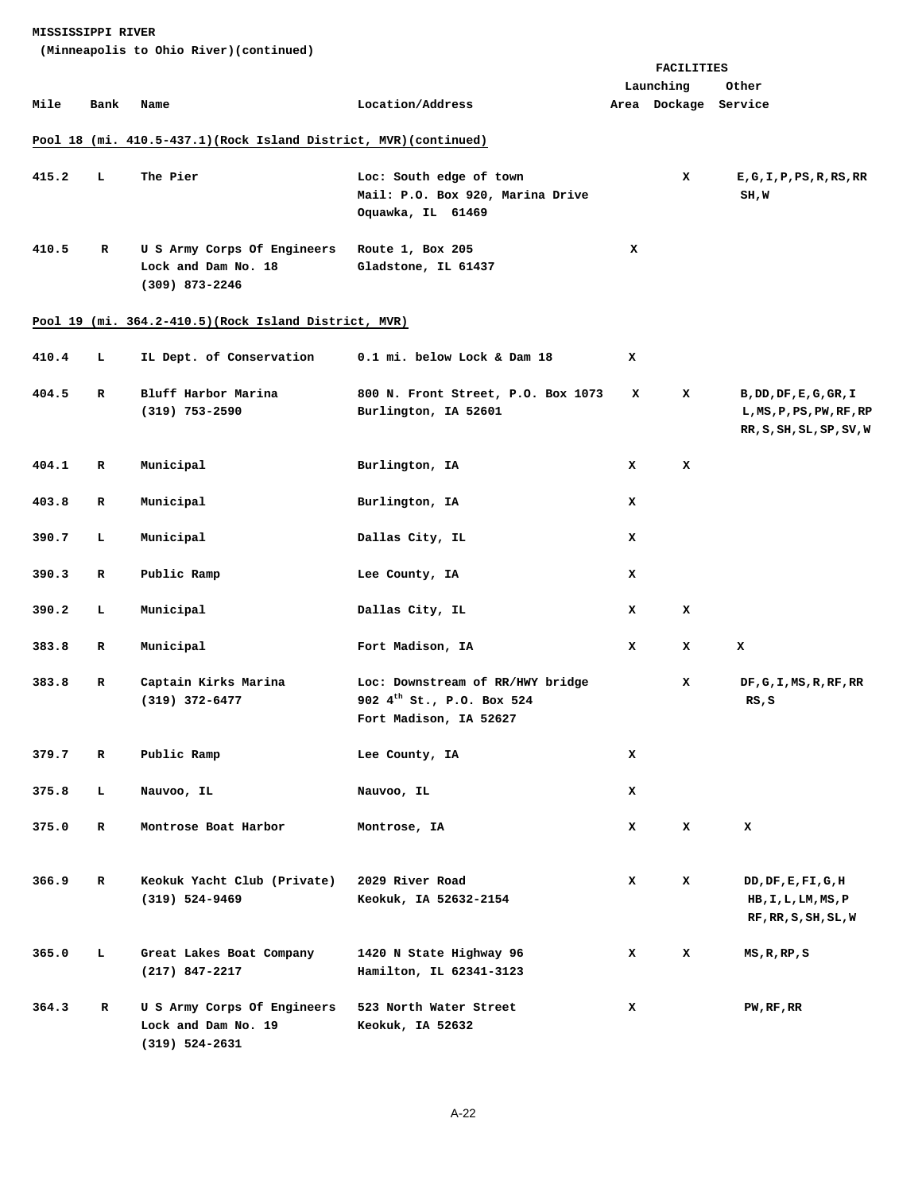**MISSISSIPPI RIVER**
**(Minneapolis to Ohio River)(continued)**

| Mile | Bank | Name | Location/Address | FACILITIES Launching Area | Dockage | Other Service |
|---|---|---|---|---|---|---|
| **Pool 18 (mi. 410.5-437.1)(Rock Island District, MVR)(continued)** | | | | | | |
| 415.2 | L | The Pier | Loc: South edge of town<br>Mail: P.O. Box 920, Marina Drive<br>Oquawka, IL 61469 | | X | E,G,I,P,PS,R,RS,RR SH,W |
| 410.5 | R | U S Army Corps Of Engineers<br>Lock and Dam No. 18<br>(309) 873-2246 | Route 1, Box 205<br>Gladstone, IL 61437 | X | | |
| **Pool 19 (mi. 364.2-410.5)(Rock Island District, MVR)** | | | | | | |
| 410.4 | L | IL Dept. of Conservation | 0.1 mi. below Lock & Dam 18 | X | | |
| 404.5 | R | Bluff Harbor Marina<br>(319) 753-2590 | 800 N. Front Street, P.O. Box 1073<br>Burlington, IA 52601 | X | X | B,DD,DF,E,G,GR,I L,MS,P,PS,PW,RF,RP RR,S,SH,SL,SP,SV,W |
| 404.1 | R | Municipal | Burlington, IA | X | X | |
| 403.8 | R | Municipal | Burlington, IA | X | | |
| 390.7 | L | Municipal | Dallas City, IL | X | | |
| 390.3 | R | Public Ramp | Lee County, IA | X | | |
| 390.2 | L | Municipal | Dallas City, IL | X | X | |
| 383.8 | R | Municipal | Fort Madison, IA | X | X | X |
| 383.8 | R | Captain Kirks Marina<br>(319) 372-6477 | Loc: Downstream of RR/HWY bridge<br>902 4th St., P.O. Box 524<br>Fort Madison, IA 52627 | | X | DF,G,I,MS,R,RF,RR RS,S |
| 379.7 | R | Public Ramp | Lee County, IA | X | | |
| 375.8 | L | Nauvoo, IL | Nauvoo, IL | X | | |
| 375.0 | R | Montrose Boat Harbor | Montrose, IA | X | X | X |
| 366.9 | R | Keokuk Yacht Club (Private)<br>(319) 524-9469 | 2029 River Road<br>Keokuk, IA 52632-2154 | X | X | DD,DF,E,FI,G,H HB,I,L,LM,MS,P RF,RR,S,SH,SL,W |
| 365.0 | L | Great Lakes Boat Company<br>(217) 847-2217 | 1420 N State Highway 96<br>Hamilton, IL 62341-3123 | X | X | MS,R,RP,S |
| 364.3 | R | U S Army Corps Of Engineers<br>Lock and Dam No. 19<br>(319) 524-2631 | 523 North Water Street<br>Keokuk, IA 52632 | X | | PW,RF,RR |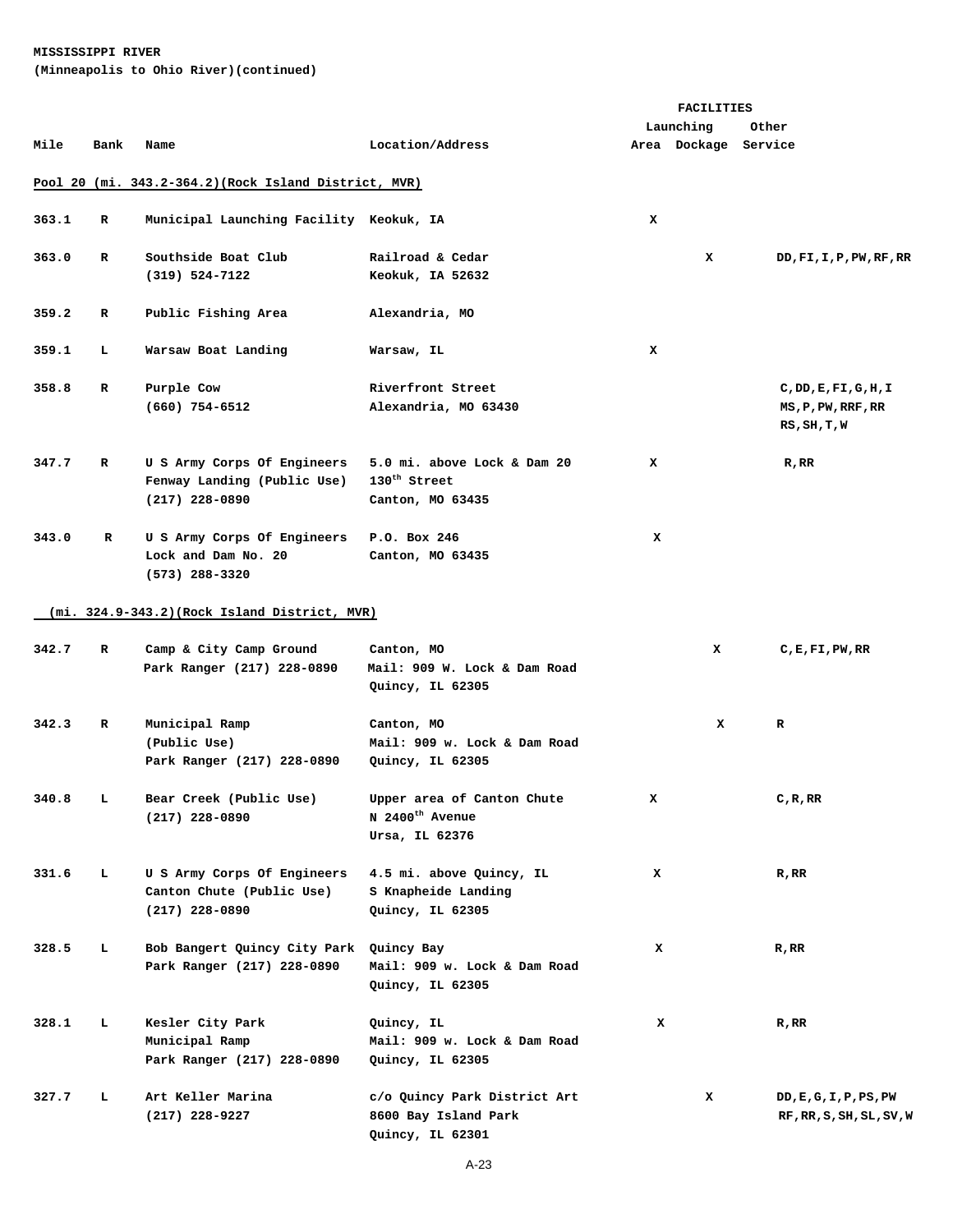**MISSISSIPPI RIVER**
**(Minneapolis to Ohio River)(continued)**

| Mile | Bank | Name | Location/Address | Launching Area | Dockage | Other Service |
|---|---|---|---|---|---|---|
| **Pool 20 (mi. 343.2-364.2)(Rock Island District, MVR)** | | | | | | |
| 363.1 | R | Municipal Launching Facility | Keokuk, IA | X | | |
| 363.0 | R | Southside Boat Club (319) 524-7122 | Railroad & Cedar Keokuk, IA 52632 | | X | DD,FI,I,P,PW,RF,RR |
| 359.2 | R | Public Fishing Area | Alexandria, MO | | | |
| 359.1 | L | Warsaw Boat Landing | Warsaw, IL | X | | |
| 358.8 | R | Purple Cow (660) 754-6512 | Riverfront Street Alexandria, MO 63430 | | | C,DD,E,FI,G,H,I MS,P,PW,RRF,RR RS,SH,T,W |
| 347.7 | R | U S Army Corps Of Engineers Fenway Landing (Public Use) (217) 228-0890 | 5.0 mi. above Lock & Dam 20 130th Street Canton, MO 63435 | X | | R,RR |
| 343.0 | R | U S Army Corps Of Engineers Lock and Dam No. 20 (573) 288-3320 | P.O. Box 246 Canton, MO 63435 | X | | |
| **(mi. 324.9-343.2)(Rock Island District, MVR)** | | | | | | |
| 342.7 | R | Camp & City Camp Ground Park Ranger (217) 228-0890 | Canton, MO Mail: 909 W. Lock & Dam Road Quincy, IL 62305 | | X | C,E,FI,PW,RR |
| 342.3 | R | Municipal Ramp (Public Use) Park Ranger (217) 228-0890 | Canton, MO Mail: 909 w. Lock & Dam Road Quincy, IL 62305 | | X | R |
| 340.8 | L | Bear Creek (Public Use) (217) 228-0890 | Upper area of Canton Chute N 2400th Avenue Ursa, IL 62376 | X | | C,R,RR |
| 331.6 | L | U S Army Corps Of Engineers Canton Chute (Public Use) (217) 228-0890 | 4.5 mi. above Quincy, IL S Knapheide Landing Quincy, IL 62305 | X | | R,RR |
| 328.5 | L | Bob Bangert Quincy City Park Park Ranger (217) 228-0890 | Quincy Bay Mail: 909 w. Lock & Dam Road Quincy, IL 62305 | X | | R,RR |
| 328.1 | L | Kesler City Park Municipal Ramp Park Ranger (217) 228-0890 | Quincy, IL Mail: 909 w. Lock & Dam Road Quincy, IL 62305 | X | | R,RR |
| 327.7 | L | Art Keller Marina (217) 228-9227 | c/o Quincy Park District Art 8600 Bay Island Park Quincy, IL 62301 | | X | DD,E,G,I,P,PS,PW RF,RR,S,SH,SL,SV,W |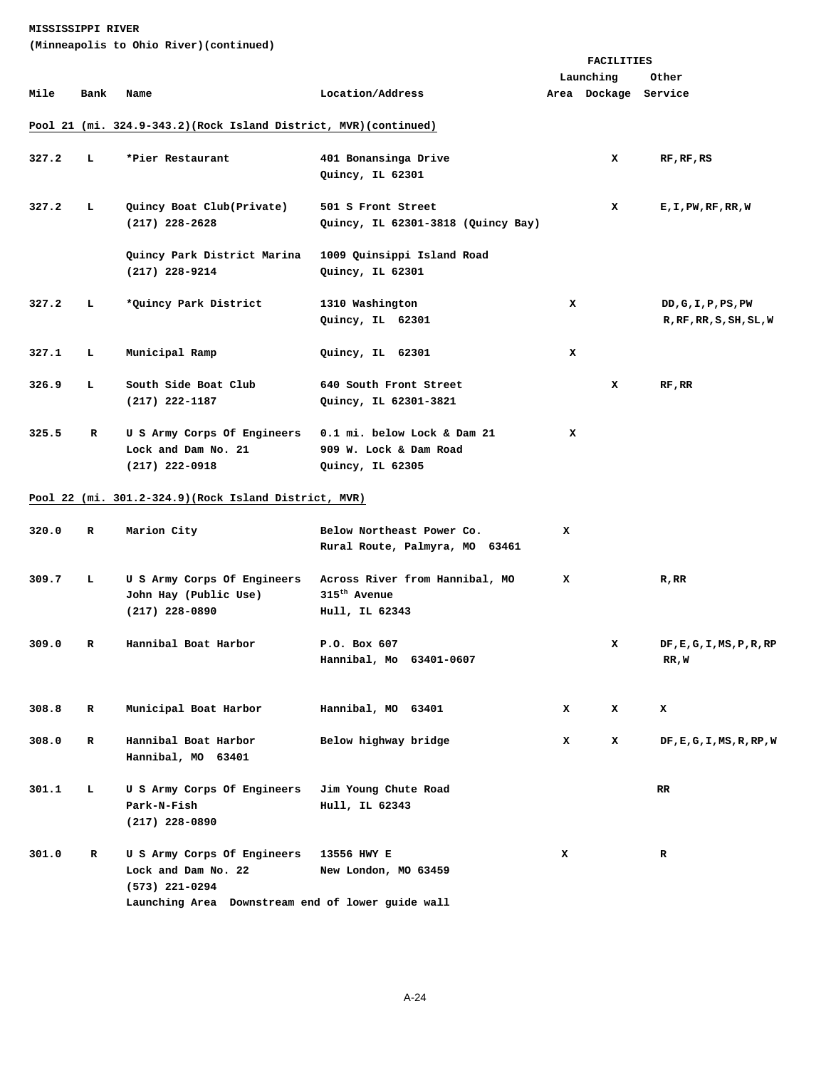**MISSISSIPPI RIVER**
**(Minneapolis to Ohio River)(continued)**

| Mile | Bank | Name | Location/Address | Launching Area | Dockage | Other Service |
|---|---|---|---|---|---|---|
| **Pool 21 (mi. 324.9-343.2)(Rock Island District, MVR)(continued)** | | | | | | |
| 327.2 | L | *Pier Restaurant | 401 Bonansinga Drive Quincy, IL 62301 | | X | RF,RF,RS |
| 327.2 | L | Quincy Boat Club(Private) (217) 228-2628 | 501 S Front Street Quincy, IL 62301-3818 (Quincy Bay) | | X | E,I,PW,RF,RR,W |
| | | Quincy Park District Marina (217) 228-9214 | 1009 Quinsippi Island Road Quincy, IL 62301 | | | |
| 327.2 | L | *Quincy Park District | 1310 Washington Quincy, IL 62301 | X | | DD,G,I,P,PS,PW R,RF,RR,S,SH,SL,W |
| 327.1 | L | Municipal Ramp | Quincy, IL 62301 | X | | |
| 326.9 | L | South Side Boat Club (217) 222-1187 | 640 South Front Street Quincy, IL 62301-3821 | | X | RF,RR |
| 325.5 | R | U S Army Corps Of Engineers Lock and Dam No. 21 (217) 222-0918 | 0.1 mi. below Lock & Dam 21 909 W. Lock & Dam Road Quincy, IL 62305 | X | | |
| **Pool 22 (mi. 301.2-324.9)(Rock Island District, MVR)** | | | | | | |
| 320.0 | R | Marion City | Below Northeast Power Co. Rural Route, Palmyra, MO 63461 | X | | |
| 309.7 | L | U S Army Corps Of Engineers John Hay (Public Use) (217) 228-0890 | Across River from Hannibal, MO 315th Avenue Hull, IL 62343 | X | | R,RR |
| 309.0 | R | Hannibal Boat Harbor | P.O. Box 607 Hannibal, Mo 63401-0607 | | X | DF,E,G,I,MS,P,R,RP RR,W |
| 308.8 | R | Municipal Boat Harbor | Hannibal, MO 63401 | X | X | X |
| 308.0 | R | Hannibal Boat Harbor Hannibal, MO 63401 | Below highway bridge | X | X | DF,E,G,I,MS,R,RP,W |
| 301.1 | L | U S Army Corps Of Engineers Park-N-Fish (217) 228-0890 | Jim Young Chute Road Hull, IL 62343 | | | RR |
| 301.0 | R | U S Army Corps Of Engineers Lock and Dam No. 22 (573) 221-0294 Launching Area Downstream end of lower guide wall | 13556 HWY E New London, MO 63459 | X | | R |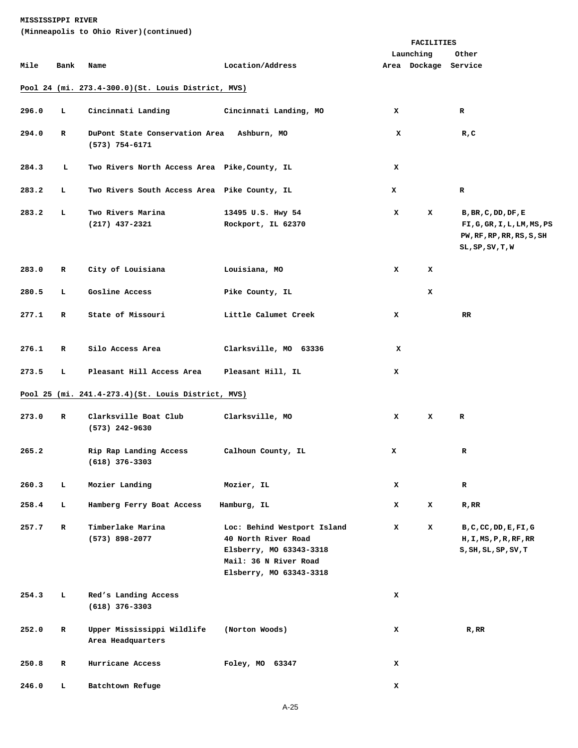**MISSISSIPPI RIVER**
**(Minneapolis to Ohio River)(continued)**

| Mile | Bank | Name | Location/Address | Launching Area | Dockage | Other Service |
|---|---|---|---|---|---|---|
| **Pool 24 (mi. 273.4-300.0)(St. Louis District, MVS)** | | | | | | |
| 296.0 | L | Cincinnati Landing | Cincinnati Landing, MO | X | | R |
| 294.0 | R | DuPont State Conservation Area (573) 754-6171 | Ashburn, MO | X | | R,C |
| 284.3 | L | Two Rivers North Access Area | Pike,County, IL | X | | |
| 283.2 | L | Two Rivers South Access Area | Pike County, IL | X | | R |
| 283.2 | L | Two Rivers Marina (217) 437-2321 | 13495 U.S. Hwy 54 Rockport, IL 62370 | X | X | B,BR,C,DD,DF,E FI,G,GR,I,L,LM,MS,PS PW,RF,RP,RR,RS,S,SH SL,SP,SV,T,W |
| 283.0 | R | City of Louisiana | Louisiana, MO | X | X | |
| 280.5 | L | Gosline Access | Pike County, IL | | X | |
| 277.1 | R | State of Missouri | Little Calumet Creek | X | | RR |
| 276.1 | R | Silo Access Area | Clarksville, MO 63336 | X | | |
| 273.5 | L | Pleasant Hill Access Area | Pleasant Hill, IL | X | | |
| **Pool 25 (mi. 241.4-273.4)(St. Louis District, MVS)** | | | | | | |
| 273.0 | R | Clarksville Boat Club (573) 242-9630 | Clarksville, MO | X | X | R |
| 265.2 | | Rip Rap Landing Access (618) 376-3303 | Calhoun County, IL | X | | R |
| 260.3 | L | Mozier Landing | Mozier, IL | X | | R |
| 258.4 | L | Hamberg Ferry Boat Access | Hamburg, IL | X | X | R,RR |
| 257.7 | R | Timberlake Marina (573) 898-2077 | Loc: Behind Westport Island 40 North River Road Elsberry, MO 63343-3318 Mail: 36 N River Road Elsberry, MO 63343-3318 | X | X | B,C,CC,DD,E,FI,G H,I,MS,P,R,RF,RR S,SH,SL,SP,SV,T |
| 254.3 | L | Red's Landing Access (618) 376-3303 | | X | | |
| 252.0 | R | Upper Mississippi Wildlife Area Headquarters | (Norton Woods) | X | | R,RR |
| 250.8 | R | Hurricane Access | Foley, MO 63347 | X | | |
| 246.0 | L | Batchtown Refuge | | X | | |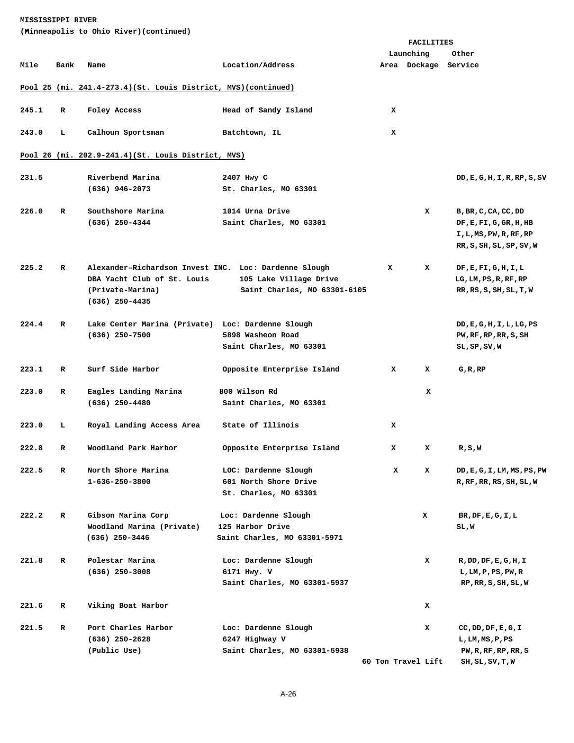**MISSISSIPPI RIVER**
**(Minneapolis to Ohio River)(continued)**

| Mile | Bank | Name | Location/Address | Launching Area | Dockage | Other Service |
|---|---|---|---|---|---|---|
| **Pool 25 (mi. 241.4-273.4)(St. Louis District, MVS)(continued)** | | | | | | |
| 245.1 | R | Foley Access | Head of Sandy Island | X | | |
| 243.0 | L | Calhoun Sportsman | Batchtown, IL | X | | |
| **Pool 26 (mi. 202.9-241.4)(St. Louis District, MVS)** | | | | | | |
| 231.5 | | Riverbend Marina (636) 946-2073 | 2407 Hwy C St. Charles, MO 63301 | | | DD,E,G,H,I,R,RP,S,SV |
| 226.0 | R | Southshore Marina (636) 250-4344 | 1014 Urna Drive Saint Charles, MO 63301 | | X | B,BR,C,CA,CC,DD DF,E,FI,G,GR,H,HB I,L,MS,PW,R,RF,RP RR,S,SH,SL,SP,SV,W |
| 225.2 | R | Alexander–Richardson Invest INC. DBA Yacht Club of St. Louis (Private-Marina) (636) 250-4435 | Loc: Dardenne Slough 105 Lake Village Drive Saint Charles, MO 63301-6105 | X | X | DF,E,FI,G,H,I,L LG,LM,PS,R,RF,RP RR,RS,S,SH,SL,T,W |
| 224.4 | R | Lake Center Marina (Private) (636) 250-7500 | Loc: Dardenne Slough 5898 Washeon Road Saint Charles, MO 63301 | | | DD,E,G,H,I,L,LG,PS PW,RF,RP,RR,S,SH SL,SP,SV,W |
| 223.1 | R | Surf Side Harbor | Opposite Enterprise Island | X | X | G,R,RP |
| 223.0 | R | Eagles Landing Marina (636) 250-4480 | 800 Wilson Rd Saint Charles, MO 63301 | | X | |
| 223.0 | L | Royal Landing Access Area | State of Illinois | X | | |
| 222.8 | R | Woodland Park Harbor | Opposite Enterprise Island | X | X | R,S,W |
| 222.5 | R | North Shore Marina 1-636-250-3800 | LOC: Dardenne Slough 601 North Shore Drive St. Charles, MO 63301 | X | X | DD,E,G,I,LM,MS,PS,PW R,RF,RR,RS,SH,SL,W |
| 222.2 | R | Gibson Marina Corp Woodland Marina (Private) (636) 250-3446 | Loc: Dardenne Slough 125 Harbor Drive Saint Charles, MO 63301-5971 | | X | BR,DF,E,G,I,L SL,W |
| 221.8 | R | Polestar Marina (636) 250-3008 | Loc: Dardenne Slough 6171 Hwy. V Saint Charles, MO 63301-5937 | | X | R,DD,DF,E,G,H,I L,LM,P,PS,PW,R RP,RR,S,SH,SL,W |
| 221.6 | R | Viking Boat Harbor | | | X | |
| 221.5 | R | Port Charles Harbor (636) 250-2628 (Public Use) | Loc: Dardenne Slough 6247 Highway V Saint Charles, MO 63301-5938 | 60 Ton Travel Lift | X | CC,DD,DF,E,G,I L,LM,MS,P,PS PW,R,RF,RP,RR,S SH,SL,SV,T,W |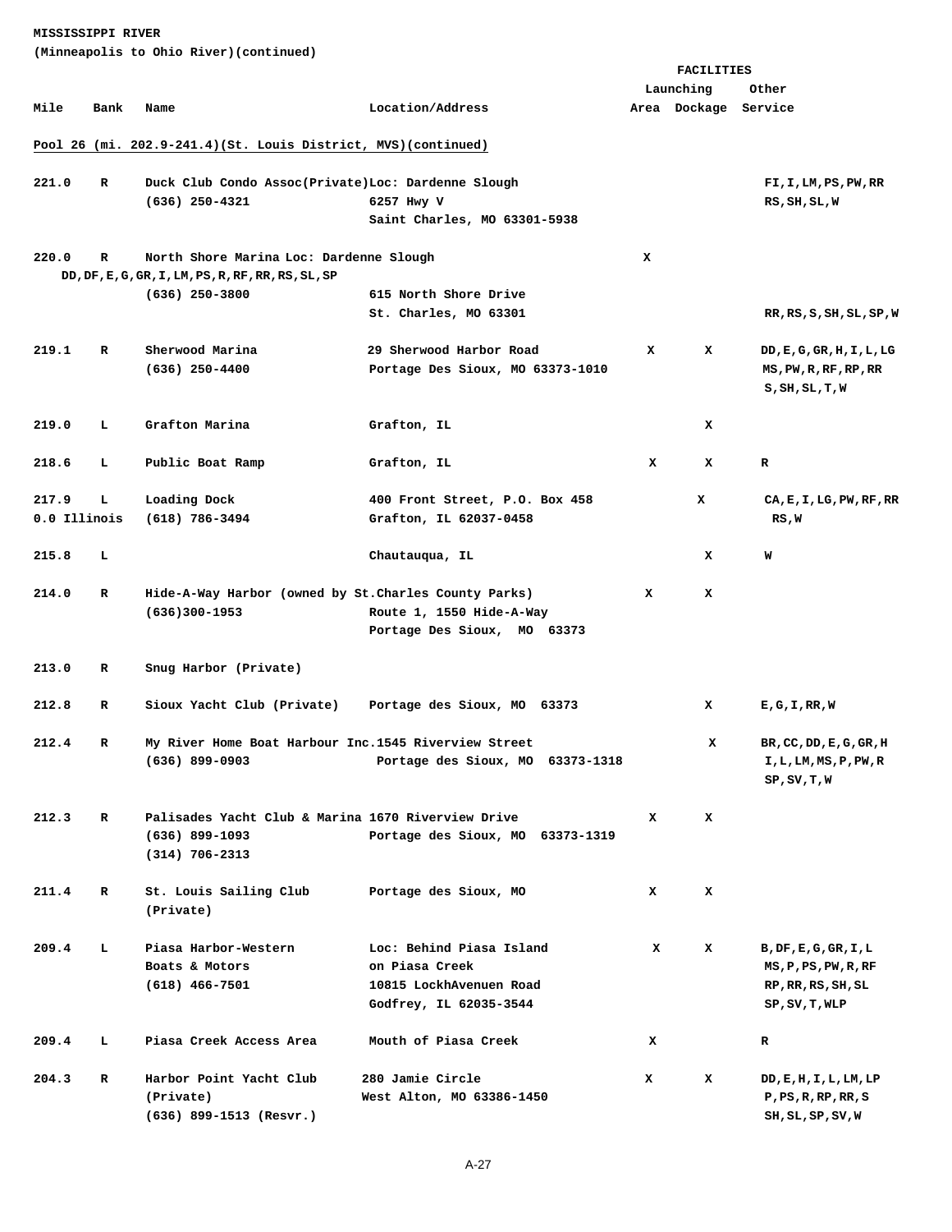**MISSISSIPPI RIVER**
**(Minneapolis to Ohio River)(continued)**

**Pool 26 (mi. 202.9-241.4)(St. Louis District, MVS)(continued)**

| Mile | Bank | Name | Location/Address | Launching Area | Dockage | Other Service |
|---|---|---|---|---|---|---|
| 221.0 | R | Duck Club Condo Assoc(Private) (636) 250-4321 | Loc: Dardenne Slough 6257 Hwy V Saint Charles, MO 63301-5938 | | | FI,I,LM,PS,PW,RR RS,SH,SL,W |
| 220.0 | R | North Shore Marina (636) 250-3800 | Loc: Dardenne Slough 615 North Shore Drive St. Charles, MO 63301 | X | | DD,DF,E,G,GR,I,LM,PS,R,RF,RR,RS,SL,SP RR,RS,S,SH,SL,SP,W |
| 219.1 | R | Sherwood Marina (636) 250-4400 | 29 Sherwood Harbor Road Portage Des Sioux, MO 63373-1010 | X | X | DD,E,G,GR,H,I,L,LG MS,PW,R,RF,RP,RR S,SH,SL,T,W |
| 219.0 | L | Grafton Marina | Grafton, IL | | X | |
| 218.6 | L | Public Boat Ramp | Grafton, IL | X | X | R |
| 217.9 0.0 Illinois | L | Loading Dock (618) 786-3494 | 400 Front Street, P.O. Box 458 Grafton, IL 62037-0458 | | X | CA,E,I,LG,PW,RF,RR RS,W |
| 215.8 | L | | Chautauqua, IL | | X | W |
| 214.0 | R | Hide-A-Way Harbor (owned by St.Charles County Parks) (636)300-1953 | Route 1, 1550 Hide-A-Way Portage Des Sioux, MO 63373 | X | X | |
| 213.0 | R | Snug Harbor (Private) | | | | |
| 212.8 | R | Sioux Yacht Club (Private) | Portage des Sioux, MO 63373 | | X | E,G,I,RR,W |
| 212.4 | R | My River Home Boat Harbour Inc. (636) 899-0903 | 1545 Riverview Street Portage des Sioux, MO 63373-1318 | | X | BR,CC,DD,E,G,GR,H I,L,LM,MS,P,PW,R SP,SV,T,W |
| 212.3 | R | Palisades Yacht Club & Marina (636) 899-1093 (314) 706-2313 | 1670 Riverview Drive Portage des Sioux, MO 63373-1319 | X | X | |
| 211.4 | R | St. Louis Sailing Club (Private) | Portage des Sioux, MO | X | X | |
| 209.4 | L | Piasa Harbor-Western Boats & Motors (618) 466-7501 | Loc: Behind Piasa Island on Piasa Creek 10815 LockhAvenuen Road Godfrey, IL 62035-3544 | X | X | B,DF,E,G,GR,I,L MS,P,PS,PW,R,RF RP,RR,RS,SH,SL SP,SV,T,WLP |
| 209.4 | L | Piasa Creek Access Area | Mouth of Piasa Creek | X | | R |
| 204.3 | R | Harbor Point Yacht Club (Private) (636) 899-1513 (Resvr.) | 280 Jamie Circle West Alton, MO 63386-1450 | X | X | DD,E,H,I,L,LM,LP P,PS,R,RP,RR,S SH,SL,SP,SV,W |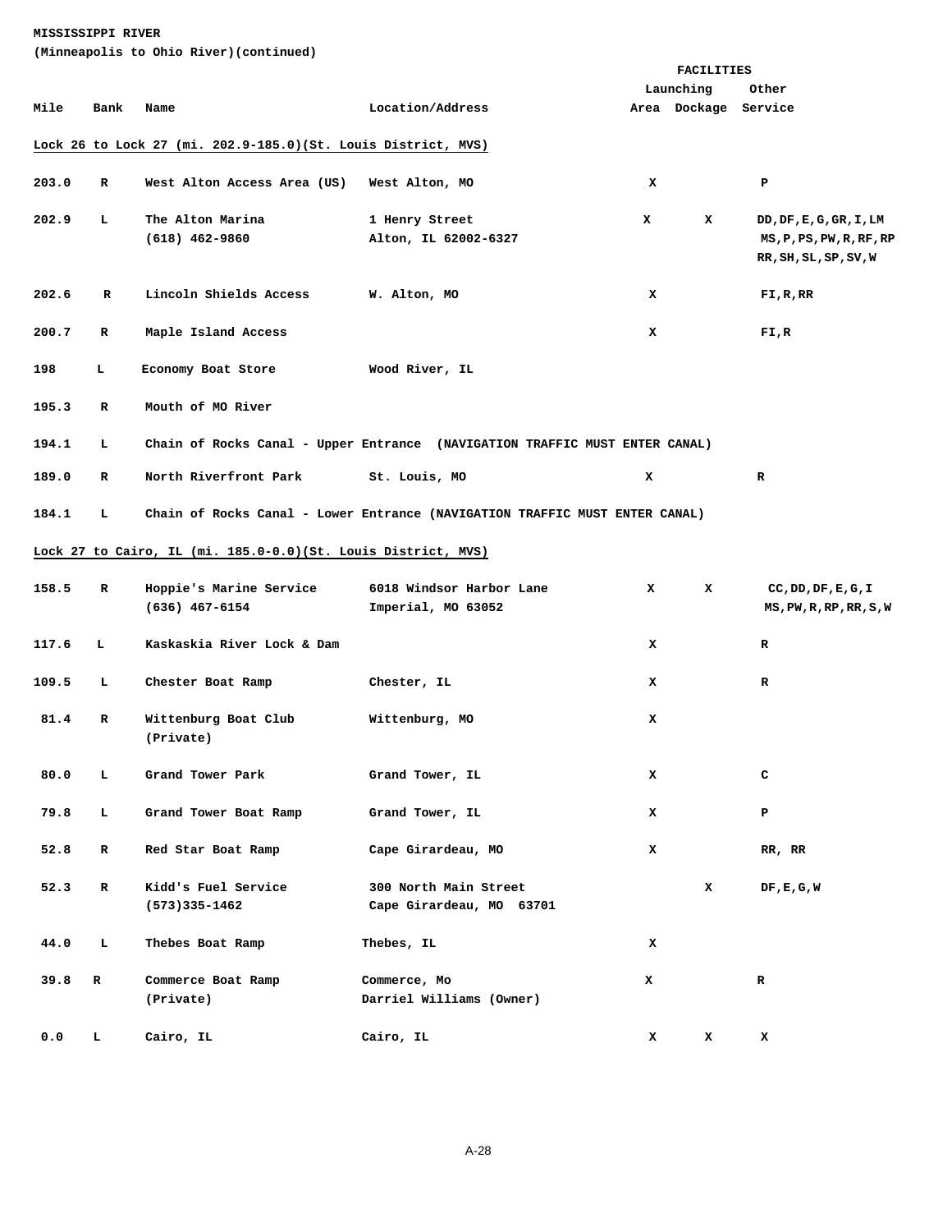**MISSISSIPPI RIVER**
**(Minneapolis to Ohio River)(continued)**

| Mile | Bank | Name | Location/Address | FACILITIES Launching Area | Dockage | Other Service |
|---|---|---|---|---|---|---|
| **Lock 26 to Lock 27 (mi. 202.9-185.0)(St. Louis District, MVS)** | | | | | | |
| 203.0 | R | West Alton Access Area (US) | West Alton, MO | X | | P |
| 202.9 | L | The Alton Marina (618) 462-9860 | 1 Henry Street Alton, IL 62002-6327 | X | X | DD,DF,E,G,GR,I,LM MS,P,PS,PW,R,RF,RP RR,SH,SL,SP,SV,W |
| 202.6 | R | Lincoln Shields Access | W. Alton, MO | X | | FI,R,RR |
| 200.7 | R | Maple Island Access | | X | | FI,R |
| 198 | L | Economy Boat Store | Wood River, IL | | | |
| 195.3 | R | Mouth of MO River | | | | |
| 194.1 | L | Chain of Rocks Canal - Upper Entrance (NAVIGATION TRAFFIC MUST ENTER CANAL) | | | | |
| 189.0 | R | North Riverfront Park | St. Louis, MO | X | | R |
| 184.1 | L | Chain of Rocks Canal - Lower Entrance (NAVIGATION TRAFFIC MUST ENTER CANAL) | | | | |
| **Lock 27 to Cairo, IL (mi. 185.0-0.0)(St. Louis District, MVS)** | | | | | | |
| 158.5 | R | Hoppie's Marine Service (636) 467-6154 | 6018 Windsor Harbor Lane Imperial, MO 63052 | X | X | CC,DD,DF,E,G,I MS,PW,R,RP,RR,S,W |
| 117.6 | L | Kaskaskia River Lock & Dam | | X | | R |
| 109.5 | L | Chester Boat Ramp | Chester, IL | X | | R |
| 81.4 | R | Wittenburg Boat Club (Private) | Wittenburg, MO | X | | |
| 80.0 | L | Grand Tower Park | Grand Tower, IL | X | | C |
| 79.8 | L | Grand Tower Boat Ramp | Grand Tower, IL | X | | P |
| 52.8 | R | Red Star Boat Ramp | Cape Girardeau, MO | X | | RR, RR |
| 52.3 | R | Kidd's Fuel Service (573)335-1462 | 300 North Main Street Cape Girardeau, MO 63701 | | X | DF,E,G,W |
| 44.0 | L | Thebes Boat Ramp | Thebes, IL | X | | |
| 39.8 | R | Commerce Boat Ramp (Private) | Commerce, Mo Darriel Williams (Owner) | X | | R |
| 0.0 | L | Cairo, IL | Cairo, IL | X | X | X |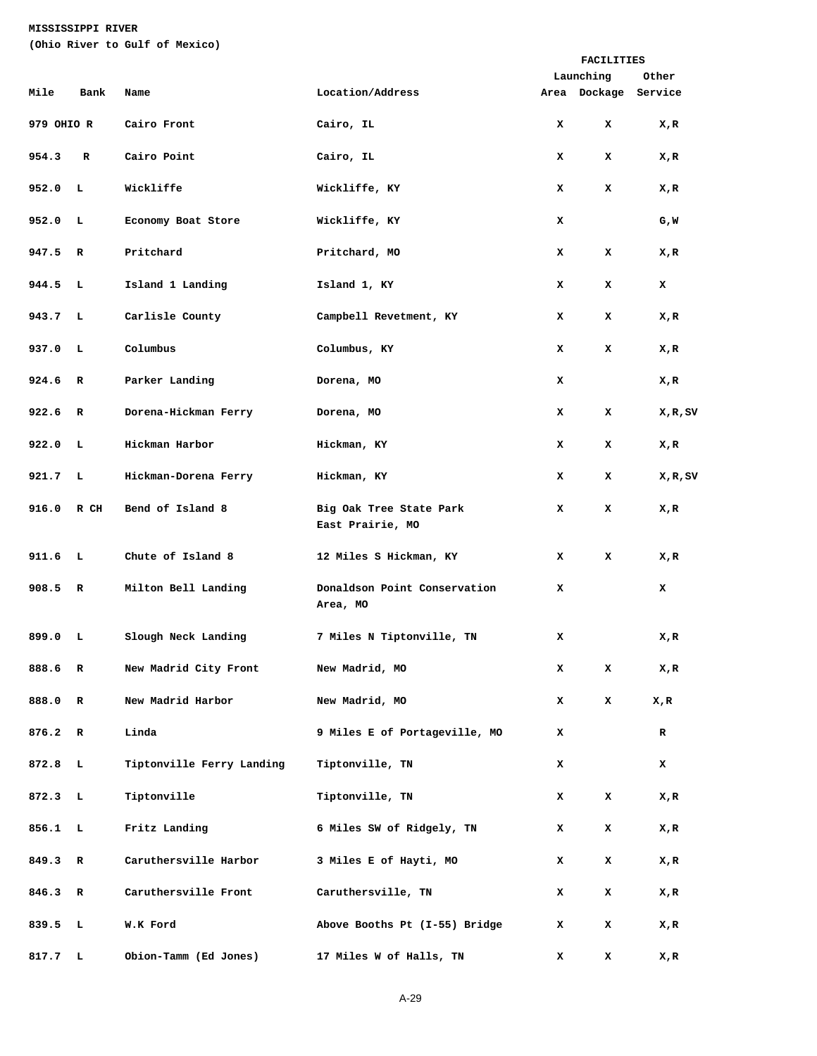**MISSISSIPPI RIVER**
**(Ohio River to Gulf of Mexico)**

| Mile | Bank | Name | Location/Address | FACILITIES Launching Area | Dockage | Other Service |
|---|---|---|---|---|---|---|
| 979 OHIO R | | Cairo Front | Cairo, IL | X | X | X,R |
| 954.3 | R | Cairo Point | Cairo, IL | X | X | X,R |
| 952.0 | L | Wickliffe | Wickliffe, KY | X | X | X,R |
| 952.0 | L | Economy Boat Store | Wickliffe, KY | X | | G,W |
| 947.5 | R | Pritchard | Pritchard, MO | X | X | X,R |
| 944.5 | L | Island 1 Landing | Island 1, KY | X | X | X |
| 943.7 | L | Carlisle County | Campbell Revetment, KY | X | X | X,R |
| 937.0 | L | Columbus | Columbus, KY | X | X | X,R |
| 924.6 | R | Parker Landing | Dorena, MO | X | | X,R |
| 922.6 | R | Dorena-Hickman Ferry | Dorena, MO | X | X | X,R,SV |
| 922.0 | L | Hickman Harbor | Hickman, KY | X | X | X,R |
| 921.7 | L | Hickman-Dorena Ferry | Hickman, KY | X | X | X,R,SV |
| 916.0 | R CH | Bend of Island 8 | Big Oak Tree State Park East Prairie, MO | X | X | X,R |
| 911.6 | L | Chute of Island 8 | 12 Miles S Hickman, KY | X | X | X,R |
| 908.5 | R | Milton Bell Landing | Donaldson Point Conservation Area, MO | X | | X |
| 899.0 | L | Slough Neck Landing | 7 Miles N Tiptonville, TN | X | | X,R |
| 888.6 | R | New Madrid City Front | New Madrid, MO | X | X | X,R |
| 888.0 | R | New Madrid Harbor | New Madrid, MO | X | X | X,R |
| 876.2 | R | Linda | 9 Miles E of Portageville, MO | X | | R |
| 872.8 | L | Tiptonville Ferry Landing | Tiptonville, TN | X | | X |
| 872.3 | L | Tiptonville | Tiptonville, TN | X | X | X,R |
| 856.1 | L | Fritz Landing | 6 Miles SW of Ridgely, TN | X | X | X,R |
| 849.3 | R | Caruthersville Harbor | 3 Miles E of Hayti, MO | X | X | X,R |
| 846.3 | R | Caruthersville Front | Caruthersville, TN | X | X | X,R |
| 839.5 | L | W.K Ford | Above Booths Pt (I-55) Bridge | X | X | X,R |
| 817.7 | L | Obion-Tamm (Ed Jones) | 17 Miles W of Halls, TN | X | X | X,R |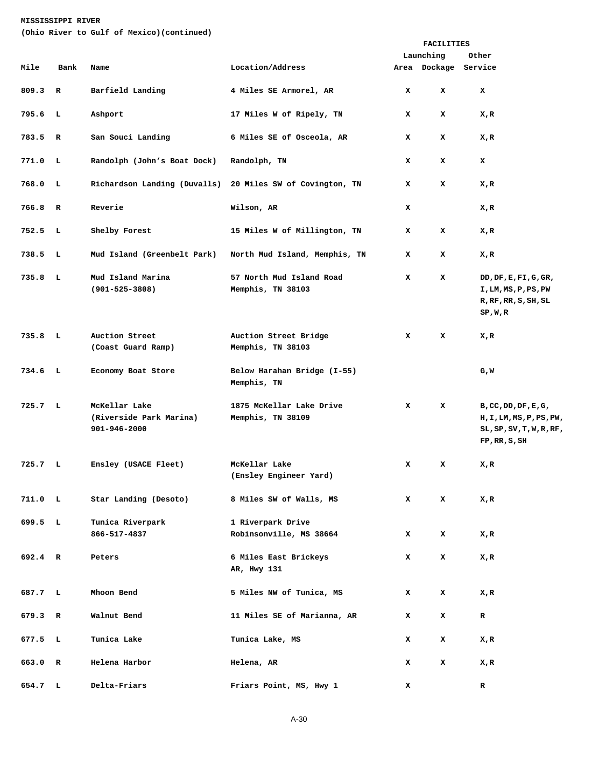**MISSISSIPPI RIVER**
**(Ohio River to Gulf of Mexico)(continued)**

| Mile | Bank | Name | Location/Address | FACILITIES Launching Area | Dockage | Other Service |
|---|---|---|---|---|---|---|
| 809.3 | R | Barfield Landing | 4 Miles SE Armorel, AR | X | X | X |
| 795.6 | L | Ashport | 17 Miles W of Ripely, TN | X | X | X,R |
| 783.5 | R | San Souci Landing | 6 Miles SE of Osceola, AR | X | X | X,R |
| 771.0 | L | Randolph (John's Boat Dock) | Randolph, TN | X | X | X |
| 768.0 | L | Richardson Landing (Duvalls) | 20 Miles SW of Covington, TN | X | X | X,R |
| 766.8 | R | Reverie | Wilson, AR | X | | X,R |
| 752.5 | L | Shelby Forest | 15 Miles W of Millington, TN | X | X | X,R |
| 738.5 | L | Mud Island (Greenbelt Park) | North Mud Island, Memphis, TN | X | X | X,R |
| 735.8 | L | Mud Island Marina (901-525-3808) | 57 North Mud Island Road Memphis, TN 38103 | X | X | DD,DF,E,FI,G,GR, I,LM,MS,P,PS,PW R,RF,RR,S,SH,SL SP,W,R |
| 735.8 | L | Auction Street (Coast Guard Ramp) | Auction Street Bridge Memphis, TN 38103 | X | X | X,R |
| 734.6 | L | Economy Boat Store | Below Harahan Bridge (I-55) Memphis, TN | | | G,W |
| 725.7 | L | McKellar Lake (Riverside Park Marina) 901-946-2000 | 1875 McKellar Lake Drive Memphis, TN 38109 | X | X | B,CC,DD,DF,E,G, H,I,LM,MS,P,PS,PW, SL,SP,SV,T,W,R,RF, FP,RR,S,SH |
| 725.7 | L | Ensley (USACE Fleet) | McKellar Lake (Ensley Engineer Yard) | X | X | X,R |
| 711.0 | L | Star Landing (Desoto) | 8 Miles SW of Walls, MS | X | X | X,R |
| 699.5 | L | Tunica Riverpark 866-517-4837 | 1 Riverpark Drive Robinsonville, MS 38664 | X | X | X,R |
| 692.4 | R | Peters | 6 Miles East Brickeys AR, Hwy 131 | X | X | X,R |
| 687.7 | L | Mhoon Bend | 5 Miles NW of Tunica, MS | X | X | X,R |
| 679.3 | R | Walnut Bend | 11 Miles SE of Marianna, AR | X | X | R |
| 677.5 | L | Tunica Lake | Tunica Lake, MS | X | X | X,R |
| 663.0 | R | Helena Harbor | Helena, AR | X | X | X,R |
| 654.7 | L | Delta-Friars | Friars Point, MS, Hwy 1 | X | | R |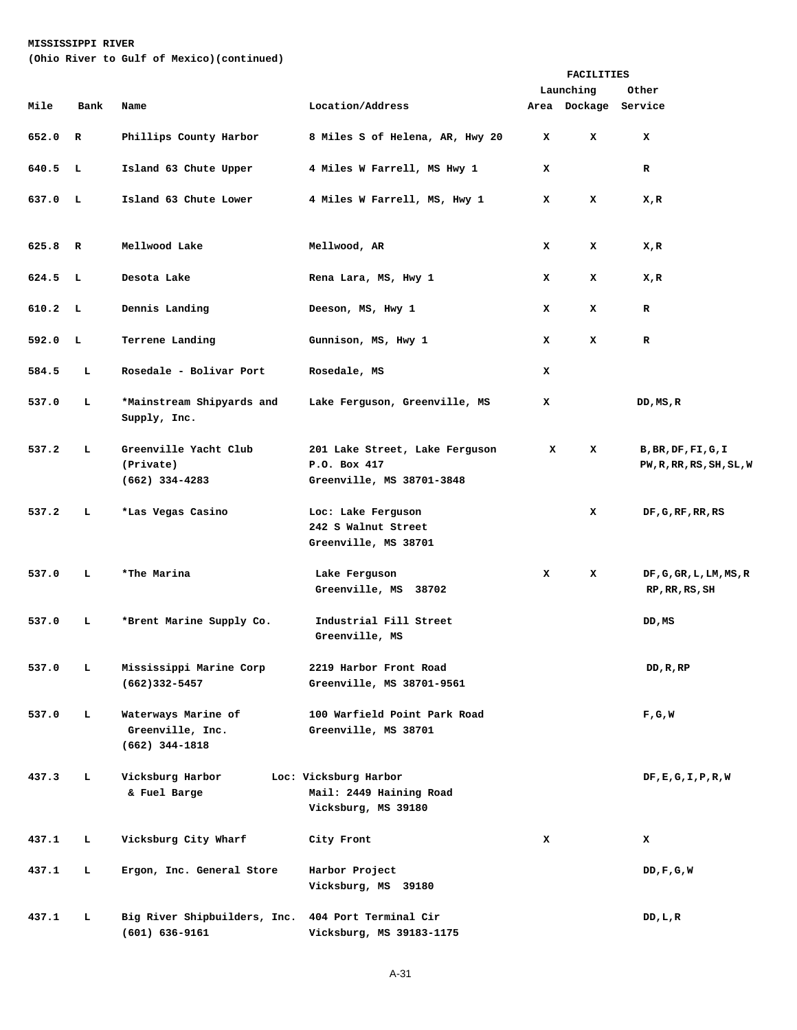**MISSISSIPPI RIVER**
**(Ohio River to Gulf of Mexico)(continued)**

| Mile | Bank | Name | Location/Address | FACILITIES Launching Area | FACILITIES Dockage | FACILITIES Other Service |
|---|---|---|---|---|---|---|
| 652.0 | R | Phillips County Harbor | 8 Miles S of Helena, AR, Hwy 20 | X | X | X |
| 640.5 | L | Island 63 Chute Upper | 4 Miles W Farrell, MS Hwy 1 | X | | R |
| 637.0 | L | Island 63 Chute Lower | 4 Miles W Farrell, MS, Hwy 1 | X | X | X,R |
| 625.8 | R | Mellwood Lake | Mellwood, AR | X | X | X,R |
| 624.5 | L | Desota Lake | Rena Lara, MS, Hwy 1 | X | X | X,R |
| 610.2 | L | Dennis Landing | Deeson, MS, Hwy 1 | X | X | R |
| 592.0 | L | Terrene Landing | Gunnison, MS, Hwy 1 | X | X | R |
| 584.5 | L | Rosedale - Bolivar Port | Rosedale, MS | X | | |
| 537.0 | L | *Mainstream Shipyards and Supply, Inc. | Lake Ferguson, Greenville, MS | X | | DD,MS,R |
| 537.2 | L | Greenville Yacht Club (Private) (662) 334-4283 | 201 Lake Street, Lake Ferguson P.O. Box 417 Greenville, MS 38701-3848 | X | X | B,BR,DF,FI,G,I PW,R,RR,RS,SH,SL,W |
| 537.2 | L | *Las Vegas Casino | Loc: Lake Ferguson 242 S Walnut Street Greenville, MS 38701 | | X | DF,G,RF,RR,RS |
| 537.0 | L | *The Marina | Lake Ferguson Greenville, MS 38702 | X | X | DF,G,GR,L,LM,MS,R RP,RR,RS,SH |
| 537.0 | L | *Brent Marine Supply Co. | Industrial Fill Street Greenville, MS | | | DD,MS |
| 537.0 | L | Mississippi Marine Corp (662)332-5457 | 2219 Harbor Front Road Greenville, MS 38701-9561 | | | DD,R,RP |
| 537.0 | L | Waterways Marine of Greenville, Inc. (662) 344-1818 | 100 Warfield Point Park Road Greenville, MS 38701 | | | F,G,W |
| 437.3 | L | Vicksburg Harbor & Fuel Barge | Loc: Vicksburg Harbor Mail: 2449 Haining Road Vicksburg, MS 39180 | | | DF,E,G,I,P,R,W |
| 437.1 | L | Vicksburg City Wharf | City Front | X | | X |
| 437.1 | L | Ergon, Inc. General Store | Harbor Project Vicksburg, MS 39180 | | | DD,F,G,W |
| 437.1 | L | Big River Shipbuilders, Inc. (601) 636-9161 | 404 Port Terminal Cir Vicksburg, MS 39183-1175 | | | DD,L,R |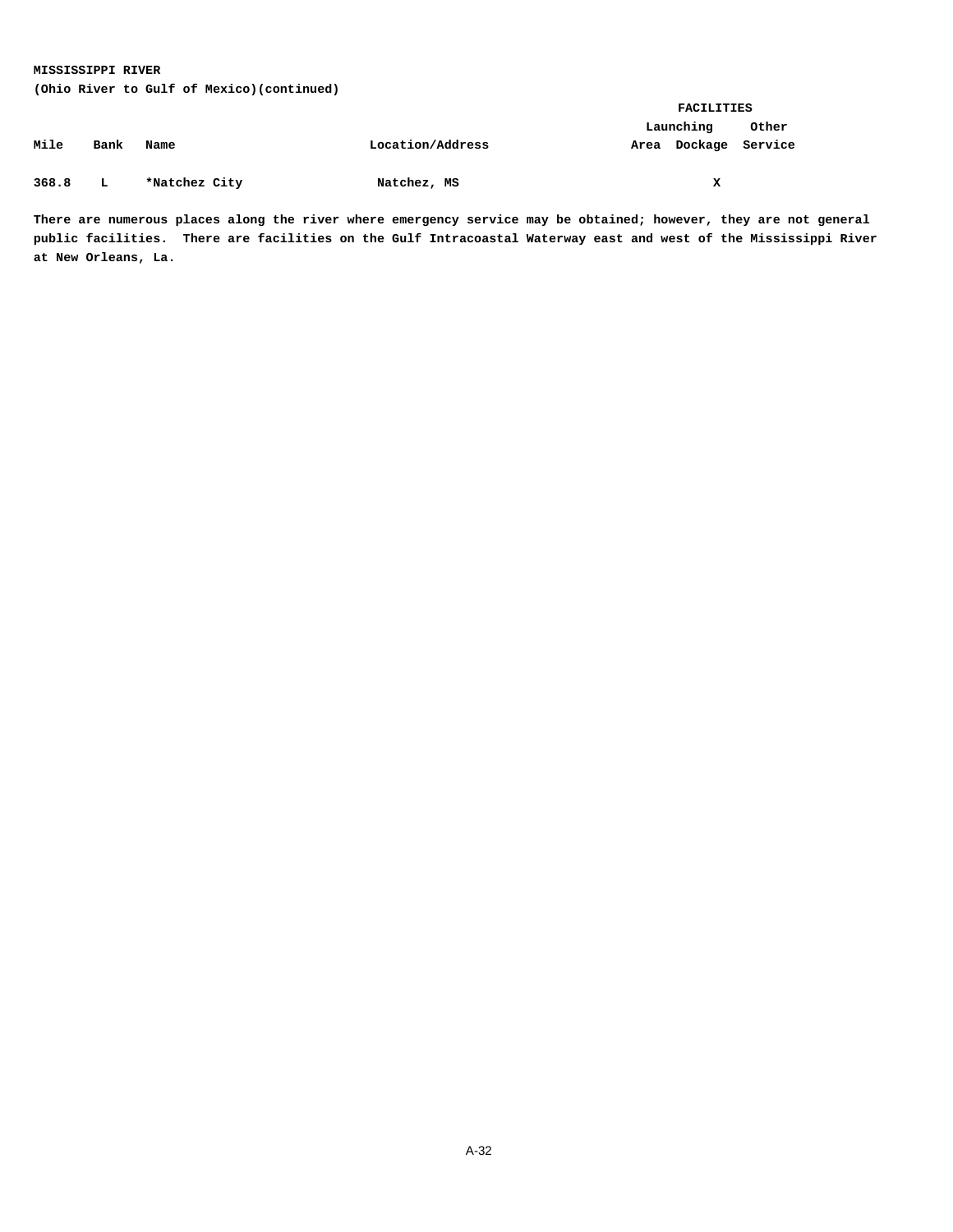**MISSISSIPPI RIVER**
**(Ohio River to Gulf of Mexico)(continued)**

| | | | | FACILITIES | | |
|---|---|---|---|---|---|---|
| | | | | Launching | | Other |
| Mile | Bank | Name | Location/Address | Area | Dockage | Service |
| 368.8 | L | *Natchez City | Natchez, MS | | X | |

There are numerous places along the river where emergency service may be obtained; however, they are not general public facilities. There are facilities on the Gulf Intracoastal Waterway east and west of the Mississippi River at New Orleans, La.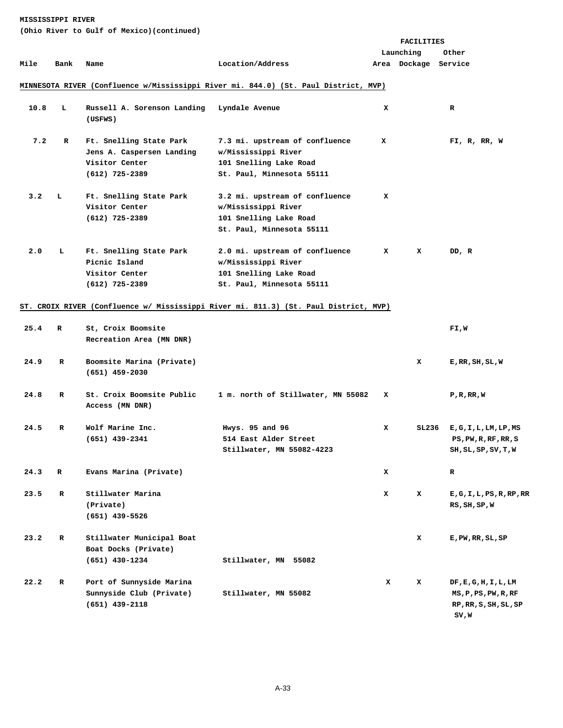**MISSISSIPPI RIVER**
**(Ohio River to Gulf of Mexico)(continued)**

| Mile | Bank | Name | Location/Address | Launching Area | Dockage | Other Service |
|---|---|---|---|---|---|---|
| **MINNESOTA RIVER (Confluence w/Mississippi River mi. 844.0) (St. Paul District, MVP)** | | | | | | |
| 10.8 | L | Russell A. Sorenson Landing (USFWS) | Lyndale Avenue | X | | R |
| 7.2 | R | Ft. Snelling State Park Jens A. Caspersen Landing Visitor Center (612) 725-2389 | 7.3 mi. upstream of confluence w/Mississippi River 101 Snelling Lake Road St. Paul, Minnesota 55111 | X | | FI, R, RR, W |
| 3.2 | L | Ft. Snelling State Park Visitor Center (612) 725-2389 | 3.2 mi. upstream of confluence w/Mississippi River 101 Snelling Lake Road St. Paul, Minnesota 55111 | X | | |
| 2.0 | L | Ft. Snelling State Park Picnic Island Visitor Center (612) 725-2389 | 2.0 mi. upstream of confluence w/Mississippi River 101 Snelling Lake Road St. Paul, Minnesota 55111 | X | X | DD, R |
| **ST. CROIX RIVER (Confluence w/ Mississippi River mi. 811.3) (St. Paul District, MVP)** | | | | | | |
| 25.4 | R | St, Croix Boomsite Recreation Area (MN DNR) | | | | FI,W |
| 24.9 | R | Boomsite Marina (Private) (651) 459-2030 | | | X | E,RR,SH,SL,W |
| 24.8 | R | St. Croix Boomsite Public Access (MN DNR) | 1 m. north of Stillwater, MN 55082 | X | | P,R,RR,W |
| 24.5 | R | Wolf Marine Inc. (651) 439-2341 | Hwys. 95 and 96 514 East Alder Street Stillwater, MN 55082-4223 | X | SL236 | E,G,I,L,LM,LP,MS PS,PW,R,RF,RR,S SH,SL,SP,SV,T,W |
| 24.3 | R | Evans Marina (Private) | | X | | R |
| 23.5 | R | Stillwater Marina (Private) (651) 439-5526 | | X | X | E,G,I,L,PS,R,RP,RR RS,SH,SP,W |
| 23.2 | R | Stillwater Municipal Boat Boat Docks (Private) (651) 430-1234 | Stillwater, MN 55082 | | X | E,PW,RR,SL,SP |
| 22.2 | R | Port of Sunnyside Marina Sunnyside Club (Private) (651) 439-2118 | Stillwater, MN 55082 | X | X | DF,E,G,H,I,L,LM MS,P,PS,PW,R,RF RP,RR,S,SH,SL,SP SV,W |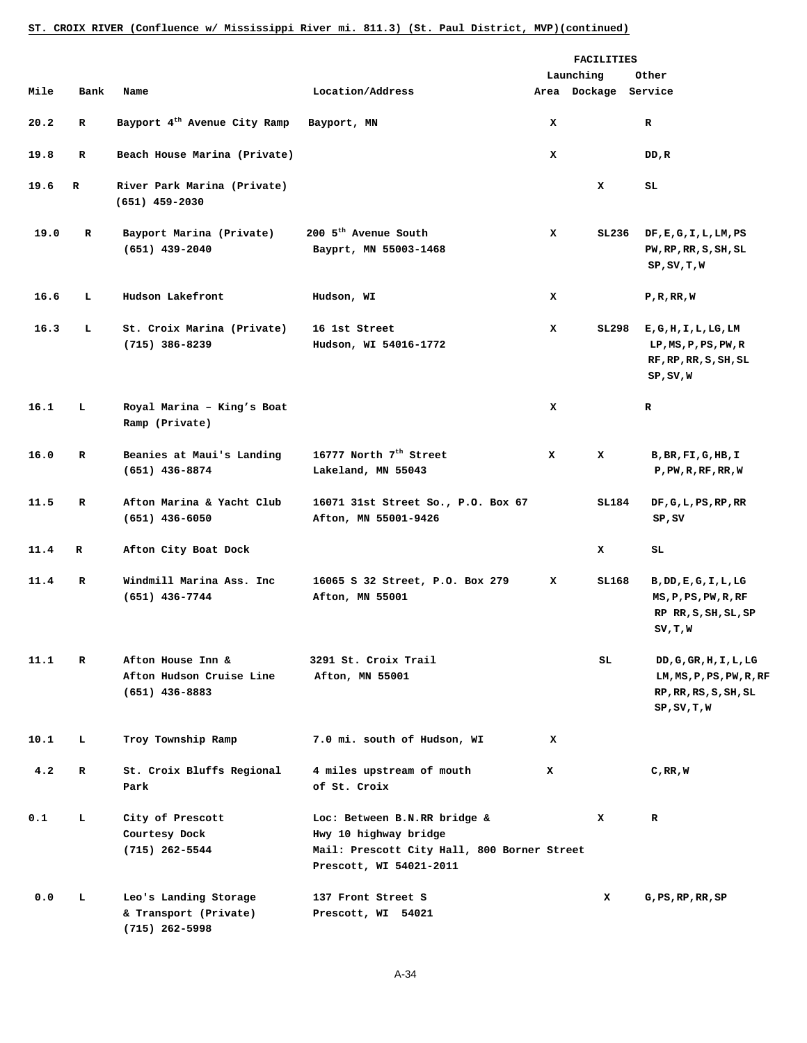ST. CROIX RIVER (Confluence w/ Mississippi River mi. 811.3) (St. Paul District, MVP)(continued)

| Mile | Bank | Name | Location/Address | FACILITIES Launching Area | Dockage | Other Service |
|---|---|---|---|---|---|---|
| 20.2 | R | Bayport 4th Avenue City Ramp | Bayport, MN | X | | R |
| 19.8 | R | Beach House Marina (Private) | | X | | DD,R |
| 19.6 | R | River Park Marina (Private) (651) 459-2030 | | | X | SL |
| 19.0 | R | Bayport Marina (Private) (651) 439-2040 | 200 5th Avenue South Bayprt, MN 55003-1468 | X | SL236 | DF,E,G,I,L,LM,PS PW,RP,RR,S,SH,SL SP,SV,T,W |
| 16.6 | L | Hudson Lakefront | Hudson, WI | X | | P,R,RR,W |
| 16.3 | L | St. Croix Marina (Private) (715) 386-8239 | 16 1st Street Hudson, WI 54016-1772 | X | SL298 | E,G,H,I,L,LG,LM LP,MS,P,PS,PW,R RF,RP,RR,S,SH,SL SP,SV,W |
| 16.1 | L | Royal Marina – King's Boat Ramp (Private) | | X | | R |
| 16.0 | R | Beanies at Maui's Landing (651) 436-8874 | 16777 North 7th Street Lakeland, MN 55043 | X | X | B,BR,FI,G,HB,I P,PW,R,RF,RR,W |
| 11.5 | R | Afton Marina & Yacht Club (651) 436-6050 | 16071 31st Street So., P.O. Box 67 Afton, MN 55001-9426 | | SL184 | DF,G,L,PS,RP,RR SP,SV |
| 11.4 | R | Afton City Boat Dock | | | X | SL |
| 11.4 | R | Windmill Marina Ass. Inc (651) 436-7744 | 16065 S 32 Street, P.O. Box 279 Afton, MN 55001 | X | SL168 | B,DD,E,G,I,L,LG MS,P,PS,PW,R,RF RP RR,S,SH,SL,SP SV,T,W |
| 11.1 | R | Afton House Inn & Afton Hudson Cruise Line (651) 436-8883 | 3291 St. Croix Trail Afton, MN 55001 | | SL | DD,G,GR,H,I,L,LG LM,MS,P,PS,PW,R,RF RP,RR,RS,S,SH,SL SP,SV,T,W |
| 10.1 | L | Troy Township Ramp | 7.0 mi. south of Hudson, WI | X | | |
| 4.2 | R | St. Croix Bluffs Regional Park | 4 miles upstream of mouth of St. Croix | X | | C,RR,W |
| 0.1 | L | City of Prescott Courtesy Dock (715) 262-5544 | Loc: Between B.N.RR bridge & Hwy 10 highway bridge Mail: Prescott City Hall, 800 Borner Street Prescott, WI 54021-2011 | | X | R |
| 0.0 | L | Leo's Landing Storage & Transport (Private) (715) 262-5998 | 137 Front Street S Prescott, WI 54021 | | X | G,PS,RP,RR,SP |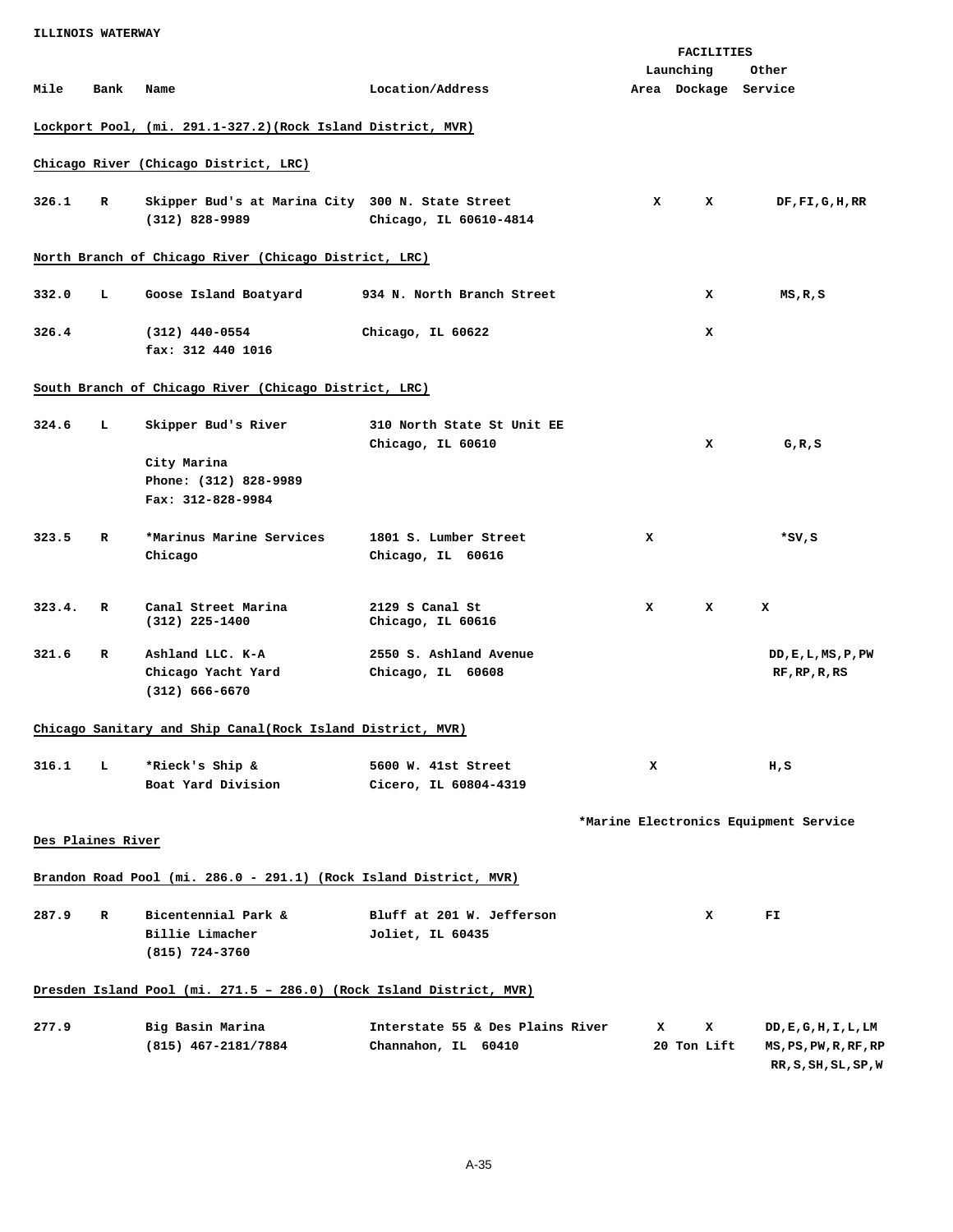ILLINOIS WATERWAY

| Mile | Bank | Name | Location/Address | FACILITIES Launching Area | Dockage | Other Service |
|---|---|---|---|---|---|---|
| **Lockport Pool, (mi. 291.1-327.2)(Rock Island District, MVR)** | | | | | | |
| **Chicago River (Chicago District, LRC)** | | | | | | |
| 326.1 | R | Skipper Bud's at Marina City (312) 828-9989 | 300 N. State Street Chicago, IL 60610-4814 | X | X | DF,FI,G,H,RR |
| **North Branch of Chicago River (Chicago District, LRC)** | | | | | | |
| 332.0 | L | Goose Island Boatyard | 934 N. North Branch Street | | X | MS,R,S |
| 326.4 | | (312) 440-0554 fax: 312 440 1016 | Chicago, IL 60622 | | X | |
| **South Branch of Chicago River (Chicago District, LRC)** | | | | | | |
| 324.6 | L | Skipper Bud's River City Marina Phone: (312) 828-9989 Fax: 312-828-9984 | 310 North State St Unit EE Chicago, IL 60610 | | X | G,R,S |
| 323.5 | R | *Marinus Marine Services Chicago | 1801 S. Lumber Street Chicago, IL 60616 | X | | *SV,S |
| 323.4. | R | Canal Street Marina (312) 225-1400 | 2129 S Canal St Chicago, IL 60616 | X | X | X |
| 321.6 | R | Ashland LLC. K-A Chicago Yacht Yard (312) 666-6670 | 2550 S. Ashland Avenue Chicago, IL 60608 | | | DD,E,L,MS,P,PW RF,RP,R,RS |
| **Chicago Sanitary and Ship Canal(Rock Island District, MVR)** | | | | | | |
| 316.1 | L | *Rieck's Ship & Boat Yard Division | 5600 W. 41st Street Cicero, IL 60804-4319 | X | | H,S |

*Marine Electronics Equipment Service

**Des Plaines River**

| Mile | Bank | Name | Location/Address | Launching Area | Dockage | Other Service |
|---|---|---|---|---|---|---|
| **Brandon Road Pool (mi. 286.0 - 291.1) (Rock Island District, MVR)** | | | | | | |
| 287.9 | R | Bicentennial Park & Billie Limacher (815) 724-3760 | Bluff at 201 W. Jefferson Joliet, IL 60435 | | X | FI |
| **Dresden Island Pool (mi. 271.5 – 286.0) (Rock Island District, MVR)** | | | | | | |
| 277.9 | | Big Basin Marina (815) 467-2181/7884 | Interstate 55 & Des Plains River Channahon, IL 60410 | X | X 20 Ton Lift | DD,E,G,H,I,L,LM MS,PS,PW,R,RF,RP RR,S,SH,SL,SP,W |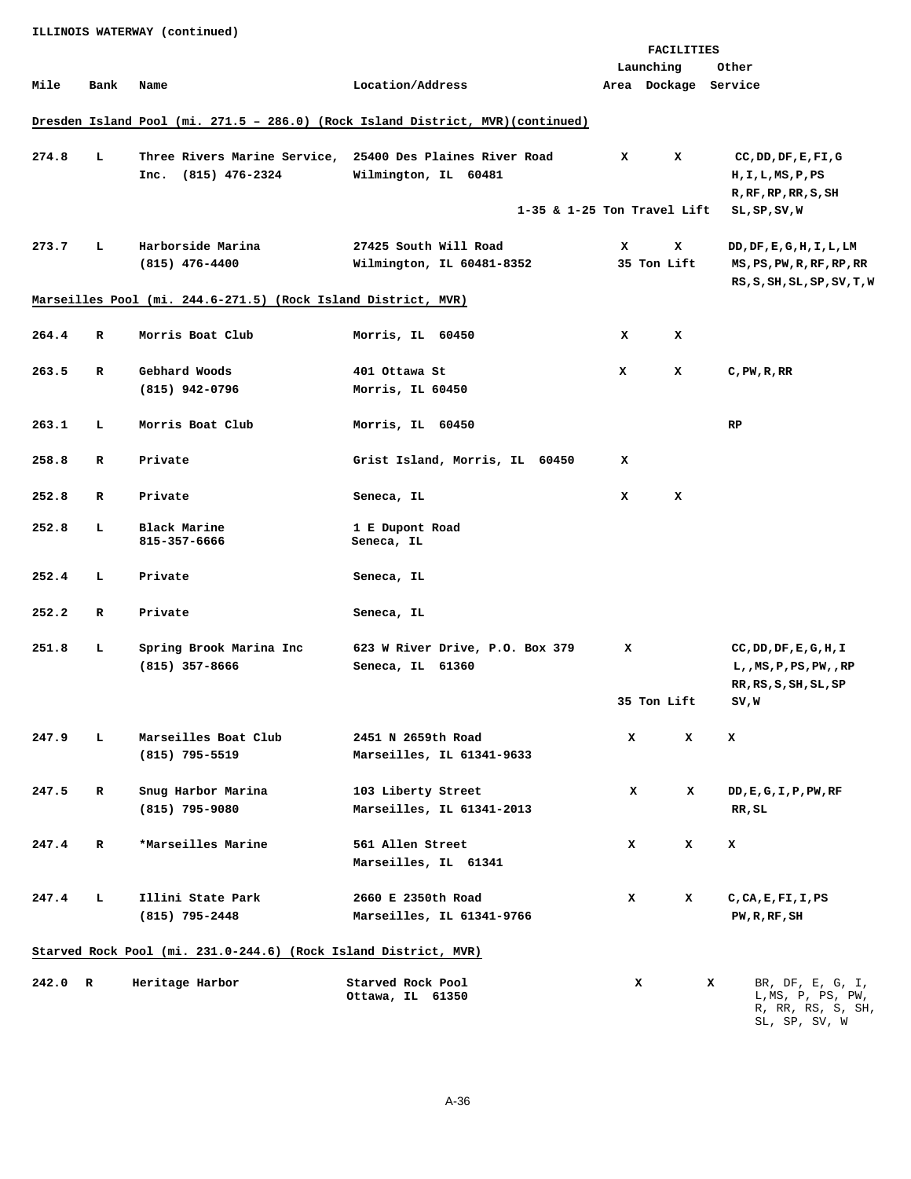ILLINOIS WATERWAY (continued)

| Mile | Bank | Name | Location/Address | FACILITIES Launching Area | Dockage | Other Service |
|---|---|---|---|---|---|---|
| **Dresden Island Pool (mi. 271.5 – 286.0) (Rock Island District, MVR)(continued)** | | | | | | |
| 274.8 | L | Three Rivers Marine Service, Inc. (815) 476-2324 | 25400 Des Plaines River Road Wilmington, IL 60481 | X | X | CC,DD,DF,E,FI,G H,I,L,MS,P,PS R,RF,RP,RR,S,SH SL,SP,SV,W |
| | | | 1-35 & 1-25 Ton Travel Lift | | | |
| 273.7 | L | Harborside Marina (815) 476-4400 | 27425 South Will Road Wilmington, IL 60481-8352 | X | X | DD,DF,E,G,H,I,L,LM MS,PS,PW,R,RF,RP,RR RS,S,SH,SL,SP,SV,T,W |
| | | | | 35 Ton Lift | | |
| **Marseilles Pool (mi. 244.6-271.5) (Rock Island District, MVR)** | | | | | | |
| 264.4 | R | Morris Boat Club | Morris, IL 60450 | X | X | |
| 263.5 | R | Gebhard Woods (815) 942-0796 | 401 Ottawa St Morris, IL 60450 | X | X | C,PW,R,RR |
| 263.1 | L | Morris Boat Club | Morris, IL 60450 | | | RP |
| 258.8 | R | Private | Grist Island, Morris, IL 60450 | X | | |
| 252.8 | R | Private | Seneca, IL | X | X | |
| 252.8 | L | Black Marine 815-357-6666 | 1 E Dupont Road Seneca, IL | | | |
| 252.4 | L | Private | Seneca, IL | | | |
| 252.2 | R | Private | Seneca, IL | | | |
| 251.8 | L | Spring Brook Marina Inc (815) 357-8666 | 623 W River Drive, P.O. Box 379 Seneca, IL 61360 | X | | CC,DD,DF,E,G,H,I L,,MS,P,PS,PW,,RP RR,RS,S,SH,SL,SP SV,W |
| | | | | 35 Ton Lift | | |
| 247.9 | L | Marseilles Boat Club (815) 795-5519 | 2451 N 2659th Road Marseilles, IL 61341-9633 | X | X | X |
| 247.5 | R | Snug Harbor Marina (815) 795-9080 | 103 Liberty Street Marseilles, IL 61341-2013 | X | X | DD,E,G,I,P,PW,RF RR,SL |
| 247.4 | R | *Marseilles Marine | 561 Allen Street Marseilles, IL 61341 | X | X | X |
| 247.4 | L | Illini State Park (815) 795-2448 | 2660 E 2350th Road Marseilles, IL 61341-9766 | X | X | C,CA,E,FI,I,PS PW,R,RF,SH |
| **Starved Rock Pool (mi. 231.0-244.6) (Rock Island District, MVR)** | | | | | | |
| 242.0 | R | Heritage Harbor | Starved Rock Pool Ottawa, IL 61350 | X | X | BR, DF, E, G, I, L,MS, P, PS, PW, R, RR, RS, S, SH, SL, SP, SV, W |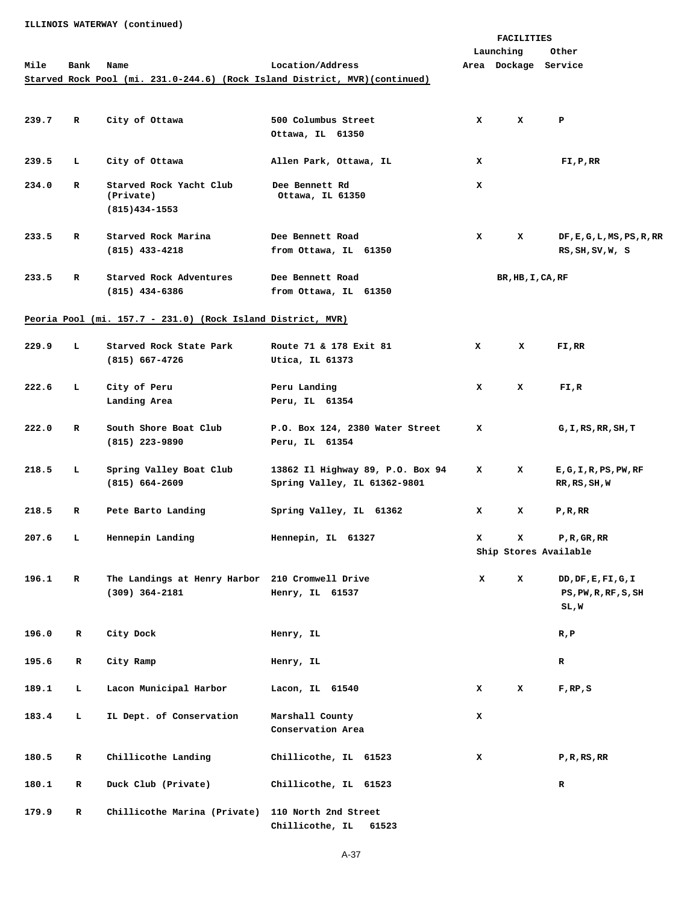ILLINOIS WATERWAY (continued)

| Mile | Bank | Name | Location/Address | FACILITIES Launching Area | Dockage | Other Service |
|---|---|---|---|---|---|---|
| **Starved Rock Pool (mi. 231.0-244.6) (Rock Island District, MVR)(continued)** | | | | | | |
| 239.7 | R | City of Ottawa | 500 Columbus Street Ottawa, IL 61350 | X | X | P |
| 239.5 | L | City of Ottawa | Allen Park, Ottawa, IL | X | | FI,P,RR |
| 234.0 | R | Starved Rock Yacht Club (Private) (815)434-1553 | Dee Bennett Rd Ottawa, IL 61350 | X | | |
| 233.5 | R | Starved Rock Marina (815) 433-4218 | Dee Bennett Road from Ottawa, IL 61350 | X | X | DF,E,G,L,MS,PS,R,RR RS,SH,SV,W, S |
| 233.5 | R | Starved Rock Adventures (815) 434-6386 | Dee Bennett Road from Ottawa, IL 61350 | | BR,HB,I,CA,RF | |
| **Peoria Pool (mi. 157.7 - 231.0) (Rock Island District, MVR)** | | | | | | |
| 229.9 | L | Starved Rock State Park (815) 667-4726 | Route 71 & 178 Exit 81 Utica, IL 61373 | X | X | FI,RR |
| 222.6 | L | City of Peru Landing Area | Peru Landing Peru, IL 61354 | X | X | FI,R |
| 222.0 | R | South Shore Boat Club (815) 223-9890 | P.O. Box 124, 2380 Water Street Peru, IL 61354 | X | | G,I,RS,RR,SH,T |
| 218.5 | L | Spring Valley Boat Club (815) 664-2609 | 13862 Il Highway 89, P.O. Box 94 Spring Valley, IL 61362-9801 | X | X | E,G,I,R,PS,PW,RF RR,RS,SH,W |
| 218.5 | R | Pete Barto Landing | Spring Valley, IL 61362 | X | X | P,R,RR |
| 207.6 | L | Hennepin Landing | Hennepin, IL 61327 | X | X | P,R,GR,RR |
| | | | | Ship Stores Available | | |
| 196.1 | R | The Landings at Henry Harbor (309) 364-2181 | 210 Cromwell Drive Henry, IL 61537 | X | X | DD,DF,E,FI,G,I PS,PW,R,RF,S,SH SL,W |
| 196.0 | R | City Dock | Henry, IL | | | R,P |
| 195.6 | R | City Ramp | Henry, IL | | | R |
| 189.1 | L | Lacon Municipal Harbor | Lacon, IL 61540 | X | X | F,RP,S |
| 183.4 | L | IL Dept. of Conservation | Marshall County Conservation Area | X | | |
| 180.5 | R | Chillicothe Landing | Chillicothe, IL 61523 | X | | P,R,RS,RR |
| 180.1 | R | Duck Club (Private) | Chillicothe, IL 61523 | | | R |
| 179.9 | R | Chillicothe Marina (Private) | 110 North 2nd Street Chillicothe, IL 61523 | | | |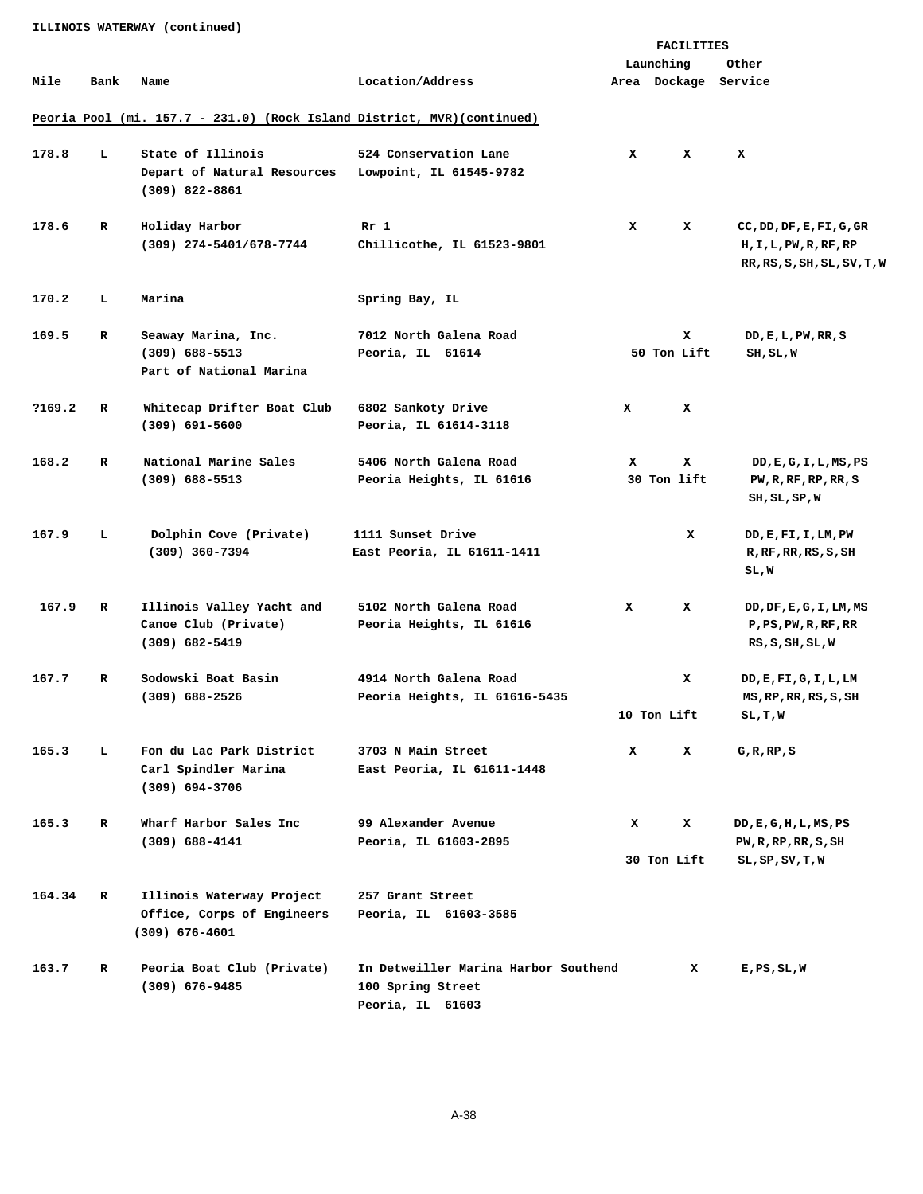ILLINOIS WATERWAY (continued)

| Mile | Bank | Name | Location/Address | Launching Area | Dockage | Other Service |
|---|---|---|---|---|---|---|
| **Peoria Pool (mi. 157.7 - 231.0) (Rock Island District, MVR)(continued)** | | | | | | |
| 178.8 | L | State of Illinois Depart of Natural Resources (309) 822-8861 | 524 Conservation Lane Lowpoint, IL 61545-9782 | X | X | X |
| 178.6 | R | Holiday Harbor (309) 274-5401/678-7744 | Rr 1 Chillicothe, IL 61523-9801 | X | X | CC,DD,DF,E,FI,G,GR H,I,L,PW,R,RF,RP RR,RS,S,SH,SL,SV,T,W |
| 170.2 | L | Marina | Spring Bay, IL | | | |
| 169.5 | R | Seaway Marina, Inc. (309) 688-5513 Part of National Marina | 7012 North Galena Road Peoria, IL 61614 | 50 Ton Lift | X | DD,E,L,PW,RR,S SH,SL,W |
| ?169.2 | R | Whitecap Drifter Boat Club (309) 691-5600 | 6802 Sankoty Drive Peoria, IL 61614-3118 | X | X | |
| 168.2 | R | National Marine Sales (309) 688-5513 | 5406 North Galena Road Peoria Heights, IL 61616 | X 30 Ton lift | X | DD,E,G,I,L,MS,PS PW,R,RF,RP,RR,S SH,SL,SP,W |
| 167.9 | L | Dolphin Cove (Private) (309) 360-7394 | 1111 Sunset Drive East Peoria, IL 61611-1411 | | X | DD,E,FI,I,LM,PW R,RF,RR,RS,S,SH SL,W |
| 167.9 | R | Illinois Valley Yacht and Canoe Club (Private) (309) 682-5419 | 5102 North Galena Road Peoria Heights, IL 61616 | X | X | DD,DF,E,G,I,LM,MS P,PS,PW,R,RF,RR RS,S,SH,SL,W |
| 167.7 | R | Sodowski Boat Basin (309) 688-2526 | 4914 North Galena Road Peoria Heights, IL 61616-5435 | 10 Ton Lift | X | DD,E,FI,G,I,L,LM MS,RP,RR,RS,S,SH SL,T,W |
| 165.3 | L | Fon du Lac Park District Carl Spindler Marina (309) 694-3706 | 3703 N Main Street East Peoria, IL 61611-1448 | X | X | G,R,RP,S |
| 165.3 | R | Wharf Harbor Sales Inc (309) 688-4141 | 99 Alexander Avenue Peoria, IL 61603-2895 | X 30 Ton Lift | X | DD,E,G,H,L,MS,PS PW,R,RP,RR,S,SH SL,SP,SV,T,W |
| 164.34 | R | Illinois Waterway Project Office, Corps of Engineers (309) 676-4601 | 257 Grant Street Peoria, IL 61603-3585 | | | |
| 163.7 | R | Peoria Boat Club (Private) (309) 676-9485 | In Detweiller Marina Harbor Southend 100 Spring Street Peoria, IL 61603 | | X | E,PS,SL,W |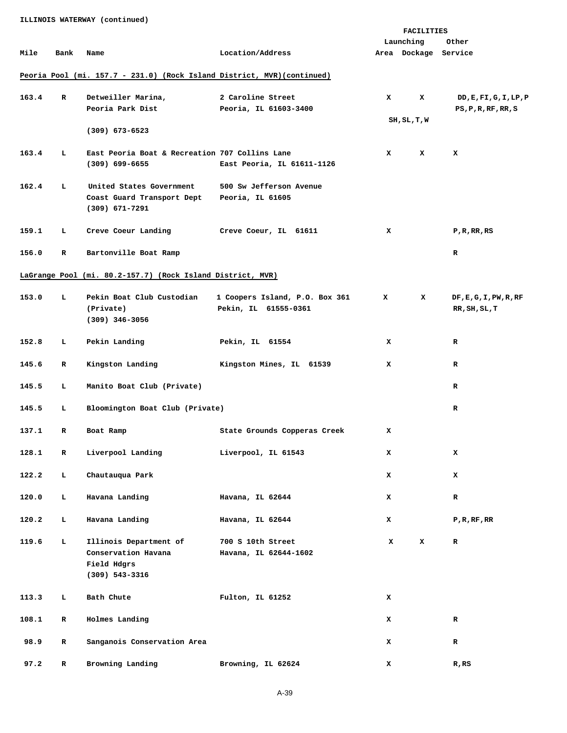ILLINOIS WATERWAY (continued)

| Mile | Bank | Name | Location/Address | FACILITIES Launching Area | Dockage | Other Service |
|---|---|---|---|---|---|---|
| **Peoria Pool (mi. 157.7 - 231.0) (Rock Island District, MVR)(continued)** | | | | | | |
| 163.4 | R | Detweiller Marina, Peoria Park Dist (309) 673-6523 | 2 Caroline Street Peoria, IL 61603-3400 | X | X | DD,E,FI,G,I,LP,P PS,P,R,RF,RR,S SH,SL,T,W |
| 163.4 | L | East Peoria Boat & Recreation (309) 699-6655 | 707 Collins Lane East Peoria, IL 61611-1126 | X | X | X |
| 162.4 | L | United States Government Coast Guard Transport Dept (309) 671-7291 | 500 Sw Jefferson Avenue Peoria, IL 61605 | | | |
| 159.1 | L | Creve Coeur Landing | Creve Coeur, IL 61611 | X | | P,R,RR,RS |
| 156.0 | R | Bartonville Boat Ramp | | | | R |
| **LaGrange Pool (mi. 80.2-157.7) (Rock Island District, MVR)** | | | | | | |
| 153.0 | L | Pekin Boat Club Custodian (Private) (309) 346-3056 | 1 Coopers Island, P.O. Box 361 Pekin, IL 61555-0361 | X | X | DF,E,G,I,PW,R,RF RR,SH,SL,T |
| 152.8 | L | Pekin Landing | Pekin, IL 61554 | X | | R |
| 145.6 | R | Kingston Landing | Kingston Mines, IL 61539 | X | | R |
| 145.5 | L | Manito Boat Club (Private) | | | | R |
| 145.5 | L | Bloomington Boat Club (Private) | | | | R |
| 137.1 | R | Boat Ramp | State Grounds Copperas Creek | X | | |
| 128.1 | R | Liverpool Landing | Liverpool, IL 61543 | X | | X |
| 122.2 | L | Chautauqua Park | | X | | X |
| 120.0 | L | Havana Landing | Havana, IL 62644 | X | | R |
| 120.2 | L | Havana Landing | Havana, IL 62644 | X | | P,R,RF,RR |
| 119.6 | L | Illinois Department of Conservation Havana Field Hdqrs (309) 543-3316 | 700 S 10th Street Havana, IL 62644-1602 | X | X | R |
| 113.3 | L | Bath Chute | Fulton, IL 61252 | X | | |
| 108.1 | R | Holmes Landing | | X | | R |
| 98.9 | R | Sanganois Conservation Area | | X | | R |
| 97.2 | R | Browning Landing | Browning, IL 62624 | X | | R,RS |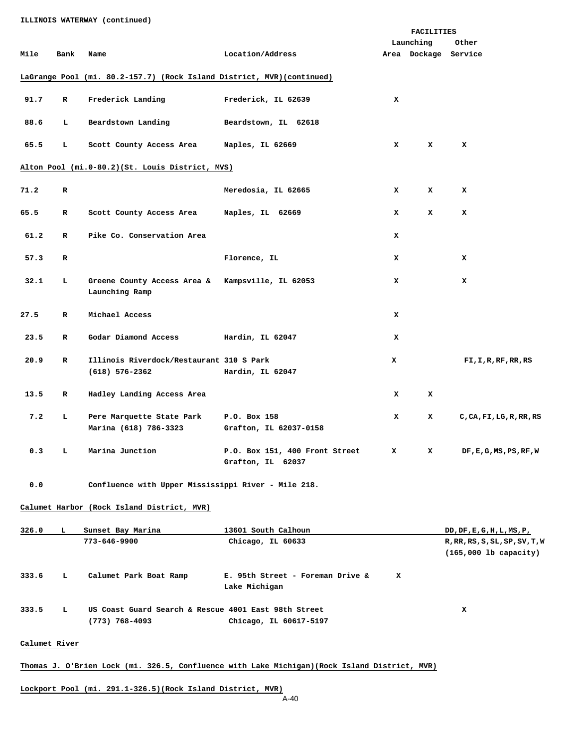ILLINOIS WATERWAY (continued)

| Mile | Bank | Name | Location/Address | Launching Area | Dockage | Other Service |
|---|---|---|---|---|---|---|
| **LaGrange Pool (mi. 80.2-157.7) (Rock Island District, MVR)(continued)** | | | | | | |
| 91.7 | R | Frederick Landing | Frederick, IL 62639 | X | | |
| 88.6 | L | Beardstown Landing | Beardstown, IL 62618 | | | |
| 65.5 | L | Scott County Access Area | Naples, IL 62669 | X | X | X |
| **Alton Pool (mi.0-80.2)(St. Louis District, MVS)** | | | | | | |
| 71.2 | R | | Meredosia, IL 62665 | X | X | X |
| 65.5 | R | Scott County Access Area | Naples, IL 62669 | X | X | X |
| 61.2 | R | Pike Co. Conservation Area | | X | | |
| 57.3 | R | | Florence, IL | X | | X |
| 32.1 | L | Greene County Access Area & Launching Ramp | Kampsville, IL 62053 | X | | X |
| 27.5 | R | Michael Access | | X | | |
| 23.5 | R | Godar Diamond Access | Hardin, IL 62047 | X | | |
| 20.9 | R | Illinois Riverdock/Restaurant (618) 576-2362 | 310 S Park Hardin, IL 62047 | X | | FI,I,R,RF,RR,RS |
| 13.5 | R | Hadley Landing Access Area | | X | X | |
| 7.2 | L | Pere Marquette State Park Marina (618) 786-3323 | P.O. Box 158 Grafton, IL 62037-0158 | X | X | C,CA,FI,LG,R,RR,RS |
| 0.3 | L | Marina Junction | P.O. Box 151, 400 Front Street Grafton, IL 62037 | X | X | DF,E,G,MS,PS,RF,W |
| 0.0 | | Confluence with Upper Mississippi River - Mile 218. | | | | |
| **Calumet Harbor (Rock Island District, MVR)** | | | | | | |
| 326.0 | L | Sunset Bay Marina 773-646-9900 | 13601 South Calhoun Chicago, IL 60633 | | | DD,DF,E,G,H,L,MS,P, R,RR,RS,S,SL,SP,SV,T,W (165,000 lb capacity) |
| 333.6 | L | Calumet Park Boat Ramp | E. 95th Street - Foreman Drive & Lake Michigan | X | | |
| 333.5 | L | US Coast Guard Search & Rescue (773) 768-4093 | 4001 East 98th Street Chicago, IL 60617-5197 | | | X |

**Calumet River**

**Thomas J. O'Brien Lock (mi. 326.5, Confluence with Lake Michigan)(Rock Island District, MVR)**

**Lockport Pool (mi. 291.1-326.5)(Rock Island District, MVR)**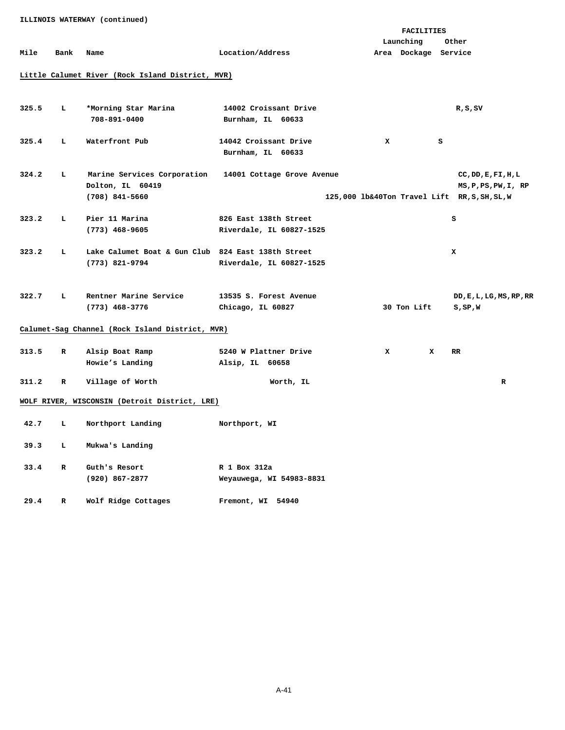ILLINOIS WATERWAY (continued)

## Little Calumet River (Rock Island District, MVR)

| Mile | Bank | Name | Location/Address | Launching Area | Dockage | Other Service |
|---|---|---|---|---|---|---|
| 325.5 | L | *Morning Star Marina<br>708-891-0400 | 14002 Croissant Drive<br>Burnham, IL 60633 | | | R,S,SV |
| 325.4 | L | Waterfront Pub | 14042 Croissant Drive<br>Burnham, IL 60633 | X | | S |
| 324.2 | L | Marine Services Corporation<br>Dolton, IL 60419<br>(708) 841-5660 | 14001 Cottage Grove Avenue | | 125,000 lb&40Ton Travel Lift | CC,DD,E,FI,H,L<br>MS,P,PS,PW,I, RP<br>RR,S,SH,SL,W |
| 323.2 | L | Pier 11 Marina<br>(773) 468-9605 | 826 East 138th Street<br>Riverdale, IL 60827-1525 | | | S |
| 323.2 | L | Lake Calumet Boat & Gun Club<br>(773) 821-9794 | 824 East 138th Street<br>Riverdale, IL 60827-1525 | | | X |
| 322.7 | L | Rentner Marine Service<br>(773) 468-3776 | 13535 S. Forest Avenue<br>Chicago, IL 60827 | | 30 Ton Lift | DD,E,L,LG,MS,RP,RR<br>S,SP,W |

## Calumet-Sag Channel (Rock Island District, MVR)

| Mile | Bank | Name | Location/Address | Launching Area | Dockage | Other Service |
|---|---|---|---|---|---|---|
| 313.5 | R | Alsip Boat Ramp<br>Howie's Landing | 5240 W Plattner Drive<br>Alsip, IL 60658 | X | X | RR |
| 311.2 | R | Village of Worth | Worth, IL | | | R |

## WOLF RIVER, WISCONSIN (Detroit District, LRE)

| Mile | Bank | Name | Location/Address | Launching Area | Dockage | Other Service |
|---|---|---|---|---|---|---|
| 42.7 | L | Northport Landing | Northport, WI | | | |
| 39.3 | L | Mukwa's Landing | | | | |
| 33.4 | R | Guth's Resort<br>(920) 867-2877 | R 1 Box 312a<br>Weyauwega, WI 54983-8831 | | | |
| 29.4 | R | Wolf Ridge Cottages | Fremont, WI 54940 | | | |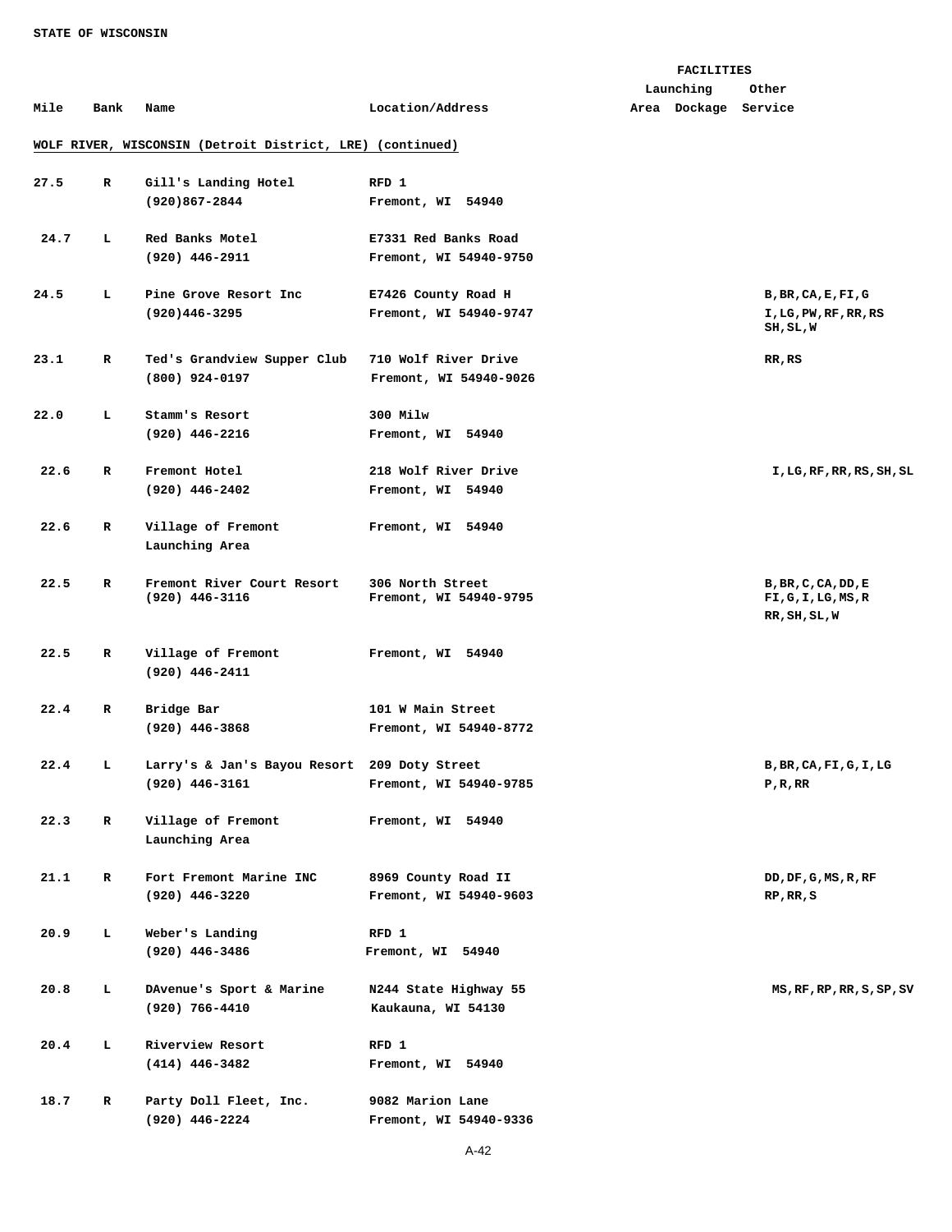STATE OF WISCONSIN

| Mile | Bank | Name | Location/Address | Launching Area | Dockage | Other Service |
|---|---|---|---|---|---|---|

**WOLF RIVER, WISCONSIN (Detroit District, LRE) (continued)**

| Mile | Bank | Name | Location/Address | Launching Area | Dockage | Other Service |
|---|---|---|---|---|---|---|
| 27.5 | R | Gill's Landing Hotel (920)867-2844 | RFD 1 Fremont, WI 54940 | | | |
| 24.7 | L | Red Banks Motel (920) 446-2911 | E7331 Red Banks Road Fremont, WI 54940-9750 | | | |
| 24.5 | L | Pine Grove Resort Inc (920)446-3295 | E7426 County Road H Fremont, WI 54940-9747 | | | B,BR,CA,E,FI,G I,LG,PW,RF,RR,RS SH,SL,W |
| 23.1 | R | Ted's Grandview Supper Club (800) 924-0197 | 710 Wolf River Drive Fremont, WI 54940-9026 | | | RR,RS |
| 22.0 | L | Stamm's Resort (920) 446-2216 | 300 Milw Fremont, WI 54940 | | | |
| 22.6 | R | Fremont Hotel (920) 446-2402 | 218 Wolf River Drive Fremont, WI 54940 | | | I,LG,RF,RR,RS,SH,SL |
| 22.6 | R | Village of Fremont Launching Area | Fremont, WI 54940 | | | |
| 22.5 | R | Fremont River Court Resort (920) 446-3116 | 306 North Street Fremont, WI 54940-9795 | | | B,BR,C,CA,DD,E FI,G,I,LG,MS,R RR,SH,SL,W |
| 22.5 | R | Village of Fremont (920) 446-2411 | Fremont, WI 54940 | | | |
| 22.4 | R | Bridge Bar (920) 446-3868 | 101 W Main Street Fremont, WI 54940-8772 | | | |
| 22.4 | L | Larry's & Jan's Bayou Resort (920) 446-3161 | 209 Doty Street Fremont, WI 54940-9785 | | | B,BR,CA,FI,G,I,LG P,R,RR |
| 22.3 | R | Village of Fremont Launching Area | Fremont, WI 54940 | | | |
| 21.1 | R | Fort Fremont Marine INC (920) 446-3220 | 8969 County Road II Fremont, WI 54940-9603 | | | DD,DF,G,MS,R,RF RP,RR,S |
| 20.9 | L | Weber's Landing (920) 446-3486 | RFD 1 Fremont, WI 54940 | | | |
| 20.8 | L | DAvenue's Sport & Marine (920) 766-4410 | N244 State Highway 55 Kaukauna, WI 54130 | | | MS,RF,RP,RR,S,SP,SV |
| 20.4 | L | Riverview Resort (414) 446-3482 | RFD 1 Fremont, WI 54940 | | | |
| 18.7 | R | Party Doll Fleet, Inc. (920) 446-2224 | 9082 Marion Lane Fremont, WI 54940-9336 | | | |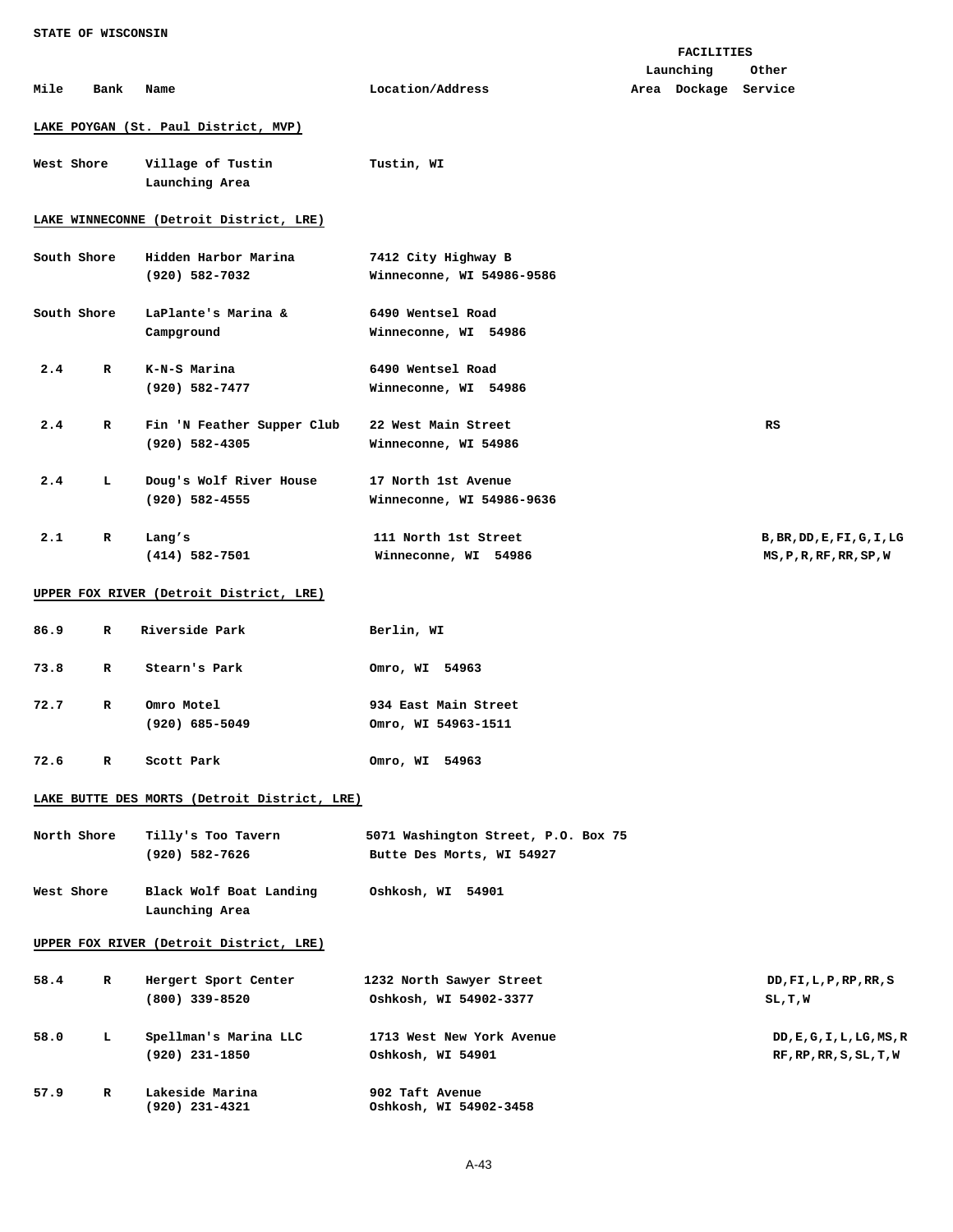STATE OF WISCONSIN

| Mile | Bank | Name | Location/Address | FACILITIES Launching Area | Dockage | Other Service |
|---|---|---|---|---|---|---|
| **LAKE POYGAN (St. Paul District, MVP)** | | | | | | |
| West Shore | | Village of Tustin Launching Area | Tustin, WI | | | |
| **LAKE WINNECONNE (Detroit District, LRE)** | | | | | | |
| South Shore | | Hidden Harbor Marina (920) 582-7032 | 7412 City Highway B Winneconne, WI 54986-9586 | | | |
| South Shore | | LaPlante's Marina & Campground | 6490 Wentsel Road Winneconne, WI 54986 | | | |
| 2.4 | R | K-N-S Marina (920) 582-7477 | 6490 Wentsel Road Winneconne, WI 54986 | | | |
| 2.4 | R | Fin 'N Feather Supper Club (920) 582-4305 | 22 West Main Street Winneconne, WI 54986 | | | RS |
| 2.4 | L | Doug's Wolf River House (920) 582-4555 | 17 North 1st Avenue Winneconne, WI 54986-9636 | | | |
| 2.1 | R | Lang's (414) 582-7501 | 111 North 1st Street Winneconne, WI 54986 | | | B,BR,DD,E,FI,G,I,LG MS,P,R,RF,RR,SP,W |
| **UPPER FOX RIVER (Detroit District, LRE)** | | | | | | |
| 86.9 | R | Riverside Park | Berlin, WI | | | |
| 73.8 | R | Stearn's Park | Omro, WI 54963 | | | |
| 72.7 | R | Omro Motel (920) 685-5049 | 934 East Main Street Omro, WI 54963-1511 | | | |
| 72.6 | R | Scott Park | Omro, WI 54963 | | | |
| **LAKE BUTTE DES MORTS (Detroit District, LRE)** | | | | | | |
| North Shore | | Tilly's Too Tavern (920) 582-7626 | 5071 Washington Street, P.O. Box 75 Butte Des Morts, WI 54927 | | | |
| West Shore | | Black Wolf Boat Landing Launching Area | Oshkosh, WI 54901 | | | |
| **UPPER FOX RIVER (Detroit District, LRE)** | | | | | | |
| 58.4 | R | Hergert Sport Center (800) 339-8520 | 1232 North Sawyer Street Oshkosh, WI 54902-3377 | | | DD,FI,L,P,RP,RR,S SL,T,W |
| 58.0 | L | Spellman's Marina LLC (920) 231-1850 | 1713 West New York Avenue Oshkosh, WI 54901 | | | DD,E,G,I,L,LG,MS,R RF,RP,RR,S,SL,T,W |
| 57.9 | R | Lakeside Marina (920) 231-4321 | 902 Taft Avenue Oshkosh, WI 54902-3458 | | | |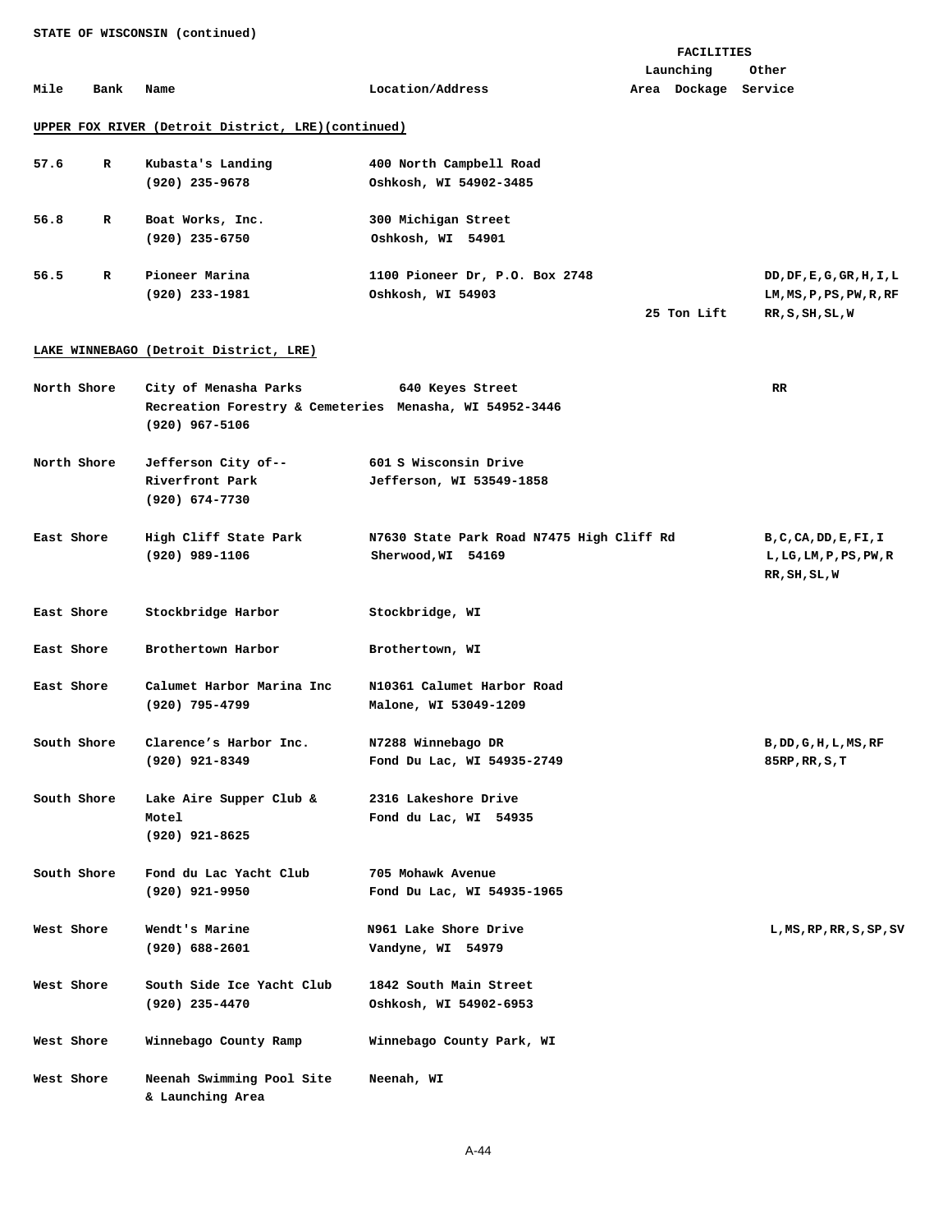STATE OF WISCONSIN (continued)

| Mile | Bank | Name | Location/Address | FACILITIES Launching Area | Dockage | Other Service |
|---|---|---|---|---|---|---|
| **UPPER FOX RIVER (Detroit District, LRE)(continued)** | | | | | | |
| 57.6 | R | Kubasta's Landing (920) 235-9678 | 400 North Campbell Road Oshkosh, WI 54902-3485 | | | |
| 56.8 | R | Boat Works, Inc. (920) 235-6750 | 300 Michigan Street Oshkosh, WI 54901 | | | |
| 56.5 | R | Pioneer Marina (920) 233-1981 | 1100 Pioneer Dr, P.O. Box 2748 Oshkosh, WI 54903 | 25 Ton Lift | | DD,DF,E,G,GR,H,I,L LM,MS,P,PS,PW,R,RF RR,S,SH,SL,W |
| **LAKE WINNEBAGO (Detroit District, LRE)** | | | | | | |
| North Shore | | City of Menasha Parks Recreation Forestry & Cemeteries (920) 967-5106 | 640 Keyes Street Menasha, WI 54952-3446 | | | RR |
| North Shore | | Jefferson City of-- Riverfront Park (920) 674-7730 | 601 S Wisconsin Drive Jefferson, WI 53549-1858 | | | |
| East Shore | | High Cliff State Park (920) 989-1106 | N7630 State Park Road N7475 High Cliff Rd Sherwood,WI 54169 | | | B,C,CA,DD,E,FI,I L,LG,LM,P,PS,PW,R RR,SH,SL,W |
| East Shore | | Stockbridge Harbor | Stockbridge, WI | | | |
| East Shore | | Brothertown Harbor | Brothertown, WI | | | |
| East Shore | | Calumet Harbor Marina Inc (920) 795-4799 | N10361 Calumet Harbor Road Malone, WI 53049-1209 | | | |
| South Shore | | Clarence’s Harbor Inc. (920) 921-8349 | N7288 Winnebago DR Fond Du Lac, WI 54935-2749 | | | B,DD,G,H,L,MS,RF 85RP,RR,S,T |
| South Shore | | Lake Aire Supper Club & Motel (920) 921-8625 | 2316 Lakeshore Drive Fond du Lac, WI 54935 | | | |
| South Shore | | Fond du Lac Yacht Club (920) 921-9950 | 705 Mohawk Avenue Fond Du Lac, WI 54935-1965 | | | |
| West Shore | | Wendt's Marine (920) 688-2601 | N961 Lake Shore Drive Vandyne, WI 54979 | | | L,MS,RP,RR,S,SP,SV |
| West Shore | | South Side Ice Yacht Club (920) 235-4470 | 1842 South Main Street Oshkosh, WI 54902-6953 | | | |
| West Shore | | Winnebago County Ramp | Winnebago County Park, WI | | | |
| West Shore | | Neenah Swimming Pool Site & Launching Area | Neenah, WI | | | |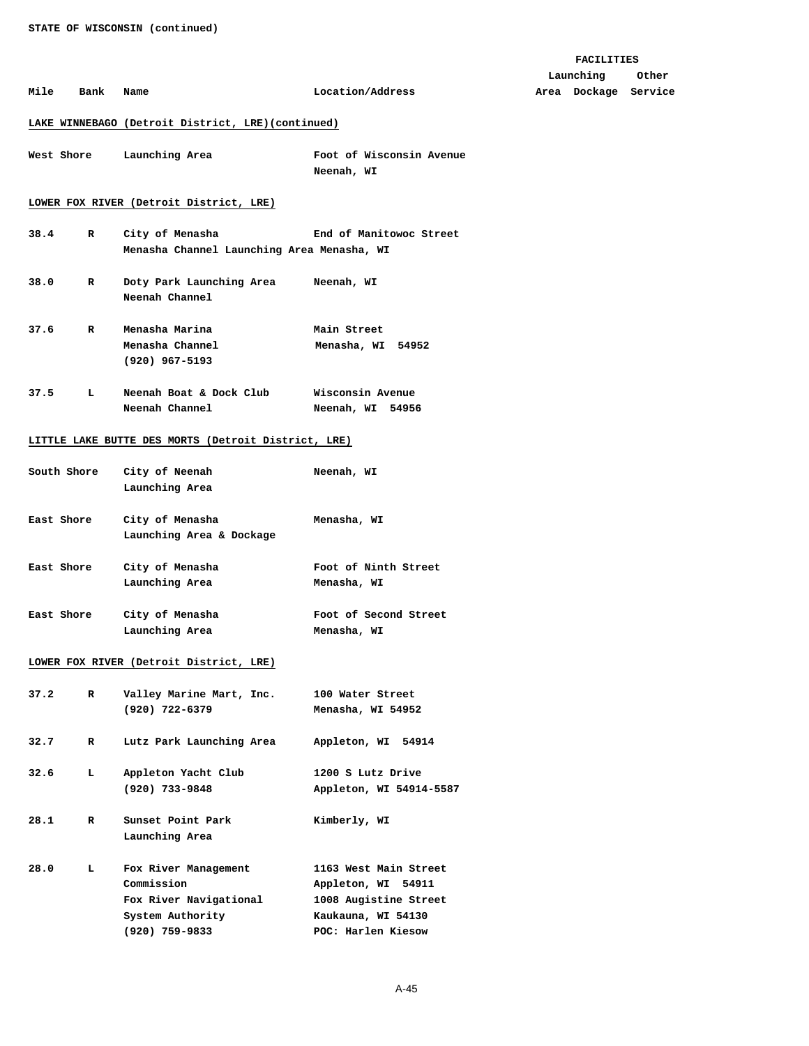STATE OF WISCONSIN (continued)

| Mile | Bank | Name | Location/Address | FACILITIES Launching Area | Dockage | Other Service |
|---|---|---|---|---|---|---|
| **LAKE WINNEBAGO (Detroit District, LRE)(continued)** | | | | | | |
| West Shore | | Launching Area | Foot of Wisconsin Avenue Neenah, WI | | | |
| **LOWER FOX RIVER (Detroit District, LRE)** | | | | | | |
| 38.4 | R | City of Menasha Menasha Channel Launching Area | End of Manitowoc Street Menasha, WI | | | |
| 38.0 | R | Doty Park Launching Area Neenah Channel | Neenah, WI | | | |
| 37.6 | R | Menasha Marina Menasha Channel (920) 967-5193 | Main Street Menasha, WI 54952 | | | |
| 37.5 | L | Neenah Boat & Dock Club Neenah Channel | Wisconsin Avenue Neenah, WI 54956 | | | |
| **LITTLE LAKE BUTTE DES MORTS (Detroit District, LRE)** | | | | | | |
| South Shore | | City of Neenah Launching Area | Neenah, WI | | | |
| East Shore | | City of Menasha Launching Area & Dockage | Menasha, WI | | | |
| East Shore | | City of Menasha Launching Area | Foot of Ninth Street Menasha, WI | | | |
| East Shore | | City of Menasha Launching Area | Foot of Second Street Menasha, WI | | | |
| **LOWER FOX RIVER (Detroit District, LRE)** | | | | | | |
| 37.2 | R | Valley Marine Mart, Inc. (920) 722-6379 | 100 Water Street Menasha, WI 54952 | | | |
| 32.7 | R | Lutz Park Launching Area | Appleton, WI 54914 | | | |
| 32.6 | L | Appleton Yacht Club (920) 733-9848 | 1200 S Lutz Drive Appleton, WI 54914-5587 | | | |
| 28.1 | R | Sunset Point Park Launching Area | Kimberly, WI | | | |
| 28.0 | L | Fox River Management Commission Fox River Navigational System Authority (920) 759-9833 | 1163 West Main Street Appleton, WI 54911 1008 Augistine Street Kaukauna, WI 54130 POC: Harlen Kiesow | | | |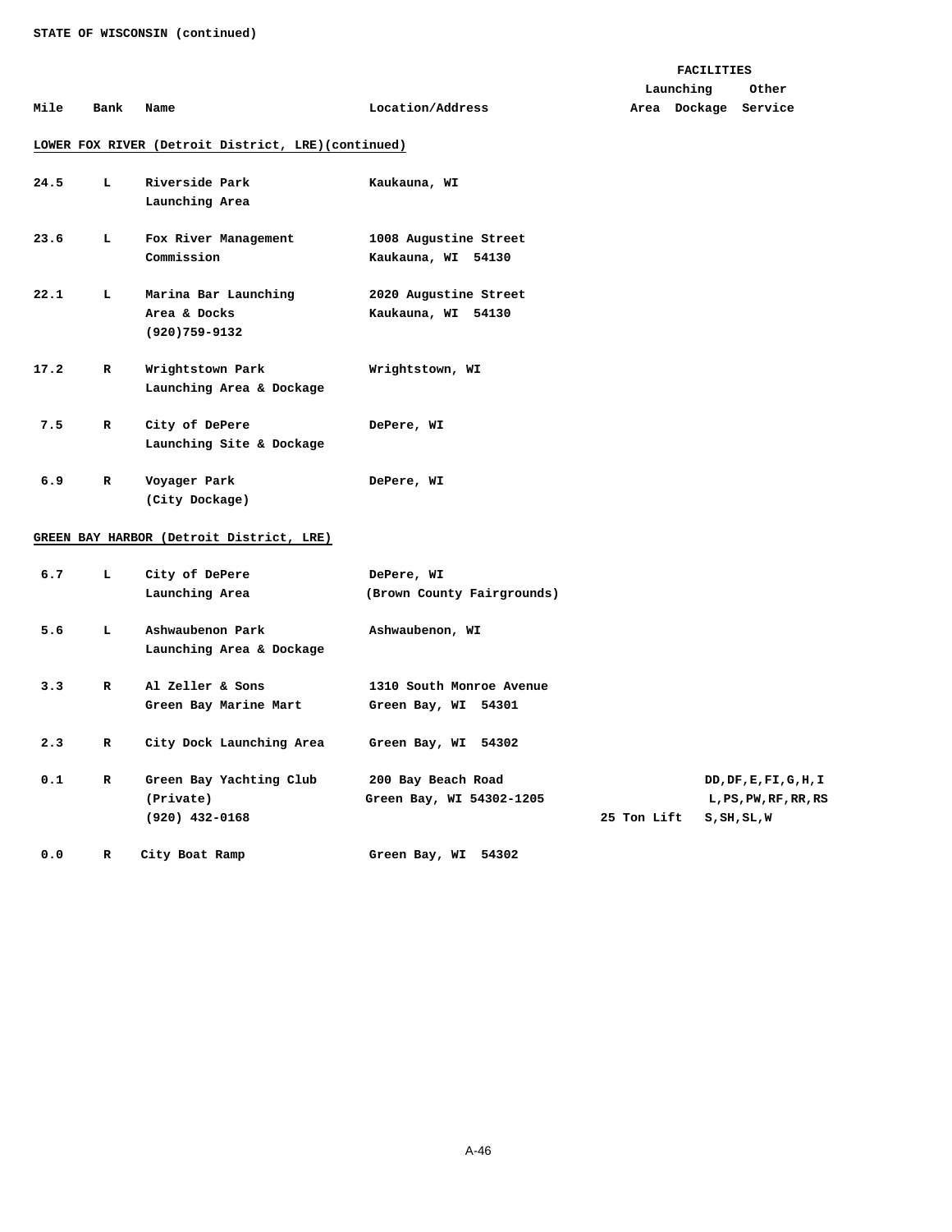STATE OF WISCONSIN (continued)

| Mile | Bank | Name | Location/Address | Launching Area | Dockage | Other Service |
|---|---|---|---|---|---|---|
| **LOWER FOX RIVER (Detroit District, LRE)(continued)** | | | | | | |
| 24.5 | L | Riverside Park Launching Area | Kaukauna, WI | | | |
| 23.6 | L | Fox River Management Commission | 1008 Augustine Street Kaukauna, WI 54130 | | | |
| 22.1 | L | Marina Bar Launching Area & Docks (920)759-9132 | 2020 Augustine Street Kaukauna, WI 54130 | | | |
| 17.2 | R | Wrightstown Park Launching Area & Dockage | Wrightstown, WI | | | |
| 7.5 | R | City of DePere Launching Site & Dockage | DePere, WI | | | |
| 6.9 | R | Voyager Park (City Dockage) | DePere, WI | | | |
| **GREEN BAY HARBOR (Detroit District, LRE)** | | | | | | |
| 6.7 | L | City of DePere Launching Area | DePere, WI (Brown County Fairgrounds) | | | |
| 5.6 | L | Ashwaubenon Park Launching Area & Dockage | Ashwaubenon, WI | | | |
| 3.3 | R | Al Zeller & Sons Green Bay Marine Mart | 1310 South Monroe Avenue Green Bay, WI 54301 | | | |
| 2.3 | R | City Dock Launching Area | Green Bay, WI 54302 | | | |
| 0.1 | R | Green Bay Yachting Club (Private) (920) 432-0168 | 200 Bay Beach Road Green Bay, WI 54302-1205 | 25 Ton Lift | | DD,DF,E,FI,G,H,I L,PS,PW,RF,RR,RS S,SH,SL,W |
| 0.0 | R | City Boat Ramp | Green Bay, WI 54302 | | | |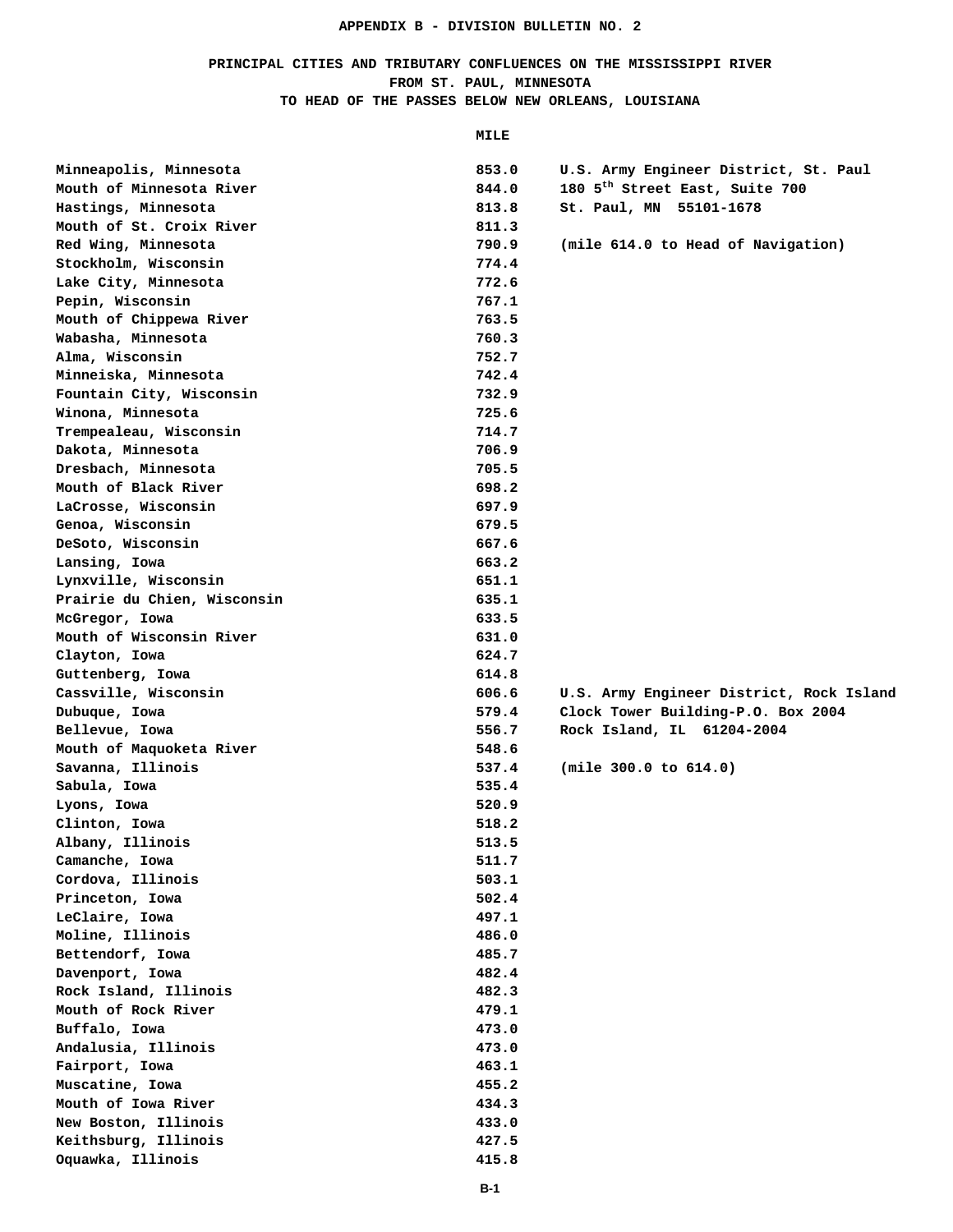**APPENDIX B - DIVISION BULLETIN NO. 2**

**PRINCIPAL CITIES AND TRIBUTARY CONFLUENCES ON THE MISSISSIPPI RIVER FROM ST. PAUL, MINNESOTA TO HEAD OF THE PASSES BELOW NEW ORLEANS, LOUISIANA**

| | MILE | |
|---|---|---|
| Minneapolis, Minnesota | 853.0 | U.S. Army Engineer District, St. Paul |
| Mouth of Minnesota River | 844.0 | 180 5th Street East, Suite 700 |
| Hastings, Minnesota | 813.8 | St. Paul, MN 55101-1678 |
| Mouth of St. Croix River | 811.3 | |
| Red Wing, Minnesota | 790.9 | (mile 614.0 to Head of Navigation) |
| Stockholm, Wisconsin | 774.4 | |
| Lake City, Minnesota | 772.6 | |
| Pepin, Wisconsin | 767.1 | |
| Mouth of Chippewa River | 763.5 | |
| Wabasha, Minnesota | 760.3 | |
| Alma, Wisconsin | 752.7 | |
| Minneiska, Minnesota | 742.4 | |
| Fountain City, Wisconsin | 732.9 | |
| Winona, Minnesota | 725.6 | |
| Trempealeau, Wisconsin | 714.7 | |
| Dakota, Minnesota | 706.9 | |
| Dresbach, Minnesota | 705.5 | |
| Mouth of Black River | 698.2 | |
| LaCrosse, Wisconsin | 697.9 | |
| Genoa, Wisconsin | 679.5 | |
| DeSoto, Wisconsin | 667.6 | |
| Lansing, Iowa | 663.2 | |
| Lynxville, Wisconsin | 651.1 | |
| Prairie du Chien, Wisconsin | 635.1 | |
| McGregor, Iowa | 633.5 | |
| Mouth of Wisconsin River | 631.0 | |
| Clayton, Iowa | 624.7 | |
| Guttenberg, Iowa | 614.8 | |
| Cassville, Wisconsin | 606.6 | U.S. Army Engineer District, Rock Island |
| Dubuque, Iowa | 579.4 | Clock Tower Building-P.O. Box 2004 |
| Bellevue, Iowa | 556.7 | Rock Island, IL 61204-2004 |
| Mouth of Maquoketa River | 548.6 | |
| Savanna, Illinois | 537.4 | (mile 300.0 to 614.0) |
| Sabula, Iowa | 535.4 | |
| Lyons, Iowa | 520.9 | |
| Clinton, Iowa | 518.2 | |
| Albany, Illinois | 513.5 | |
| Camanche, Iowa | 511.7 | |
| Cordova, Illinois | 503.1 | |
| Princeton, Iowa | 502.4 | |
| LeClaire, Iowa | 497.1 | |
| Moline, Illinois | 486.0 | |
| Bettendorf, Iowa | 485.7 | |
| Davenport, Iowa | 482.4 | |
| Rock Island, Illinois | 482.3 | |
| Mouth of Rock River | 479.1 | |
| Buffalo, Iowa | 473.0 | |
| Andalusia, Illinois | 473.0 | |
| Fairport, Iowa | 463.1 | |
| Muscatine, Iowa | 455.2 | |
| Mouth of Iowa River | 434.3 | |
| New Boston, Illinois | 433.0 | |
| Keithsburg, Illinois | 427.5 | |
| Oquawka, Illinois | 415.8 | |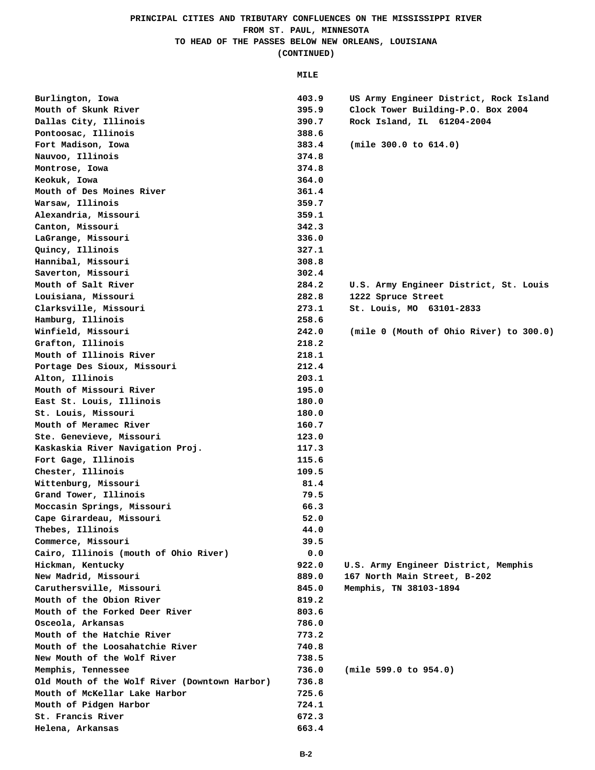**PRINCIPAL CITIES AND TRIBUTARY CONFLUENCES ON THE MISSISSIPPI RIVER**
**FROM ST. PAUL, MINNESOTA**
**TO HEAD OF THE PASSES BELOW NEW ORLEANS, LOUISIANA**
**(CONTINUED)**

| | MILE | |
|---|---|---|
| Burlington, Iowa | 403.9 | US Army Engineer District, Rock Island |
| Mouth of Skunk River | 395.9 | Clock Tower Building-P.O. Box 2004 |
| Dallas City, Illinois | 390.7 | Rock Island, IL 61204-2004 |
| Pontoosac, Illinois | 388.6 | |
| Fort Madison, Iowa | 383.4 | (mile 300.0 to 614.0) |
| Nauvoo, Illinois | 374.8 | |
| Montrose, Iowa | 374.8 | |
| Keokuk, Iowa | 364.0 | |
| Mouth of Des Moines River | 361.4 | |
| Warsaw, Illinois | 359.7 | |
| Alexandria, Missouri | 359.1 | |
| Canton, Missouri | 342.3 | |
| LaGrange, Missouri | 336.0 | |
| Quincy, Illinois | 327.1 | |
| Hannibal, Missouri | 308.8 | |
| Saverton, Missouri | 302.4 | |
| Mouth of Salt River | 284.2 | U.S. Army Engineer District, St. Louis |
| Louisiana, Missouri | 282.8 | 1222 Spruce Street |
| Clarksville, Missouri | 273.1 | St. Louis, MO 63101-2833 |
| Hamburg, Illinois | 258.6 | |
| Winfield, Missouri | 242.0 | (mile 0 (Mouth of Ohio River) to 300.0) |
| Grafton, Illinois | 218.2 | |
| Mouth of Illinois River | 218.1 | |
| Portage Des Sioux, Missouri | 212.4 | |
| Alton, Illinois | 203.1 | |
| Mouth of Missouri River | 195.0 | |
| East St. Louis, Illinois | 180.0 | |
| St. Louis, Missouri | 180.0 | |
| Mouth of Meramec River | 160.7 | |
| Ste. Genevieve, Missouri | 123.0 | |
| Kaskaskia River Navigation Proj. | 117.3 | |
| Fort Gage, Illinois | 115.6 | |
| Chester, Illinois | 109.5 | |
| Wittenburg, Missouri | 81.4 | |
| Grand Tower, Illinois | 79.5 | |
| Moccasin Springs, Missouri | 66.3 | |
| Cape Girardeau, Missouri | 52.0 | |
| Thebes, Illinois | 44.0 | |
| Commerce, Missouri | 39.5 | |
| Cairo, Illinois (mouth of Ohio River) | 0.0 | |
| Hickman, Kentucky | 922.0 | U.S. Army Engineer District, Memphis |
| New Madrid, Missouri | 889.0 | 167 North Main Street, B-202 |
| Caruthersville, Missouri | 845.0 | Memphis, TN 38103-1894 |
| Mouth of the Obion River | 819.2 | |
| Mouth of the Forked Deer River | 803.6 | |
| Osceola, Arkansas | 786.0 | |
| Mouth of the Hatchie River | 773.2 | |
| Mouth of the Loosahatchie River | 740.8 | |
| New Mouth of the Wolf River | 738.5 | |
| Memphis, Tennessee | 736.0 | (mile 599.0 to 954.0) |
| Old Mouth of the Wolf River (Downtown Harbor) | 736.8 | |
| Mouth of McKellar Lake Harbor | 725.6 | |
| Mouth of Pidgen Harbor | 724.1 | |
| St. Francis River | 672.3 | |
| Helena, Arkansas | 663.4 | |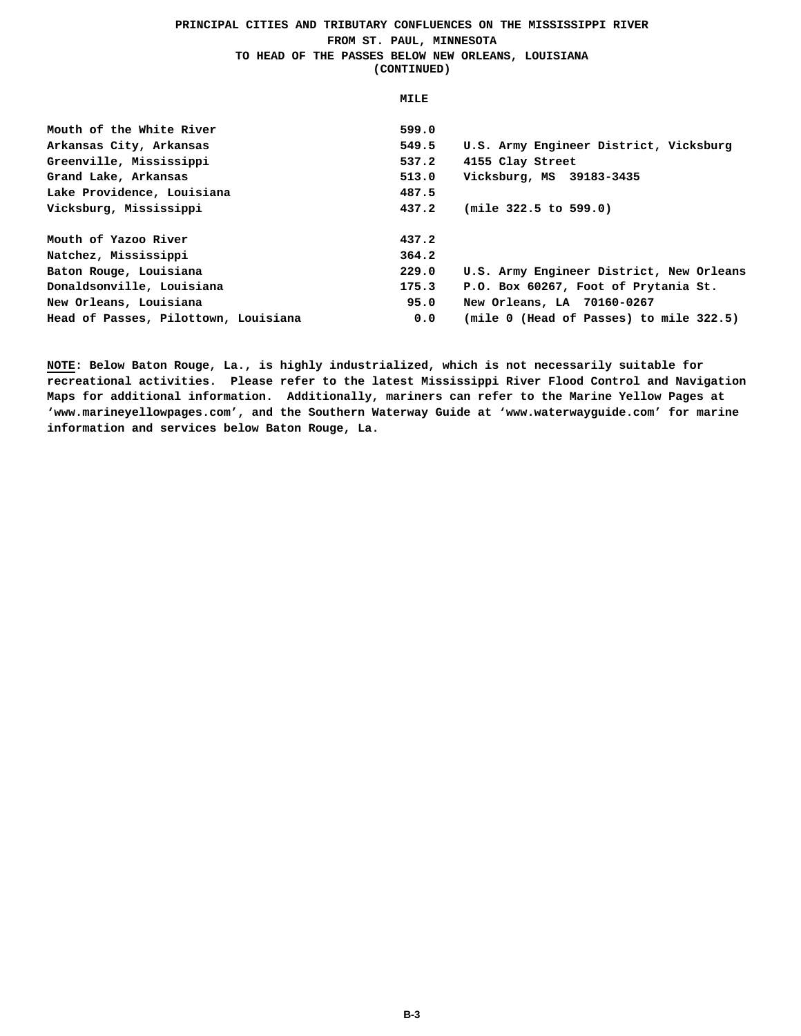# PRINCIPAL CITIES AND TRIBUTARY CONFLUENCES ON THE MISSISSIPPI RIVER FROM ST. PAUL, MINNESOTA TO HEAD OF THE PASSES BELOW NEW ORLEANS, LOUISIANA (CONTINUED)

| | MILE | |
|---|---|---|
| Mouth of the White River | 599.0 | |
| Arkansas City, Arkansas | 549.5 | U.S. Army Engineer District, Vicksburg |
| Greenville, Mississippi | 537.2 | 4155 Clay Street |
| Grand Lake, Arkansas | 513.0 | Vicksburg, MS 39183-3435 |
| Lake Providence, Louisiana | 487.5 | |
| Vicksburg, Mississippi | 437.2 | (mile 322.5 to 599.0) |
| Mouth of Yazoo River | 437.2 | |
| Natchez, Mississippi | 364.2 | |
| Baton Rouge, Louisiana | 229.0 | U.S. Army Engineer District, New Orleans |
| Donaldsonville, Louisiana | 175.3 | P.O. Box 60267, Foot of Prytania St. |
| New Orleans, Louisiana | 95.0 | New Orleans, LA 70160-0267 |
| Head of Passes, Pilottown, Louisiana | 0.0 | (mile 0 (Head of Passes) to mile 322.5) |

**NOTE: Below Baton Rouge, La., is highly industrialized, which is not necessarily suitable for recreational activities. Please refer to the latest Mississippi River Flood Control and Navigation Maps for additional information. Additionally, mariners can refer to the Marine Yellow Pages at 'www.marineyellowpages.com', and the Southern Waterway Guide at 'www.waterwayguide.com' for marine information and services below Baton Rouge, La.**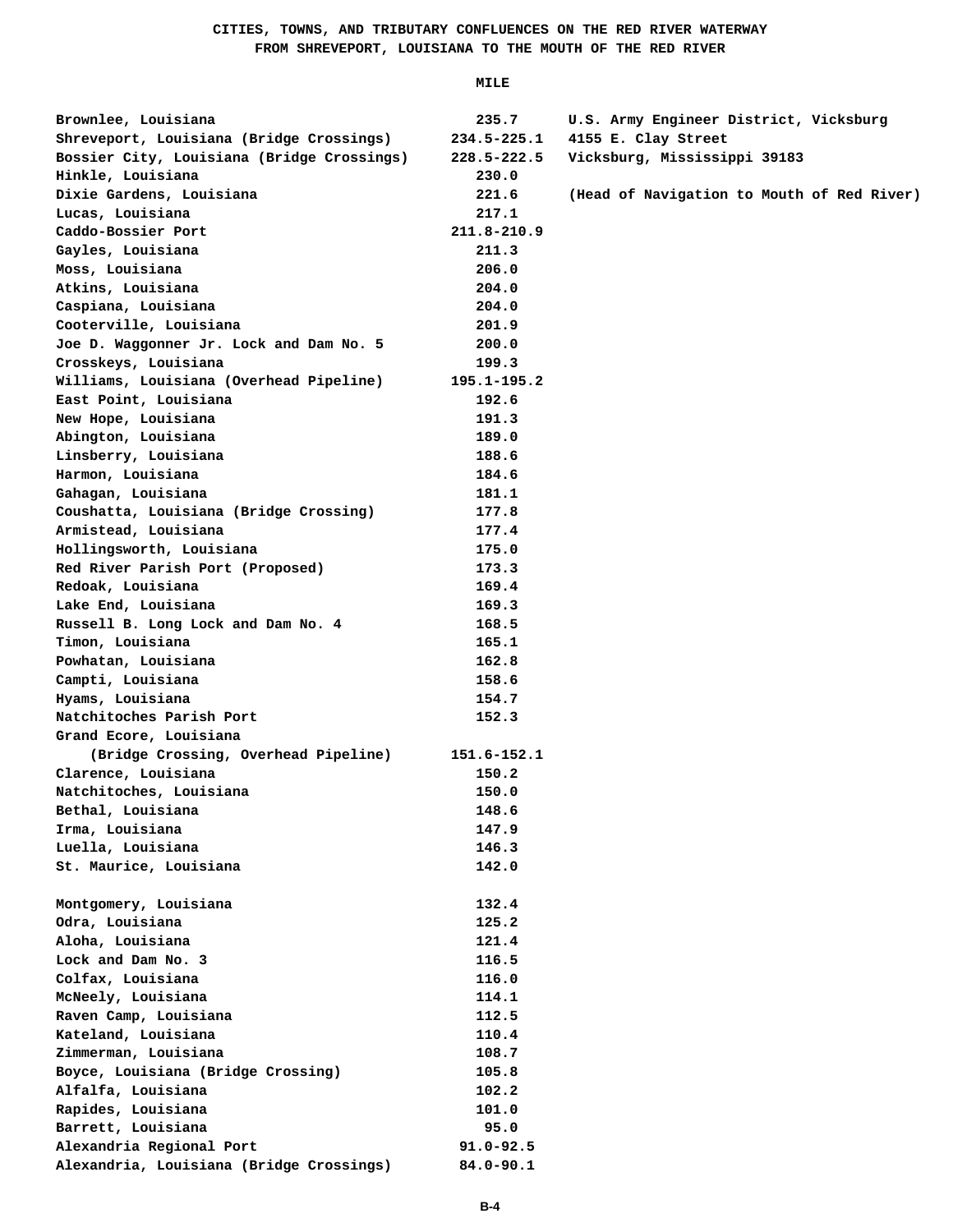# CITIES, TOWNS, AND TRIBUTARY CONFLUENCES ON THE RED RIVER WATERWAY FROM SHREVEPORT, LOUISIANA TO THE MOUTH OF THE RED RIVER

U.S. Army Engineer District, Vicksburg
4155 E. Clay Street
Vicksburg, Mississippi 39183

(Head of Navigation to Mouth of Red River)

| | MILE |
|---|---|
| Brownlee, Louisiana | 235.7 |
| Shreveport, Louisiana (Bridge Crossings) | 234.5-225.1 |
| Bossier City, Louisiana (Bridge Crossings) | 228.5-222.5 |
| Hinkle, Louisiana | 230.0 |
| Dixie Gardens, Louisiana | 221.6 |
| Lucas, Louisiana | 217.1 |
| Caddo-Bossier Port | 211.8-210.9 |
| Gayles, Louisiana | 211.3 |
| Moss, Louisiana | 206.0 |
| Atkins, Louisiana | 204.0 |
| Caspiana, Louisiana | 204.0 |
| Cooterville, Louisiana | 201.9 |
| Joe D. Waggonner Jr. Lock and Dam No. 5 | 200.0 |
| Crosskeys, Louisiana | 199.3 |
| Williams, Louisiana (Overhead Pipeline) | 195.1-195.2 |
| East Point, Louisiana | 192.6 |
| New Hope, Louisiana | 191.3 |
| Abington, Louisiana | 189.0 |
| Linsberry, Louisiana | 188.6 |
| Harmon, Louisiana | 184.6 |
| Gahagan, Louisiana | 181.1 |
| Coushatta, Louisiana (Bridge Crossing) | 177.8 |
| Armistead, Louisiana | 177.4 |
| Hollingsworth, Louisiana | 175.0 |
| Red River Parish Port (Proposed) | 173.3 |
| Redoak, Louisiana | 169.4 |
| Lake End, Louisiana | 169.3 |
| Russell B. Long Lock and Dam No. 4 | 168.5 |
| Timon, Louisiana | 165.1 |
| Powhatan, Louisiana | 162.8 |
| Campti, Louisiana | 158.6 |
| Hyams, Louisiana | 154.7 |
| Natchitoches Parish Port | 152.3 |
| Grand Ecore, Louisiana (Bridge Crossing, Overhead Pipeline) | 151.6-152.1 |
| Clarence, Louisiana | 150.2 |
| Natchitoches, Louisiana | 150.0 |
| Bethal, Louisiana | 148.6 |
| Irma, Louisiana | 147.9 |
| Luella, Louisiana | 146.3 |
| St. Maurice, Louisiana | 142.0 |
| Montgomery, Louisiana | 132.4 |
| Odra, Louisiana | 125.2 |
| Aloha, Louisiana | 121.4 |
| Lock and Dam No. 3 | 116.5 |
| Colfax, Louisiana | 116.0 |
| McNeely, Louisiana | 114.1 |
| Raven Camp, Louisiana | 112.5 |
| Kateland, Louisiana | 110.4 |
| Zimmerman, Louisiana | 108.7 |
| Boyce, Louisiana (Bridge Crossing) | 105.8 |
| Alfalfa, Louisiana | 102.2 |
| Rapides, Louisiana | 101.0 |
| Barrett, Louisiana | 95.0 |
| Alexandria Regional Port | 91.0-92.5 |
| Alexandria, Louisiana (Bridge Crossings) | 84.0-90.1 |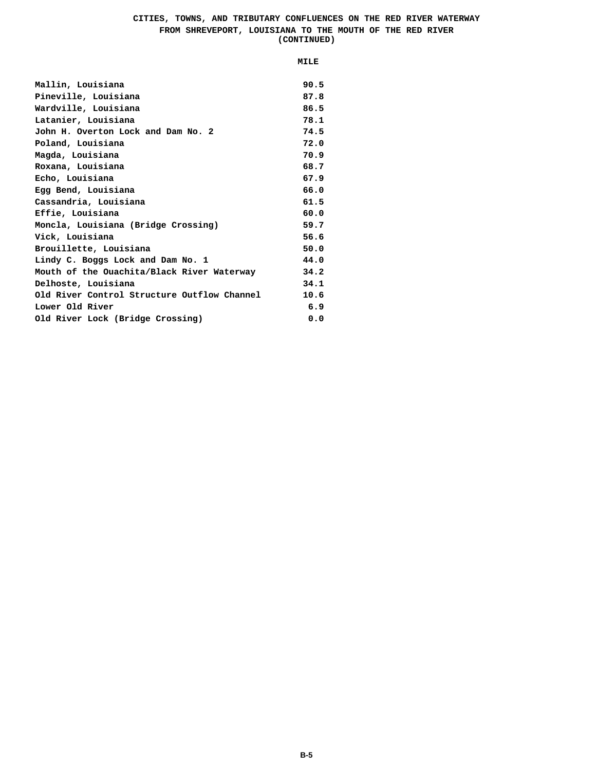# CITIES, TOWNS, AND TRIBUTARY CONFLUENCES ON THE RED RIVER WATERWAY FROM SHREVEPORT, LOUISIANA TO THE MOUTH OF THE RED RIVER (CONTINUED)

| | MILE |
|---|---|
| Mallin, Louisiana | 90.5 |
| Pineville, Louisiana | 87.8 |
| Wardville, Louisiana | 86.5 |
| Latanier, Louisiana | 78.1 |
| John H. Overton Lock and Dam No. 2 | 74.5 |
| Poland, Louisiana | 72.0 |
| Magda, Louisiana | 70.9 |
| Roxana, Louisiana | 68.7 |
| Echo, Louisiana | 67.9 |
| Egg Bend, Louisiana | 66.0 |
| Cassandria, Louisiana | 61.5 |
| Effie, Louisiana | 60.0 |
| Moncla, Louisiana (Bridge Crossing) | 59.7 |
| Vick, Louisiana | 56.6 |
| Brouillette, Louisiana | 50.0 |
| Lindy C. Boggs Lock and Dam No. 1 | 44.0 |
| Mouth of the Ouachita/Black River Waterway | 34.2 |
| Delhoste, Louisiana | 34.1 |
| Old River Control Structure Outflow Channel | 10.6 |
| Lower Old River | 6.9 |
| Old River Lock (Bridge Crossing) | 0.0 |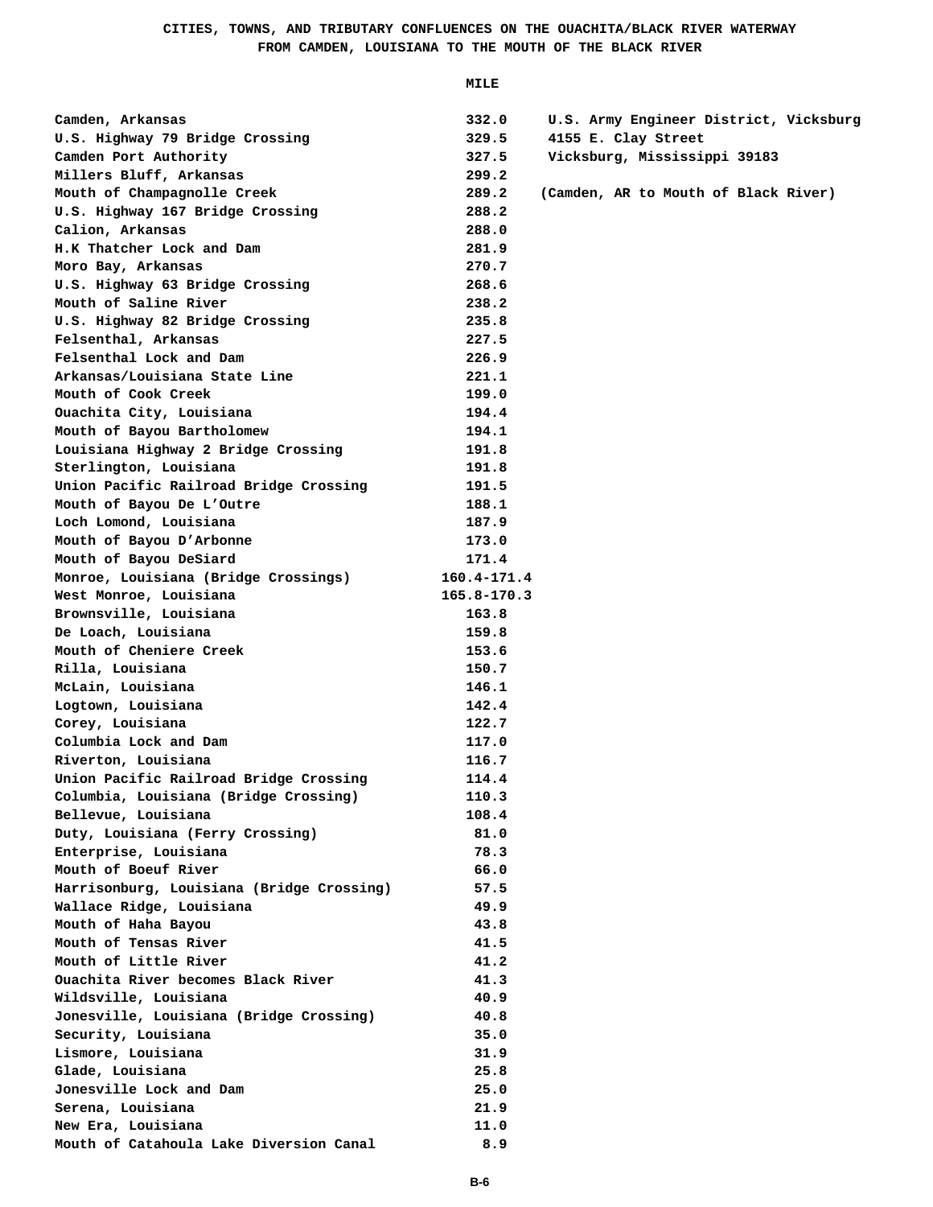# CITIES, TOWNS, AND TRIBUTARY CONFLUENCES ON THE OUACHITA/BLACK RIVER WATERWAY FROM CAMDEN, LOUISIANA TO THE MOUTH OF THE BLACK RIVER

U.S. Army Engineer District, Vicksburg
4155 E. Clay Street
Vicksburg, Mississippi 39183

(Camden, AR to Mouth of Black River)

| | MILE |
|---|---|
| Camden, Arkansas | 332.0 |
| U.S. Highway 79 Bridge Crossing | 329.5 |
| Camden Port Authority | 327.5 |
| Millers Bluff, Arkansas | 299.2 |
| Mouth of Champagnolle Creek | 289.2 |
| U.S. Highway 167 Bridge Crossing | 288.2 |
| Calion, Arkansas | 288.0 |
| H.K Thatcher Lock and Dam | 281.9 |
| Moro Bay, Arkansas | 270.7 |
| U.S. Highway 63 Bridge Crossing | 268.6 |
| Mouth of Saline River | 238.2 |
| U.S. Highway 82 Bridge Crossing | 235.8 |
| Felsenthal, Arkansas | 227.5 |
| Felsenthal Lock and Dam | 226.9 |
| Arkansas/Louisiana State Line | 221.1 |
| Mouth of Cook Creek | 199.0 |
| Ouachita City, Louisiana | 194.4 |
| Mouth of Bayou Bartholomew | 194.1 |
| Louisiana Highway 2 Bridge Crossing | 191.8 |
| Sterlington, Louisiana | 191.8 |
| Union Pacific Railroad Bridge Crossing | 191.5 |
| Mouth of Bayou De L'Outre | 188.1 |
| Loch Lomond, Louisiana | 187.9 |
| Mouth of Bayou D'Arbonne | 173.0 |
| Mouth of Bayou DeSiard | 171.4 |
| Monroe, Louisiana (Bridge Crossings) | 160.4-171.4 |
| West Monroe, Louisiana | 165.8-170.3 |
| Brownsville, Louisiana | 163.8 |
| De Loach, Louisiana | 159.8 |
| Mouth of Cheniere Creek | 153.6 |
| Rilla, Louisiana | 150.7 |
| McLain, Louisiana | 146.1 |
| Logtown, Louisiana | 142.4 |
| Corey, Louisiana | 122.7 |
| Columbia Lock and Dam | 117.0 |
| Riverton, Louisiana | 116.7 |
| Union Pacific Railroad Bridge Crossing | 114.4 |
| Columbia, Louisiana (Bridge Crossing) | 110.3 |
| Bellevue, Louisiana | 108.4 |
| Duty, Louisiana (Ferry Crossing) | 81.0 |
| Enterprise, Louisiana | 78.3 |
| Mouth of Boeuf River | 66.0 |
| Harrisonburg, Louisiana (Bridge Crossing) | 57.5 |
| Wallace Ridge, Louisiana | 49.9 |
| Mouth of Haha Bayou | 43.8 |
| Mouth of Tensas River | 41.5 |
| Mouth of Little River | 41.2 |
| Ouachita River becomes Black River | 41.3 |
| Wildsville, Louisiana | 40.9 |
| Jonesville, Louisiana (Bridge Crossing) | 40.8 |
| Security, Louisiana | 35.0 |
| Lismore, Louisiana | 31.9 |
| Glade, Louisiana | 25.8 |
| Jonesville Lock and Dam | 25.0 |
| Serena, Louisiana | 21.9 |
| New Era, Louisiana | 11.0 |
| Mouth of Catahoula Lake Diversion Canal | 8.9 |

B-6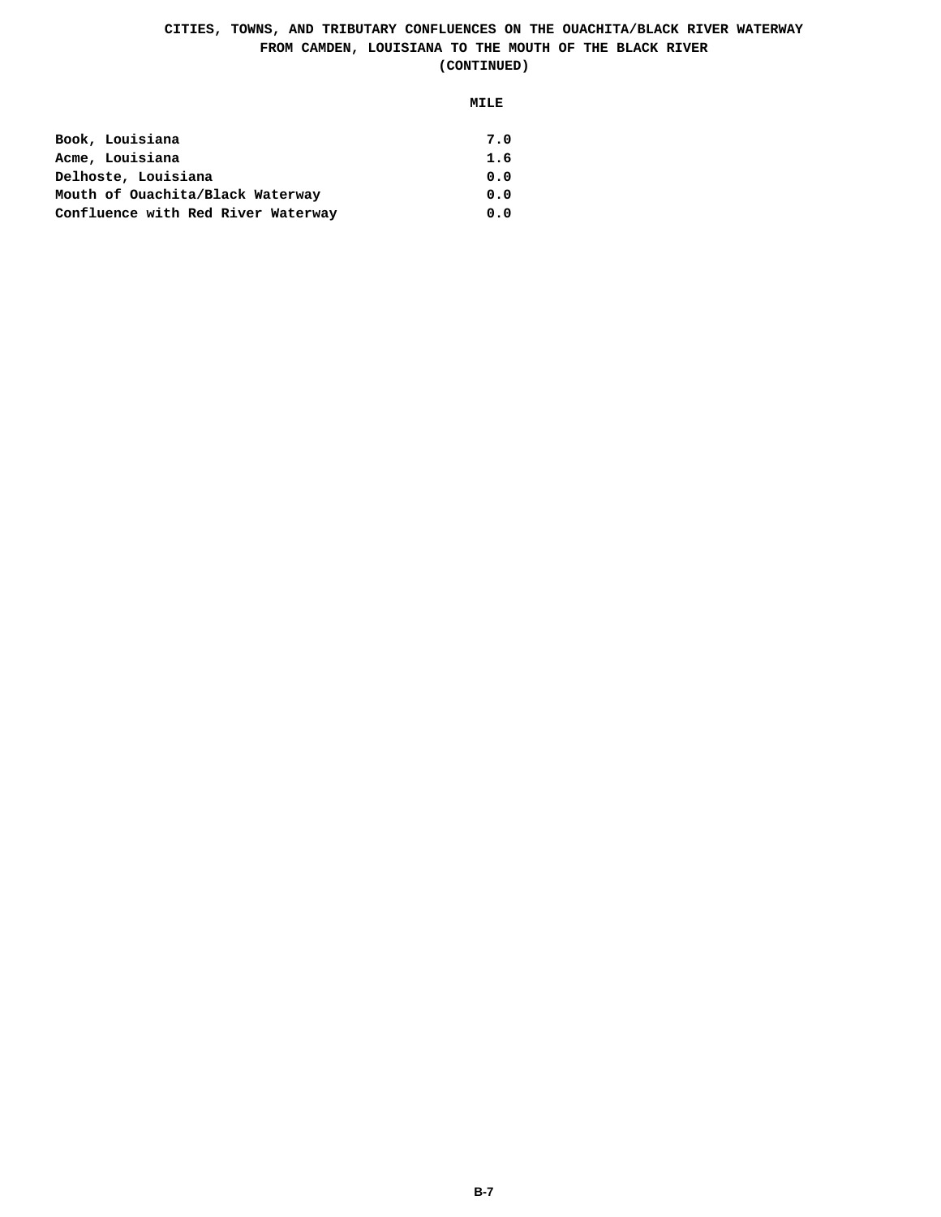**CITIES, TOWNS, AND TRIBUTARY CONFLUENCES ON THE OUACHITA/BLACK RIVER WATERWAY FROM CAMDEN, LOUISIANA TO THE MOUTH OF THE BLACK RIVER (CONTINUED)**

| | MILE |
|---|---|
| Book, Louisiana | 7.0 |
| Acme, Louisiana | 1.6 |
| Delhoste, Louisiana | 0.0 |
| Mouth of Ouachita/Black Waterway | 0.0 |
| Confluence with Red River Waterway | 0.0 |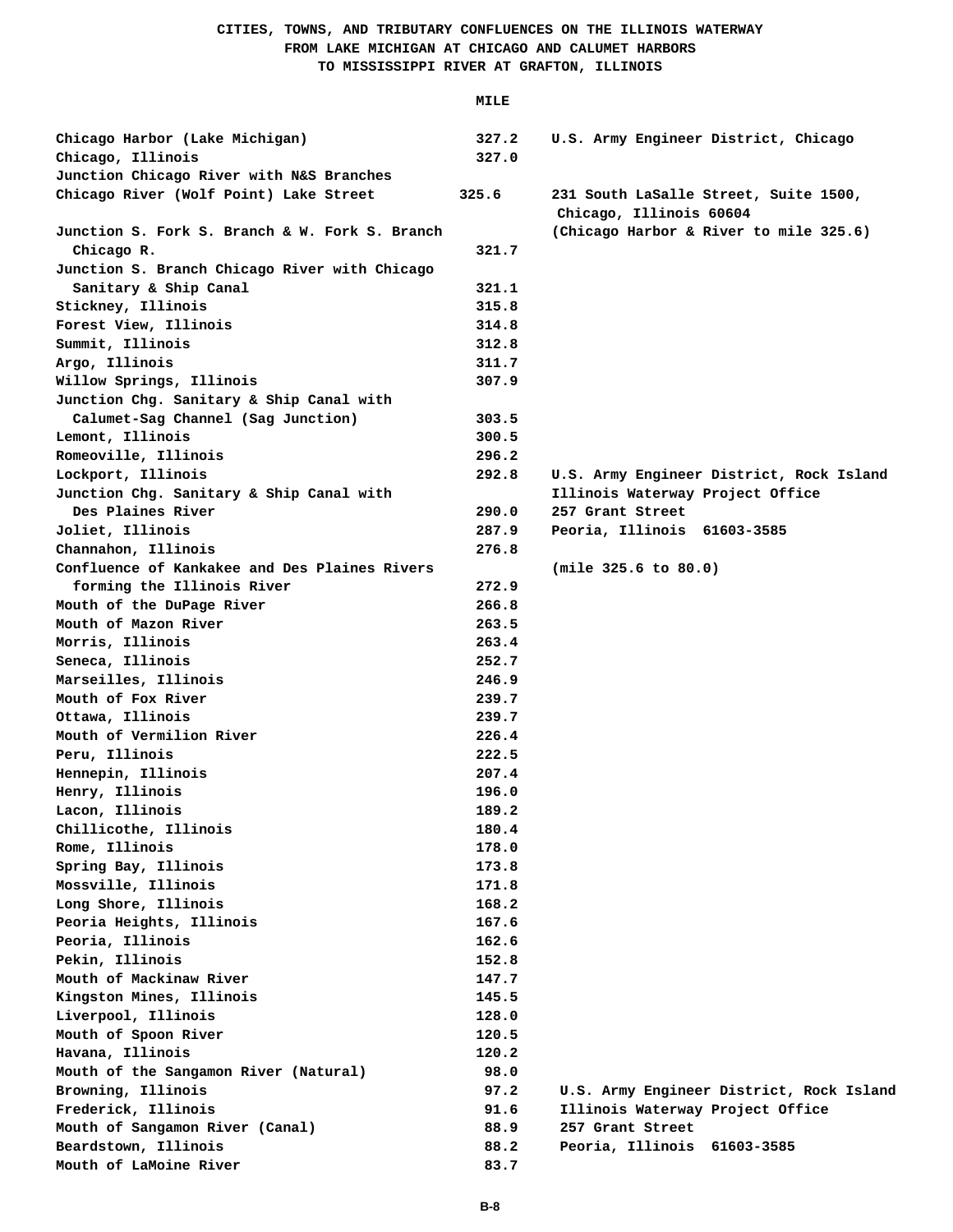# CITIES, TOWNS, AND TRIBUTARY CONFLUENCES ON THE ILLINOIS WATERWAY FROM LAKE MICHIGAN AT CHICAGO AND CALUMET HARBORS TO MISSISSIPPI RIVER AT GRAFTON, ILLINOIS

| | MILE | |
|---|---|---|
| Chicago Harbor (Lake Michigan) | 327.2 | U.S. Army Engineer District, Chicago |
| Chicago, Illinois | 327.0 | |
| Junction Chicago River with N&S Branches | | |
| Chicago River (Wolf Point) Lake Street | 325.6 | 231 South LaSalle Street, Suite 1500, Chicago, Illinois 60604 |
| Junction S. Fork S. Branch & W. Fork S. Branch Chicago R. | 321.7 | (Chicago Harbor & River to mile 325.6) |
| Junction S. Branch Chicago River with Chicago Sanitary & Ship Canal | 321.1 | |
| Stickney, Illinois | 315.8 | |
| Forest View, Illinois | 314.8 | |
| Summit, Illinois | 312.8 | |
| Argo, Illinois | 311.7 | |
| Willow Springs, Illinois | 307.9 | |
| Junction Chg. Sanitary & Ship Canal with Calumet-Sag Channel (Sag Junction) | 303.5 | |
| Lemont, Illinois | 300.5 | |
| Romeoville, Illinois | 296.2 | |
| Lockport, Illinois | 292.8 | U.S. Army Engineer District, Rock Island |
| Junction Chg. Sanitary & Ship Canal with Des Plaines River | 290.0 | Illinois Waterway Project Office<br>257 Grant Street |
| Joliet, Illinois | 287.9 | Peoria, Illinois 61603-3585 |
| Channahon, Illinois | 276.8 | |
| Confluence of Kankakee and Des Plaines Rivers forming the Illinois River | 272.9 | (mile 325.6 to 80.0) |
| Mouth of the DuPage River | 266.8 | |
| Mouth of Mazon River | 263.5 | |
| Morris, Illinois | 263.4 | |
| Seneca, Illinois | 252.7 | |
| Marseilles, Illinois | 246.9 | |
| Mouth of Fox River | 239.7 | |
| Ottawa, Illinois | 239.7 | |
| Mouth of Vermilion River | 226.4 | |
| Peru, Illinois | 222.5 | |
| Hennepin, Illinois | 207.4 | |
| Henry, Illinois | 196.0 | |
| Lacon, Illinois | 189.2 | |
| Chillicothe, Illinois | 180.4 | |
| Rome, Illinois | 178.0 | |
| Spring Bay, Illinois | 173.8 | |
| Mossville, Illinois | 171.8 | |
| Long Shore, Illinois | 168.2 | |
| Peoria Heights, Illinois | 167.6 | |
| Peoria, Illinois | 162.6 | |
| Pekin, Illinois | 152.8 | |
| Mouth of Mackinaw River | 147.7 | |
| Kingston Mines, Illinois | 145.5 | |
| Liverpool, Illinois | 128.0 | |
| Mouth of Spoon River | 120.5 | |
| Havana, Illinois | 120.2 | |
| Mouth of the Sangamon River (Natural) | 98.0 | |
| Browning, Illinois | 97.2 | U.S. Army Engineer District, Rock Island |
| Frederick, Illinois | 91.6 | Illinois Waterway Project Office |
| Mouth of Sangamon River (Canal) | 88.9 | 257 Grant Street |
| Beardstown, Illinois | 88.2 | Peoria, Illinois 61603-3585 |
| Mouth of LaMoine River | 83.7 | |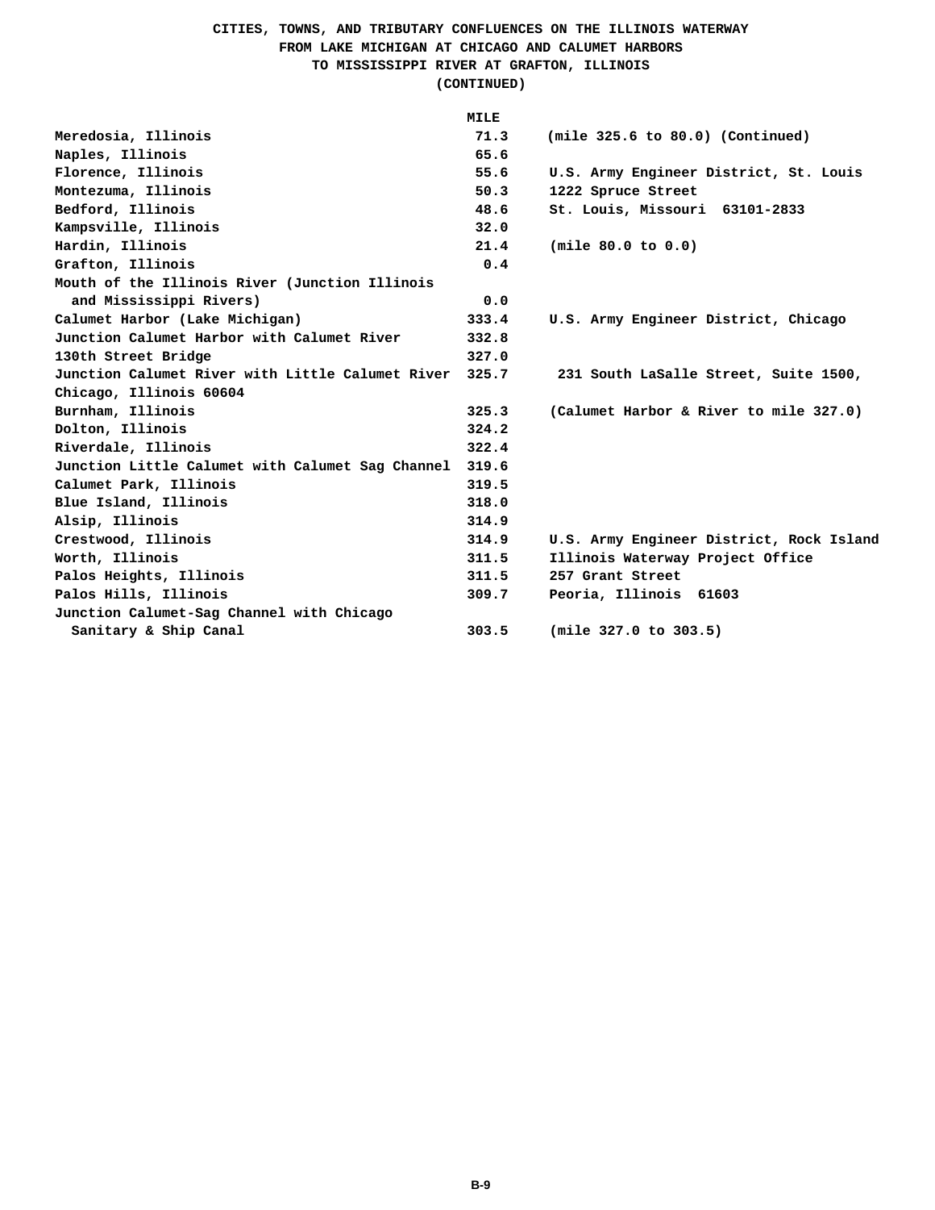**CITIES, TOWNS, AND TRIBUTARY CONFLUENCES ON THE ILLINOIS WATERWAY FROM LAKE MICHIGAN AT CHICAGO AND CALUMET HARBORS TO MISSISSIPPI RIVER AT GRAFTON, ILLINOIS (CONTINUED)**

| | MILE | |
|---|---|---|
| Meredosia, Illinois | 71.3 | (mile 325.6 to 80.0) (Continued) |
| Naples, Illinois | 65.6 | |
| Florence, Illinois | 55.6 | U.S. Army Engineer District, St. Louis |
| Montezuma, Illinois | 50.3 | 1222 Spruce Street |
| Bedford, Illinois | 48.6 | St. Louis, Missouri 63101-2833 |
| Kampsville, Illinois | 32.0 | |
| Hardin, Illinois | 21.4 | (mile 80.0 to 0.0) |
| Grafton, Illinois | 0.4 | |
| Mouth of the Illinois River (Junction Illinois and Mississippi Rivers) | 0.0 | |
| Calumet Harbor (Lake Michigan) | 333.4 | U.S. Army Engineer District, Chicago |
| Junction Calumet Harbor with Calumet River | 332.8 | |
| 130th Street Bridge | 327.0 | |
| Junction Calumet River with Little Calumet River | 325.7 | 231 South LaSalle Street, Suite 1500, Chicago, Illinois 60604 |
| Burnham, Illinois | 325.3 | (Calumet Harbor & River to mile 327.0) |
| Dolton, Illinois | 324.2 | |
| Riverdale, Illinois | 322.4 | |
| Junction Little Calumet with Calumet Sag Channel | 319.6 | |
| Calumet Park, Illinois | 319.5 | |
| Blue Island, Illinois | 318.0 | |
| Alsip, Illinois | 314.9 | |
| Crestwood, Illinois | 314.9 | U.S. Army Engineer District, Rock Island |
| Worth, Illinois | 311.5 | Illinois Waterway Project Office |
| Palos Heights, Illinois | 311.5 | 257 Grant Street |
| Palos Hills, Illinois | 309.7 | Peoria, Illinois 61603 |
| Junction Calumet-Sag Channel with Chicago Sanitary & Ship Canal | 303.5 | (mile 327.0 to 303.5) |